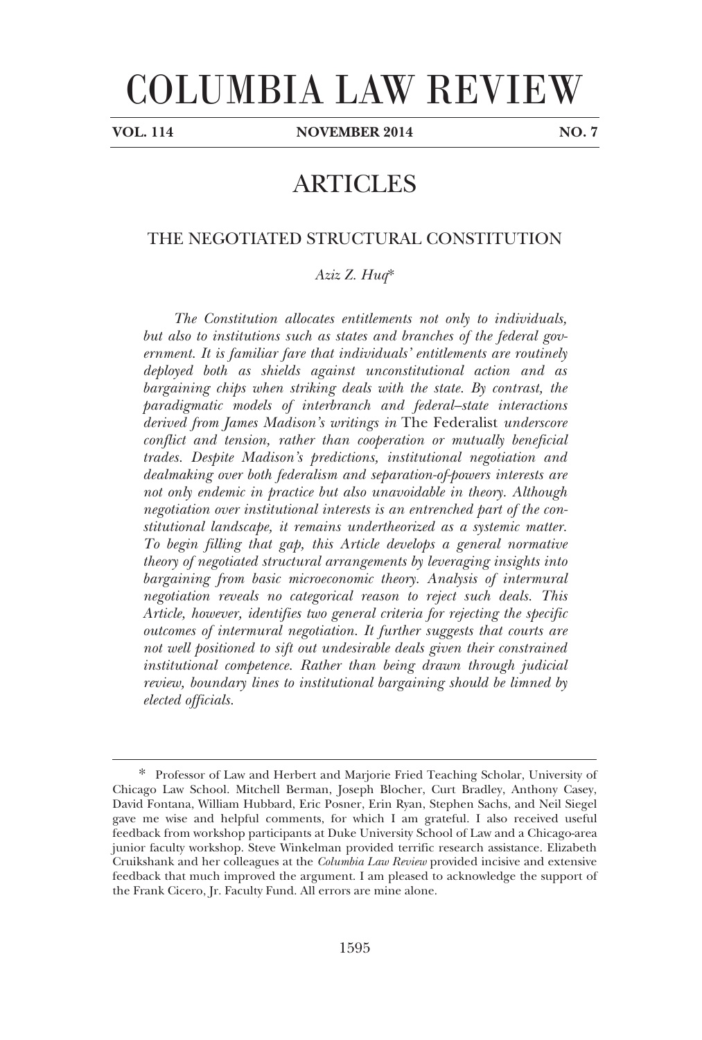# COLUMBIA LAW REVIEW

**VOL. 114 NOVEMBER 2014 NO. 7**

## ARTICLES

### THE NEGOTIATED STRUCTURAL CONSTITUTION

*Aziz Z. Huq**

*The Constitution allocates entitlements not only to individuals, but also to institutions such as states and branches of the federal government. It is familiar fare that individuals' entitlements are routinely deployed both as shields against unconstitutional action and as bargaining chips when striking deals with the state. By contrast, the paradigmatic models of interbranch and federal–state interactions derived from James Madison's writings in* The Federalist *underscore conflict and tension, rather than cooperation or mutually beneficial trades. Despite Madison's predictions, institutional negotiation and dealmaking over both federalism and separation-of-powers interests are not only endemic in practice but also unavoidable in theory. Although negotiation over institutional interests is an entrenched part of the constitutional landscape, it remains undertheorized as a systemic matter. To begin filling that gap, this Article develops a general normative theory of negotiated structural arrangements by leveraging insights into bargaining from basic microeconomic theory. Analysis of intermural negotiation reveals no categorical reason to reject such deals. This Article, however, identifies two general criteria for rejecting the specific outcomes of intermural negotiation. It further suggests that courts are not well positioned to sift out undesirable deals given their constrained institutional competence. Rather than being drawn through judicial review, boundary lines to institutional bargaining should be limned by elected officials.*

---

\* Professor of Law and Herbert and Marjorie Fried Teaching Scholar, University of Chicago Law School. Mitchell Berman, Joseph Blocher, Curt Bradley, Anthony Casey, David Fontana, William Hubbard, Eric Posner, Erin Ryan, Stephen Sachs, and Neil Siegel gave me wise and helpful comments, for which I am grateful. I also received useful feedback from workshop participants at Duke University School of Law and a Chicago-area junior faculty workshop. Steve Winkelman provided terrific research assistance. Elizabeth Cruikshank and her colleagues at the *Columbia Law Review* provided incisive and extensive feedback that much improved the argument. I am pleased to acknowledge the support of the Frank Cicero, Jr. Faculty Fund. All errors are mine alone.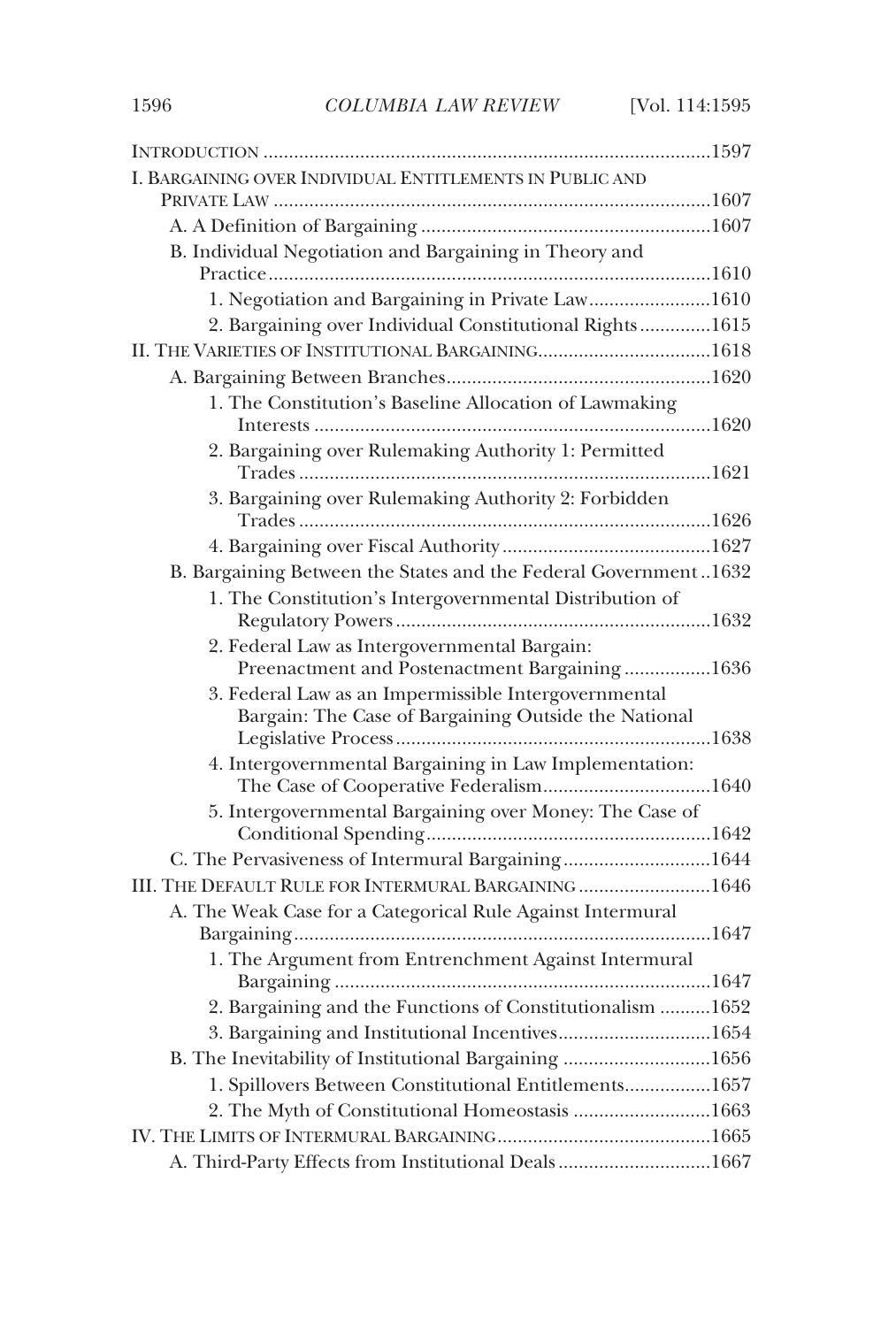Introduction ........................................................................................1597

I. Bargaining over Individual Entitlements in Public and Private Law ........................................................................................1607

- A. A Definition of Bargaining ........................................................1607
- B. Individual Negotiation and Bargaining in Theory and Practice........................................................................................1610
  - 1. Negotiation and Bargaining in Private Law........................1610
  - 2. Bargaining over Individual Constitutional Rights..............1615

II. The Varieties of Institutional Bargaining..................................1618

- A. Bargaining Between Branches....................................................1620
  - 1. The Constitution's Baseline Allocation of Lawmaking Interests ..............................................................................1620
  - 2. Bargaining over Rulemaking Authority 1: Permitted Trades ..................................................................................1621
  - 3. Bargaining over Rulemaking Authority 2: Forbidden Trades ..................................................................................1626
  - 4. Bargaining over Fiscal Authority .........................................1627
- B. Bargaining Between the States and the Federal Government ..1632
  - 1. The Constitution's Intergovernmental Distribution of Regulatory Powers ..............................................................1632
  - 2. Federal Law as Intergovernmental Bargain: Preenactment and Postenactment Bargaining .................1636
  - 3. Federal Law as an Impermissible Intergovernmental Bargain: The Case of Bargaining Outside the National Legislative Process..............................................................1638
  - 4. Intergovernmental Bargaining in Law Implementation: The Case of Cooperative Federalism.................................1640
  - 5. Intergovernmental Bargaining over Money: The Case of Conditional Spending........................................................1642
- C. The Pervasiveness of Intermural Bargaining.............................1644

III. The Default Rule for Intermural Bargaining ..........................1646

- A. The Weak Case for a Categorical Rule Against Intermural Bargaining..................................................................................1647
  - 1. The Argument from Entrenchment Against Intermural Bargaining ..........................................................................1647
  - 2. Bargaining and the Functions of Constitutionalism ..........1652
  - 3. Bargaining and Institutional Incentives..............................1654
- B. The Inevitability of Institutional Bargaining .............................1656
  - 1. Spillovers Between Constitutional Entitlements.................1657
  - 2. The Myth of Constitutional Homeostasis ...........................1663

IV. The Limits of Intermural Bargaining..........................................1665

- A. Third-Party Effects from Institutional Deals..............................1667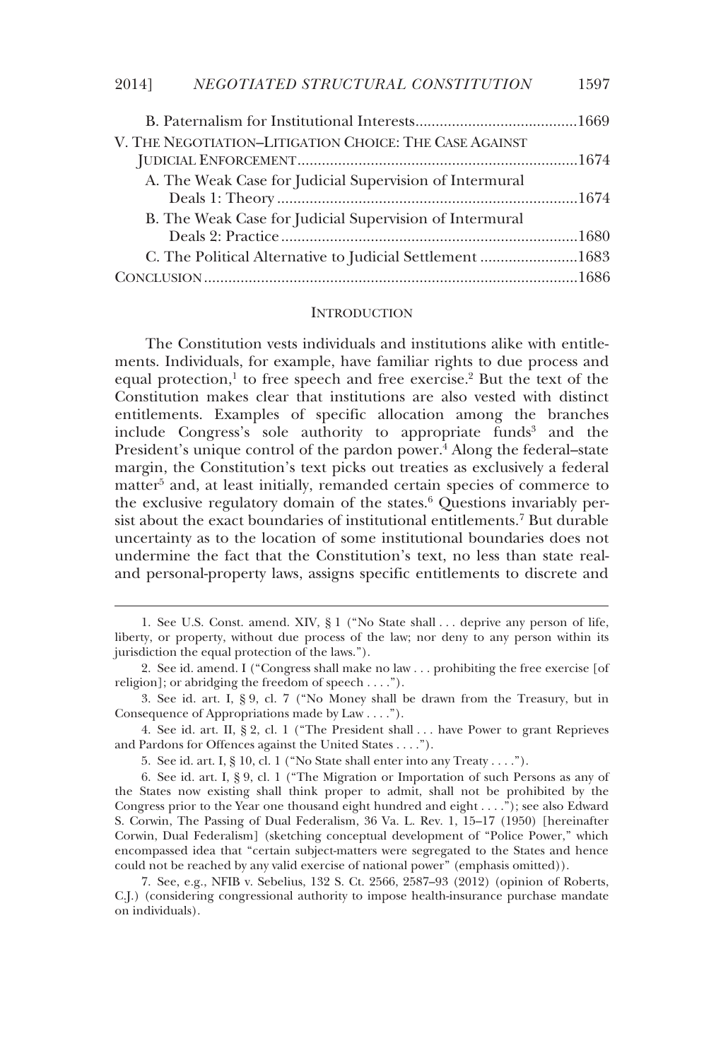B. Paternalism for Institutional Interests........................................1669

V. The Negotiation–Litigation Choice: The Case Against Judicial Enforcement.....................................................................1674

A. The Weak Case for Judicial Supervision of Intermural Deals 1: Theory..........................................................................1674

B. The Weak Case for Judicial Supervision of Intermural Deals 2: Practice.........................................................................1680

C. The Political Alternative to Judicial Settlement ........................1683

Conclusion...........................................................................................1686

## Introduction

The Constitution vests individuals and institutions alike with entitlements. Individuals, for example, have familiar rights to due process and equal protection,[1] to free speech and free exercise.[2] But the text of the Constitution makes clear that institutions are also vested with distinct entitlements. Examples of specific allocation among the branches include Congress's sole authority to appropriate funds[3] and the President's unique control of the pardon power.[4] Along the federal–state margin, the Constitution's text picks out treaties as exclusively a federal matter[5] and, at least initially, remanded certain species of commerce to the exclusive regulatory domain of the states.[6] Questions invariably persist about the exact boundaries of institutional entitlements.[7] But durable uncertainty as to the location of some institutional boundaries does not undermine the fact that the Constitution's text, no less than state real- and personal-property laws, assigns specific entitlements to discrete and

---

1. See U.S. Const. amend. XIV, § 1 ("No State shall . . . deprive any person of life, liberty, or property, without due process of the law; nor deny to any person within its jurisdiction the equal protection of the laws.").

2. See id. amend. I ("Congress shall make no law . . . prohibiting the free exercise [of religion]; or abridging the freedom of speech . . . .").

3. See id. art. I, § 9, cl. 7 ("No Money shall be drawn from the Treasury, but in Consequence of Appropriations made by Law . . . .").

4. See id. art. II, § 2, cl. 1 ("The President shall . . . have Power to grant Reprieves and Pardons for Offences against the United States . . . .").

5. See id. art. I, § 10, cl. 1 ("No State shall enter into any Treaty . . . .").

6. See id. art. I, § 9, cl. 1 ("The Migration or Importation of such Persons as any of the States now existing shall think proper to admit, shall not be prohibited by the Congress prior to the Year one thousand eight hundred and eight . . . ."); see also Edward S. Corwin, The Passing of Dual Federalism, 36 Va. L. Rev. 1, 15–17 (1950) [hereinafter Corwin, Dual Federalism] (sketching conceptual development of "Police Power," which encompassed idea that "certain subject-matters were segregated to the States and hence could not be reached by any valid exercise of national power" (emphasis omitted)).

7. See, e.g., NFIB v. Sebelius, 132 S. Ct. 2566, 2587–93 (2012) (opinion of Roberts, C.J.) (considering congressional authority to impose health-insurance purchase mandate on individuals).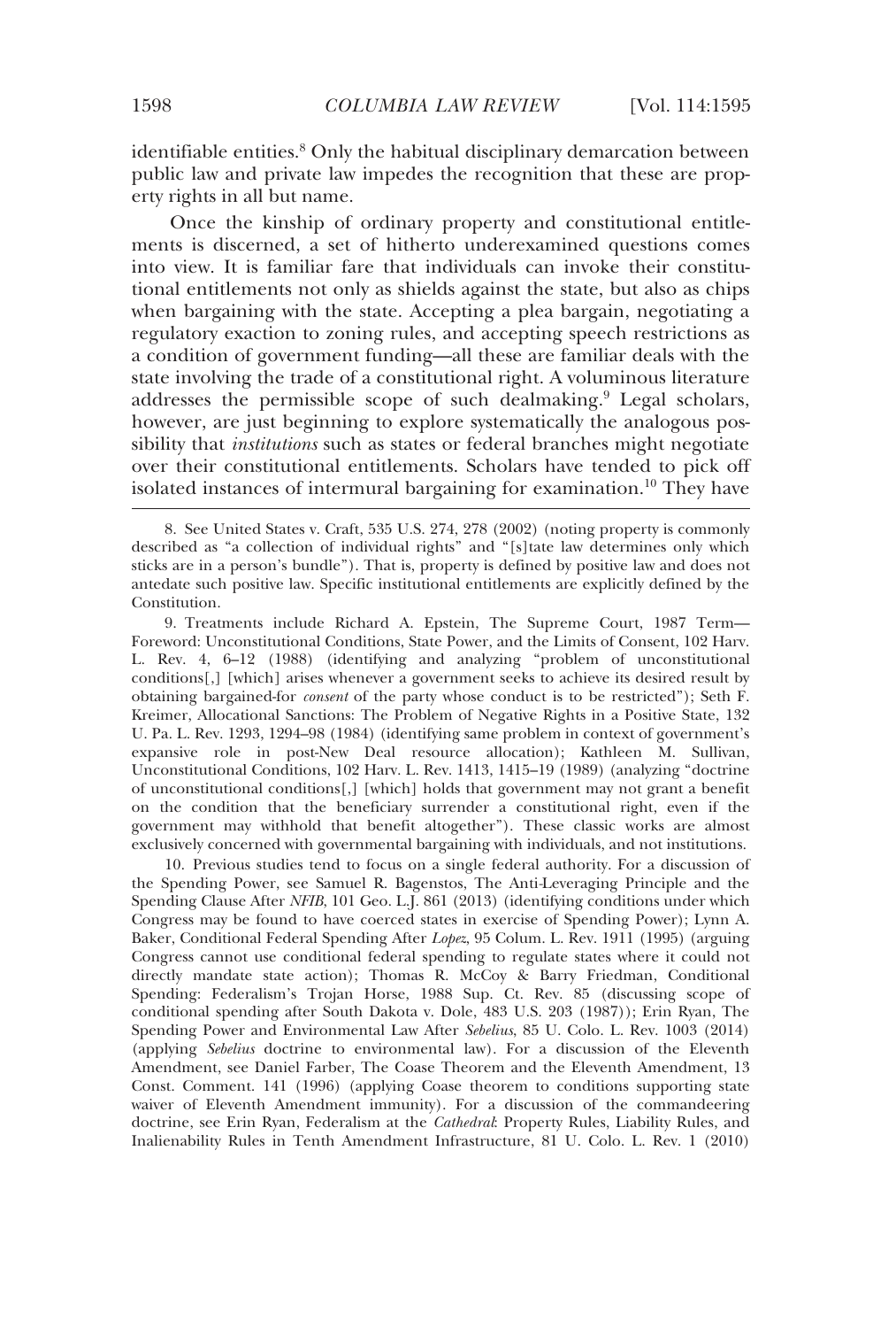identifiable entities.[8] Only the habitual disciplinary demarcation between public law and private law impedes the recognition that these are property rights in all but name.

Once the kinship of ordinary property and constitutional entitlements is discerned, a set of hitherto underexamined questions comes into view. It is familiar fare that individuals can invoke their constitutional entitlements not only as shields against the state, but also as chips when bargaining with the state. Accepting a plea bargain, negotiating a regulatory exaction to zoning rules, and accepting speech restrictions as a condition of government funding—all these are familiar deals with the state involving the trade of a constitutional right. A voluminous literature addresses the permissible scope of such dealmaking.[9] Legal scholars, however, are just beginning to explore systematically the analogous possibility that *institutions* such as states or federal branches might negotiate over their constitutional entitlements. Scholars have tended to pick off isolated instances of intermural bargaining for examination.[10] They have

---

8. See United States v. Craft, 535 U.S. 274, 278 (2002) (noting property is commonly described as "a collection of individual rights" and "[s]tate law determines only which sticks are in a person's bundle"). That is, property is defined by positive law and does not antedate such positive law. Specific institutional entitlements are explicitly defined by the Constitution.

9. Treatments include Richard A. Epstein, The Supreme Court, 1987 Term—Foreword: Unconstitutional Conditions, State Power, and the Limits of Consent, 102 Harv. L. Rev. 4, 6–12 (1988) (identifying and analyzing "problem of unconstitutional conditions[,] [which] arises whenever a government seeks to achieve its desired result by obtaining bargained-for *consent* of the party whose conduct is to be restricted"); Seth F. Kreimer, Allocational Sanctions: The Problem of Negative Rights in a Positive State, 132 U. Pa. L. Rev. 1293, 1294–98 (1984) (identifying same problem in context of government's expansive role in post-New Deal resource allocation); Kathleen M. Sullivan, Unconstitutional Conditions, 102 Harv. L. Rev. 1413, 1415–19 (1989) (analyzing "doctrine of unconstitutional conditions[,] [which] holds that government may not grant a benefit on the condition that the beneficiary surrender a constitutional right, even if the government may withhold that benefit altogether"). These classic works are almost exclusively concerned with governmental bargaining with individuals, and not institutions.

10. Previous studies tend to focus on a single federal authority. For a discussion of the Spending Power, see Samuel R. Bagenstos, The Anti-Leveraging Principle and the Spending Clause After *NFIB*, 101 Geo. L.J. 861 (2013) (identifying conditions under which Congress may be found to have coerced states in exercise of Spending Power); Lynn A. Baker, Conditional Federal Spending After *Lopez*, 95 Colum. L. Rev. 1911 (1995) (arguing Congress cannot use conditional federal spending to regulate states where it could not directly mandate state action); Thomas R. McCoy & Barry Friedman, Conditional Spending: Federalism's Trojan Horse, 1988 Sup. Ct. Rev. 85 (discussing scope of conditional spending after South Dakota v. Dole, 483 U.S. 203 (1987)); Erin Ryan, The Spending Power and Environmental Law After *Sebelius*, 85 U. Colo. L. Rev. 1003 (2014) (applying *Sebelius* doctrine to environmental law). For a discussion of the Eleventh Amendment, see Daniel Farber, The Coase Theorem and the Eleventh Amendment, 13 Const. Comment. 141 (1996) (applying Coase theorem to conditions supporting state waiver of Eleventh Amendment immunity). For a discussion of the commandeering doctrine, see Erin Ryan, Federalism at the *Cathedral*: Property Rules, Liability Rules, and Inalienability Rules in Tenth Amendment Infrastructure, 81 U. Colo. L. Rev. 1 (2010)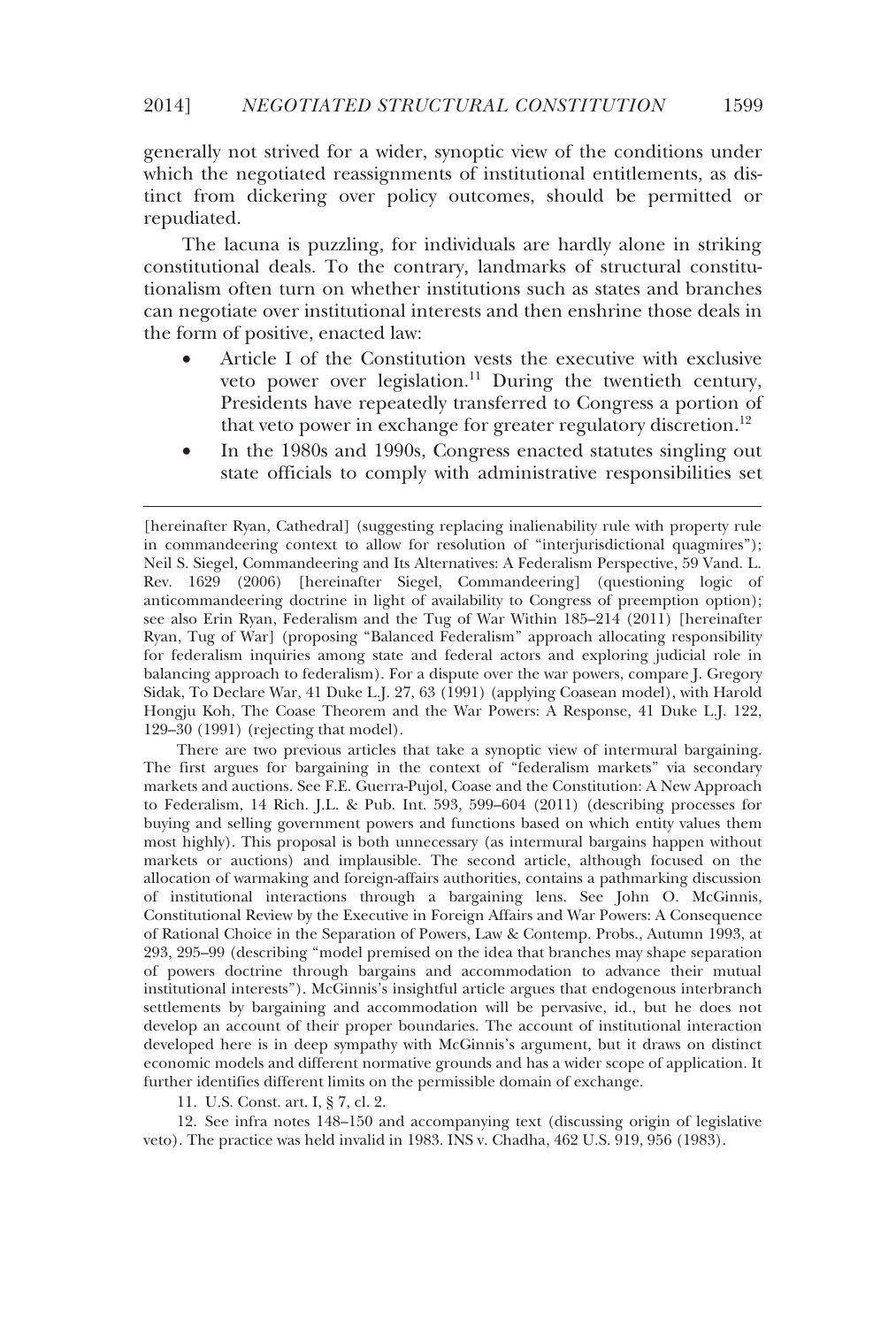generally not strived for a wider, synoptic view of the conditions under which the negotiated reassignments of institutional entitlements, as distinct from dickering over policy outcomes, should be permitted or repudiated.

The lacuna is puzzling, for individuals are hardly alone in striking constitutional deals. To the contrary, landmarks of structural constitutionalism often turn on whether institutions such as states and branches can negotiate over institutional interests and then enshrine those deals in the form of positive, enacted law:

- Article I of the Constitution vests the executive with exclusive veto power over legislation.[11] During the twentieth century, Presidents have repeatedly transferred to Congress a portion of that veto power in exchange for greater regulatory discretion.[12]
- In the 1980s and 1990s, Congress enacted statutes singling out state officials to comply with administrative responsibilities set

---

[hereinafter Ryan, Cathedral] (suggesting replacing inalienability rule with property rule in commandeering context to allow for resolution of "interjurisdictional quagmires"); Neil S. Siegel, Commandeering and Its Alternatives: A Federalism Perspective, 59 Vand. L. Rev. 1629 (2006) [hereinafter Siegel, Commandeering] (questioning logic of anticommandeering doctrine in light of availability to Congress of preemption option); see also Erin Ryan, Federalism and the Tug of War Within 185–214 (2011) [hereinafter Ryan, Tug of War] (proposing "Balanced Federalism" approach allocating responsibility for federalism inquiries among state and federal actors and exploring judicial role in balancing approach to federalism). For a dispute over the war powers, compare J. Gregory Sidak, To Declare War, 41 Duke L.J. 27, 63 (1991) (applying Coasean model), with Harold Hongju Koh, The Coase Theorem and the War Powers: A Response, 41 Duke L.J. 122, 129–30 (1991) (rejecting that model).

There are two previous articles that take a synoptic view of intermural bargaining. The first argues for bargaining in the context of "federalism markets" via secondary markets and auctions. See F.E. Guerra-Pujol, Coase and the Constitution: A New Approach to Federalism, 14 Rich. J.L. & Pub. Int. 593, 599–604 (2011) (describing processes for buying and selling government powers and functions based on which entity values them most highly). This proposal is both unnecessary (as intermural bargains happen without markets or auctions) and implausible. The second article, although focused on the allocation of warmaking and foreign-affairs authorities, contains a pathmarking discussion of institutional interactions through a bargaining lens. See John O. McGinnis, Constitutional Review by the Executive in Foreign Affairs and War Powers: A Consequence of Rational Choice in the Separation of Powers, Law & Contemp. Probs., Autumn 1993, at 293, 295–99 (describing "model premised on the idea that branches may shape separation of powers doctrine through bargains and accommodation to advance their mutual institutional interests"). McGinnis's insightful article argues that endogenous interbranch settlements by bargaining and accommodation will be pervasive, id., but he does not develop an account of their proper boundaries. The account of institutional interaction developed here is in deep sympathy with McGinnis's argument, but it draws on distinct economic models and different normative grounds and has a wider scope of application. It further identifies different limits on the permissible domain of exchange.

11. U.S. Const. art. I, § 7, cl. 2.

12. See infra notes 148–150 and accompanying text (discussing origin of legislative veto). The practice was held invalid in 1983. INS v. Chadha, 462 U.S. 919, 956 (1983).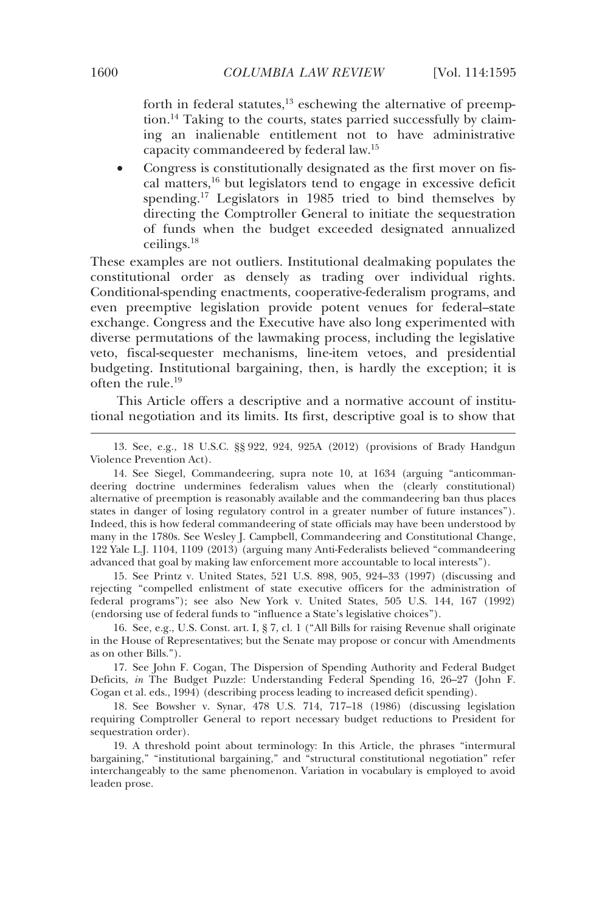forth in federal statutes,[13] eschewing the alternative of preemption.[14] Taking to the courts, states parried successfully by claiming an inalienable entitlement not to have administrative capacity commandeered by federal law.[15]

- Congress is constitutionally designated as the first mover on fiscal matters,[16] but legislators tend to engage in excessive deficit spending.[17] Legislators in 1985 tried to bind themselves by directing the Comptroller General to initiate the sequestration of funds when the budget exceeded designated annualized ceilings.[18]

These examples are not outliers. Institutional dealmaking populates the constitutional order as densely as trading over individual rights. Conditional-spending enactments, cooperative-federalism programs, and even preemptive legislation provide potent venues for federal–state exchange. Congress and the Executive have also long experimented with diverse permutations of the lawmaking process, including the legislative veto, fiscal-sequester mechanisms, line-item vetoes, and presidential budgeting. Institutional bargaining, then, is hardly the exception; it is often the rule.[19]

This Article offers a descriptive and a normative account of institutional negotiation and its limits. Its first, descriptive goal is to show that

---

13. See, e.g., 18 U.S.C. §§ 922, 924, 925A (2012) (provisions of Brady Handgun Violence Prevention Act).

14. See Siegel, Commandeering, supra note 10, at 1634 (arguing "anticommandeering doctrine undermines federalism values when the (clearly constitutional) alternative of preemption is reasonably available and the commandeering ban thus places states in danger of losing regulatory control in a greater number of future instances"). Indeed, this is how federal commandeering of state officials may have been understood by many in the 1780s. See Wesley J. Campbell, Commandeering and Constitutional Change, 122 Yale L.J. 1104, 1109 (2013) (arguing many Anti-Federalists believed "commandeering advanced that goal by making law enforcement more accountable to local interests").

15. See Printz v. United States, 521 U.S. 898, 905, 924–33 (1997) (discussing and rejecting "compelled enlistment of state executive officers for the administration of federal programs"); see also New York v. United States, 505 U.S. 144, 167 (1992) (endorsing use of federal funds to "influence a State's legislative choices").

16. See, e.g., U.S. Const. art. I, § 7, cl. 1 ("All Bills for raising Revenue shall originate in the House of Representatives; but the Senate may propose or concur with Amendments as on other Bills.").

17. See John F. Cogan, The Dispersion of Spending Authority and Federal Budget Deficits, *in* The Budget Puzzle: Understanding Federal Spending 16, 26–27 (John F. Cogan et al. eds., 1994) (describing process leading to increased deficit spending).

18. See Bowsher v. Synar, 478 U.S. 714, 717–18 (1986) (discussing legislation requiring Comptroller General to report necessary budget reductions to President for sequestration order).

19. A threshold point about terminology: In this Article, the phrases "intermural bargaining," "institutional bargaining," and "structural constitutional negotiation" refer interchangeably to the same phenomenon. Variation in vocabulary is employed to avoid leaden prose.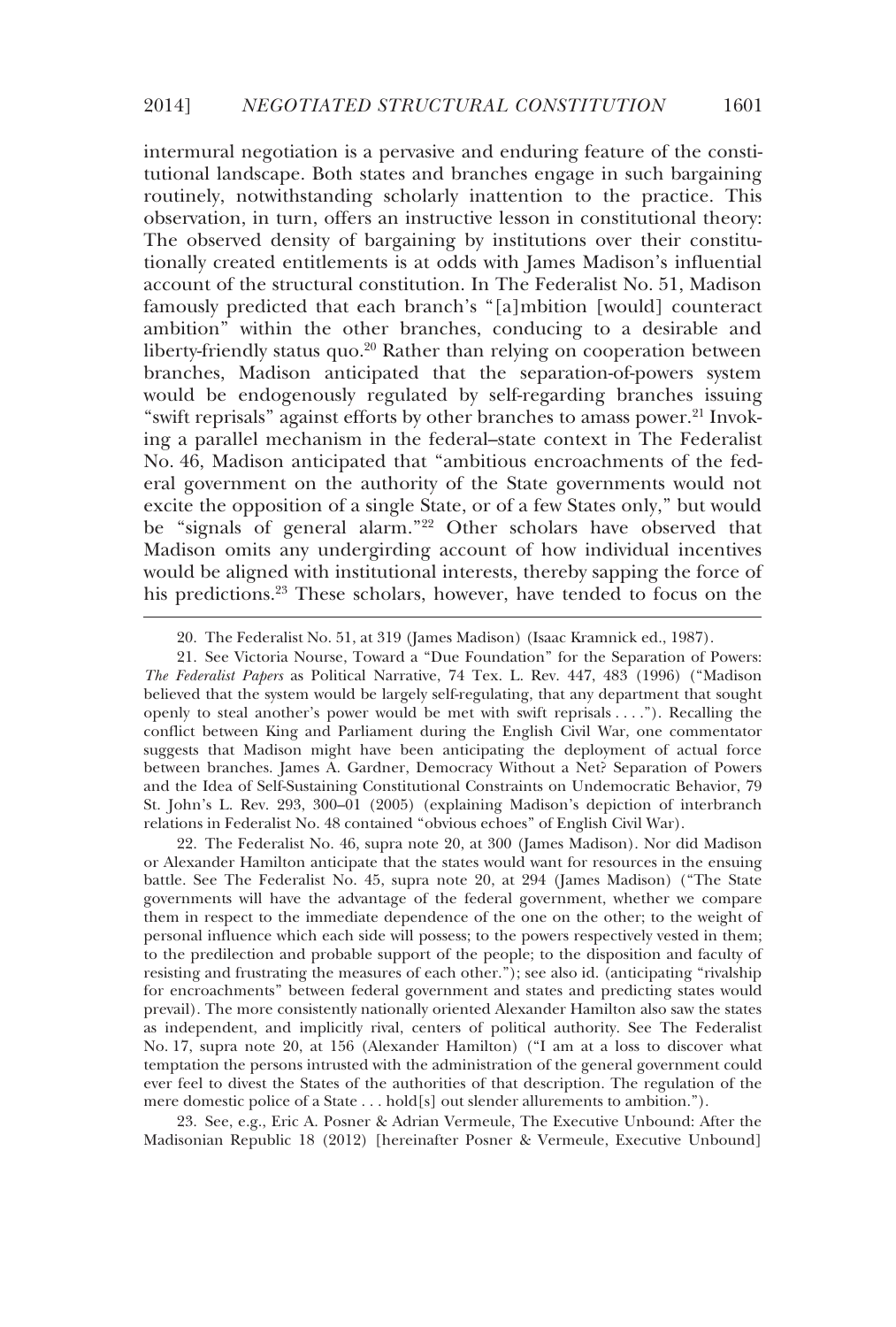intermural negotiation is a pervasive and enduring feature of the constitutional landscape. Both states and branches engage in such bargaining routinely, notwithstanding scholarly inattention to the practice. This observation, in turn, offers an instructive lesson in constitutional theory: The observed density of bargaining by institutions over their constitutionally created entitlements is at odds with James Madison's influential account of the structural constitution. In The Federalist No. 51, Madison famously predicted that each branch's "[a]mbition [would] counteract ambition" within the other branches, conducing to a desirable and liberty-friendly status quo.[20] Rather than relying on cooperation between branches, Madison anticipated that the separation-of-powers system would be endogenously regulated by self-regarding branches issuing "swift reprisals" against efforts by other branches to amass power.[21] Invoking a parallel mechanism in the federal–state context in The Federalist No. 46, Madison anticipated that "ambitious encroachments of the federal government on the authority of the State governments would not excite the opposition of a single State, or of a few States only," but would be "signals of general alarm."[22] Other scholars have observed that Madison omits any undergirding account of how individual incentives would be aligned with institutional interests, thereby sapping the force of his predictions.[23] These scholars, however, have tended to focus on the

---

20. The Federalist No. 51, at 319 (James Madison) (Isaac Kramnick ed., 1987).

21. See Victoria Nourse, Toward a "Due Foundation" for the Separation of Powers: *The Federalist Papers* as Political Narrative, 74 Tex. L. Rev. 447, 483 (1996) ("Madison believed that the system would be largely self-regulating, that any department that sought openly to steal another's power would be met with swift reprisals . . . ."). Recalling the conflict between King and Parliament during the English Civil War, one commentator suggests that Madison might have been anticipating the deployment of actual force between branches. James A. Gardner, Democracy Without a Net? Separation of Powers and the Idea of Self-Sustaining Constitutional Constraints on Undemocratic Behavior, 79 St. John's L. Rev. 293, 300–01 (2005) (explaining Madison's depiction of interbranch relations in Federalist No. 48 contained "obvious echoes" of English Civil War).

22. The Federalist No. 46, supra note 20, at 300 (James Madison). Nor did Madison or Alexander Hamilton anticipate that the states would want for resources in the ensuing battle. See The Federalist No. 45, supra note 20, at 294 (James Madison) ("The State governments will have the advantage of the federal government, whether we compare them in respect to the immediate dependence of the one on the other; to the weight of personal influence which each side will possess; to the powers respectively vested in them; to the predilection and probable support of the people; to the disposition and faculty of resisting and frustrating the measures of each other."); see also id. (anticipating "rivalship for encroachments" between federal government and states and predicting states would prevail). The more consistently nationally oriented Alexander Hamilton also saw the states as independent, and implicitly rival, centers of political authority. See The Federalist No. 17, supra note 20, at 156 (Alexander Hamilton) ("I am at a loss to discover what temptation the persons intrusted with the administration of the general government could ever feel to divest the States of the authorities of that description. The regulation of the mere domestic police of a State . . . hold[s] out slender allurements to ambition.").

23. See, e.g., Eric A. Posner & Adrian Vermeule, The Executive Unbound: After the Madisonian Republic 18 (2012) [hereinafter Posner & Vermeule, Executive Unbound]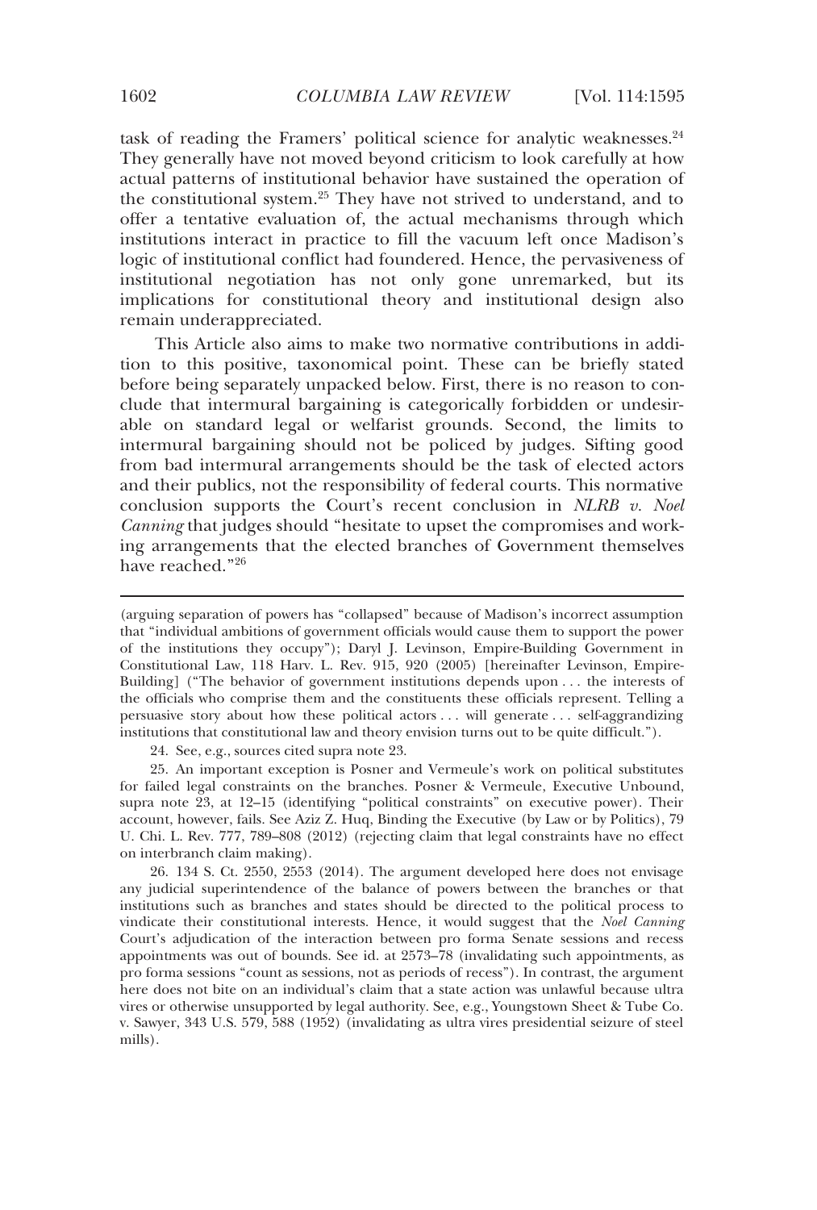task of reading the Framers' political science for analytic weaknesses.[24] They generally have not moved beyond criticism to look carefully at how actual patterns of institutional behavior have sustained the operation of the constitutional system.[25] They have not strived to understand, and to offer a tentative evaluation of, the actual mechanisms through which institutions interact in practice to fill the vacuum left once Madison's logic of institutional conflict had foundered. Hence, the pervasiveness of institutional negotiation has not only gone unremarked, but its implications for constitutional theory and institutional design also remain underappreciated.

This Article also aims to make two normative contributions in addition to this positive, taxonomical point. These can be briefly stated before being separately unpacked below. First, there is no reason to conclude that intermural bargaining is categorically forbidden or undesirable on standard legal or welfarist grounds. Second, the limits to intermural bargaining should not be policed by judges. Sifting good from bad intermural arrangements should be the task of elected actors and their publics, not the responsibility of federal courts. This normative conclusion supports the Court's recent conclusion in *NLRB v. Noel Canning* that judges should "hesitate to upset the compromises and working arrangements that the elected branches of Government themselves have reached."[26]

---

(arguing separation of powers has "collapsed" because of Madison's incorrect assumption that "individual ambitions of government officials would cause them to support the power of the institutions they occupy"); Daryl J. Levinson, Empire-Building Government in Constitutional Law, 118 Harv. L. Rev. 915, 920 (2005) [hereinafter Levinson, Empire-Building] ("The behavior of government institutions depends upon . . . the interests of the officials who comprise them and the constituents these officials represent. Telling a persuasive story about how these political actors . . . will generate . . . self-aggrandizing institutions that constitutional law and theory envision turns out to be quite difficult.").

24. See, e.g., sources cited supra note 23.

25. An important exception is Posner and Vermeule's work on political substitutes for failed legal constraints on the branches. Posner & Vermeule, Executive Unbound, supra note 23, at 12–15 (identifying "political constraints" on executive power). Their account, however, fails. See Aziz Z. Huq, Binding the Executive (by Law or by Politics), 79 U. Chi. L. Rev. 777, 789–808 (2012) (rejecting claim that legal constraints have no effect on interbranch claim making).

26. 134 S. Ct. 2550, 2553 (2014). The argument developed here does not envisage any judicial superintendence of the balance of powers between the branches or that institutions such as branches and states should be directed to the political process to vindicate their constitutional interests. Hence, it would suggest that the *Noel Canning* Court's adjudication of the interaction between pro forma Senate sessions and recess appointments was out of bounds. See id. at 2573–78 (invalidating such appointments, as pro forma sessions "count as sessions, not as periods of recess"). In contrast, the argument here does not bite on an individual's claim that a state action was unlawful because ultra vires or otherwise unsupported by legal authority. See, e.g., Youngstown Sheet & Tube Co. v. Sawyer, 343 U.S. 579, 588 (1952) (invalidating as ultra vires presidential seizure of steel mills).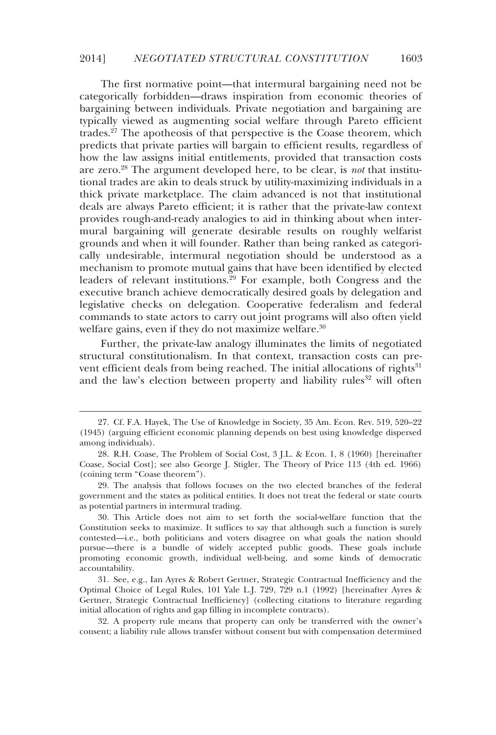The first normative point—that intermural bargaining need not be categorically forbidden—draws inspiration from economic theories of bargaining between individuals. Private negotiation and bargaining are typically viewed as augmenting social welfare through Pareto efficient trades.[27] The apotheosis of that perspective is the Coase theorem, which predicts that private parties will bargain to efficient results, regardless of how the law assigns initial entitlements, provided that transaction costs are zero.[28] The argument developed here, to be clear, is *not* that institutional trades are akin to deals struck by utility-maximizing individuals in a thick private marketplace. The claim advanced is not that institutional deals are always Pareto efficient; it is rather that the private-law context provides rough-and-ready analogies to aid in thinking about when intermural bargaining will generate desirable results on roughly welfarist grounds and when it will founder. Rather than being ranked as categorically undesirable, intermural negotiation should be understood as a mechanism to promote mutual gains that have been identified by elected leaders of relevant institutions.[29] For example, both Congress and the executive branch achieve democratically desired goals by delegation and legislative checks on delegation. Cooperative federalism and federal commands to state actors to carry out joint programs will also often yield welfare gains, even if they do not maximize welfare.[30]

Further, the private-law analogy illuminates the limits of negotiated structural constitutionalism. In that context, transaction costs can prevent efficient deals from being reached. The initial allocations of rights[31] and the law's election between property and liability rules[32] will often

---

27. Cf. F.A. Hayek, The Use of Knowledge in Society, 35 Am. Econ. Rev. 519, 520–22 (1945) (arguing efficient economic planning depends on best using knowledge dispersed among individuals).

28. R.H. Coase, The Problem of Social Cost, 3 J.L. & Econ. 1, 8 (1960) [hereinafter Coase, Social Cost]; see also George J. Stigler, The Theory of Price 113 (4th ed. 1966) (coining term "Coase theorem").

29. The analysis that follows focuses on the two elected branches of the federal government and the states as political entities. It does not treat the federal or state courts as potential partners in intermural trading.

30. This Article does not aim to set forth the social-welfare function that the Constitution seeks to maximize. It suffices to say that although such a function is surely contested—i.e., both politicians and voters disagree on what goals the nation should pursue—there is a bundle of widely accepted public goods. These goals include promoting economic growth, individual well-being, and some kinds of democratic accountability.

31. See, e.g., Ian Ayres & Robert Gertner, Strategic Contractual Inefficiency and the Optimal Choice of Legal Rules, 101 Yale L.J. 729, 729 n.1 (1992) [hereinafter Ayres & Gertner, Strategic Contractual Inefficiency] (collecting citations to literature regarding initial allocation of rights and gap filling in incomplete contracts).

32. A property rule means that property can only be transferred with the owner's consent; a liability rule allows transfer without consent but with compensation determined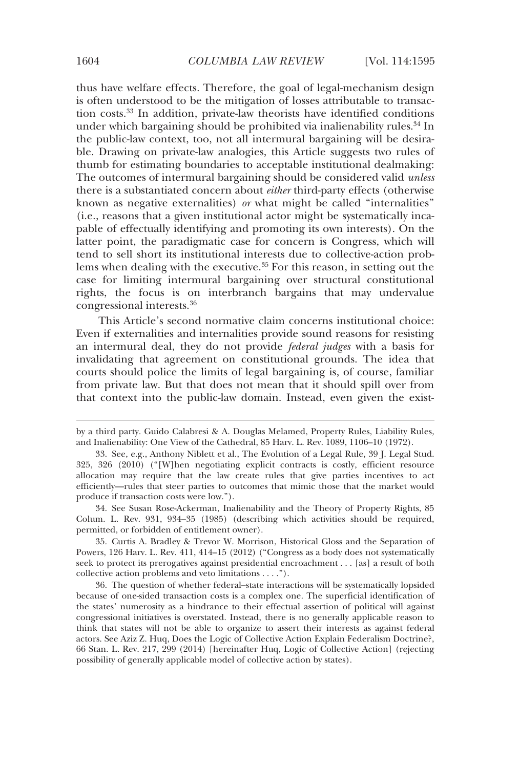thus have welfare effects. Therefore, the goal of legal-mechanism design is often understood to be the mitigation of losses attributable to transaction costs.[33] In addition, private-law theorists have identified conditions under which bargaining should be prohibited via inalienability rules.[34] In the public-law context, too, not all intermural bargaining will be desirable. Drawing on private-law analogies, this Article suggests two rules of thumb for estimating boundaries to acceptable institutional dealmaking: The outcomes of intermural bargaining should be considered valid *unless* there is a substantiated concern about *either* third-party effects (otherwise known as negative externalities) *or* what might be called "internalities" (i.e., reasons that a given institutional actor might be systematically incapable of effectually identifying and promoting its own interests). On the latter point, the paradigmatic case for concern is Congress, which will tend to sell short its institutional interests due to collective-action problems when dealing with the executive.[35] For this reason, in setting out the case for limiting intermural bargaining over structural constitutional rights, the focus is on interbranch bargains that may undervalue congressional interests.[36]

This Article's second normative claim concerns institutional choice: Even if externalities and internalities provide sound reasons for resisting an intermural deal, they do not provide *federal judges* with a basis for invalidating that agreement on constitutional grounds. The idea that courts should police the limits of legal bargaining is, of course, familiar from private law. But that does not mean that it should spill over from that context into the public-law domain. Instead, even given the exist-

---

by a third party. Guido Calabresi & A. Douglas Melamed, Property Rules, Liability Rules, and Inalienability: One View of the Cathedral, 85 Harv. L. Rev. 1089, 1106–10 (1972).

33. See, e.g., Anthony Niblett et al., The Evolution of a Legal Rule, 39 J. Legal Stud. 325, 326 (2010) ("[W]hen negotiating explicit contracts is costly, efficient resource allocation may require that the law create rules that give parties incentives to act efficiently—rules that steer parties to outcomes that mimic those that the market would produce if transaction costs were low.").

34. See Susan Rose-Ackerman, Inalienability and the Theory of Property Rights, 85 Colum. L. Rev. 931, 934–35 (1985) (describing which activities should be required, permitted, or forbidden of entitlement owner).

35. Curtis A. Bradley & Trevor W. Morrison, Historical Gloss and the Separation of Powers, 126 Harv. L. Rev. 411, 414–15 (2012) ("Congress as a body does not systematically seek to protect its prerogatives against presidential encroachment . . . [as] a result of both collective action problems and veto limitations . . . .").

36. The question of whether federal–state interactions will be systematically lopsided because of one-sided transaction costs is a complex one. The superficial identification of the states' numerosity as a hindrance to their effectual assertion of political will against congressional initiatives is overstated. Instead, there is no generally applicable reason to think that states will not be able to organize to assert their interests as against federal actors. See Aziz Z. Huq, Does the Logic of Collective Action Explain Federalism Doctrine?, 66 Stan. L. Rev. 217, 299 (2014) [hereinafter Huq, Logic of Collective Action] (rejecting possibility of generally applicable model of collective action by states).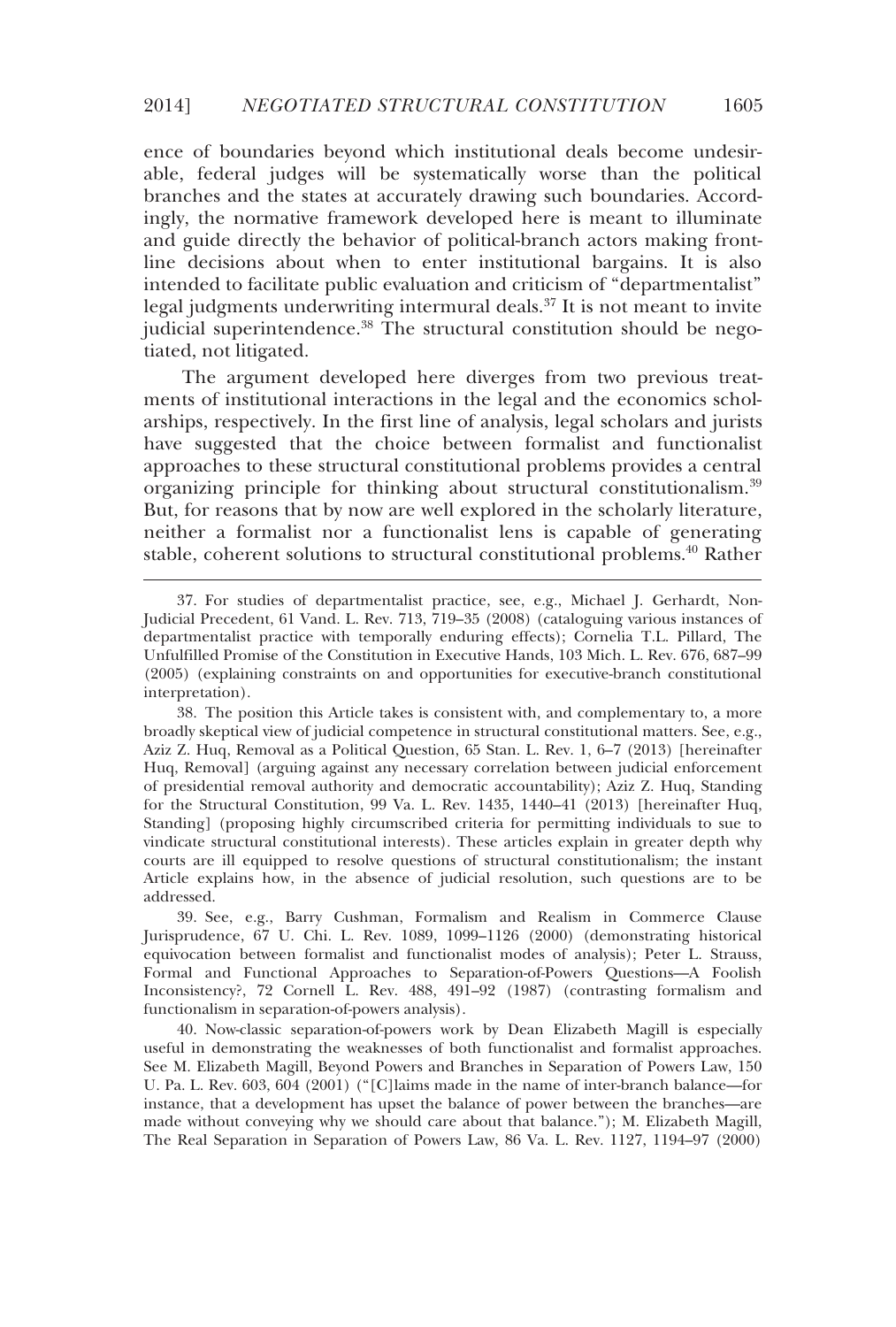ence of boundaries beyond which institutional deals become undesirable, federal judges will be systematically worse than the political branches and the states at accurately drawing such boundaries. Accordingly, the normative framework developed here is meant to illuminate and guide directly the behavior of political-branch actors making frontline decisions about when to enter institutional bargains. It is also intended to facilitate public evaluation and criticism of "departmentalist" legal judgments underwriting intermural deals.[37] It is not meant to invite judicial superintendence.[38] The structural constitution should be negotiated, not litigated.

The argument developed here diverges from two previous treatments of institutional interactions in the legal and the economics scholarships, respectively. In the first line of analysis, legal scholars and jurists have suggested that the choice between formalist and functionalist approaches to these structural constitutional problems provides a central organizing principle for thinking about structural constitutionalism.[39] But, for reasons that by now are well explored in the scholarly literature, neither a formalist nor a functionalist lens is capable of generating stable, coherent solutions to structural constitutional problems.[40] Rather

---

37. For studies of departmentalist practice, see, e.g., Michael J. Gerhardt, Non-Judicial Precedent, 61 Vand. L. Rev. 713, 719–35 (2008) (cataloguing various instances of departmentalist practice with temporally enduring effects); Cornelia T.L. Pillard, The Unfulfilled Promise of the Constitution in Executive Hands, 103 Mich. L. Rev. 676, 687–99 (2005) (explaining constraints on and opportunities for executive-branch constitutional interpretation).

38. The position this Article takes is consistent with, and complementary to, a more broadly skeptical view of judicial competence in structural constitutional matters. See, e.g., Aziz Z. Huq, Removal as a Political Question, 65 Stan. L. Rev. 1, 6–7 (2013) [hereinafter Huq, Removal] (arguing against any necessary correlation between judicial enforcement of presidential removal authority and democratic accountability); Aziz Z. Huq, Standing for the Structural Constitution, 99 Va. L. Rev. 1435, 1440–41 (2013) [hereinafter Huq, Standing] (proposing highly circumscribed criteria for permitting individuals to sue to vindicate structural constitutional interests). These articles explain in greater depth why courts are ill equipped to resolve questions of structural constitutionalism; the instant Article explains how, in the absence of judicial resolution, such questions are to be addressed.

39. See, e.g., Barry Cushman, Formalism and Realism in Commerce Clause Jurisprudence, 67 U. Chi. L. Rev. 1089, 1099–1126 (2000) (demonstrating historical equivocation between formalist and functionalist modes of analysis); Peter L. Strauss, Formal and Functional Approaches to Separation-of-Powers Questions—A Foolish Inconsistency?, 72 Cornell L. Rev. 488, 491–92 (1987) (contrasting formalism and functionalism in separation-of-powers analysis).

40. Now-classic separation-of-powers work by Dean Elizabeth Magill is especially useful in demonstrating the weaknesses of both functionalist and formalist approaches. See M. Elizabeth Magill, Beyond Powers and Branches in Separation of Powers Law, 150 U. Pa. L. Rev. 603, 604 (2001) ("[C]laims made in the name of inter-branch balance—for instance, that a development has upset the balance of power between the branches—are made without conveying why we should care about that balance."); M. Elizabeth Magill, The Real Separation in Separation of Powers Law, 86 Va. L. Rev. 1127, 1194–97 (2000)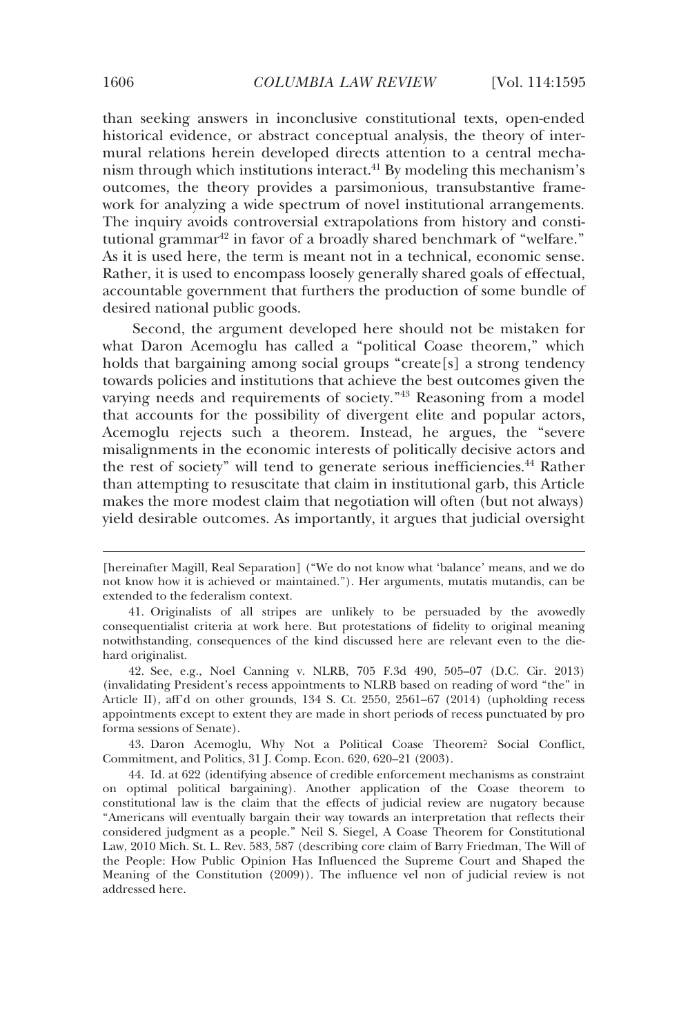than seeking answers in inconclusive constitutional texts, open-ended historical evidence, or abstract conceptual analysis, the theory of intermural relations herein developed directs attention to a central mechanism through which institutions interact.[41] By modeling this mechanism's outcomes, the theory provides a parsimonious, transubstantive framework for analyzing a wide spectrum of novel institutional arrangements. The inquiry avoids controversial extrapolations from history and constitutional grammar[42] in favor of a broadly shared benchmark of "welfare." As it is used here, the term is meant not in a technical, economic sense. Rather, it is used to encompass loosely generally shared goals of effectual, accountable government that furthers the production of some bundle of desired national public goods.

Second, the argument developed here should not be mistaken for what Daron Acemoglu has called a "political Coase theorem," which holds that bargaining among social groups "create[s] a strong tendency towards policies and institutions that achieve the best outcomes given the varying needs and requirements of society."[43] Reasoning from a model that accounts for the possibility of divergent elite and popular actors, Acemoglu rejects such a theorem. Instead, he argues, the "severe misalignments in the economic interests of politically decisive actors and the rest of society" will tend to generate serious inefficiencies.[44] Rather than attempting to resuscitate that claim in institutional garb, this Article makes the more modest claim that negotiation will often (but not always) yield desirable outcomes. As importantly, it argues that judicial oversight

---

[hereinafter Magill, Real Separation] ("We do not know what 'balance' means, and we do not know how it is achieved or maintained."). Her arguments, mutatis mutandis, can be extended to the federalism context.

41. Originalists of all stripes are unlikely to be persuaded by the avowedly consequentialist criteria at work here. But protestations of fidelity to original meaning notwithstanding, consequences of the kind discussed here are relevant even to the die-hard originalist.

42. See, e.g., Noel Canning v. NLRB, 705 F.3d 490, 505–07 (D.C. Cir. 2013) (invalidating President's recess appointments to NLRB based on reading of word "the" in Article II), aff'd on other grounds, 134 S. Ct. 2550, 2561–67 (2014) (upholding recess appointments except to extent they are made in short periods of recess punctuated by pro forma sessions of Senate).

43. Daron Acemoglu, Why Not a Political Coase Theorem? Social Conflict, Commitment, and Politics, 31 J. Comp. Econ. 620, 620–21 (2003).

44. Id. at 622 (identifying absence of credible enforcement mechanisms as constraint on optimal political bargaining). Another application of the Coase theorem to constitutional law is the claim that the effects of judicial review are nugatory because "Americans will eventually bargain their way towards an interpretation that reflects their considered judgment as a people." Neil S. Siegel, A Coase Theorem for Constitutional Law, 2010 Mich. St. L. Rev. 583, 587 (describing core claim of Barry Friedman, The Will of the People: How Public Opinion Has Influenced the Supreme Court and Shaped the Meaning of the Constitution (2009)). The influence vel non of judicial review is not addressed here.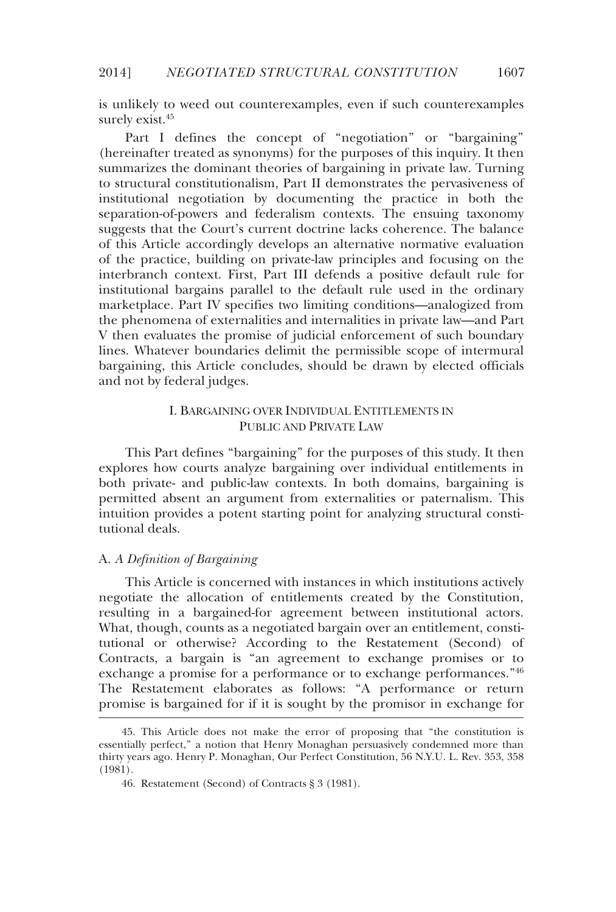is unlikely to weed out counterexamples, even if such counterexamples surely exist.[45]

Part I defines the concept of "negotiation" or "bargaining" (hereinafter treated as synonyms) for the purposes of this inquiry. It then summarizes the dominant theories of bargaining in private law. Turning to structural constitutionalism, Part II demonstrates the pervasiveness of institutional negotiation by documenting the practice in both the separation-of-powers and federalism contexts. The ensuing taxonomy suggests that the Court's current doctrine lacks coherence. The balance of this Article accordingly develops an alternative normative evaluation of the practice, building on private-law principles and focusing on the interbranch context. First, Part III defends a positive default rule for institutional bargains parallel to the default rule used in the ordinary marketplace. Part IV specifies two limiting conditions—analogized from the phenomena of externalities and internalities in private law—and Part V then evaluates the promise of judicial enforcement of such boundary lines. Whatever boundaries delimit the permissible scope of intermural bargaining, this Article concludes, should be drawn by elected officials and not by federal judges.

## I. Bargaining over Individual Entitlements in Public and Private Law

This Part defines "bargaining" for the purposes of this study. It then explores how courts analyze bargaining over individual entitlements in both private- and public-law contexts. In both domains, bargaining is permitted absent an argument from externalities or paternalism. This intuition provides a potent starting point for analyzing structural constitutional deals.

### A. *A Definition of Bargaining*

This Article is concerned with instances in which institutions actively negotiate the allocation of entitlements created by the Constitution, resulting in a bargained-for agreement between institutional actors. What, though, counts as a negotiated bargain over an entitlement, constitutional or otherwise? According to the Restatement (Second) of Contracts, a bargain is "an agreement to exchange promises or to exchange a promise for a performance or to exchange performances."[46] The Restatement elaborates as follows: "A performance or return promise is bargained for if it is sought by the promisor in exchange for

---

45. This Article does not make the error of proposing that "the constitution is essentially perfect," a notion that Henry Monaghan persuasively condemned more than thirty years ago. Henry P. Monaghan, Our Perfect Constitution, 56 N.Y.U. L. Rev. 353, 358 (1981).

46. Restatement (Second) of Contracts § 3 (1981).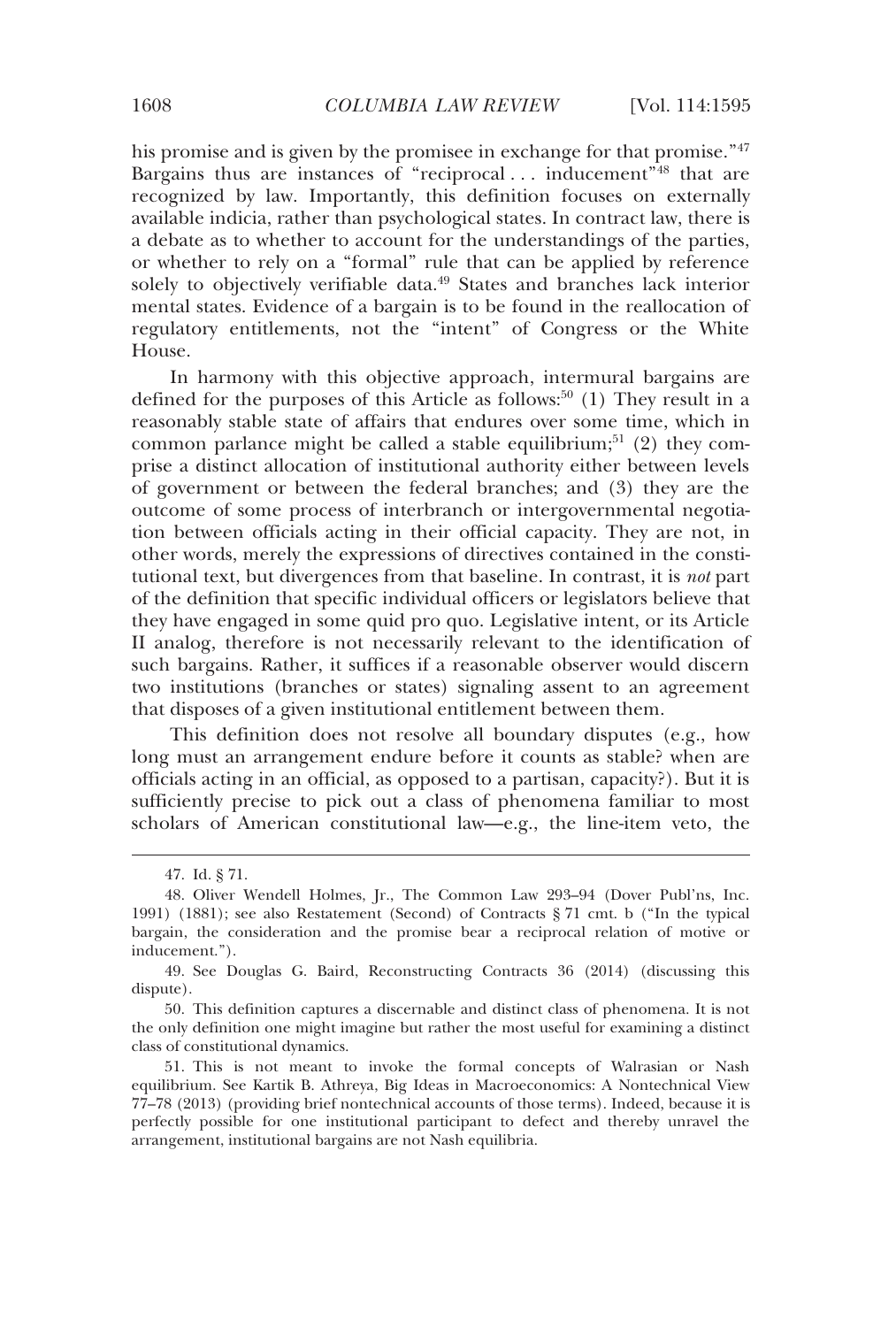his promise and is given by the promisee in exchange for that promise."[47] Bargains thus are instances of "reciprocal . . . inducement"[48] that are recognized by law. Importantly, this definition focuses on externally available indicia, rather than psychological states. In contract law, there is a debate as to whether to account for the understandings of the parties, or whether to rely on a "formal" rule that can be applied by reference solely to objectively verifiable data.[49] States and branches lack interior mental states. Evidence of a bargain is to be found in the reallocation of regulatory entitlements, not the "intent" of Congress or the White House.

In harmony with this objective approach, intermural bargains are defined for the purposes of this Article as follows:[50] (1) They result in a reasonably stable state of affairs that endures over some time, which in common parlance might be called a stable equilibrium;[51] (2) they comprise a distinct allocation of institutional authority either between levels of government or between the federal branches; and (3) they are the outcome of some process of interbranch or intergovernmental negotiation between officials acting in their official capacity. They are not, in other words, merely the expressions of directives contained in the constitutional text, but divergences from that baseline. In contrast, it is *not* part of the definition that specific individual officers or legislators believe that they have engaged in some quid pro quo. Legislative intent, or its Article II analog, therefore is not necessarily relevant to the identification of such bargains. Rather, it suffices if a reasonable observer would discern two institutions (branches or states) signaling assent to an agreement that disposes of a given institutional entitlement between them.

This definition does not resolve all boundary disputes (e.g., how long must an arrangement endure before it counts as stable? when are officials acting in an official, as opposed to a partisan, capacity?). But it is sufficiently precise to pick out a class of phenomena familiar to most scholars of American constitutional law—e.g., the line-item veto, the

---

47. Id. § 71.

48. Oliver Wendell Holmes, Jr., The Common Law 293–94 (Dover Publ'ns, Inc. 1991) (1881); see also Restatement (Second) of Contracts § 71 cmt. b ("In the typical bargain, the consideration and the promise bear a reciprocal relation of motive or inducement.").

49. See Douglas G. Baird, Reconstructing Contracts 36 (2014) (discussing this dispute).

50. This definition captures a discernable and distinct class of phenomena. It is not the only definition one might imagine but rather the most useful for examining a distinct class of constitutional dynamics.

51. This is not meant to invoke the formal concepts of Walrasian or Nash equilibrium. See Kartik B. Athreya, Big Ideas in Macroeconomics: A Nontechnical View 77–78 (2013) (providing brief nontechnical accounts of those terms). Indeed, because it is perfectly possible for one institutional participant to defect and thereby unravel the arrangement, institutional bargains are not Nash equilibria.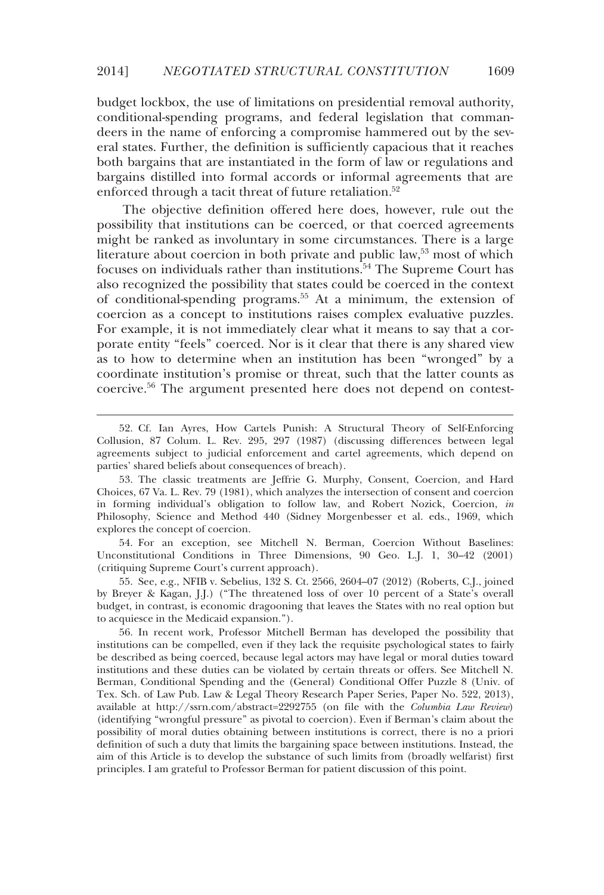budget lockbox, the use of limitations on presidential removal authority, conditional-spending programs, and federal legislation that commandeers in the name of enforcing a compromise hammered out by the several states. Further, the definition is sufficiently capacious that it reaches both bargains that are instantiated in the form of law or regulations and bargains distilled into formal accords or informal agreements that are enforced through a tacit threat of future retaliation.[52]

The objective definition offered here does, however, rule out the possibility that institutions can be coerced, or that coerced agreements might be ranked as involuntary in some circumstances. There is a large literature about coercion in both private and public law,[53] most of which focuses on individuals rather than institutions.[54] The Supreme Court has also recognized the possibility that states could be coerced in the context of conditional-spending programs.[55] At a minimum, the extension of coercion as a concept to institutions raises complex evaluative puzzles. For example, it is not immediately clear what it means to say that a corporate entity "feels" coerced. Nor is it clear that there is any shared view as to how to determine when an institution has been "wronged" by a coordinate institution's promise or threat, such that the latter counts as coercive.[56] The argument presented here does not depend on contest-

---

52. Cf. Ian Ayres, How Cartels Punish: A Structural Theory of Self-Enforcing Collusion, 87 Colum. L. Rev. 295, 297 (1987) (discussing differences between legal agreements subject to judicial enforcement and cartel agreements, which depend on parties' shared beliefs about consequences of breach).

53. The classic treatments are Jeffrie G. Murphy, Consent, Coercion, and Hard Choices, 67 Va. L. Rev. 79 (1981), which analyzes the intersection of consent and coercion in forming individual's obligation to follow law, and Robert Nozick, Coercion, *in* Philosophy, Science and Method 440 (Sidney Morgenbesser et al. eds., 1969, which explores the concept of coercion.

54. For an exception, see Mitchell N. Berman, Coercion Without Baselines: Unconstitutional Conditions in Three Dimensions, 90 Geo. L.J. 1, 30–42 (2001) (critiquing Supreme Court's current approach).

55. See, e.g., NFIB v. Sebelius, 132 S. Ct. 2566, 2604–07 (2012) (Roberts, C.J., joined by Breyer & Kagan, J.J.) ("The threatened loss of over 10 percent of a State's overall budget, in contrast, is economic dragooning that leaves the States with no real option but to acquiesce in the Medicaid expansion.").

56. In recent work, Professor Mitchell Berman has developed the possibility that institutions can be compelled, even if they lack the requisite psychological states to fairly be described as being coerced, because legal actors may have legal or moral duties toward institutions and these duties can be violated by certain threats or offers. See Mitchell N. Berman, Conditional Spending and the (General) Conditional Offer Puzzle 8 (Univ. of Tex. Sch. of Law Pub. Law & Legal Theory Research Paper Series, Paper No. 522, 2013), available at http://ssrn.com/abstract=2292755 (on file with the *Columbia Law Review*) (identifying "wrongful pressure" as pivotal to coercion). Even if Berman's claim about the possibility of moral duties obtaining between institutions is correct, there is no a priori definition of such a duty that limits the bargaining space between institutions. Instead, the aim of this Article is to develop the substance of such limits from (broadly welfarist) first principles. I am grateful to Professor Berman for patient discussion of this point.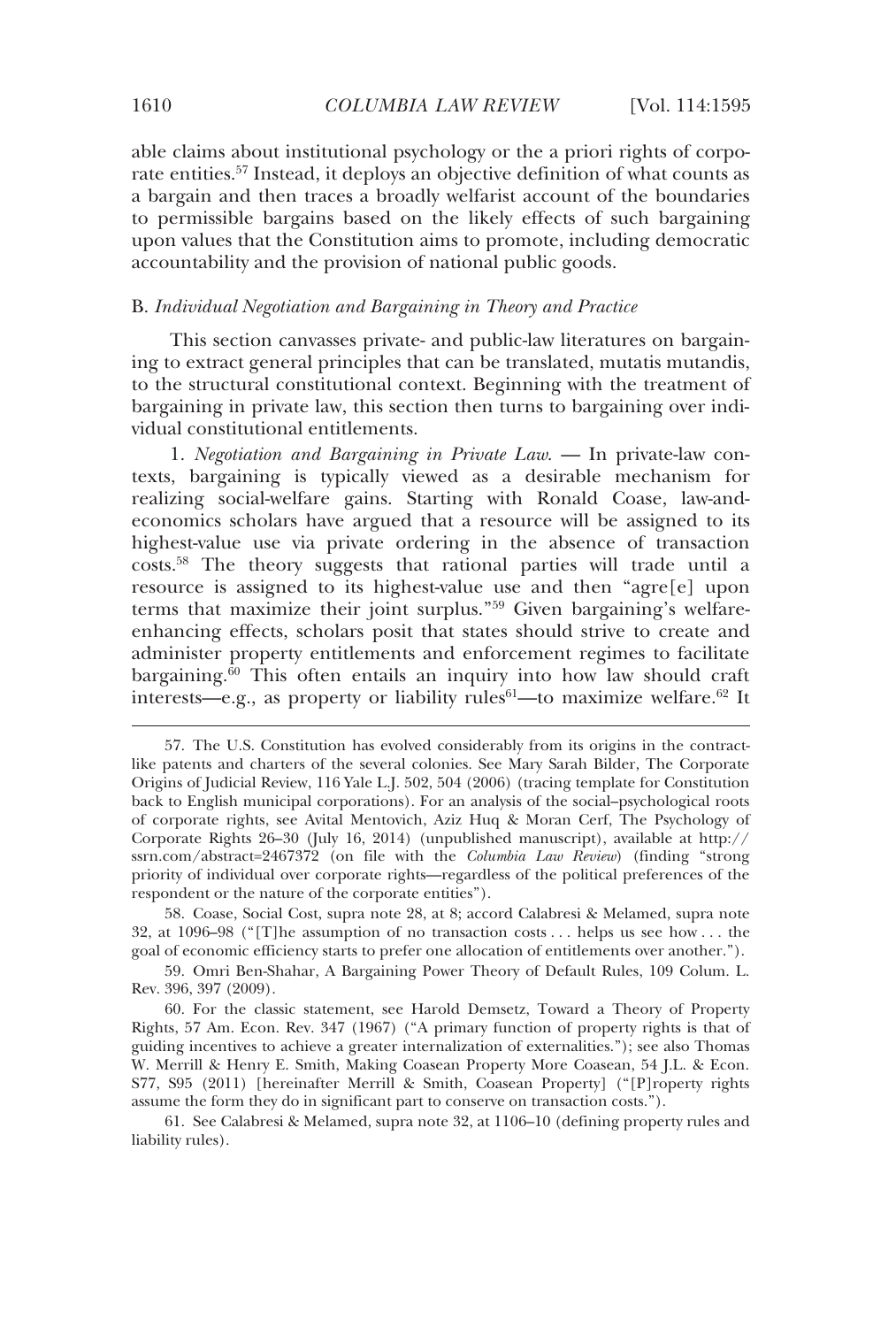able claims about institutional psychology or the a priori rights of corporate entities.[57] Instead, it deploys an objective definition of what counts as a bargain and then traces a broadly welfarist account of the boundaries to permissible bargains based on the likely effects of such bargaining upon values that the Constitution aims to promote, including democratic accountability and the provision of national public goods.

### B. *Individual Negotiation and Bargaining in Theory and Practice*

This section canvasses private- and public-law literatures on bargaining to extract general principles that can be translated, mutatis mutandis, to the structural constitutional context. Beginning with the treatment of bargaining in private law, this section then turns to bargaining over individual constitutional entitlements.

1. *Negotiation and Bargaining in Private Law*. — In private-law contexts, bargaining is typically viewed as a desirable mechanism for realizing social-welfare gains. Starting with Ronald Coase, law-and-economics scholars have argued that a resource will be assigned to its highest-value use via private ordering in the absence of transaction costs.[58] The theory suggests that rational parties will trade until a resource is assigned to its highest-value use and then "agre[e] upon terms that maximize their joint surplus."[59] Given bargaining's welfare-enhancing effects, scholars posit that states should strive to create and administer property entitlements and enforcement regimes to facilitate bargaining.[60] This often entails an inquiry into how law should craft interests—e.g., as property or liability rules[61]—to maximize welfare.[62] It

---

57. The U.S. Constitution has evolved considerably from its origins in the contract-like patents and charters of the several colonies. See Mary Sarah Bilder, The Corporate Origins of Judicial Review, 116 Yale L.J. 502, 504 (2006) (tracing template for Constitution back to English municipal corporations). For an analysis of the social–psychological roots of corporate rights, see Avital Mentovich, Aziz Huq & Moran Cerf, The Psychology of Corporate Rights 26–30 (July 16, 2014) (unpublished manuscript), available at http://ssrn.com/abstract=2467372 (on file with the *Columbia Law Review*) (finding "strong priority of individual over corporate rights—regardless of the political preferences of the respondent or the nature of the corporate entities").

58. Coase, Social Cost, supra note 28, at 8; accord Calabresi & Melamed, supra note 32, at 1096–98 ("[T]he assumption of no transaction costs . . . helps us see how . . . the goal of economic efficiency starts to prefer one allocation of entitlements over another.").

59. Omri Ben-Shahar, A Bargaining Power Theory of Default Rules, 109 Colum. L. Rev. 396, 397 (2009).

60. For the classic statement, see Harold Demsetz, Toward a Theory of Property Rights, 57 Am. Econ. Rev. 347 (1967) ("A primary function of property rights is that of guiding incentives to achieve a greater internalization of externalities."); see also Thomas W. Merrill & Henry E. Smith, Making Coasean Property More Coasean, 54 J.L. & Econ. S77, S95 (2011) [hereinafter Merrill & Smith, Coasean Property] ("[P]roperty rights assume the form they do in significant part to conserve on transaction costs.").

61. See Calabresi & Melamed, supra note 32, at 1106–10 (defining property rules and liability rules).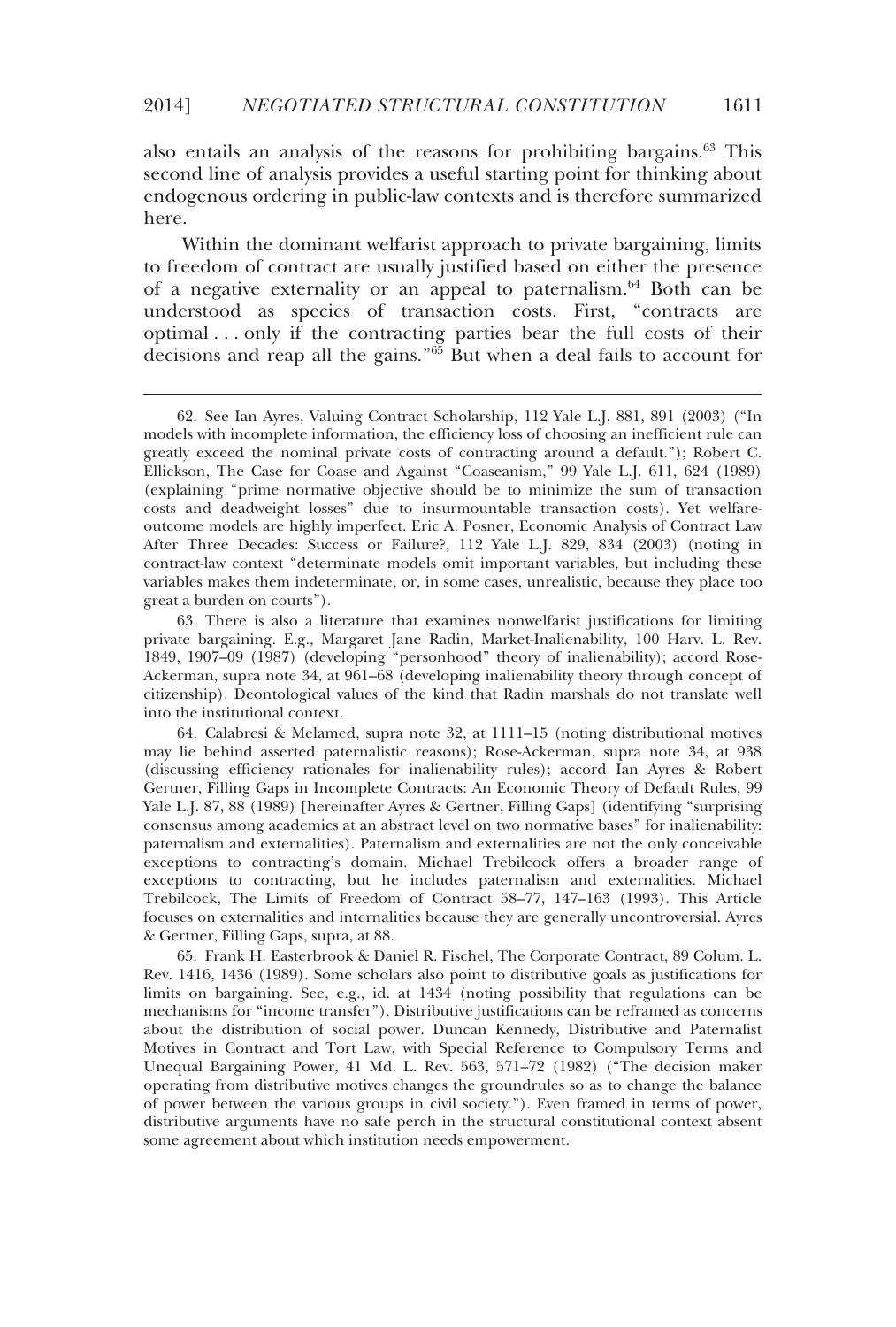also entails an analysis of the reasons for prohibiting bargains.[63] This second line of analysis provides a useful starting point for thinking about endogenous ordering in public-law contexts and is therefore summarized here.

Within the dominant welfarist approach to private bargaining, limits to freedom of contract are usually justified based on either the presence of a negative externality or an appeal to paternalism.[64] Both can be understood as species of transaction costs. First, "contracts are optimal . . . only if the contracting parties bear the full costs of their decisions and reap all the gains."[65] But when a deal fails to account for

---

62. See Ian Ayres, Valuing Contract Scholarship, 112 Yale L.J. 881, 891 (2003) ("In models with incomplete information, the efficiency loss of choosing an inefficient rule can greatly exceed the nominal private costs of contracting around a default."); Robert C. Ellickson, The Case for Coase and Against "Coaseanism," 99 Yale L.J. 611, 624 (1989) (explaining "prime normative objective should be to minimize the sum of transaction costs and deadweight losses" due to insurmountable transaction costs). Yet welfare-outcome models are highly imperfect. Eric A. Posner, Economic Analysis of Contract Law After Three Decades: Success or Failure?, 112 Yale L.J. 829, 834 (2003) (noting in contract-law context "determinate models omit important variables, but including these variables makes them indeterminate, or, in some cases, unrealistic, because they place too great a burden on courts").

63. There is also a literature that examines nonwelfarist justifications for limiting private bargaining. E.g., Margaret Jane Radin, Market-Inalienability, 100 Harv. L. Rev. 1849, 1907–09 (1987) (developing "personhood" theory of inalienability); accord Rose-Ackerman, supra note 34, at 961–68 (developing inalienability theory through concept of citizenship). Deontological values of the kind that Radin marshals do not translate well into the institutional context.

64. Calabresi & Melamed, supra note 32, at 1111–15 (noting distributional motives may lie behind asserted paternalistic reasons); Rose-Ackerman, supra note 34, at 938 (discussing efficiency rationales for inalienability rules); accord Ian Ayres & Robert Gertner, Filling Gaps in Incomplete Contracts: An Economic Theory of Default Rules, 99 Yale L.J. 87, 88 (1989) [hereinafter Ayres & Gertner, Filling Gaps] (identifying "surprising consensus among academics at an abstract level on two normative bases" for inalienability: paternalism and externalities). Paternalism and externalities are not the only conceivable exceptions to contracting's domain. Michael Trebilcock offers a broader range of exceptions to contracting, but he includes paternalism and externalities. Michael Trebilcock, The Limits of Freedom of Contract 58–77, 147–163 (1993). This Article focuses on externalities and internalities because they are generally uncontroversial. Ayres & Gertner, Filling Gaps, supra, at 88.

65. Frank H. Easterbrook & Daniel R. Fischel, The Corporate Contract, 89 Colum. L. Rev. 1416, 1436 (1989). Some scholars also point to distributive goals as justifications for limits on bargaining. See, e.g., id. at 1434 (noting possibility that regulations can be mechanisms for "income transfer"). Distributive justifications can be reframed as concerns about the distribution of social power. Duncan Kennedy, Distributive and Paternalist Motives in Contract and Tort Law, with Special Reference to Compulsory Terms and Unequal Bargaining Power, 41 Md. L. Rev. 563, 571–72 (1982) ("The decision maker operating from distributive motives changes the groundrules so as to change the balance of power between the various groups in civil society."). Even framed in terms of power, distributive arguments have no safe perch in the structural constitutional context absent some agreement about which institution needs empowerment.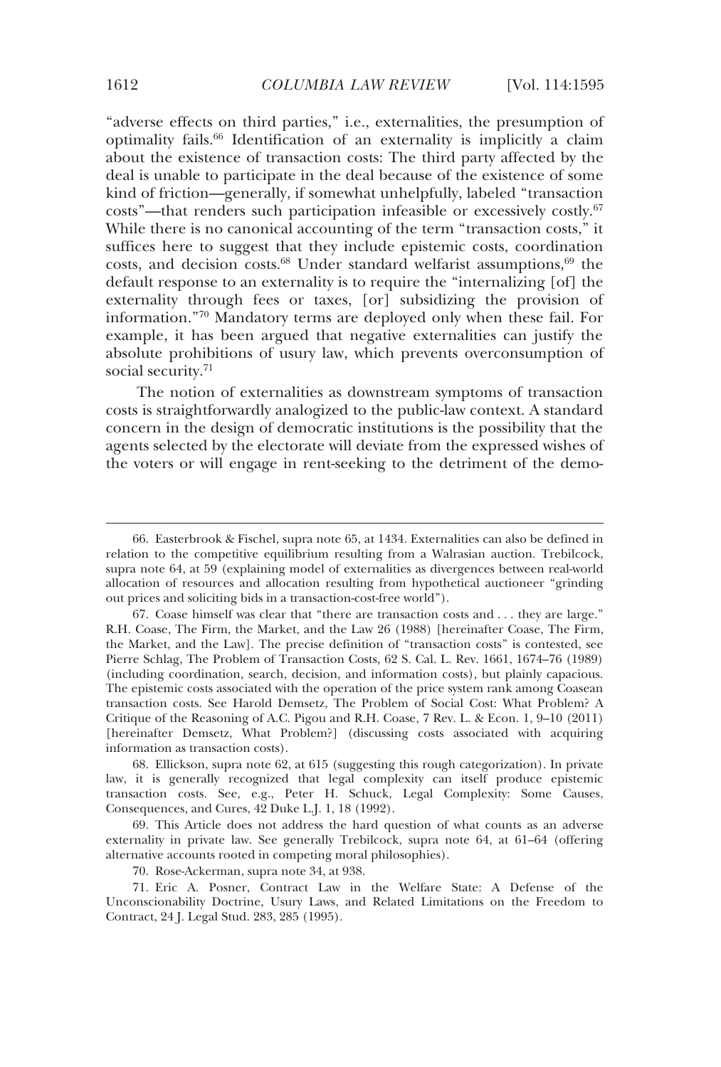"adverse effects on third parties," i.e., externalities, the presumption of optimality fails.[66] Identification of an externality is implicitly a claim about the existence of transaction costs: The third party affected by the deal is unable to participate in the deal because of the existence of some kind of friction—generally, if somewhat unhelpfully, labeled "transaction costs"—that renders such participation infeasible or excessively costly.[67] While there is no canonical accounting of the term "transaction costs," it suffices here to suggest that they include epistemic costs, coordination costs, and decision costs.[68] Under standard welfarist assumptions,[69] the default response to an externality is to require the "internalizing [of] the externality through fees or taxes, [or] subsidizing the provision of information."[70] Mandatory terms are deployed only when these fail. For example, it has been argued that negative externalities can justify the absolute prohibitions of usury law, which prevents overconsumption of social security.[71]

The notion of externalities as downstream symptoms of transaction costs is straightforwardly analogized to the public-law context. A standard concern in the design of democratic institutions is the possibility that the agents selected by the electorate will deviate from the expressed wishes of the voters or will engage in rent-seeking to the detriment of the demo-

---

66. Easterbrook & Fischel, supra note 65, at 1434. Externalities can also be defined in relation to the competitive equilibrium resulting from a Walrasian auction. Trebilcock, supra note 64, at 59 (explaining model of externalities as divergences between real-world allocation of resources and allocation resulting from hypothetical auctioneer "grinding out prices and soliciting bids in a transaction-cost-free world").

67. Coase himself was clear that "there are transaction costs and . . . they are large." R.H. Coase, The Firm, the Market, and the Law 26 (1988) [hereinafter Coase, The Firm, the Market, and the Law]. The precise definition of "transaction costs" is contested, see Pierre Schlag, The Problem of Transaction Costs, 62 S. Cal. L. Rev. 1661, 1674–76 (1989) (including coordination, search, decision, and information costs), but plainly capacious. The epistemic costs associated with the operation of the price system rank among Coasean transaction costs. See Harold Demsetz, The Problem of Social Cost: What Problem? A Critique of the Reasoning of A.C. Pigou and R.H. Coase, 7 Rev. L. & Econ. 1, 9–10 (2011) [hereinafter Demsetz, What Problem?] (discussing costs associated with acquiring information as transaction costs).

68. Ellickson, supra note 62, at 615 (suggesting this rough categorization). In private law, it is generally recognized that legal complexity can itself produce epistemic transaction costs. See, e.g., Peter H. Schuck, Legal Complexity: Some Causes, Consequences, and Cures, 42 Duke L.J. 1, 18 (1992).

69. This Article does not address the hard question of what counts as an adverse externality in private law. See generally Trebilcock, supra note 64, at 61–64 (offering alternative accounts rooted in competing moral philosophies).

70. Rose-Ackerman, supra note 34, at 938.

71. Eric A. Posner, Contract Law in the Welfare State: A Defense of the Unconscionability Doctrine, Usury Laws, and Related Limitations on the Freedom to Contract, 24 J. Legal Stud. 283, 285 (1995).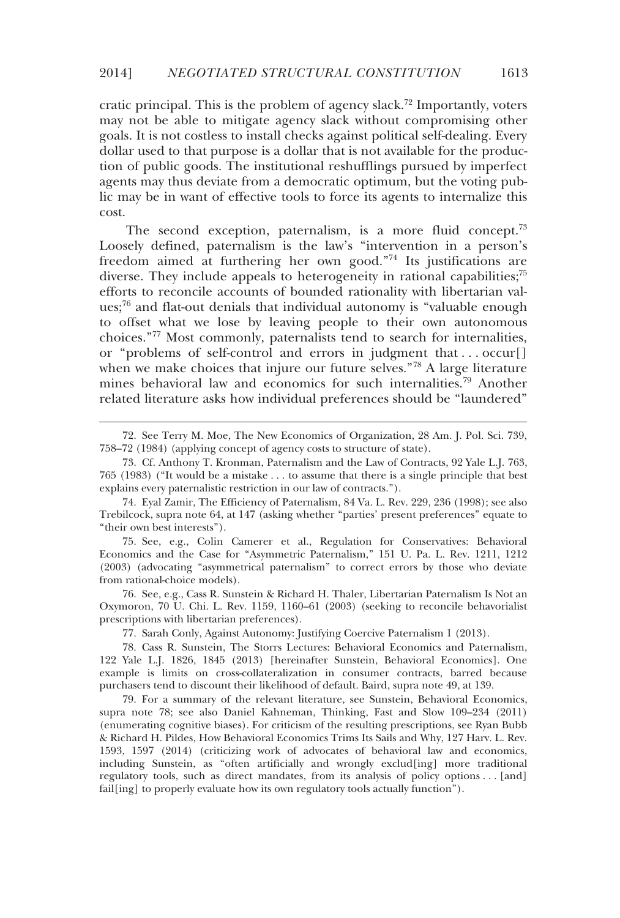cratic principal. This is the problem of agency slack.[72] Importantly, voters may not be able to mitigate agency slack without compromising other goals. It is not costless to install checks against political self-dealing. Every dollar used to that purpose is a dollar that is not available for the production of public goods. The institutional reshufflings pursued by imperfect agents may thus deviate from a democratic optimum, but the voting public may be in want of effective tools to force its agents to internalize this cost.

The second exception, paternalism, is a more fluid concept.[73] Loosely defined, paternalism is the law's "intervention in a person's freedom aimed at furthering her own good."[74] Its justifications are diverse. They include appeals to heterogeneity in rational capabilities;[75] efforts to reconcile accounts of bounded rationality with libertarian values;[76] and flat-out denials that individual autonomy is "valuable enough to offset what we lose by leaving people to their own autonomous choices."[77] Most commonly, paternalists tend to search for internalities, or "problems of self-control and errors in judgment that . . . occur[] when we make choices that injure our future selves."[78] A large literature mines behavioral law and economics for such internalities.[79] Another related literature asks how individual preferences should be "laundered"

---

72. See Terry M. Moe, The New Economics of Organization, 28 Am. J. Pol. Sci. 739, 758–72 (1984) (applying concept of agency costs to structure of state).

73. Cf. Anthony T. Kronman, Paternalism and the Law of Contracts, 92 Yale L.J. 763, 765 (1983) ("It would be a mistake . . . to assume that there is a single principle that best explains every paternalistic restriction in our law of contracts.").

74. Eyal Zamir, The Efficiency of Paternalism, 84 Va. L. Rev. 229, 236 (1998); see also Trebilcock, supra note 64, at 147 (asking whether "parties' present preferences" equate to "their own best interests").

75. See, e.g., Colin Camerer et al., Regulation for Conservatives: Behavioral Economics and the Case for "Asymmetric Paternalism," 151 U. Pa. L. Rev. 1211, 1212 (2003) (advocating "asymmetrical paternalism" to correct errors by those who deviate from rational-choice models).

76. See, e.g., Cass R. Sunstein & Richard H. Thaler, Libertarian Paternalism Is Not an Oxymoron, 70 U. Chi. L. Rev. 1159, 1160–61 (2003) (seeking to reconcile behavioralist prescriptions with libertarian preferences).

77. Sarah Conly, Against Autonomy: Justifying Coercive Paternalism 1 (2013).

78. Cass R. Sunstein, The Storrs Lectures: Behavioral Economics and Paternalism, 122 Yale L.J. 1826, 1845 (2013) [hereinafter Sunstein, Behavioral Economics]. One example is limits on cross-collateralization in consumer contracts, barred because purchasers tend to discount their likelihood of default. Baird, supra note 49, at 139.

79. For a summary of the relevant literature, see Sunstein, Behavioral Economics, supra note 78; see also Daniel Kahneman, Thinking, Fast and Slow 109–234 (2011) (enumerating cognitive biases). For criticism of the resulting prescriptions, see Ryan Bubb & Richard H. Pildes, How Behavioral Economics Trims Its Sails and Why, 127 Harv. L. Rev. 1593, 1597 (2014) (criticizing work of advocates of behavioral law and economics, including Sunstein, as "often artificially and wrongly exclud[ing] more traditional regulatory tools, such as direct mandates, from its analysis of policy options . . . [and] fail[ing] to properly evaluate how its own regulatory tools actually function").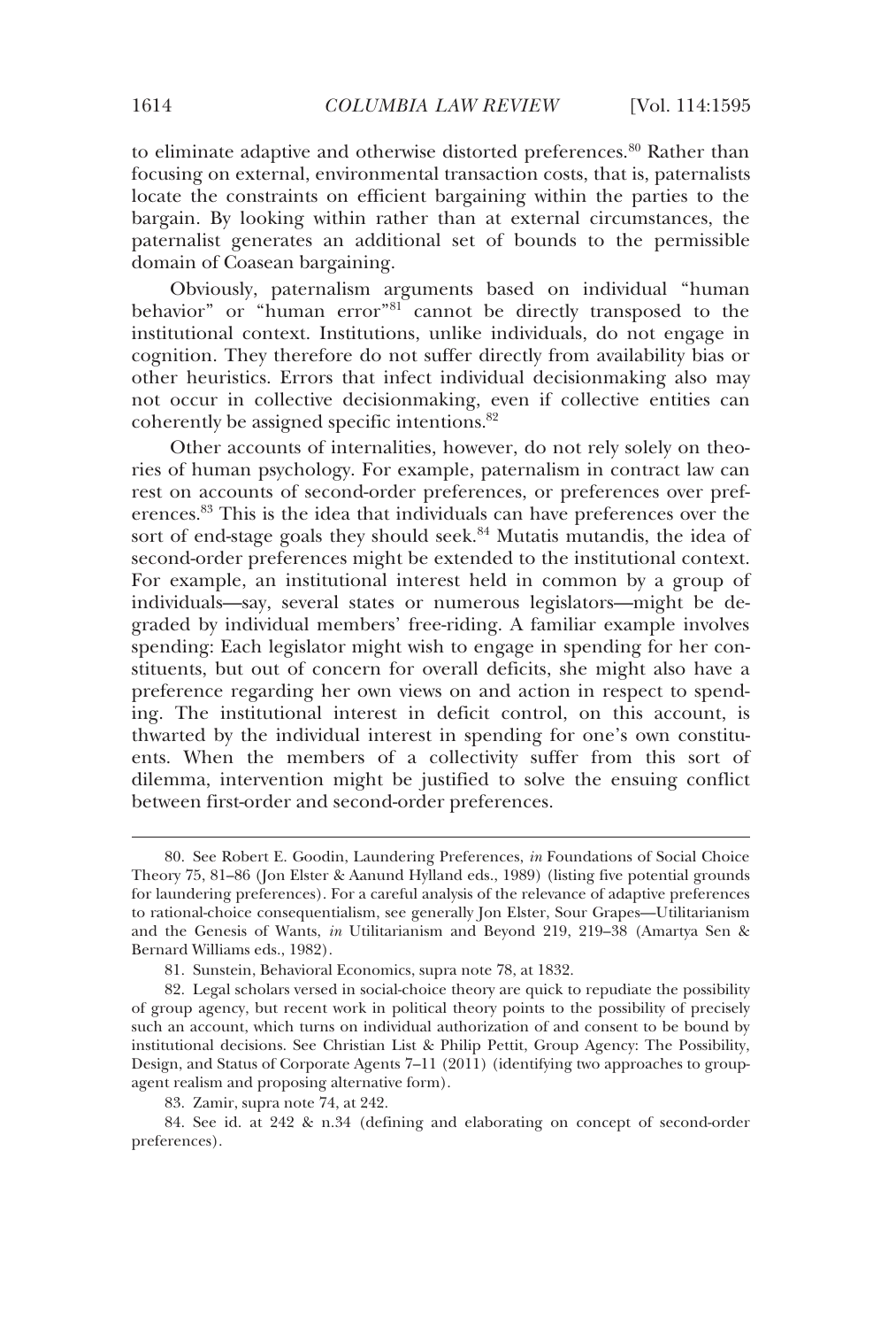to eliminate adaptive and otherwise distorted preferences.[80] Rather than focusing on external, environmental transaction costs, that is, paternalists locate the constraints on efficient bargaining within the parties to the bargain. By looking within rather than at external circumstances, the paternalist generates an additional set of bounds to the permissible domain of Coasean bargaining.

Obviously, paternalism arguments based on individual "human behavior" or "human error"[81] cannot be directly transposed to the institutional context. Institutions, unlike individuals, do not engage in cognition. They therefore do not suffer directly from availability bias or other heuristics. Errors that infect individual decisionmaking also may not occur in collective decisionmaking, even if collective entities can coherently be assigned specific intentions.[82]

Other accounts of internalities, however, do not rely solely on theories of human psychology. For example, paternalism in contract law can rest on accounts of second-order preferences, or preferences over preferences.[83] This is the idea that individuals can have preferences over the sort of end-stage goals they should seek.[84] Mutatis mutandis, the idea of second-order preferences might be extended to the institutional context. For example, an institutional interest held in common by a group of individuals—say, several states or numerous legislators—might be degraded by individual members' free-riding. A familiar example involves spending: Each legislator might wish to engage in spending for her constituents, but out of concern for overall deficits, she might also have a preference regarding her own views on and action in respect to spending. The institutional interest in deficit control, on this account, is thwarted by the individual interest in spending for one's own constituents. When the members of a collectivity suffer from this sort of dilemma, intervention might be justified to solve the ensuing conflict between first-order and second-order preferences.

---

80. See Robert E. Goodin, Laundering Preferences, *in* Foundations of Social Choice Theory 75, 81–86 (Jon Elster & Aanund Hylland eds., 1989) (listing five potential grounds for laundering preferences). For a careful analysis of the relevance of adaptive preferences to rational-choice consequentialism, see generally Jon Elster, Sour Grapes—Utilitarianism and the Genesis of Wants, *in* Utilitarianism and Beyond 219, 219–38 (Amartya Sen & Bernard Williams eds., 1982).

81. Sunstein, Behavioral Economics, supra note 78, at 1832.

82. Legal scholars versed in social-choice theory are quick to repudiate the possibility of group agency, but recent work in political theory points to the possibility of precisely such an account, which turns on individual authorization of and consent to be bound by institutional decisions. See Christian List & Philip Pettit, Group Agency: The Possibility, Design, and Status of Corporate Agents 7–11 (2011) (identifying two approaches to group-agent realism and proposing alternative form).

83. Zamir, supra note 74, at 242.

84. See id. at 242 & n.34 (defining and elaborating on concept of second-order preferences).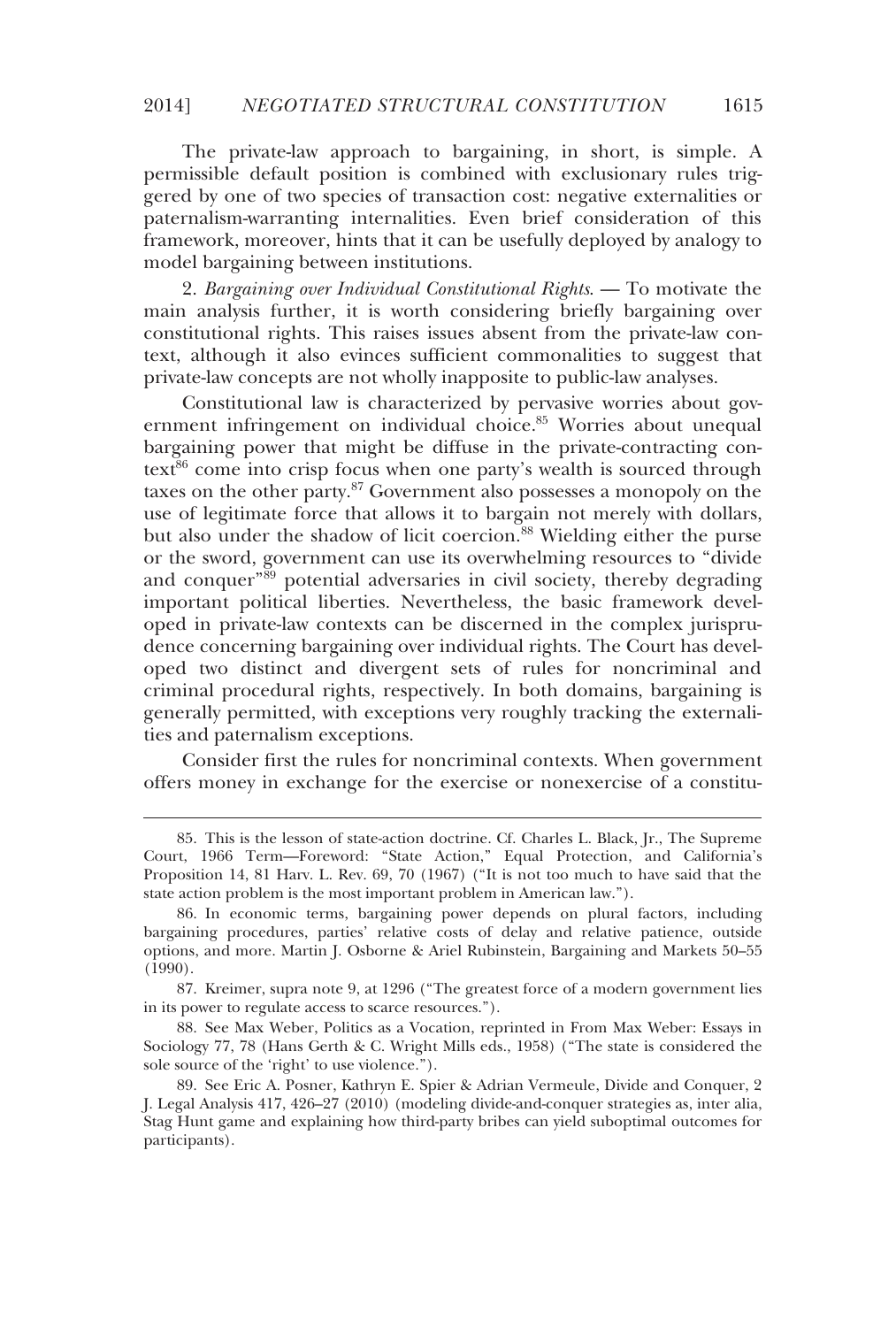The private-law approach to bargaining, in short, is simple. A permissible default position is combined with exclusionary rules triggered by one of two species of transaction cost: negative externalities or paternalism-warranting internalities. Even brief consideration of this framework, moreover, hints that it can be usefully deployed by analogy to model bargaining between institutions.

2. *Bargaining over Individual Constitutional Rights.* — To motivate the main analysis further, it is worth considering briefly bargaining over constitutional rights. This raises issues absent from the private-law context, although it also evinces sufficient commonalities to suggest that private-law concepts are not wholly inapposite to public-law analyses.

Constitutional law is characterized by pervasive worries about government infringement on individual choice.[85] Worries about unequal bargaining power that might be diffuse in the private-contracting context[86] come into crisp focus when one party's wealth is sourced through taxes on the other party.[87] Government also possesses a monopoly on the use of legitimate force that allows it to bargain not merely with dollars, but also under the shadow of licit coercion.[88] Wielding either the purse or the sword, government can use its overwhelming resources to "divide and conquer"[89] potential adversaries in civil society, thereby degrading important political liberties. Nevertheless, the basic framework developed in private-law contexts can be discerned in the complex jurisprudence concerning bargaining over individual rights. The Court has developed two distinct and divergent sets of rules for noncriminal and criminal procedural rights, respectively. In both domains, bargaining is generally permitted, with exceptions very roughly tracking the externalities and paternalism exceptions.

Consider first the rules for noncriminal contexts. When government offers money in exchange for the exercise or nonexercise of a constitu-

---

85. This is the lesson of state-action doctrine. Cf. Charles L. Black, Jr., The Supreme Court, 1966 Term—Foreword: "State Action," Equal Protection, and California's Proposition 14, 81 Harv. L. Rev. 69, 70 (1967) ("It is not too much to have said that the state action problem is the most important problem in American law.").

86. In economic terms, bargaining power depends on plural factors, including bargaining procedures, parties' relative costs of delay and relative patience, outside options, and more. Martin J. Osborne & Ariel Rubinstein, Bargaining and Markets 50–55 (1990).

87. Kreimer, supra note 9, at 1296 ("The greatest force of a modern government lies in its power to regulate access to scarce resources.").

88. See Max Weber, Politics as a Vocation, reprinted in From Max Weber: Essays in Sociology 77, 78 (Hans Gerth & C. Wright Mills eds., 1958) ("The state is considered the sole source of the 'right' to use violence.").

89. See Eric A. Posner, Kathryn E. Spier & Adrian Vermeule, Divide and Conquer, 2 J. Legal Analysis 417, 426–27 (2010) (modeling divide-and-conquer strategies as, inter alia, Stag Hunt game and explaining how third-party bribes can yield suboptimal outcomes for participants).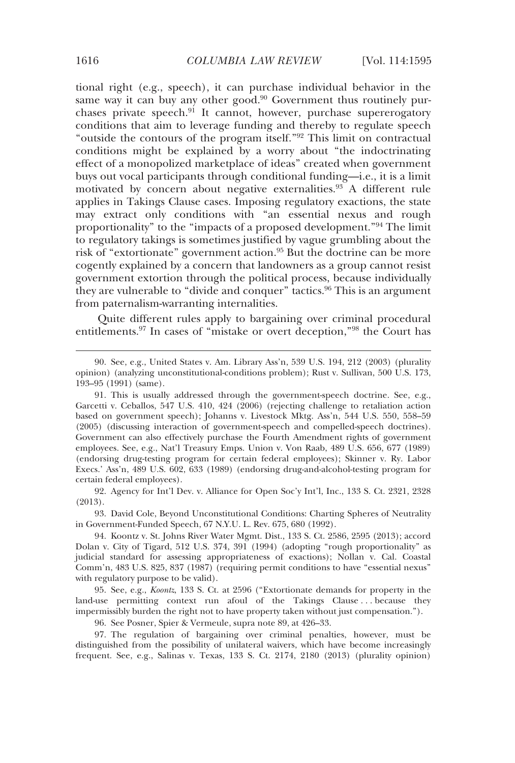tional right (e.g., speech), it can purchase individual behavior in the same way it can buy any other good.[90] Government thus routinely purchases private speech.[91] It cannot, however, purchase supererogatory conditions that aim to leverage funding and thereby to regulate speech "outside the contours of the program itself."[92] This limit on contractual conditions might be explained by a worry about "the indoctrinating effect of a monopolized marketplace of ideas" created when government buys out vocal participants through conditional funding—i.e., it is a limit motivated by concern about negative externalities.[93] A different rule applies in Takings Clause cases. Imposing regulatory exactions, the state may extract only conditions with "an essential nexus and rough proportionality" to the "impacts of a proposed development."[94] The limit to regulatory takings is sometimes justified by vague grumbling about the risk of "extortionate" government action.[95] But the doctrine can be more cogently explained by a concern that landowners as a group cannot resist government extortion through the political process, because individually they are vulnerable to "divide and conquer" tactics.[96] This is an argument from paternalism-warranting internalities.

Quite different rules apply to bargaining over criminal procedural entitlements.[97] In cases of "mistake or overt deception,"[98] the Court has

---

90. See, e.g., United States v. Am. Library Ass'n, 539 U.S. 194, 212 (2003) (plurality opinion) (analyzing unconstitutional-conditions problem); Rust v. Sullivan, 500 U.S. 173, 193–95 (1991) (same).

91. This is usually addressed through the government-speech doctrine. See, e.g., Garcetti v. Ceballos, 547 U.S. 410, 424 (2006) (rejecting challenge to retaliation action based on government speech); Johanns v. Livestock Mktg. Ass'n, 544 U.S. 550, 558–59 (2005) (discussing interaction of government-speech and compelled-speech doctrines). Government can also effectively purchase the Fourth Amendment rights of government employees. See, e.g., Nat'l Treasury Emps. Union v. Von Raab, 489 U.S. 656, 677 (1989) (endorsing drug-testing program for certain federal employees); Skinner v. Ry. Labor Execs.' Ass'n, 489 U.S. 602, 633 (1989) (endorsing drug-and-alcohol-testing program for certain federal employees).

92. Agency for Int'l Dev. v. Alliance for Open Soc'y Int'l, Inc., 133 S. Ct. 2321, 2328 (2013).

93. David Cole, Beyond Unconstitutional Conditions: Charting Spheres of Neutrality in Government-Funded Speech, 67 N.Y.U. L. Rev. 675, 680 (1992).

94. Koontz v. St. Johns River Water Mgmt. Dist., 133 S. Ct. 2586, 2595 (2013); accord Dolan v. City of Tigard, 512 U.S. 374, 391 (1994) (adopting "rough proportionality" as judicial standard for assessing appropriateness of exactions); Nollan v. Cal. Coastal Comm'n, 483 U.S. 825, 837 (1987) (requiring permit conditions to have "essential nexus" with regulatory purpose to be valid).

95. See, e.g., *Koontz*, 133 S. Ct. at 2596 ("Extortionate demands for property in the land-use permitting context run afoul of the Takings Clause . . . because they impermissibly burden the right not to have property taken without just compensation.").

96. See Posner, Spier & Vermeule, supra note 89, at 426–33.

97. The regulation of bargaining over criminal penalties, however, must be distinguished from the possibility of unilateral waivers, which have become increasingly frequent. See, e.g., Salinas v. Texas, 133 S. Ct. 2174, 2180 (2013) (plurality opinion)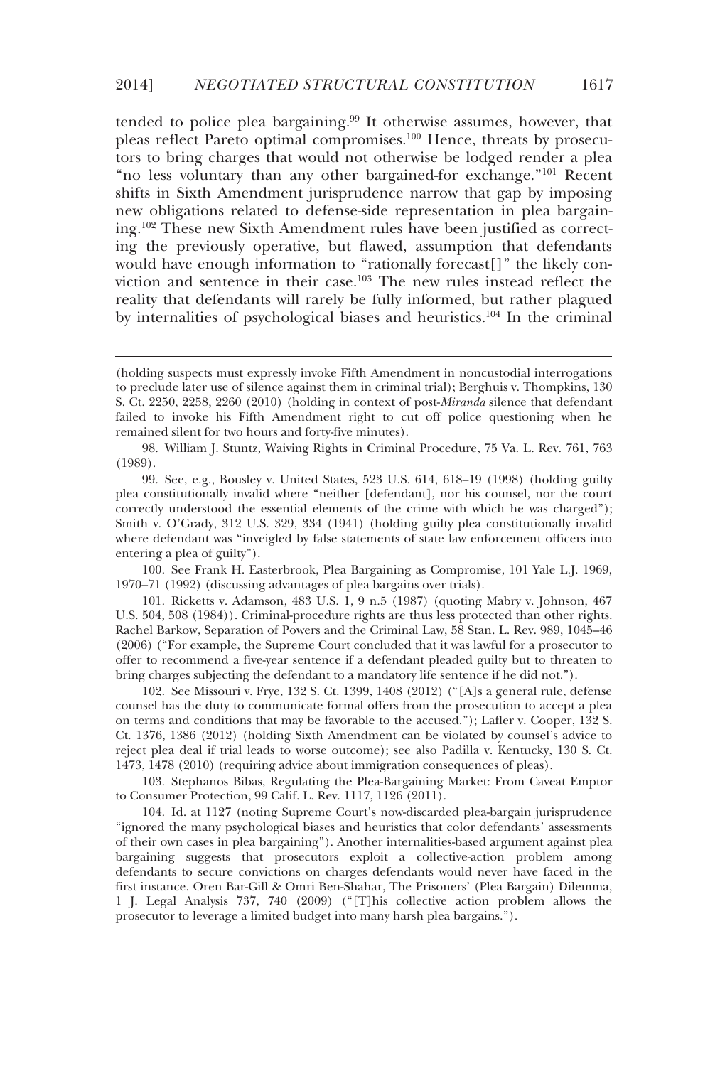tended to police plea bargaining.[99] It otherwise assumes, however, that pleas reflect Pareto optimal compromises.[100] Hence, threats by prosecutors to bring charges that would not otherwise be lodged render a plea "no less voluntary than any other bargained-for exchange."[101] Recent shifts in Sixth Amendment jurisprudence narrow that gap by imposing new obligations related to defense-side representation in plea bargaining.[102] These new Sixth Amendment rules have been justified as correcting the previously operative, but flawed, assumption that defendants would have enough information to "rationally forecast[]" the likely conviction and sentence in their case.[103] The new rules instead reflect the reality that defendants will rarely be fully informed, but rather plagued by internalities of psychological biases and heuristics.[104] In the criminal

---

(holding suspects must expressly invoke Fifth Amendment in noncustodial interrogations to preclude later use of silence against them in criminal trial); Berghuis v. Thompkins, 130 S. Ct. 2250, 2258, 2260 (2010) (holding in context of post-*Miranda* silence that defendant failed to invoke his Fifth Amendment right to cut off police questioning when he remained silent for two hours and forty-five minutes).

98. William J. Stuntz, Waiving Rights in Criminal Procedure, 75 Va. L. Rev. 761, 763 (1989).

99. See, e.g., Bousley v. United States, 523 U.S. 614, 618–19 (1998) (holding guilty plea constitutionally invalid where "neither [defendant], nor his counsel, nor the court correctly understood the essential elements of the crime with which he was charged"); Smith v. O'Grady, 312 U.S. 329, 334 (1941) (holding guilty plea constitutionally invalid where defendant was "inveigled by false statements of state law enforcement officers into entering a plea of guilty").

100. See Frank H. Easterbrook, Plea Bargaining as Compromise, 101 Yale L.J. 1969, 1970–71 (1992) (discussing advantages of plea bargains over trials).

101. Ricketts v. Adamson, 483 U.S. 1, 9 n.5 (1987) (quoting Mabry v. Johnson, 467 U.S. 504, 508 (1984)). Criminal-procedure rights are thus less protected than other rights. Rachel Barkow, Separation of Powers and the Criminal Law, 58 Stan. L. Rev. 989, 1045–46 (2006) ("For example, the Supreme Court concluded that it was lawful for a prosecutor to offer to recommend a five-year sentence if a defendant pleaded guilty but to threaten to bring charges subjecting the defendant to a mandatory life sentence if he did not.").

102. See Missouri v. Frye, 132 S. Ct. 1399, 1408 (2012) ("[A]s a general rule, defense counsel has the duty to communicate formal offers from the prosecution to accept a plea on terms and conditions that may be favorable to the accused."); Lafler v. Cooper, 132 S. Ct. 1376, 1386 (2012) (holding Sixth Amendment can be violated by counsel's advice to reject plea deal if trial leads to worse outcome); see also Padilla v. Kentucky, 130 S. Ct. 1473, 1478 (2010) (requiring advice about immigration consequences of pleas).

103. Stephanos Bibas, Regulating the Plea-Bargaining Market: From Caveat Emptor to Consumer Protection, 99 Calif. L. Rev. 1117, 1126 (2011).

104. Id. at 1127 (noting Supreme Court's now-discarded plea-bargain jurisprudence "ignored the many psychological biases and heuristics that color defendants' assessments of their own cases in plea bargaining"). Another internalities-based argument against plea bargaining suggests that prosecutors exploit a collective-action problem among defendants to secure convictions on charges defendants would never have faced in the first instance. Oren Bar-Gill & Omri Ben-Shahar, The Prisoners' (Plea Bargain) Dilemma, 1 J. Legal Analysis 737, 740 (2009) ("[T]his collective action problem allows the prosecutor to leverage a limited budget into many harsh plea bargains.").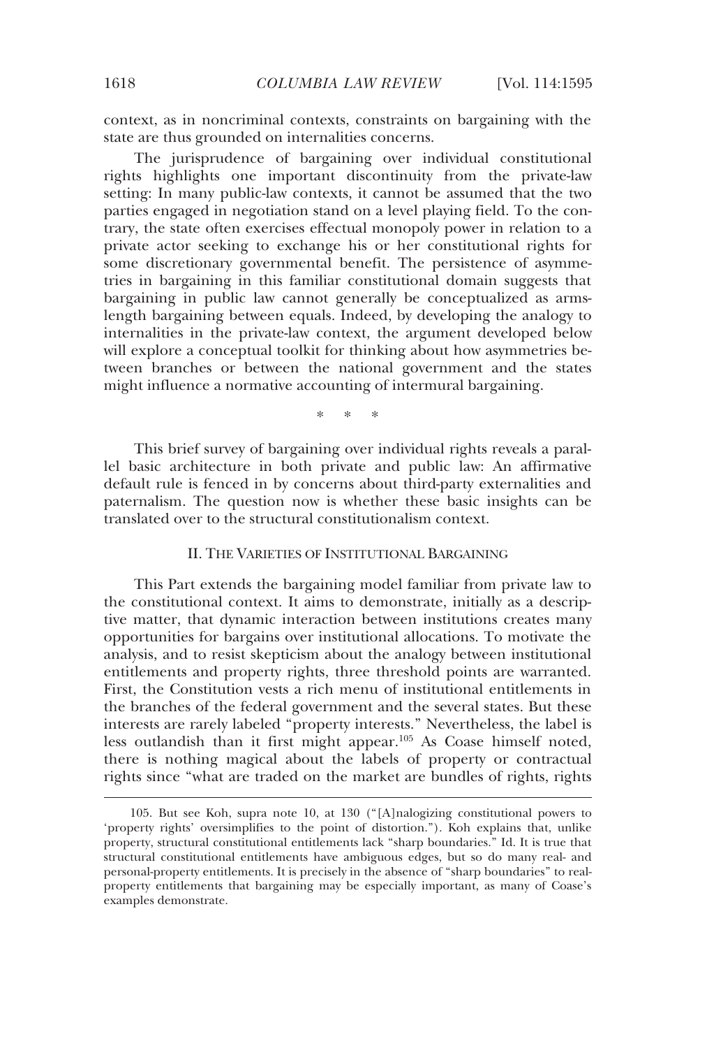context, as in noncriminal contexts, constraints on bargaining with the state are thus grounded on internalities concerns.

The jurisprudence of bargaining over individual constitutional rights highlights one important discontinuity from the private-law setting: In many public-law contexts, it cannot be assumed that the two parties engaged in negotiation stand on a level playing field. To the contrary, the state often exercises effectual monopoly power in relation to a private actor seeking to exchange his or her constitutional rights for some discretionary governmental benefit. The persistence of asymmetries in bargaining in this familiar constitutional domain suggests that bargaining in public law cannot generally be conceptualized as arms-length bargaining between equals. Indeed, by developing the analogy to internalities in the private-law context, the argument developed below will explore a conceptual toolkit for thinking about how asymmetries between branches or between the national government and the states might influence a normative accounting of intermural bargaining.

\* \* \*

This brief survey of bargaining over individual rights reveals a parallel basic architecture in both private and public law: An affirmative default rule is fenced in by concerns about third-party externalities and paternalism. The question now is whether these basic insights can be translated over to the structural constitutionalism context.

## II. THE VARIETIES OF INSTITUTIONAL BARGAINING

This Part extends the bargaining model familiar from private law to the constitutional context. It aims to demonstrate, initially as a descriptive matter, that dynamic interaction between institutions creates many opportunities for bargains over institutional allocations. To motivate the analysis, and to resist skepticism about the analogy between institutional entitlements and property rights, three threshold points are warranted. First, the Constitution vests a rich menu of institutional entitlements in the branches of the federal government and the several states. But these interests are rarely labeled "property interests." Nevertheless, the label is less outlandish than it first might appear.[105] As Coase himself noted, there is nothing magical about the labels of property or contractual rights since "what are traded on the market are bundles of rights, rights

105. But see Koh, supra note 10, at 130 ("[A]nalogizing constitutional powers to 'property rights' oversimplifies to the point of distortion."). Koh explains that, unlike property, structural constitutional entitlements lack "sharp boundaries." Id. It is true that structural constitutional entitlements have ambiguous edges, but so do many real- and personal-property entitlements. It is precisely in the absence of "sharp boundaries" to real-property entitlements that bargaining may be especially important, as many of Coase's examples demonstrate.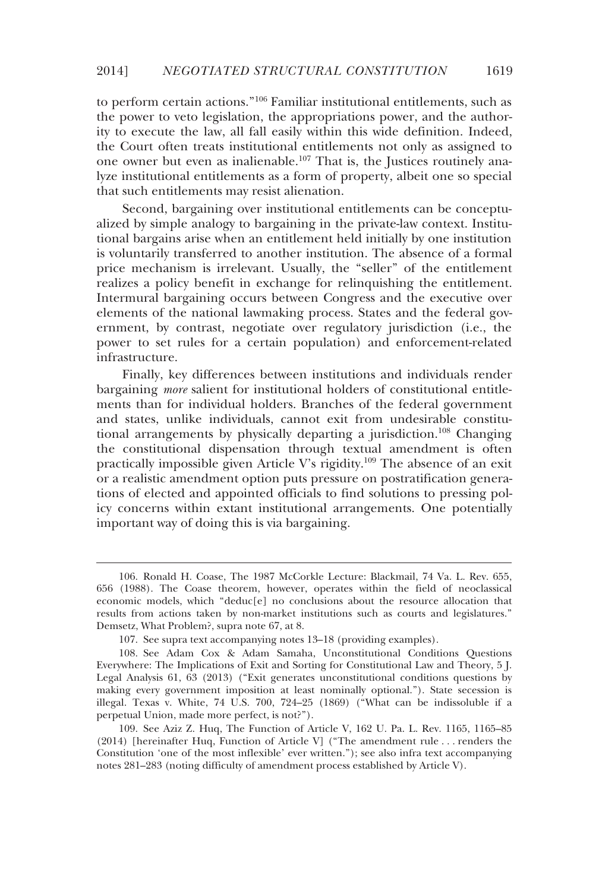to perform certain actions."[106] Familiar institutional entitlements, such as the power to veto legislation, the appropriations power, and the authority to execute the law, all fall easily within this wide definition. Indeed, the Court often treats institutional entitlements not only as assigned to one owner but even as inalienable.[107] That is, the Justices routinely analyze institutional entitlements as a form of property, albeit one so special that such entitlements may resist alienation.

Second, bargaining over institutional entitlements can be conceptualized by simple analogy to bargaining in the private-law context. Institutional bargains arise when an entitlement held initially by one institution is voluntarily transferred to another institution. The absence of a formal price mechanism is irrelevant. Usually, the "seller" of the entitlement realizes a policy benefit in exchange for relinquishing the entitlement. Intermural bargaining occurs between Congress and the executive over elements of the national lawmaking process. States and the federal government, by contrast, negotiate over regulatory jurisdiction (i.e., the power to set rules for a certain population) and enforcement-related infrastructure.

Finally, key differences between institutions and individuals render bargaining *more* salient for institutional holders of constitutional entitlements than for individual holders. Branches of the federal government and states, unlike individuals, cannot exit from undesirable constitutional arrangements by physically departing a jurisdiction.[108] Changing the constitutional dispensation through textual amendment is often practically impossible given Article V's rigidity.[109] The absence of an exit or a realistic amendment option puts pressure on postratification generations of elected and appointed officials to find solutions to pressing policy concerns within extant institutional arrangements. One potentially important way of doing this is via bargaining.

---

106. Ronald H. Coase, The 1987 McCorkle Lecture: Blackmail, 74 Va. L. Rev. 655, 656 (1988). The Coase theorem, however, operates within the field of neoclassical economic models, which "deduc[e] no conclusions about the resource allocation that results from actions taken by non-market institutions such as courts and legislatures." Demsetz, What Problem?, supra note 67, at 8.

107. See supra text accompanying notes 13–18 (providing examples).

108. See Adam Cox & Adam Samaha, Unconstitutional Conditions Questions Everywhere: The Implications of Exit and Sorting for Constitutional Law and Theory, 5 J. Legal Analysis 61, 63 (2013) ("Exit generates unconstitutional conditions questions by making every government imposition at least nominally optional."). State secession is illegal. Texas v. White, 74 U.S. 700, 724–25 (1869) ("What can be indissoluble if a perpetual Union, made more perfect, is not?").

109. See Aziz Z. Huq, The Function of Article V, 162 U. Pa. L. Rev. 1165, 1165–85 (2014) [hereinafter Huq, Function of Article V] ("The amendment rule . . . renders the Constitution 'one of the most inflexible' ever written."); see also infra text accompanying notes 281–283 (noting difficulty of amendment process established by Article V).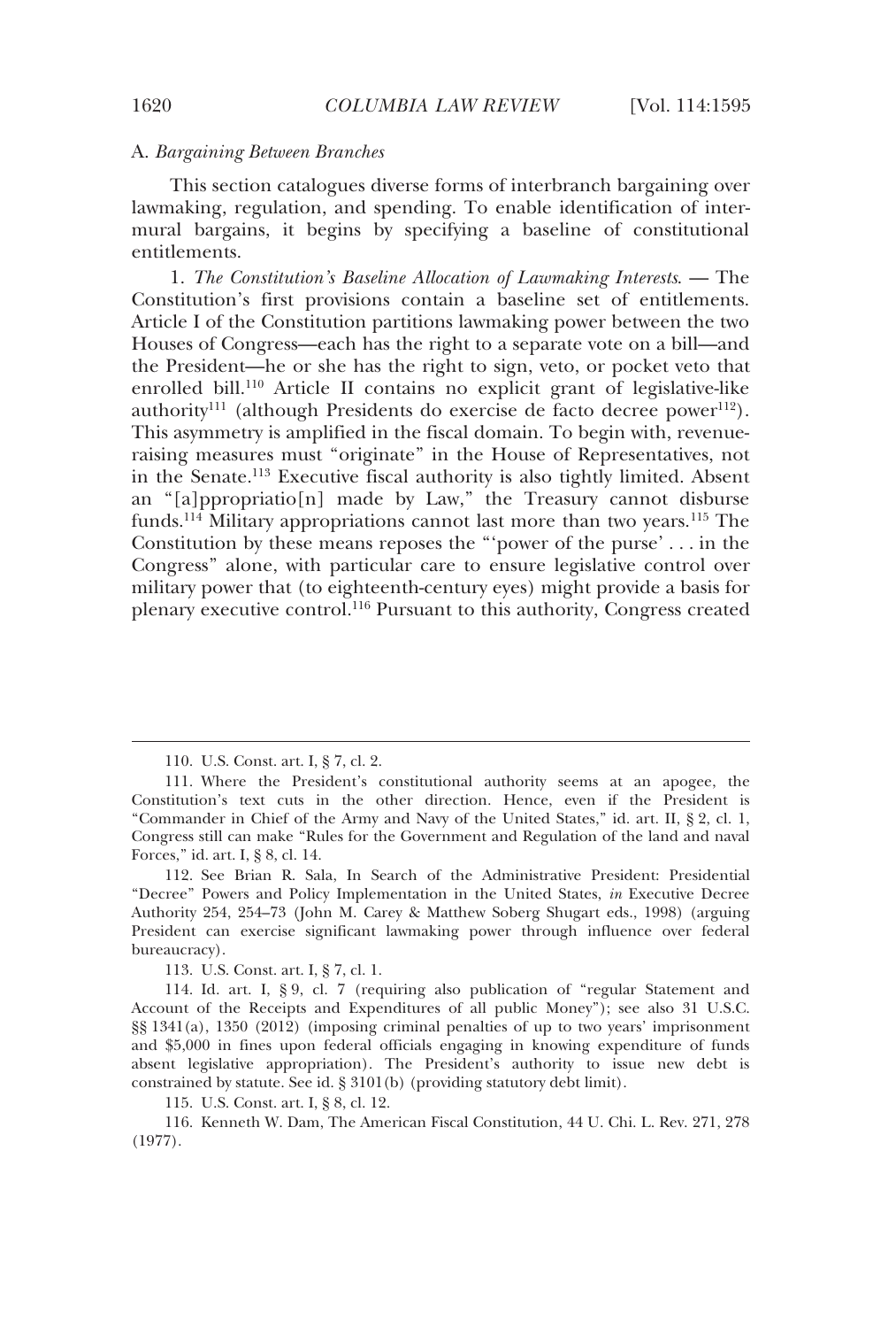### A. *Bargaining Between Branches*

This section catalogues diverse forms of interbranch bargaining over lawmaking, regulation, and spending. To enable identification of intermural bargains, it begins by specifying a baseline of constitutional entitlements.

1. *The Constitution's Baseline Allocation of Lawmaking Interests*. — The Constitution's first provisions contain a baseline set of entitlements. Article I of the Constitution partitions lawmaking power between the two Houses of Congress—each has the right to a separate vote on a bill—and the President—he or she has the right to sign, veto, or pocket veto that enrolled bill.[110] Article II contains no explicit grant of legislative-like authority[111] (although Presidents do exercise de facto decree power[112]). This asymmetry is amplified in the fiscal domain. To begin with, revenue-raising measures must "originate" in the House of Representatives, not in the Senate.[113] Executive fiscal authority is also tightly limited. Absent an "[a]ppropriatio[n] made by Law," the Treasury cannot disburse funds.[114] Military appropriations cannot last more than two years.[115] The Constitution by these means reposes the "'power of the purse' . . . in the Congress" alone, with particular care to ensure legislative control over military power that (to eighteenth-century eyes) might provide a basis for plenary executive control.[116] Pursuant to this authority, Congress created

---

110. U.S. Const. art. I, § 7, cl. 2.

111. Where the President's constitutional authority seems at an apogee, the Constitution's text cuts in the other direction. Hence, even if the President is "Commander in Chief of the Army and Navy of the United States," id. art. II, § 2, cl. 1, Congress still can make "Rules for the Government and Regulation of the land and naval Forces," id. art. I, § 8, cl. 14.

112. See Brian R. Sala, In Search of the Administrative President: Presidential "Decree" Powers and Policy Implementation in the United States, *in* Executive Decree Authority 254, 254–73 (John M. Carey & Matthew Soberg Shugart eds., 1998) (arguing President can exercise significant lawmaking power through influence over federal bureaucracy).

113. U.S. Const. art. I, § 7, cl. 1.

114. Id. art. I, § 9, cl. 7 (requiring also publication of "regular Statement and Account of the Receipts and Expenditures of all public Money"); see also 31 U.S.C. §§ 1341(a), 1350 (2012) (imposing criminal penalties of up to two years' imprisonment and $5,000 in fines upon federal officials engaging in knowing expenditure of funds absent legislative appropriation). The President's authority to issue new debt is constrained by statute. See id. § 3101(b) (providing statutory debt limit).

115. U.S. Const. art. I, § 8, cl. 12.

116. Kenneth W. Dam, The American Fiscal Constitution, 44 U. Chi. L. Rev. 271, 278 (1977).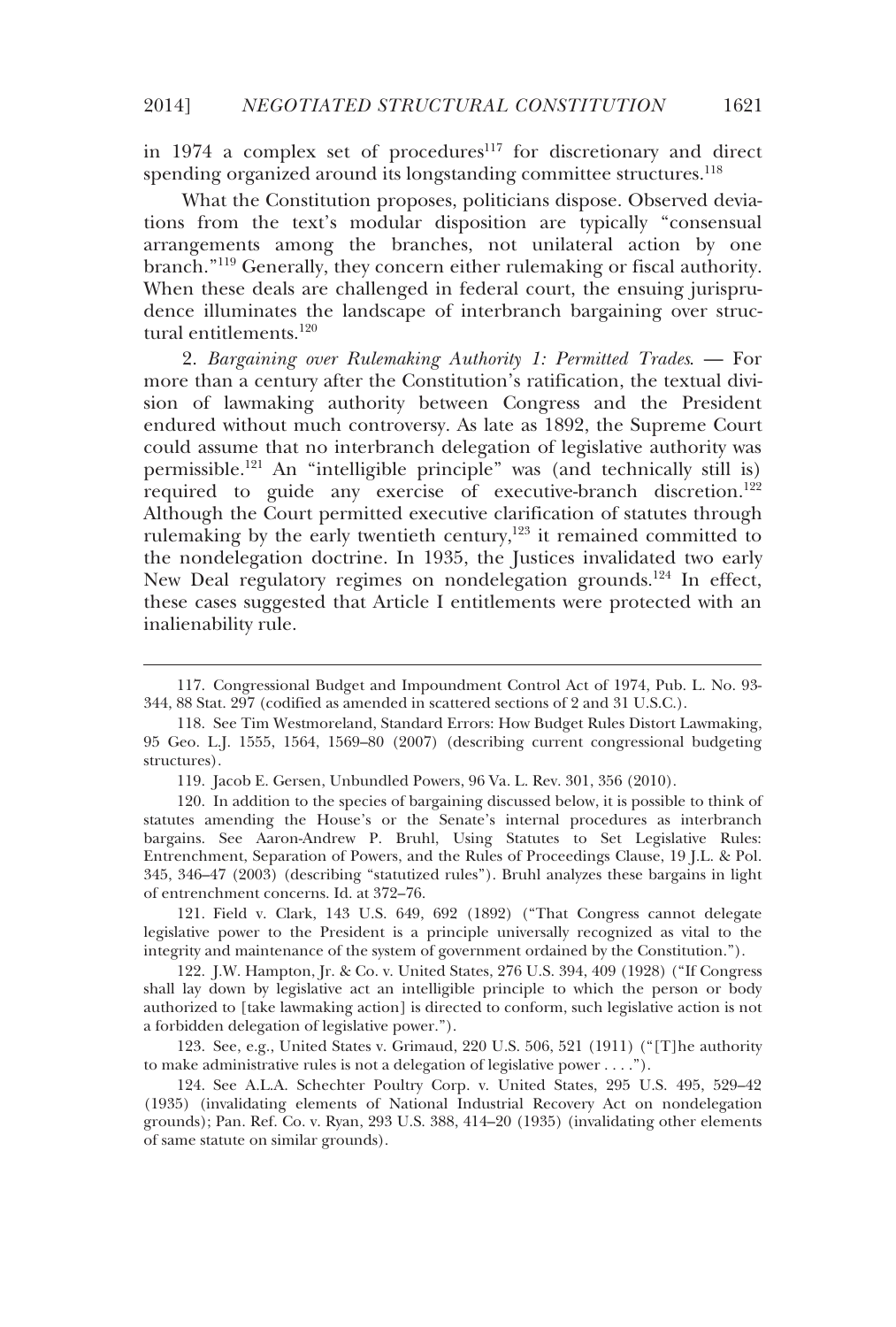in 1974 a complex set of procedures[117] for discretionary and direct spending organized around its longstanding committee structures.[118]

What the Constitution proposes, politicians dispose. Observed deviations from the text's modular disposition are typically "consensual arrangements among the branches, not unilateral action by one branch."[119] Generally, they concern either rulemaking or fiscal authority. When these deals are challenged in federal court, the ensuing jurisprudence illuminates the landscape of interbranch bargaining over structural entitlements.[120]

2. *Bargaining over Rulemaking Authority 1: Permitted Trades*. — For more than a century after the Constitution's ratification, the textual division of lawmaking authority between Congress and the President endured without much controversy. As late as 1892, the Supreme Court could assume that no interbranch delegation of legislative authority was permissible.[121] An "intelligible principle" was (and technically still is) required to guide any exercise of executive-branch discretion.[122] Although the Court permitted executive clarification of statutes through rulemaking by the early twentieth century,[123] it remained committed to the nondelegation doctrine. In 1935, the Justices invalidated two early New Deal regulatory regimes on nondelegation grounds.[124] In effect, these cases suggested that Article I entitlements were protected with an inalienability rule.

---

117. Congressional Budget and Impoundment Control Act of 1974, Pub. L. No. 93-344, 88 Stat. 297 (codified as amended in scattered sections of 2 and 31 U.S.C.).

118. See Tim Westmoreland, Standard Errors: How Budget Rules Distort Lawmaking, 95 Geo. L.J. 1555, 1564, 1569–80 (2007) (describing current congressional budgeting structures).

119. Jacob E. Gersen, Unbundled Powers, 96 Va. L. Rev. 301, 356 (2010).

120. In addition to the species of bargaining discussed below, it is possible to think of statutes amending the House's or the Senate's internal procedures as interbranch bargains. See Aaron-Andrew P. Bruhl, Using Statutes to Set Legislative Rules: Entrenchment, Separation of Powers, and the Rules of Proceedings Clause, 19 J.L. & Pol. 345, 346–47 (2003) (describing "statutized rules"). Bruhl analyzes these bargains in light of entrenchment concerns. Id. at 372–76.

121. Field v. Clark, 143 U.S. 649, 692 (1892) ("That Congress cannot delegate legislative power to the President is a principle universally recognized as vital to the integrity and maintenance of the system of government ordained by the Constitution.").

122. J.W. Hampton, Jr. & Co. v. United States, 276 U.S. 394, 409 (1928) ("If Congress shall lay down by legislative act an intelligible principle to which the person or body authorized to [take lawmaking action] is directed to conform, such legislative action is not a forbidden delegation of legislative power.").

123. See, e.g., United States v. Grimaud, 220 U.S. 506, 521 (1911) ("[T]he authority to make administrative rules is not a delegation of legislative power . . . .").

124. See A.L.A. Schechter Poultry Corp. v. United States, 295 U.S. 495, 529–42 (1935) (invalidating elements of National Industrial Recovery Act on nondelegation grounds); Pan. Ref. Co. v. Ryan, 293 U.S. 388, 414–20 (1935) (invalidating other elements of same statute on similar grounds).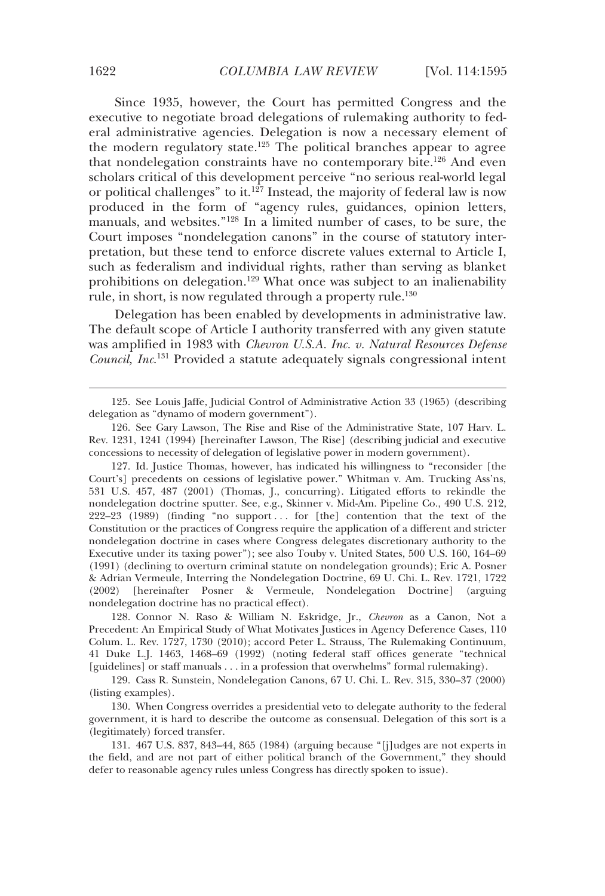Since 1935, however, the Court has permitted Congress and the executive to negotiate broad delegations of rulemaking authority to federal administrative agencies. Delegation is now a necessary element of the modern regulatory state.[125] The political branches appear to agree that nondelegation constraints have no contemporary bite.[126] And even scholars critical of this development perceive "no serious real-world legal or political challenges" to it.[127] Instead, the majority of federal law is now produced in the form of "agency rules, guidances, opinion letters, manuals, and websites."[128] In a limited number of cases, to be sure, the Court imposes "nondelegation canons" in the course of statutory interpretation, but these tend to enforce discrete values external to Article I, such as federalism and individual rights, rather than serving as blanket prohibitions on delegation.[129] What once was subject to an inalienability rule, in short, is now regulated through a property rule.[130]

Delegation has been enabled by developments in administrative law. The default scope of Article I authority transferred with any given statute was amplified in 1983 with *Chevron U.S.A. Inc. v. Natural Resources Defense Council, Inc.*[131] Provided a statute adequately signals congressional intent

---

125. See Louis Jaffe, Judicial Control of Administrative Action 33 (1965) (describing delegation as "dynamo of modern government").

126. See Gary Lawson, The Rise and Rise of the Administrative State, 107 Harv. L. Rev. 1231, 1241 (1994) [hereinafter Lawson, The Rise] (describing judicial and executive concessions to necessity of delegation of legislative power in modern government).

127. Id. Justice Thomas, however, has indicated his willingness to "reconsider [the Court's] precedents on cessions of legislative power." Whitman v. Am. Trucking Ass'ns, 531 U.S. 457, 487 (2001) (Thomas, J., concurring). Litigated efforts to rekindle the nondelegation doctrine sputter. See, e.g., Skinner v. Mid-Am. Pipeline Co., 490 U.S. 212, 222–23 (1989) (finding "no support . . . for [the] contention that the text of the Constitution or the practices of Congress require the application of a different and stricter nondelegation doctrine in cases where Congress delegates discretionary authority to the Executive under its taxing power"); see also Touby v. United States, 500 U.S. 160, 164–69 (1991) (declining to overturn criminal statute on nondelegation grounds); Eric A. Posner & Adrian Vermeule, Interring the Nondelegation Doctrine, 69 U. Chi. L. Rev. 1721, 1722 (2002) [hereinafter Posner & Vermeule, Nondelegation Doctrine] (arguing nondelegation doctrine has no practical effect).

128. Connor N. Raso & William N. Eskridge, Jr., *Chevron* as a Canon, Not a Precedent: An Empirical Study of What Motivates Justices in Agency Deference Cases, 110 Colum. L. Rev. 1727, 1730 (2010); accord Peter L. Strauss, The Rulemaking Continuum, 41 Duke L.J. 1463, 1468–69 (1992) (noting federal staff offices generate "technical [guidelines] or staff manuals . . . in a profession that overwhelms" formal rulemaking).

129. Cass R. Sunstein, Nondelegation Canons, 67 U. Chi. L. Rev. 315, 330–37 (2000) (listing examples).

130. When Congress overrides a presidential veto to delegate authority to the federal government, it is hard to describe the outcome as consensual. Delegation of this sort is a (legitimately) forced transfer.

131. 467 U.S. 837, 843–44, 865 (1984) (arguing because "[j]udges are not experts in the field, and are not part of either political branch of the Government," they should defer to reasonable agency rules unless Congress has directly spoken to issue).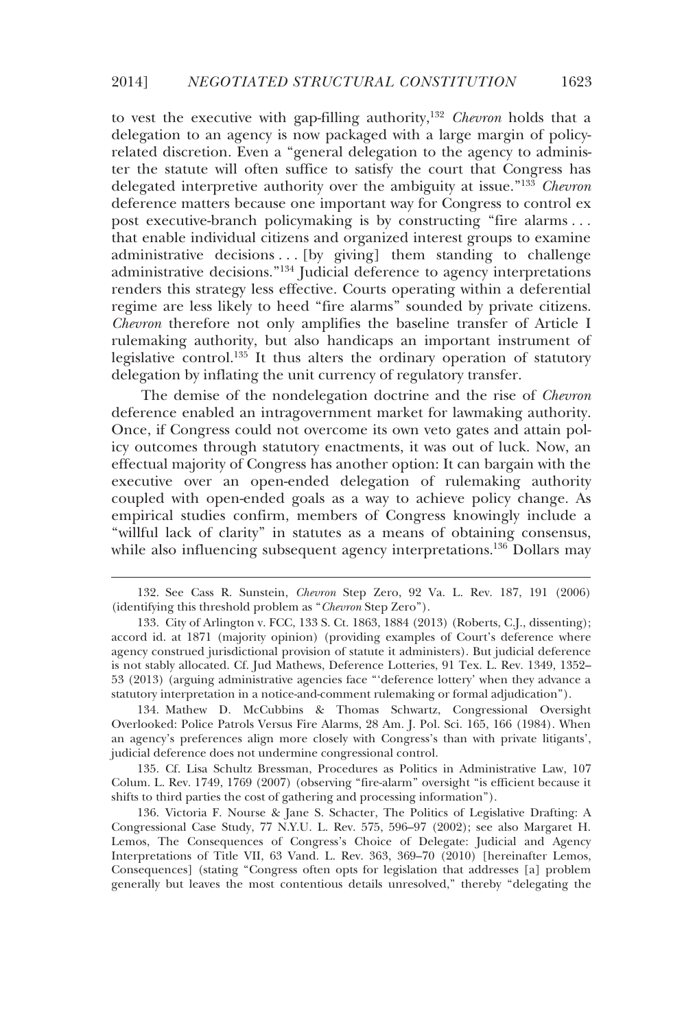to vest the executive with gap-filling authority,[132] *Chevron* holds that a delegation to an agency is now packaged with a large margin of policy-related discretion. Even a "general delegation to the agency to administer the statute will often suffice to satisfy the court that Congress has delegated interpretive authority over the ambiguity at issue."[133] *Chevron* deference matters because one important way for Congress to control ex post executive-branch policymaking is by constructing "fire alarms . . . that enable individual citizens and organized interest groups to examine administrative decisions . . . [by giving] them standing to challenge administrative decisions."[134] Judicial deference to agency interpretations renders this strategy less effective. Courts operating within a deferential regime are less likely to heed "fire alarms" sounded by private citizens. *Chevron* therefore not only amplifies the baseline transfer of Article I rulemaking authority, but also handicaps an important instrument of legislative control.[135] It thus alters the ordinary operation of statutory delegation by inflating the unit currency of regulatory transfer.

The demise of the nondelegation doctrine and the rise of *Chevron* deference enabled an intragovernment market for lawmaking authority. Once, if Congress could not overcome its own veto gates and attain policy outcomes through statutory enactments, it was out of luck. Now, an effectual majority of Congress has another option: It can bargain with the executive over an open-ended delegation of rulemaking authority coupled with open-ended goals as a way to achieve policy change. As empirical studies confirm, members of Congress knowingly include a "willful lack of clarity" in statutes as a means of obtaining consensus, while also influencing subsequent agency interpretations.[136] Dollars may

---

132. See Cass R. Sunstein, *Chevron* Step Zero, 92 Va. L. Rev. 187, 191 (2006) (identifying this threshold problem as "*Chevron* Step Zero").

133. City of Arlington v. FCC, 133 S. Ct. 1863, 1884 (2013) (Roberts, C.J., dissenting); accord id. at 1871 (majority opinion) (providing examples of Court's deference where agency construed jurisdictional provision of statute it administers). But judicial deference is not stably allocated. Cf. Jud Mathews, Deference Lotteries, 91 Tex. L. Rev. 1349, 1352–53 (2013) (arguing administrative agencies face "'deference lottery' when they advance a statutory interpretation in a notice-and-comment rulemaking or formal adjudication").

134. Mathew D. McCubbins & Thomas Schwartz, Congressional Oversight Overlooked: Police Patrols Versus Fire Alarms, 28 Am. J. Pol. Sci. 165, 166 (1984). When an agency's preferences align more closely with Congress's than with private litigants', judicial deference does not undermine congressional control.

135. Cf. Lisa Schultz Bressman, Procedures as Politics in Administrative Law, 107 Colum. L. Rev. 1749, 1769 (2007) (observing "fire-alarm" oversight "is efficient because it shifts to third parties the cost of gathering and processing information").

136. Victoria F. Nourse & Jane S. Schacter, The Politics of Legislative Drafting: A Congressional Case Study, 77 N.Y.U. L. Rev. 575, 596–97 (2002); see also Margaret H. Lemos, The Consequences of Congress's Choice of Delegate: Judicial and Agency Interpretations of Title VII, 63 Vand. L. Rev. 363, 369–70 (2010) [hereinafter Lemos, Consequences] (stating "Congress often opts for legislation that addresses [a] problem generally but leaves the most contentious details unresolved," thereby "delegating the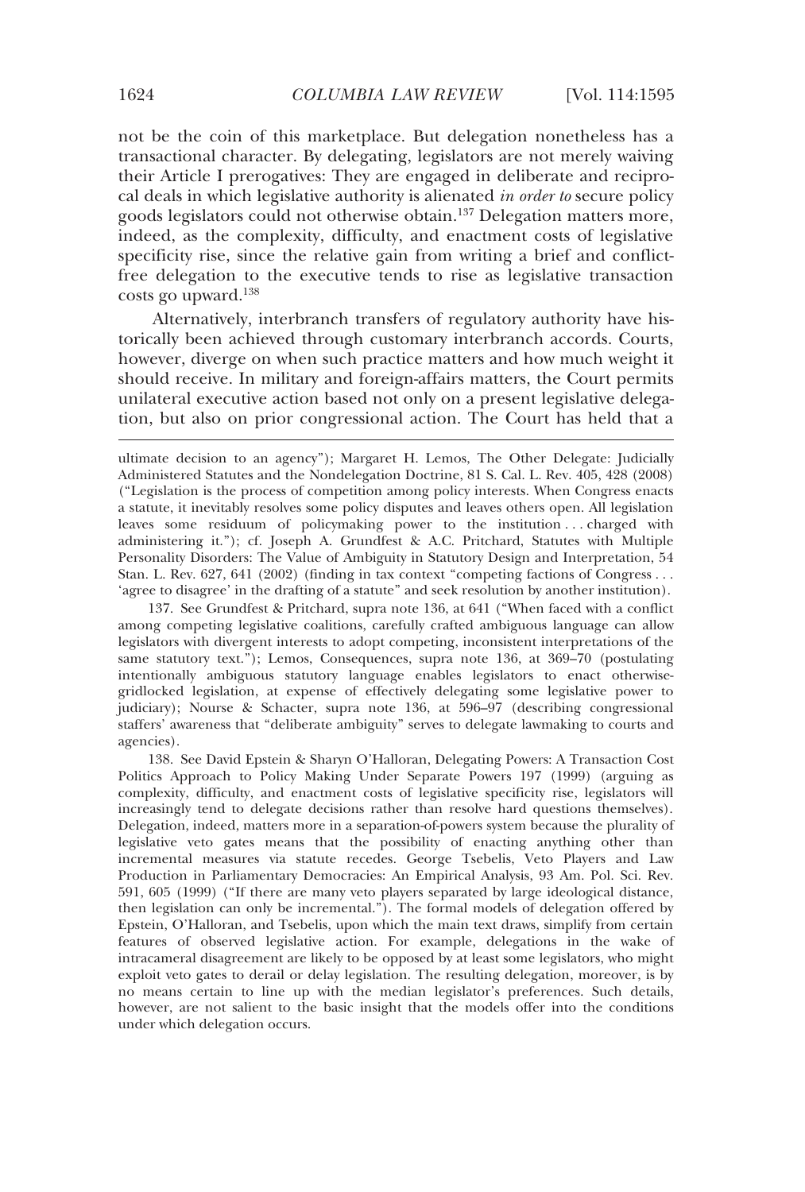not be the coin of this marketplace. But delegation nonetheless has a transactional character. By delegating, legislators are not merely waiving their Article I prerogatives: They are engaged in deliberate and reciprocal deals in which legislative authority is alienated *in order to* secure policy goods legislators could not otherwise obtain.[137] Delegation matters more, indeed, as the complexity, difficulty, and enactment costs of legislative specificity rise, since the relative gain from writing a brief and conflict-free delegation to the executive tends to rise as legislative transaction costs go upward.[138]

Alternatively, interbranch transfers of regulatory authority have historically been achieved through customary interbranch accords. Courts, however, diverge on when such practice matters and how much weight it should receive. In military and foreign-affairs matters, the Court permits unilateral executive action based not only on a present legislative delegation, but also on prior congressional action. The Court has held that a

---

ultimate decision to an agency"); Margaret H. Lemos, The Other Delegate: Judicially Administered Statutes and the Nondelegation Doctrine, 81 S. Cal. L. Rev. 405, 428 (2008) ("Legislation is the process of competition among policy interests. When Congress enacts a statute, it inevitably resolves some policy disputes and leaves others open. All legislation leaves some residuum of policymaking power to the institution . . . charged with administering it."); cf. Joseph A. Grundfest & A.C. Pritchard, Statutes with Multiple Personality Disorders: The Value of Ambiguity in Statutory Design and Interpretation, 54 Stan. L. Rev. 627, 641 (2002) (finding in tax context "competing factions of Congress . . . 'agree to disagree' in the drafting of a statute" and seek resolution by another institution).

137. See Grundfest & Pritchard, supra note 136, at 641 ("When faced with a conflict among competing legislative coalitions, carefully crafted ambiguous language can allow legislators with divergent interests to adopt competing, inconsistent interpretations of the same statutory text."); Lemos, Consequences, supra note 136, at 369–70 (postulating intentionally ambiguous statutory language enables legislators to enact otherwise-gridlocked legislation, at expense of effectively delegating some legislative power to judiciary); Nourse & Schacter, supra note 136, at 596–97 (describing congressional staffers' awareness that "deliberate ambiguity" serves to delegate lawmaking to courts and agencies).

138. See David Epstein & Sharyn O'Halloran, Delegating Powers: A Transaction Cost Politics Approach to Policy Making Under Separate Powers 197 (1999) (arguing as complexity, difficulty, and enactment costs of legislative specificity rise, legislators will increasingly tend to delegate decisions rather than resolve hard questions themselves). Delegation, indeed, matters more in a separation-of-powers system because the plurality of legislative veto gates means that the possibility of enacting anything other than incremental measures via statute recedes. George Tsebelis, Veto Players and Law Production in Parliamentary Democracies: An Empirical Analysis, 93 Am. Pol. Sci. Rev. 591, 605 (1999) ("If there are many veto players separated by large ideological distance, then legislation can only be incremental."). The formal models of delegation offered by Epstein, O'Halloran, and Tsebelis, upon which the main text draws, simplify from certain features of observed legislative action. For example, delegations in the wake of intracameral disagreement are likely to be opposed by at least some legislators, who might exploit veto gates to derail or delay legislation. The resulting delegation, moreover, is by no means certain to line up with the median legislator's preferences. Such details, however, are not salient to the basic insight that the models offer into the conditions under which delegation occurs.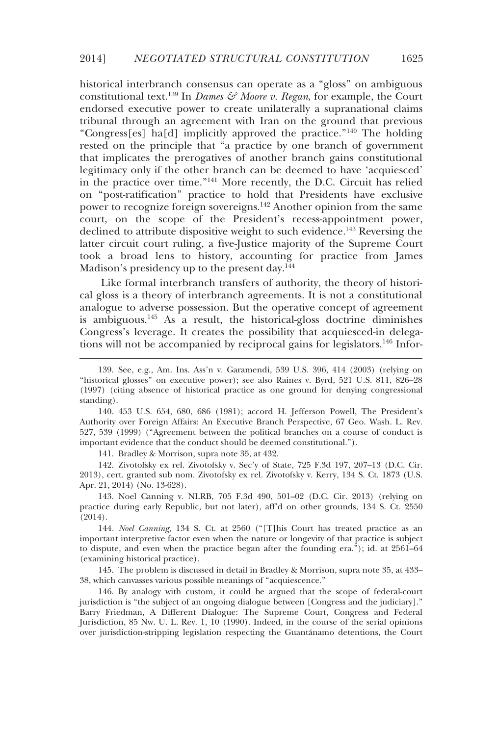historical interbranch consensus can operate as a "gloss" on ambiguous constitutional text.[139] In *Dames & Moore v. Regan*, for example, the Court endorsed executive power to create unilaterally a supranational claims tribunal through an agreement with Iran on the ground that previous "Congress[es] ha[d] implicitly approved the practice."[140] The holding rested on the principle that "a practice by one branch of government that implicates the prerogatives of another branch gains constitutional legitimacy only if the other branch can be deemed to have 'acquiesced' in the practice over time."[141] More recently, the D.C. Circuit has relied on "post-ratification" practice to hold that Presidents have exclusive power to recognize foreign sovereigns.[142] Another opinion from the same court, on the scope of the President's recess-appointment power, declined to attribute dispositive weight to such evidence.[143] Reversing the latter circuit court ruling, a five-Justice majority of the Supreme Court took a broad lens to history, accounting for practice from James Madison's presidency up to the present day.[144]

Like formal interbranch transfers of authority, the theory of historical gloss is a theory of interbranch agreements. It is not a constitutional analogue to adverse possession. But the operative concept of agreement is ambiguous.[145] As a result, the historical-gloss doctrine diminishes Congress's leverage. It creates the possibility that acquiesced-in delegations will not be accompanied by reciprocal gains for legislators.[146] Infor-

---

139. See, e.g., Am. Ins. Ass'n v. Garamendi, 539 U.S. 396, 414 (2003) (relying on "historical glosses" on executive power); see also Raines v. Byrd, 521 U.S. 811, 826–28 (1997) (citing absence of historical practice as one ground for denying congressional standing).

140. 453 U.S. 654, 680, 686 (1981); accord H. Jefferson Powell, The President's Authority over Foreign Affairs: An Executive Branch Perspective, 67 Geo. Wash. L. Rev. 527, 539 (1999) ("Agreement between the political branches on a course of conduct is important evidence that the conduct should be deemed constitutional.").

141. Bradley & Morrison, supra note 35, at 432.

142. Zivotofsky ex rel. Zivotofsky v. Sec'y of State, 725 F.3d 197, 207–13 (D.C. Cir. 2013), cert. granted sub nom. Zivotofsky ex rel. Zivotofsky v. Kerry, 134 S. Ct. 1873 (U.S. Apr. 21, 2014) (No. 13-628).

143. Noel Canning v. NLRB, 705 F.3d 490, 501–02 (D.C. Cir. 2013) (relying on practice during early Republic, but not later), aff'd on other grounds, 134 S. Ct. 2550 (2014).

144. *Noel Canning*, 134 S. Ct. at 2560 ("[T]his Court has treated practice as an important interpretive factor even when the nature or longevity of that practice is subject to dispute, and even when the practice began after the founding era."); id. at 2561–64 (examining historical practice).

145. The problem is discussed in detail in Bradley & Morrison, supra note 35, at 433–38, which canvasses various possible meanings of "acquiescence."

146. By analogy with custom, it could be argued that the scope of federal-court jurisdiction is "the subject of an ongoing dialogue between [Congress and the judiciary]." Barry Friedman, A Different Dialogue: The Supreme Court, Congress and Federal Jurisdiction, 85 Nw. U. L. Rev. 1, 10 (1990). Indeed, in the course of the serial opinions over jurisdiction-stripping legislation respecting the Guantánamo detentions, the Court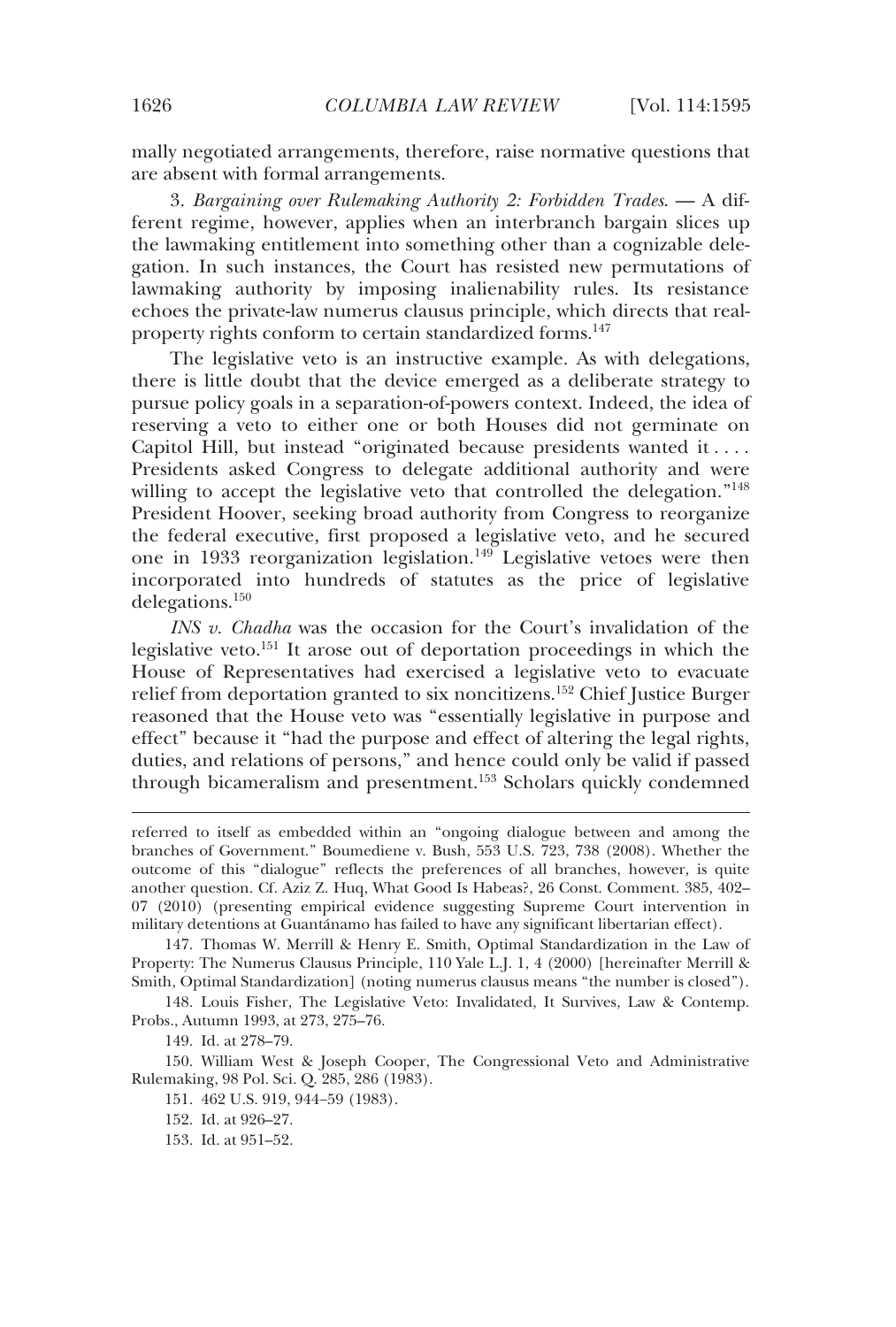mally negotiated arrangements, therefore, raise normative questions that are absent with formal arrangements.

3. *Bargaining over Rulemaking Authority 2: Forbidden Trades.* — A different regime, however, applies when an interbranch bargain slices up the lawmaking entitlement into something other than a cognizable delegation. In such instances, the Court has resisted new permutations of lawmaking authority by imposing inalienability rules. Its resistance echoes the private-law numerus clausus principle, which directs that real-property rights conform to certain standardized forms.[147]

The legislative veto is an instructive example. As with delegations, there is little doubt that the device emerged as a deliberate strategy to pursue policy goals in a separation-of-powers context. Indeed, the idea of reserving a veto to either one or both Houses did not germinate on Capitol Hill, but instead "originated because presidents wanted it . . . . Presidents asked Congress to delegate additional authority and were willing to accept the legislative veto that controlled the delegation."[148] President Hoover, seeking broad authority from Congress to reorganize the federal executive, first proposed a legislative veto, and he secured one in 1933 reorganization legislation.[149] Legislative vetoes were then incorporated into hundreds of statutes as the price of legislative delegations.[150]

*INS v. Chadha* was the occasion for the Court's invalidation of the legislative veto.[151] It arose out of deportation proceedings in which the House of Representatives had exercised a legislative veto to evacuate relief from deportation granted to six noncitizens.[152] Chief Justice Burger reasoned that the House veto was "essentially legislative in purpose and effect" because it "had the purpose and effect of altering the legal rights, duties, and relations of persons," and hence could only be valid if passed through bicameralism and presentment.[153] Scholars quickly condemned

---

referred to itself as embedded within an "ongoing dialogue between and among the branches of Government." Boumediene v. Bush, 553 U.S. 723, 738 (2008). Whether the outcome of this "dialogue" reflects the preferences of all branches, however, is quite another question. Cf. Aziz Z. Huq, What Good Is Habeas?, 26 Const. Comment. 385, 402–07 (2010) (presenting empirical evidence suggesting Supreme Court intervention in military detentions at Guantánamo has failed to have any significant libertarian effect).

147. Thomas W. Merrill & Henry E. Smith, Optimal Standardization in the Law of Property: The Numerus Clausus Principle, 110 Yale L.J. 1, 4 (2000) [hereinafter Merrill & Smith, Optimal Standardization] (noting numerus clausus means "the number is closed").

148. Louis Fisher, The Legislative Veto: Invalidated, It Survives, Law & Contemp. Probs., Autumn 1993, at 273, 275–76.

149. Id. at 278–79.

150. William West & Joseph Cooper, The Congressional Veto and Administrative Rulemaking, 98 Pol. Sci. Q. 285, 286 (1983).

151. 462 U.S. 919, 944–59 (1983).

152. Id. at 926–27.

153. Id. at 951–52.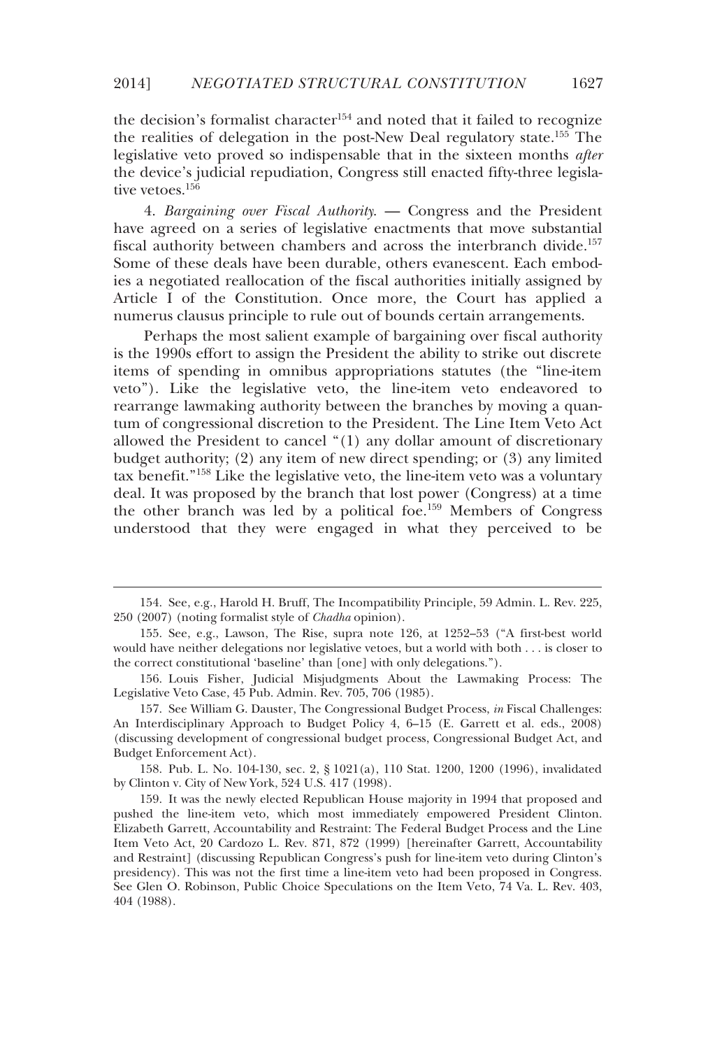the decision's formalist character[154] and noted that it failed to recognize the realities of delegation in the post-New Deal regulatory state.[155] The legislative veto proved so indispensable that in the sixteen months *after* the device's judicial repudiation, Congress still enacted fifty-three legislative vetoes.[156]

4. *Bargaining over Fiscal Authority.* — Congress and the President have agreed on a series of legislative enactments that move substantial fiscal authority between chambers and across the interbranch divide.[157] Some of these deals have been durable, others evanescent. Each embodies a negotiated reallocation of the fiscal authorities initially assigned by Article I of the Constitution. Once more, the Court has applied a numerus clausus principle to rule out of bounds certain arrangements.

Perhaps the most salient example of bargaining over fiscal authority is the 1990s effort to assign the President the ability to strike out discrete items of spending in omnibus appropriations statutes (the "line-item veto"). Like the legislative veto, the line-item veto endeavored to rearrange lawmaking authority between the branches by moving a quantum of congressional discretion to the President. The Line Item Veto Act allowed the President to cancel "(1) any dollar amount of discretionary budget authority; (2) any item of new direct spending; or (3) any limited tax benefit."[158] Like the legislative veto, the line-item veto was a voluntary deal. It was proposed by the branch that lost power (Congress) at a time the other branch was led by a political foe.[159] Members of Congress understood that they were engaged in what they perceived to be

---

154. See, e.g., Harold H. Bruff, The Incompatibility Principle, 59 Admin. L. Rev. 225, 250 (2007) (noting formalist style of *Chadha* opinion).

155. See, e.g., Lawson, The Rise, supra note 126, at 1252–53 ("A first-best world would have neither delegations nor legislative vetoes, but a world with both . . . is closer to the correct constitutional 'baseline' than [one] with only delegations.").

156. Louis Fisher, Judicial Misjudgments About the Lawmaking Process: The Legislative Veto Case, 45 Pub. Admin. Rev. 705, 706 (1985).

157. See William G. Dauster, The Congressional Budget Process, *in* Fiscal Challenges: An Interdisciplinary Approach to Budget Policy 4, 6–15 (E. Garrett et al. eds., 2008) (discussing development of congressional budget process, Congressional Budget Act, and Budget Enforcement Act).

158. Pub. L. No. 104-130, sec. 2, § 1021(a), 110 Stat. 1200, 1200 (1996), invalidated by Clinton v. City of New York, 524 U.S. 417 (1998).

159. It was the newly elected Republican House majority in 1994 that proposed and pushed the line-item veto, which most immediately empowered President Clinton. Elizabeth Garrett, Accountability and Restraint: The Federal Budget Process and the Line Item Veto Act, 20 Cardozo L. Rev. 871, 872 (1999) [hereinafter Garrett, Accountability and Restraint] (discussing Republican Congress's push for line-item veto during Clinton's presidency). This was not the first time a line-item veto had been proposed in Congress. See Glen O. Robinson, Public Choice Speculations on the Item Veto, 74 Va. L. Rev. 403, 404 (1988).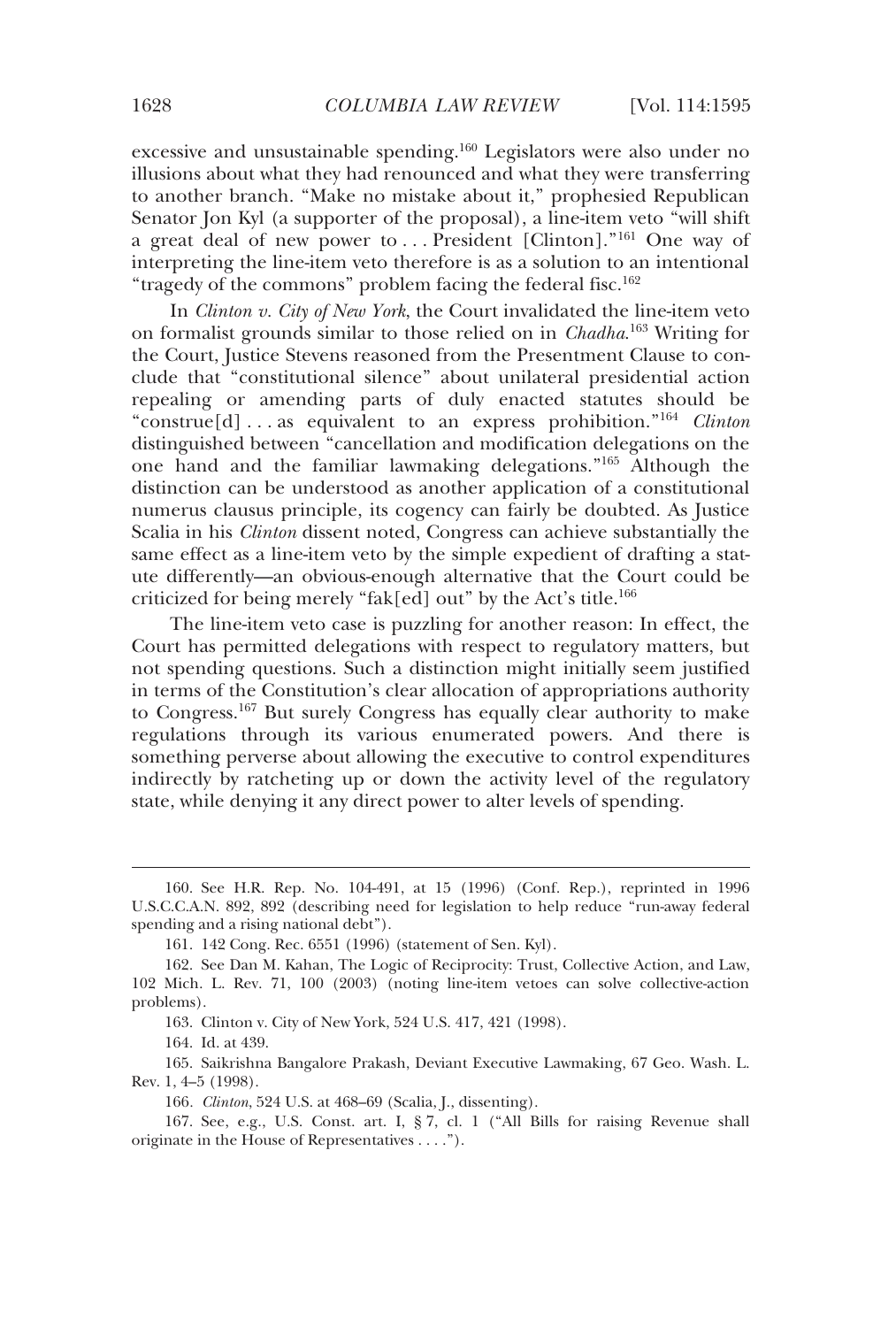excessive and unsustainable spending.[160] Legislators were also under no illusions about what they had renounced and what they were transferring to another branch. "Make no mistake about it," prophesied Republican Senator Jon Kyl (a supporter of the proposal), a line-item veto "will shift a great deal of new power to . . . President [Clinton]."[161] One way of interpreting the line-item veto therefore is as a solution to an intentional "tragedy of the commons" problem facing the federal fisc.[162]

In *Clinton v. City of New York*, the Court invalidated the line-item veto on formalist grounds similar to those relied on in *Chadha*.[163] Writing for the Court, Justice Stevens reasoned from the Presentment Clause to conclude that "constitutional silence" about unilateral presidential action repealing or amending parts of duly enacted statutes should be "construe[d] . . . as equivalent to an express prohibition."[164] *Clinton* distinguished between "cancellation and modification delegations on the one hand and the familiar lawmaking delegations."[165] Although the distinction can be understood as another application of a constitutional numerus clausus principle, its cogency can fairly be doubted. As Justice Scalia in his *Clinton* dissent noted, Congress can achieve substantially the same effect as a line-item veto by the simple expedient of drafting a statute differently—an obvious-enough alternative that the Court could be criticized for being merely "fak[ed] out" by the Act's title.[166]

The line-item veto case is puzzling for another reason: In effect, the Court has permitted delegations with respect to regulatory matters, but not spending questions. Such a distinction might initially seem justified in terms of the Constitution's clear allocation of appropriations authority to Congress.[167] But surely Congress has equally clear authority to make regulations through its various enumerated powers. And there is something perverse about allowing the executive to control expenditures indirectly by ratcheting up or down the activity level of the regulatory state, while denying it any direct power to alter levels of spending.

---

160. See H.R. Rep. No. 104-491, at 15 (1996) (Conf. Rep.), reprinted in 1996 U.S.C.C.A.N. 892, 892 (describing need for legislation to help reduce "run-away federal spending and a rising national debt").

161. 142 Cong. Rec. 6551 (1996) (statement of Sen. Kyl).

162. See Dan M. Kahan, The Logic of Reciprocity: Trust, Collective Action, and Law, 102 Mich. L. Rev. 71, 100 (2003) (noting line-item vetoes can solve collective-action problems).

163. Clinton v. City of New York, 524 U.S. 417, 421 (1998).

164. Id. at 439.

165. Saikrishna Bangalore Prakash, Deviant Executive Lawmaking, 67 Geo. Wash. L. Rev. 1, 4–5 (1998).

166. *Clinton*, 524 U.S. at 468–69 (Scalia, J., dissenting).

167. See, e.g., U.S. Const. art. I, § 7, cl. 1 ("All Bills for raising Revenue shall originate in the House of Representatives . . . .").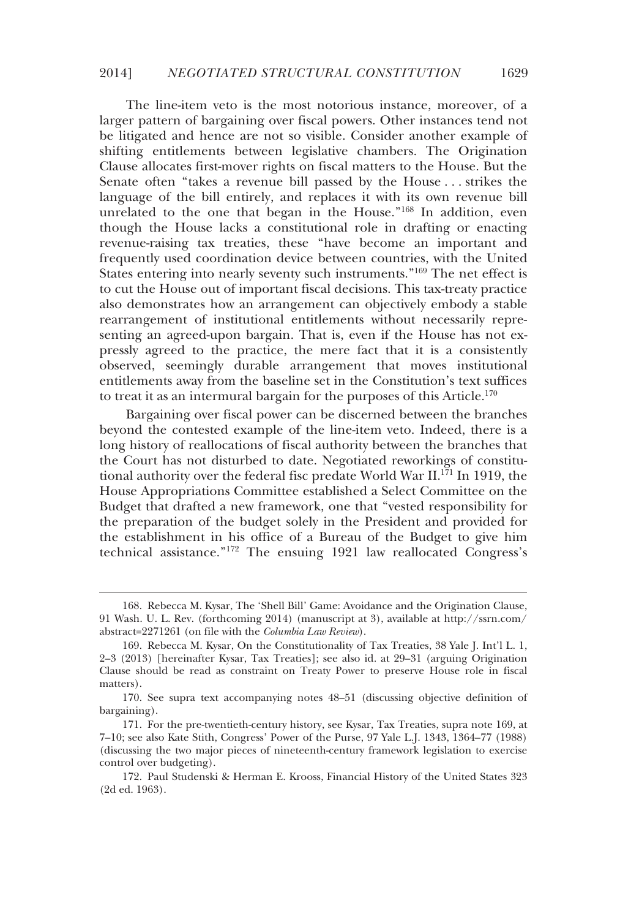The line-item veto is the most notorious instance, moreover, of a larger pattern of bargaining over fiscal powers. Other instances tend not be litigated and hence are not so visible. Consider another example of shifting entitlements between legislative chambers. The Origination Clause allocates first-mover rights on fiscal matters to the House. But the Senate often "takes a revenue bill passed by the House . . . strikes the language of the bill entirely, and replaces it with its own revenue bill unrelated to the one that began in the House."[168] In addition, even though the House lacks a constitutional role in drafting or enacting revenue-raising tax treaties, these "have become an important and frequently used coordination device between countries, with the United States entering into nearly seventy such instruments."[169] The net effect is to cut the House out of important fiscal decisions. This tax-treaty practice also demonstrates how an arrangement can objectively embody a stable rearrangement of institutional entitlements without necessarily representing an agreed-upon bargain. That is, even if the House has not expressly agreed to the practice, the mere fact that it is a consistently observed, seemingly durable arrangement that moves institutional entitlements away from the baseline set in the Constitution's text suffices to treat it as an intermural bargain for the purposes of this Article.[170]

Bargaining over fiscal power can be discerned between the branches beyond the contested example of the line-item veto. Indeed, there is a long history of reallocations of fiscal authority between the branches that the Court has not disturbed to date. Negotiated reworkings of constitutional authority over the federal fisc predate World War II.[171] In 1919, the House Appropriations Committee established a Select Committee on the Budget that drafted a new framework, one that "vested responsibility for the preparation of the budget solely in the President and provided for the establishment in his office of a Bureau of the Budget to give him technical assistance."[172] The ensuing 1921 law reallocated Congress's

---

168. Rebecca M. Kysar, The 'Shell Bill' Game: Avoidance and the Origination Clause, 91 Wash. U. L. Rev. (forthcoming 2014) (manuscript at 3), available at http://ssrn.com/abstract=2271261 (on file with the *Columbia Law Review*).

169. Rebecca M. Kysar, On the Constitutionality of Tax Treaties, 38 Yale J. Int'l L. 1, 2–3 (2013) [hereinafter Kysar, Tax Treaties]; see also id. at 29–31 (arguing Origination Clause should be read as constraint on Treaty Power to preserve House role in fiscal matters).

170. See supra text accompanying notes 48–51 (discussing objective definition of bargaining).

171. For the pre-twentieth-century history, see Kysar, Tax Treaties, supra note 169, at 7–10; see also Kate Stith, Congress' Power of the Purse, 97 Yale L.J. 1343, 1364–77 (1988) (discussing the two major pieces of nineteenth-century framework legislation to exercise control over budgeting).

172. Paul Studenski & Herman E. Krooss, Financial History of the United States 323 (2d ed. 1963).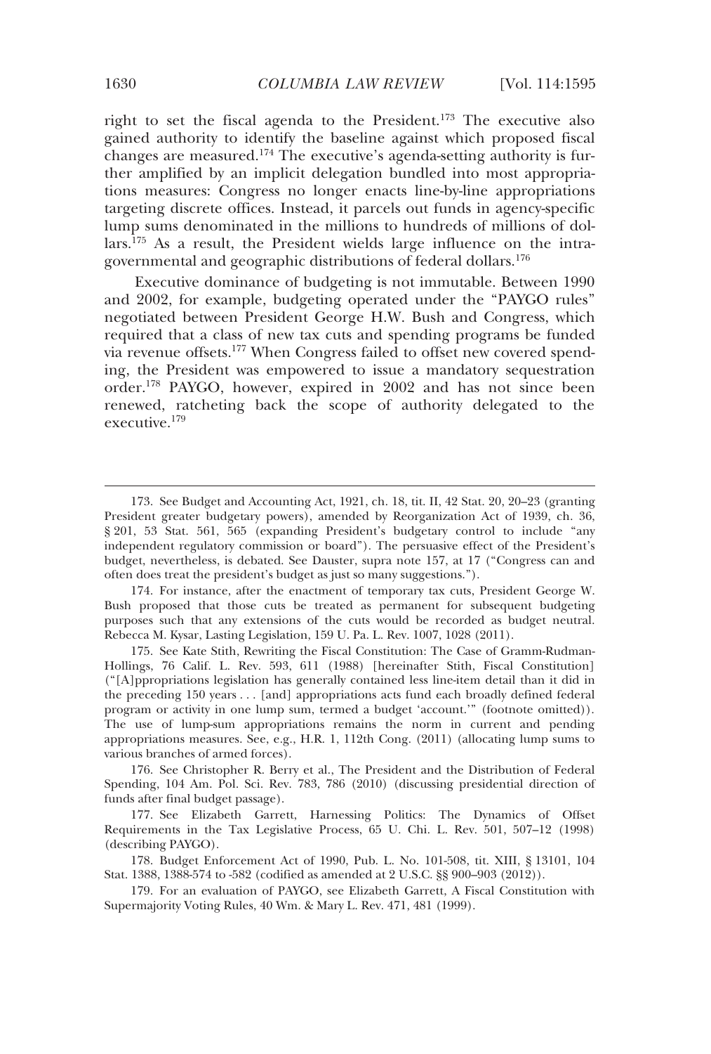right to set the fiscal agenda to the President.[173] The executive also gained authority to identify the baseline against which proposed fiscal changes are measured.[174] The executive's agenda-setting authority is further amplified by an implicit delegation bundled into most appropriations measures: Congress no longer enacts line-by-line appropriations targeting discrete offices. Instead, it parcels out funds in agency-specific lump sums denominated in the millions to hundreds of millions of dollars.[175] As a result, the President wields large influence on the intragovernmental and geographic distributions of federal dollars.[176]

Executive dominance of budgeting is not immutable. Between 1990 and 2002, for example, budgeting operated under the "PAYGO rules" negotiated between President George H.W. Bush and Congress, which required that a class of new tax cuts and spending programs be funded via revenue offsets.[177] When Congress failed to offset new covered spending, the President was empowered to issue a mandatory sequestration order.[178] PAYGO, however, expired in 2002 and has not since been renewed, ratcheting back the scope of authority delegated to the executive.[179]

---

173. See Budget and Accounting Act, 1921, ch. 18, tit. II, 42 Stat. 20, 20–23 (granting President greater budgetary powers), amended by Reorganization Act of 1939, ch. 36, § 201, 53 Stat. 561, 565 (expanding President's budgetary control to include "any independent regulatory commission or board"). The persuasive effect of the President's budget, nevertheless, is debated. See Dauster, supra note 157, at 17 ("Congress can and often does treat the president's budget as just so many suggestions.").

174. For instance, after the enactment of temporary tax cuts, President George W. Bush proposed that those cuts be treated as permanent for subsequent budgeting purposes such that any extensions of the cuts would be recorded as budget neutral. Rebecca M. Kysar, Lasting Legislation, 159 U. Pa. L. Rev. 1007, 1028 (2011).

175. See Kate Stith, Rewriting the Fiscal Constitution: The Case of Gramm-Rudman-Hollings, 76 Calif. L. Rev. 593, 611 (1988) [hereinafter Stith, Fiscal Constitution] ("[A]ppropriations legislation has generally contained less line-item detail than it did in the preceding 150 years . . . [and] appropriations acts fund each broadly defined federal program or activity in one lump sum, termed a budget 'account.'" (footnote omitted)). The use of lump-sum appropriations remains the norm in current and pending appropriations measures. See, e.g., H.R. 1, 112th Cong. (2011) (allocating lump sums to various branches of armed forces).

176. See Christopher R. Berry et al., The President and the Distribution of Federal Spending, 104 Am. Pol. Sci. Rev. 783, 786 (2010) (discussing presidential direction of funds after final budget passage).

177. See Elizabeth Garrett, Harnessing Politics: The Dynamics of Offset Requirements in the Tax Legislative Process, 65 U. Chi. L. Rev. 501, 507–12 (1998) (describing PAYGO).

178. Budget Enforcement Act of 1990, Pub. L. No. 101-508, tit. XIII, § 13101, 104 Stat. 1388, 1388-574 to -582 (codified as amended at 2 U.S.C. §§ 900–903 (2012)).

179. For an evaluation of PAYGO, see Elizabeth Garrett, A Fiscal Constitution with Supermajority Voting Rules, 40 Wm. & Mary L. Rev. 471, 481 (1999).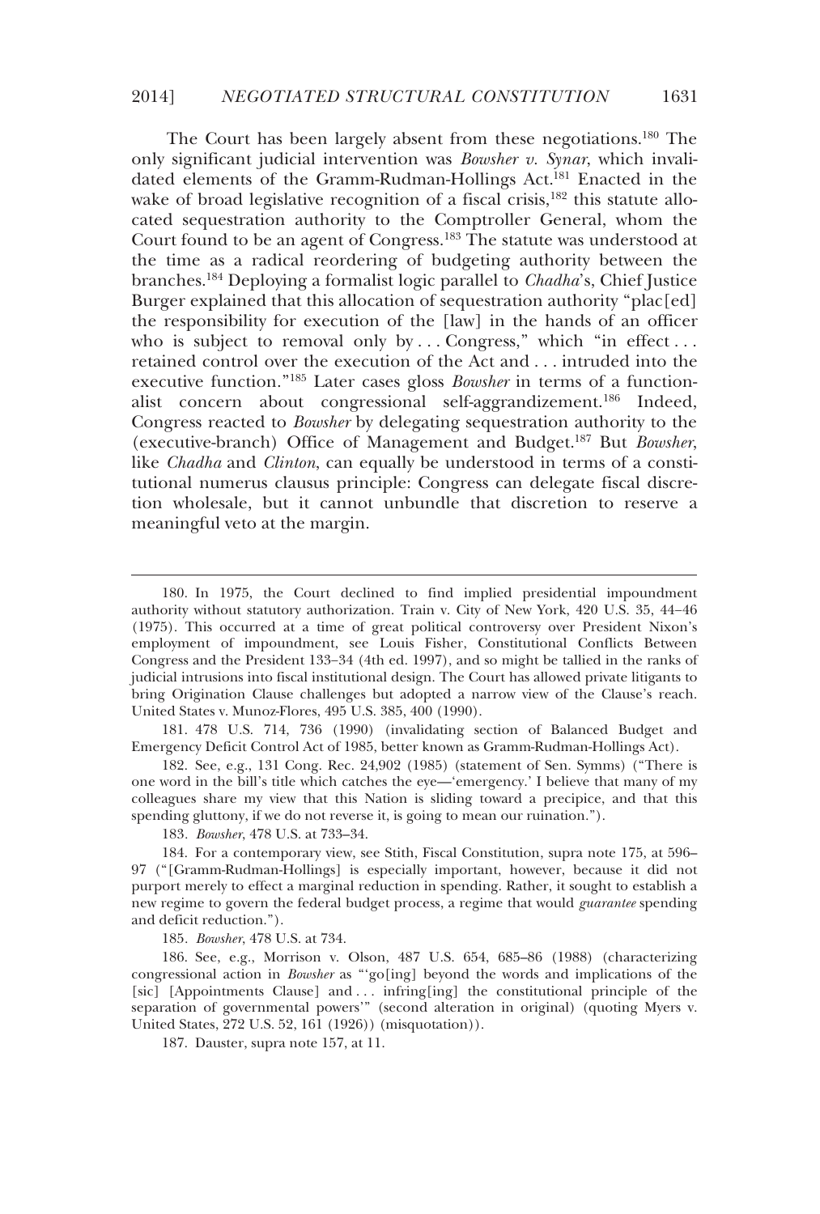The Court has been largely absent from these negotiations.[180] The only significant judicial intervention was *Bowsher v. Synar*, which invalidated elements of the Gramm-Rudman-Hollings Act.[181] Enacted in the wake of broad legislative recognition of a fiscal crisis,[182] this statute allocated sequestration authority to the Comptroller General, whom the Court found to be an agent of Congress.[183] The statute was understood at the time as a radical reordering of budgeting authority between the branches.[184] Deploying a formalist logic parallel to *Chadha*'s, Chief Justice Burger explained that this allocation of sequestration authority "plac[ed] the responsibility for execution of the [law] in the hands of an officer who is subject to removal only by . . . Congress," which "in effect . . . retained control over the execution of the Act and . . . intruded into the executive function."[185] Later cases gloss *Bowsher* in terms of a functionalist concern about congressional self-aggrandizement.[186] Indeed, Congress reacted to *Bowsher* by delegating sequestration authority to the (executive-branch) Office of Management and Budget.[187] But *Bowsher*, like *Chadha* and *Clinton*, can equally be understood in terms of a constitutional numerus clausus principle: Congress can delegate fiscal discretion wholesale, but it cannot unbundle that discretion to reserve a meaningful veto at the margin.

---

180. In 1975, the Court declined to find implied presidential impoundment authority without statutory authorization. Train v. City of New York, 420 U.S. 35, 44–46 (1975). This occurred at a time of great political controversy over President Nixon's employment of impoundment, see Louis Fisher, Constitutional Conflicts Between Congress and the President 133–34 (4th ed. 1997), and so might be tallied in the ranks of judicial intrusions into fiscal institutional design. The Court has allowed private litigants to bring Origination Clause challenges but adopted a narrow view of the Clause's reach. United States v. Munoz-Flores, 495 U.S. 385, 400 (1990).

181. 478 U.S. 714, 736 (1990) (invalidating section of Balanced Budget and Emergency Deficit Control Act of 1985, better known as Gramm-Rudman-Hollings Act).

182. See, e.g., 131 Cong. Rec. 24,902 (1985) (statement of Sen. Symms) ("There is one word in the bill's title which catches the eye—'emergency.' I believe that many of my colleagues share my view that this Nation is sliding toward a precipice, and that this spending gluttony, if we do not reverse it, is going to mean our ruination.").

183. *Bowsher*, 478 U.S. at 733–34.

184. For a contemporary view, see Stith, Fiscal Constitution, supra note 175, at 596–97 ("[Gramm-Rudman-Hollings] is especially important, however, because it did not purport merely to effect a marginal reduction in spending. Rather, it sought to establish a new regime to govern the federal budget process, a regime that would *guarantee* spending and deficit reduction.").

185. *Bowsher*, 478 U.S. at 734.

186. See, e.g., Morrison v. Olson, 487 U.S. 654, 685–86 (1988) (characterizing congressional action in *Bowsher* as "'go[ing] beyond the words and implications of the [sic] [Appointments Clause] and . . . infring[ing] the constitutional principle of the separation of governmental powers'" (second alteration in original) (quoting Myers v. United States, 272 U.S. 52, 161 (1926)) (misquotation)).

187. Dauster, supra note 157, at 11.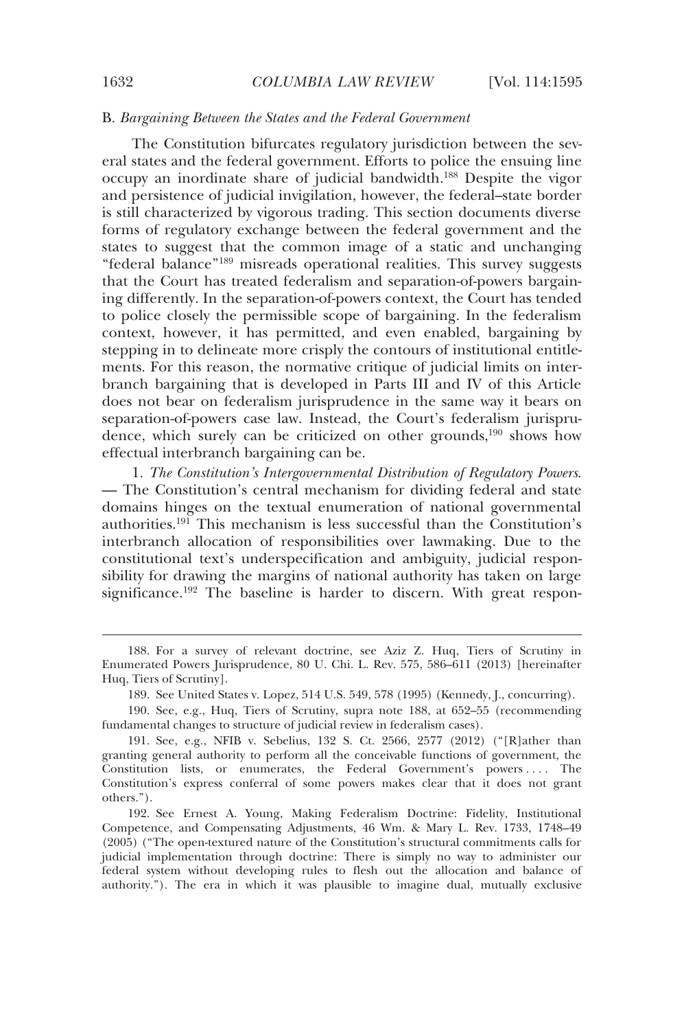## B. *Bargaining Between the States and the Federal Government*

The Constitution bifurcates regulatory jurisdiction between the several states and the federal government. Efforts to police the ensuing line occupy an inordinate share of judicial bandwidth.[188] Despite the vigor and persistence of judicial invigilation, however, the federal–state border is still characterized by vigorous trading. This section documents diverse forms of regulatory exchange between the federal government and the states to suggest that the common image of a static and unchanging "federal balance"[189] misreads operational realities. This survey suggests that the Court has treated federalism and separation-of-powers bargaining differently. In the separation-of-powers context, the Court has tended to police closely the permissible scope of bargaining. In the federalism context, however, it has permitted, and even enabled, bargaining by stepping in to delineate more crisply the contours of institutional entitlements. For this reason, the normative critique of judicial limits on interbranch bargaining that is developed in Parts III and IV of this Article does not bear on federalism jurisprudence in the same way it bears on separation-of-powers case law. Instead, the Court's federalism jurisprudence, which surely can be criticized on other grounds,[190] shows how effectual interbranch bargaining can be.

1. *The Constitution's Intergovernmental Distribution of Regulatory Powers.* — The Constitution's central mechanism for dividing federal and state domains hinges on the textual enumeration of national governmental authorities.[191] This mechanism is less successful than the Constitution's interbranch allocation of responsibilities over lawmaking. Due to the constitutional text's underspecification and ambiguity, judicial responsibility for drawing the margins of national authority has taken on large significance.[192] The baseline is harder to discern. With great respon-

---

188. For a survey of relevant doctrine, see Aziz Z. Huq, Tiers of Scrutiny in Enumerated Powers Jurisprudence, 80 U. Chi. L. Rev. 575, 586–611 (2013) [hereinafter Huq, Tiers of Scrutiny].

189. See United States v. Lopez, 514 U.S. 549, 578 (1995) (Kennedy, J., concurring).

190. See, e.g., Huq, Tiers of Scrutiny, supra note 188, at 652–55 (recommending fundamental changes to structure of judicial review in federalism cases).

191. See, e.g., NFIB v. Sebelius, 132 S. Ct. 2566, 2577 (2012) ("[R]ather than granting general authority to perform all the conceivable functions of government, the Constitution lists, or enumerates, the Federal Government's powers . . . . The Constitution's express conferral of some powers makes clear that it does not grant others.").

192. See Ernest A. Young, Making Federalism Doctrine: Fidelity, Institutional Competence, and Compensating Adjustments, 46 Wm. & Mary L. Rev. 1733, 1748–49 (2005) ("The open-textured nature of the Constitution's structural commitments calls for judicial implementation through doctrine: There is simply no way to administer our federal system without developing rules to flesh out the allocation and balance of authority."). The era in which it was plausible to imagine dual, mutually exclusive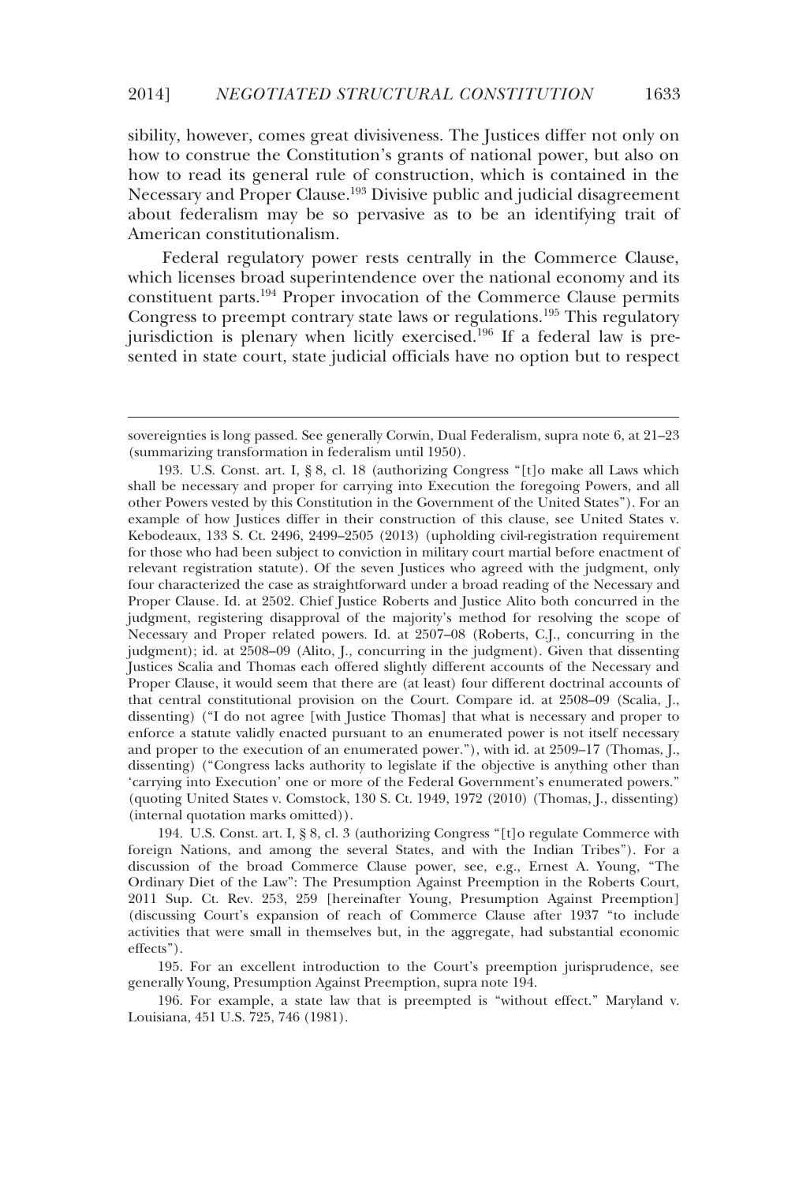sibility, however, comes great divisiveness. The Justices differ not only on how to construe the Constitution's grants of national power, but also on how to read its general rule of construction, which is contained in the Necessary and Proper Clause.[193] Divisive public and judicial disagreement about federalism may be so pervasive as to be an identifying trait of American constitutionalism.

Federal regulatory power rests centrally in the Commerce Clause, which licenses broad superintendence over the national economy and its constituent parts.[194] Proper invocation of the Commerce Clause permits Congress to preempt contrary state laws or regulations.[195] This regulatory jurisdiction is plenary when licitly exercised.[196] If a federal law is presented in state court, state judicial officials have no option but to respect

---

sovereignties is long passed. See generally Corwin, Dual Federalism, supra note 6, at 21–23 (summarizing transformation in federalism until 1950).

193. U.S. Const. art. I, § 8, cl. 18 (authorizing Congress "[t]o make all Laws which shall be necessary and proper for carrying into Execution the foregoing Powers, and all other Powers vested by this Constitution in the Government of the United States"). For an example of how Justices differ in their construction of this clause, see United States v. Kebodeaux, 133 S. Ct. 2496, 2499–2505 (2013) (upholding civil-registration requirement for those who had been subject to conviction in military court martial before enactment of relevant registration statute). Of the seven Justices who agreed with the judgment, only four characterized the case as straightforward under a broad reading of the Necessary and Proper Clause. Id. at 2502. Chief Justice Roberts and Justice Alito both concurred in the judgment, registering disapproval of the majority's method for resolving the scope of Necessary and Proper related powers. Id. at 2507–08 (Roberts, C.J., concurring in the judgment); id. at 2508–09 (Alito, J., concurring in the judgment). Given that dissenting Justices Scalia and Thomas each offered slightly different accounts of the Necessary and Proper Clause, it would seem that there are (at least) four different doctrinal accounts of that central constitutional provision on the Court. Compare id. at 2508–09 (Scalia, J., dissenting) ("I do not agree [with Justice Thomas] that what is necessary and proper to enforce a statute validly enacted pursuant to an enumerated power is not itself necessary and proper to the execution of an enumerated power."), with id. at 2509–17 (Thomas, J., dissenting) ("Congress lacks authority to legislate if the objective is anything other than 'carrying into Execution' one or more of the Federal Government's enumerated powers." (quoting United States v. Comstock, 130 S. Ct. 1949, 1972 (2010) (Thomas, J., dissenting) (internal quotation marks omitted))).

194. U.S. Const. art. I, § 8, cl. 3 (authorizing Congress "[t]o regulate Commerce with foreign Nations, and among the several States, and with the Indian Tribes"). For a discussion of the broad Commerce Clause power, see, e.g., Ernest A. Young, "The Ordinary Diet of the Law": The Presumption Against Preemption in the Roberts Court, 2011 Sup. Ct. Rev. 253, 259 [hereinafter Young, Presumption Against Preemption] (discussing Court's expansion of reach of Commerce Clause after 1937 "to include activities that were small in themselves but, in the aggregate, had substantial economic effects").

195. For an excellent introduction to the Court's preemption jurisprudence, see generally Young, Presumption Against Preemption, supra note 194.

196. For example, a state law that is preempted is "without effect." Maryland v. Louisiana, 451 U.S. 725, 746 (1981).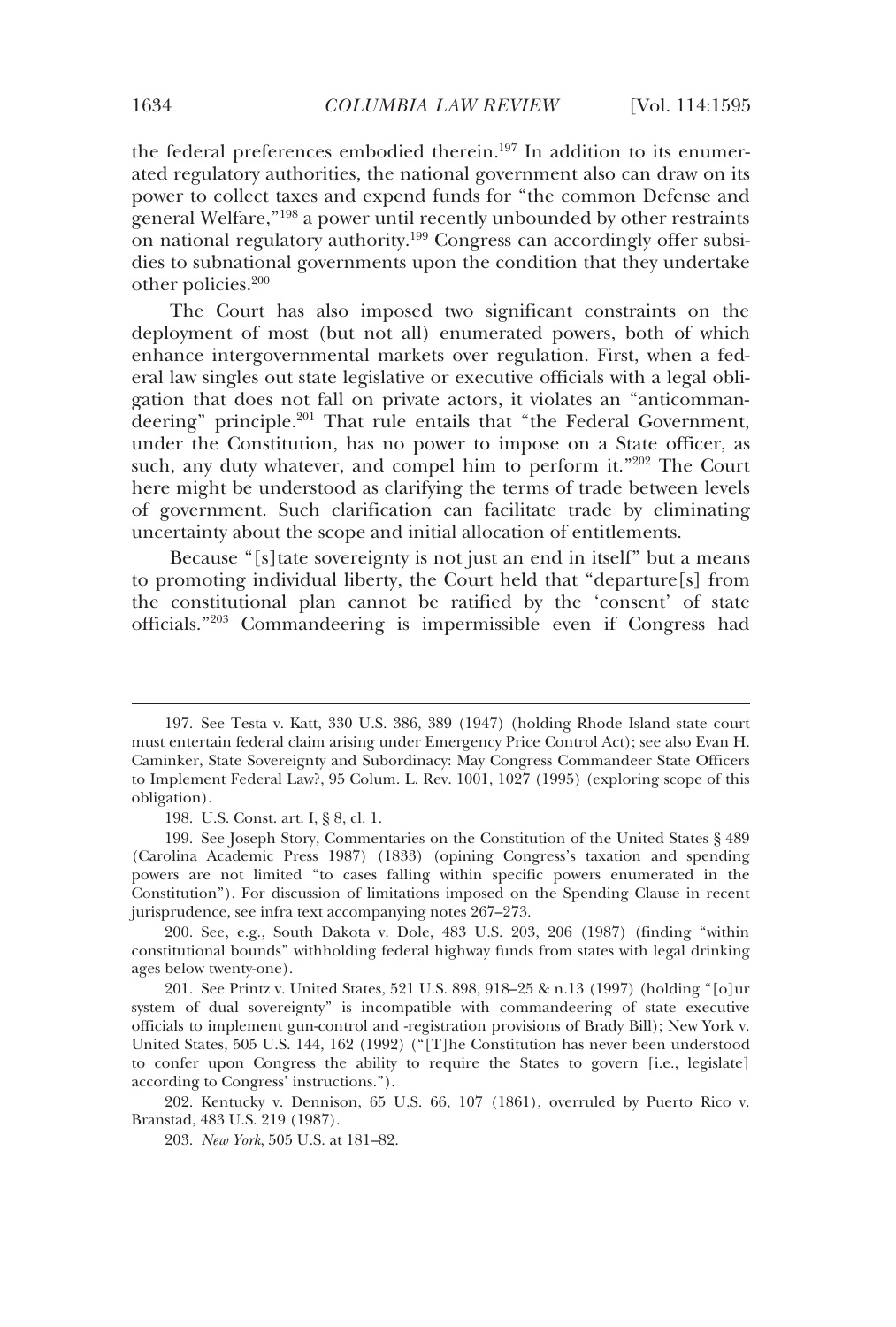the federal preferences embodied therein.[197] In addition to its enumerated regulatory authorities, the national government also can draw on its power to collect taxes and expend funds for "the common Defense and general Welfare,"[198] a power until recently unbounded by other restraints on national regulatory authority.[199] Congress can accordingly offer subsidies to subnational governments upon the condition that they undertake other policies.[200]

The Court has also imposed two significant constraints on the deployment of most (but not all) enumerated powers, both of which enhance intergovernmental markets over regulation. First, when a federal law singles out state legislative or executive officials with a legal obligation that does not fall on private actors, it violates an "anticommandeering" principle.[201] That rule entails that "the Federal Government, under the Constitution, has no power to impose on a State officer, as such, any duty whatever, and compel him to perform it."[202] The Court here might be understood as clarifying the terms of trade between levels of government. Such clarification can facilitate trade by eliminating uncertainty about the scope and initial allocation of entitlements.

Because "[s]tate sovereignty is not just an end in itself" but a means to promoting individual liberty, the Court held that "departure[s] from the constitutional plan cannot be ratified by the 'consent' of state officials."[203] Commandeering is impermissible even if Congress had

---

197. See Testa v. Katt, 330 U.S. 386, 389 (1947) (holding Rhode Island state court must entertain federal claim arising under Emergency Price Control Act); see also Evan H. Caminker, State Sovereignty and Subordinacy: May Congress Commandeer State Officers to Implement Federal Law?, 95 Colum. L. Rev. 1001, 1027 (1995) (exploring scope of this obligation).

198. U.S. Const. art. I, § 8, cl. 1.

199. See Joseph Story, Commentaries on the Constitution of the United States § 489 (Carolina Academic Press 1987) (1833) (opining Congress's taxation and spending powers are not limited "to cases falling within specific powers enumerated in the Constitution"). For discussion of limitations imposed on the Spending Clause in recent jurisprudence, see infra text accompanying notes 267–273.

200. See, e.g., South Dakota v. Dole, 483 U.S. 203, 206 (1987) (finding "within constitutional bounds" withholding federal highway funds from states with legal drinking ages below twenty-one).

201. See Printz v. United States, 521 U.S. 898, 918–25 & n.13 (1997) (holding "[o]ur system of dual sovereignty" is incompatible with commandeering of state executive officials to implement gun-control and -registration provisions of Brady Bill); New York v. United States, 505 U.S. 144, 162 (1992) ("[T]he Constitution has never been understood to confer upon Congress the ability to require the States to govern [i.e., legislate] according to Congress' instructions.").

202. Kentucky v. Dennison, 65 U.S. 66, 107 (1861), overruled by Puerto Rico v. Branstad, 483 U.S. 219 (1987).

203. *New York*, 505 U.S. at 181–82.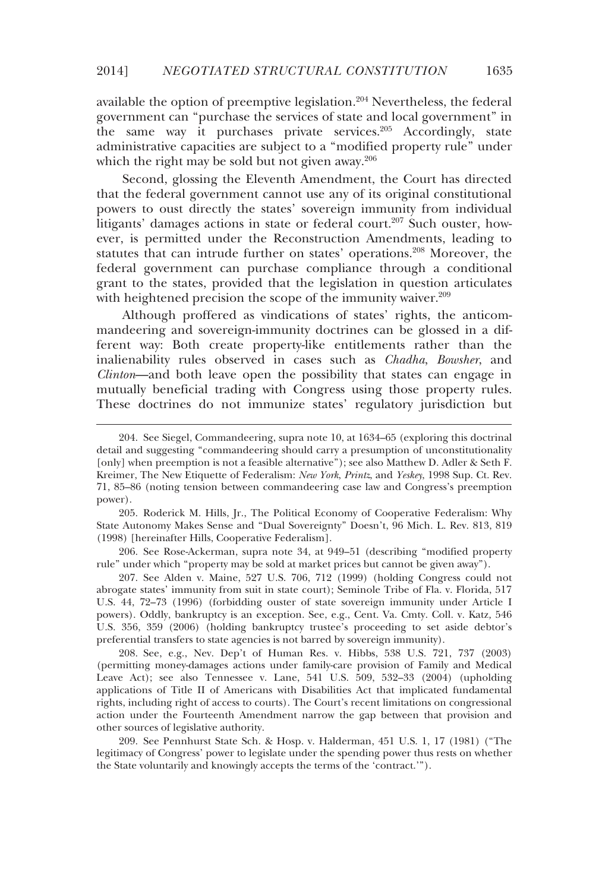available the option of preemptive legislation.[204] Nevertheless, the federal government can "purchase the services of state and local government" in the same way it purchases private services.[205] Accordingly, state administrative capacities are subject to a "modified property rule" under which the right may be sold but not given away.[206]

Second, glossing the Eleventh Amendment, the Court has directed that the federal government cannot use any of its original constitutional powers to oust directly the states' sovereign immunity from individual litigants' damages actions in state or federal court.[207] Such ouster, however, is permitted under the Reconstruction Amendments, leading to statutes that can intrude further on states' operations.[208] Moreover, the federal government can purchase compliance through a conditional grant to the states, provided that the legislation in question articulates with heightened precision the scope of the immunity waiver.[209]

Although proffered as vindications of states' rights, the anticommandeering and sovereign-immunity doctrines can be glossed in a different way: Both create property-like entitlements rather than the inalienability rules observed in cases such as *Chadha*, *Bowsher*, and *Clinton*—and both leave open the possibility that states can engage in mutually beneficial trading with Congress using those property rules. These doctrines do not immunize states' regulatory jurisdiction but

---

204. See Siegel, Commandeering, supra note 10, at 1634–65 (exploring this doctrinal detail and suggesting "commandeering should carry a presumption of unconstitutionality [only] when preemption is not a feasible alternative"); see also Matthew D. Adler & Seth F. Kreimer, The New Etiquette of Federalism: *New York*, *Printz*, and *Yeskey*, 1998 Sup. Ct. Rev. 71, 85–86 (noting tension between commandeering case law and Congress's preemption power).

205. Roderick M. Hills, Jr., The Political Economy of Cooperative Federalism: Why State Autonomy Makes Sense and "Dual Sovereignty" Doesn't, 96 Mich. L. Rev. 813, 819 (1998) [hereinafter Hills, Cooperative Federalism].

206. See Rose-Ackerman, supra note 34, at 949–51 (describing "modified property rule" under which "property may be sold at market prices but cannot be given away").

207. See Alden v. Maine, 527 U.S. 706, 712 (1999) (holding Congress could not abrogate states' immunity from suit in state court); Seminole Tribe of Fla. v. Florida, 517 U.S. 44, 72–73 (1996) (forbidding ouster of state sovereign immunity under Article I powers). Oddly, bankruptcy is an exception. See, e.g., Cent. Va. Cmty. Coll. v. Katz, 546 U.S. 356, 359 (2006) (holding bankruptcy trustee's proceeding to set aside debtor's preferential transfers to state agencies is not barred by sovereign immunity).

208. See, e.g., Nev. Dep't of Human Res. v. Hibbs, 538 U.S. 721, 737 (2003) (permitting money-damages actions under family-care provision of Family and Medical Leave Act); see also Tennessee v. Lane, 541 U.S. 509, 532–33 (2004) (upholding applications of Title II of Americans with Disabilities Act that implicated fundamental rights, including right of access to courts). The Court's recent limitations on congressional action under the Fourteenth Amendment narrow the gap between that provision and other sources of legislative authority.

209. See Pennhurst State Sch. & Hosp. v. Halderman, 451 U.S. 1, 17 (1981) ("The legitimacy of Congress' power to legislate under the spending power thus rests on whether the State voluntarily and knowingly accepts the terms of the 'contract.'").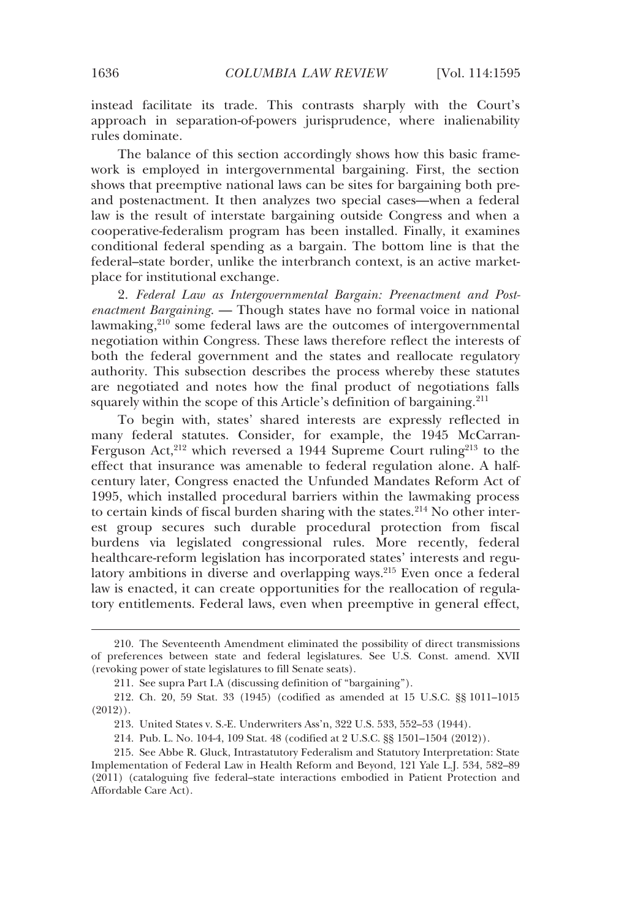instead facilitate its trade. This contrasts sharply with the Court's approach in separation-of-powers jurisprudence, where inalienability rules dominate.

The balance of this section accordingly shows how this basic framework is employed in intergovernmental bargaining. First, the section shows that preemptive national laws can be sites for bargaining both pre- and postenactment. It then analyzes two special cases—when a federal law is the result of interstate bargaining outside Congress and when a cooperative-federalism program has been installed. Finally, it examines conditional federal spending as a bargain. The bottom line is that the federal–state border, unlike the interbranch context, is an active marketplace for institutional exchange.

2. *Federal Law as Intergovernmental Bargain: Preenactment and Postenactment Bargaining*. — Though states have no formal voice in national lawmaking,[210] some federal laws are the outcomes of intergovernmental negotiation within Congress. These laws therefore reflect the interests of both the federal government and the states and reallocate regulatory authority. This subsection describes the process whereby these statutes are negotiated and notes how the final product of negotiations falls squarely within the scope of this Article's definition of bargaining.[211]

To begin with, states' shared interests are expressly reflected in many federal statutes. Consider, for example, the 1945 McCarran-Ferguson Act,[212] which reversed a 1944 Supreme Court ruling[213] to the effect that insurance was amenable to federal regulation alone. A half-century later, Congress enacted the Unfunded Mandates Reform Act of 1995, which installed procedural barriers within the lawmaking process to certain kinds of fiscal burden sharing with the states.[214] No other interest group secures such durable procedural protection from fiscal burdens via legislated congressional rules. More recently, federal healthcare-reform legislation has incorporated states' interests and regulatory ambitions in diverse and overlapping ways.[215] Even once a federal law is enacted, it can create opportunities for the reallocation of regulatory entitlements. Federal laws, even when preemptive in general effect,

---

210. The Seventeenth Amendment eliminated the possibility of direct transmissions of preferences between state and federal legislatures. See U.S. Const. amend. XVII (revoking power of state legislatures to fill Senate seats).

211. See supra Part I.A (discussing definition of "bargaining").

212. Ch. 20, 59 Stat. 33 (1945) (codified as amended at 15 U.S.C. §§ 1011–1015 (2012)).

213. United States v. S.-E. Underwriters Ass'n, 322 U.S. 533, 552–53 (1944).

214. Pub. L. No. 104-4, 109 Stat. 48 (codified at 2 U.S.C. §§ 1501–1504 (2012)).

215. See Abbe R. Gluck, Intrastatutory Federalism and Statutory Interpretation: State Implementation of Federal Law in Health Reform and Beyond, 121 Yale L.J. 534, 582–89 (2011) (cataloguing five federal–state interactions embodied in Patient Protection and Affordable Care Act).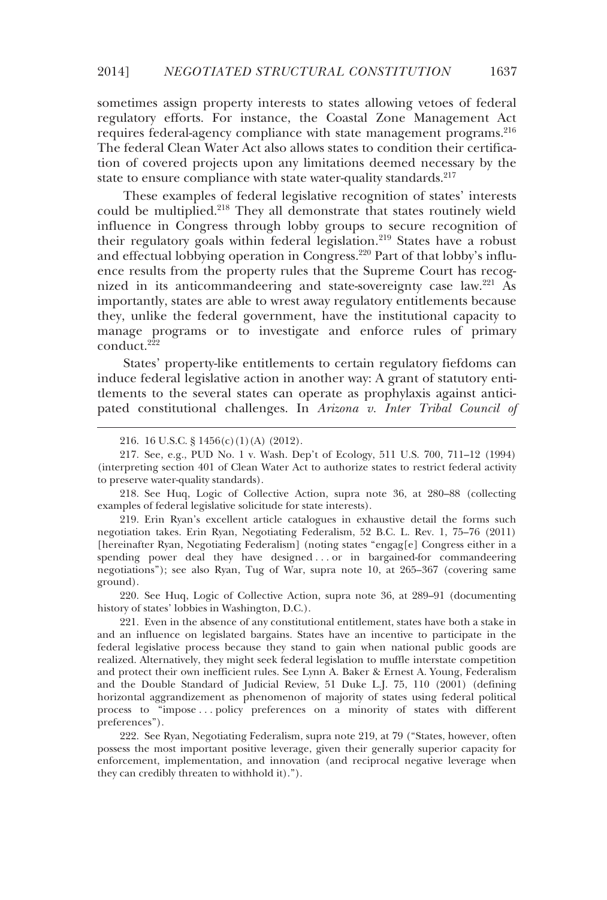sometimes assign property interests to states allowing vetoes of federal regulatory efforts. For instance, the Coastal Zone Management Act requires federal-agency compliance with state management programs.[216] The federal Clean Water Act also allows states to condition their certification of covered projects upon any limitations deemed necessary by the state to ensure compliance with state water-quality standards.[217]

These examples of federal legislative recognition of states' interests could be multiplied.[218] They all demonstrate that states routinely wield influence in Congress through lobby groups to secure recognition of their regulatory goals within federal legislation.[219] States have a robust and effectual lobbying operation in Congress.[220] Part of that lobby's influence results from the property rules that the Supreme Court has recognized in its anticommandeering and state-sovereignty case law.[221] As importantly, states are able to wrest away regulatory entitlements because they, unlike the federal government, have the institutional capacity to manage programs or to investigate and enforce rules of primary conduct.[222]

States' property-like entitlements to certain regulatory fiefdoms can induce federal legislative action in another way: A grant of statutory entitlements to the several states can operate as prophylaxis against anticipated constitutional challenges. In *Arizona v. Inter Tribal Council of*

---

216. 16 U.S.C. § 1456(c)(1)(A) (2012).

217. See, e.g., PUD No. 1 v. Wash. Dep't of Ecology, 511 U.S. 700, 711–12 (1994) (interpreting section 401 of Clean Water Act to authorize states to restrict federal activity to preserve water-quality standards).

218. See Huq, Logic of Collective Action, supra note 36, at 280–88 (collecting examples of federal legislative solicitude for state interests).

219. Erin Ryan's excellent article catalogues in exhaustive detail the forms such negotiation takes. Erin Ryan, Negotiating Federalism, 52 B.C. L. Rev. 1, 75–76 (2011) [hereinafter Ryan, Negotiating Federalism] (noting states "engag[e] Congress either in a spending power deal they have designed . . . or in bargained-for commandeering negotiations"); see also Ryan, Tug of War, supra note 10, at 265–367 (covering same ground).

220. See Huq, Logic of Collective Action, supra note 36, at 289–91 (documenting history of states' lobbies in Washington, D.C.).

221. Even in the absence of any constitutional entitlement, states have both a stake in and an influence on legislated bargains. States have an incentive to participate in the federal legislative process because they stand to gain when national public goods are realized. Alternatively, they might seek federal legislation to muffle interstate competition and protect their own inefficient rules. See Lynn A. Baker & Ernest A. Young, Federalism and the Double Standard of Judicial Review, 51 Duke L.J. 75, 110 (2001) (defining horizontal aggrandizement as phenomenon of majority of states using federal political process to "impose . . . policy preferences on a minority of states with different preferences").

222. See Ryan, Negotiating Federalism, supra note 219, at 79 ("States, however, often possess the most important positive leverage, given their generally superior capacity for enforcement, implementation, and innovation (and reciprocal negative leverage when they can credibly threaten to withhold it).").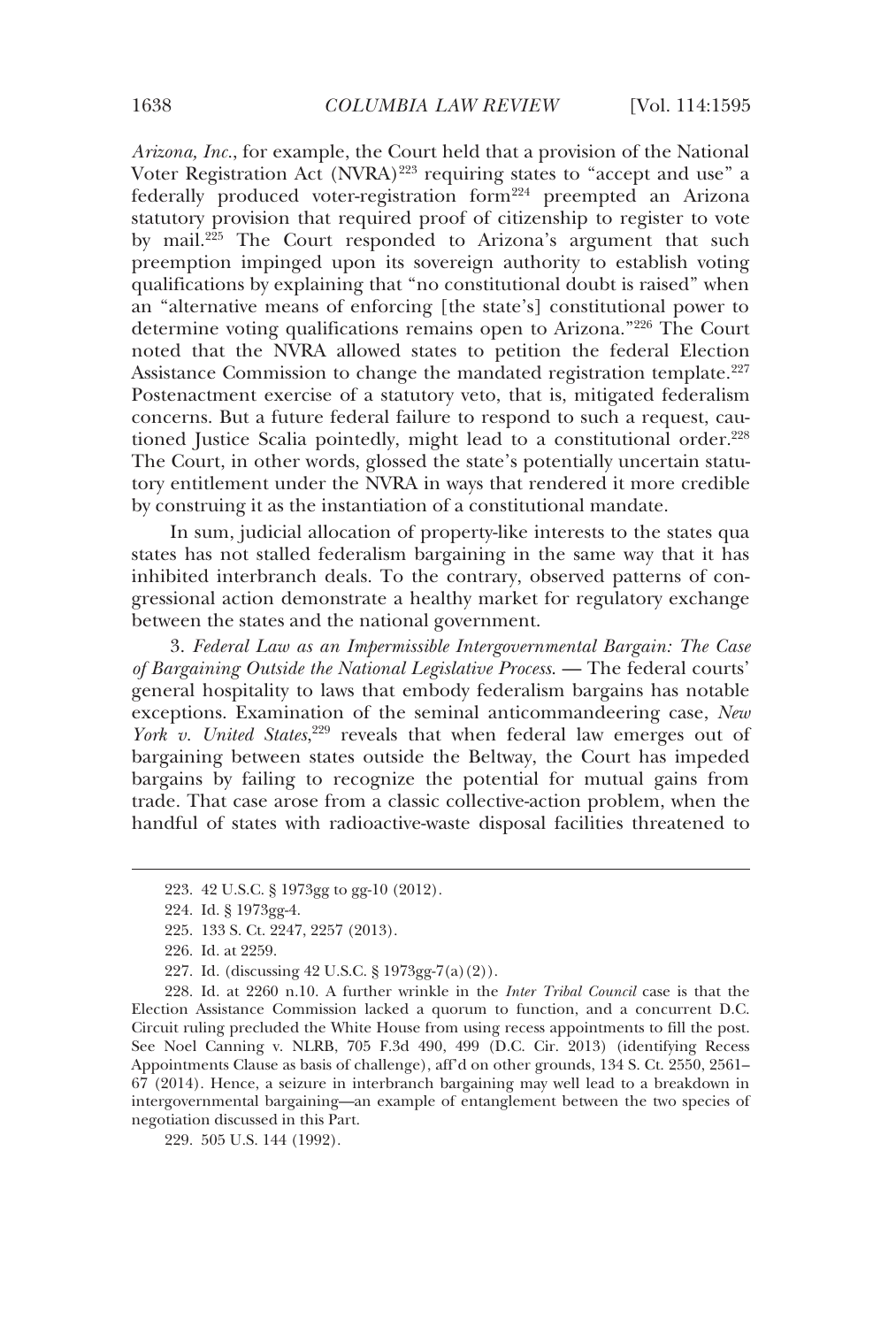*Arizona, Inc.*, for example, the Court held that a provision of the National Voter Registration Act (NVRA)[223] requiring states to "accept and use" a federally produced voter-registration form[224] preempted an Arizona statutory provision that required proof of citizenship to register to vote by mail.[225] The Court responded to Arizona's argument that such preemption impinged upon its sovereign authority to establish voting qualifications by explaining that "no constitutional doubt is raised" when an "alternative means of enforcing [the state's] constitutional power to determine voting qualifications remains open to Arizona."[226] The Court noted that the NVRA allowed states to petition the federal Election Assistance Commission to change the mandated registration template.[227] Postenactment exercise of a statutory veto, that is, mitigated federalism concerns. But a future federal failure to respond to such a request, cautioned Justice Scalia pointedly, might lead to a constitutional order.[228] The Court, in other words, glossed the state's potentially uncertain statutory entitlement under the NVRA in ways that rendered it more credible by construing it as the instantiation of a constitutional mandate.

In sum, judicial allocation of property-like interests to the states qua states has not stalled federalism bargaining in the same way that it has inhibited interbranch deals. To the contrary, observed patterns of congressional action demonstrate a healthy market for regulatory exchange between the states and the national government.

3. *Federal Law as an Impermissible Intergovernmental Bargain: The Case of Bargaining Outside the National Legislative Process.* — The federal courts' general hospitality to laws that embody federalism bargains has notable exceptions. Examination of the seminal anticommandeering case, *New York v. United States*,[229] reveals that when federal law emerges out of bargaining between states outside the Beltway, the Court has impeded bargains by failing to recognize the potential for mutual gains from trade. That case arose from a classic collective-action problem, when the handful of states with radioactive-waste disposal facilities threatened to

---

223. 42 U.S.C. § 1973gg to gg-10 (2012).

224. Id. § 1973gg-4.

225. 133 S. Ct. 2247, 2257 (2013).

226. Id. at 2259.

227. Id. (discussing 42 U.S.C. § 1973gg-7(a)(2)).

228. Id. at 2260 n.10. A further wrinkle in the *Inter Tribal Council* case is that the Election Assistance Commission lacked a quorum to function, and a concurrent D.C. Circuit ruling precluded the White House from using recess appointments to fill the post. See Noel Canning v. NLRB, 705 F.3d 490, 499 (D.C. Cir. 2013) (identifying Recess Appointments Clause as basis of challenge), aff'd on other grounds, 134 S. Ct. 2550, 2561–67 (2014). Hence, a seizure in interbranch bargaining may well lead to a breakdown in intergovernmental bargaining—an example of entanglement between the two species of negotiation discussed in this Part.

229. 505 U.S. 144 (1992).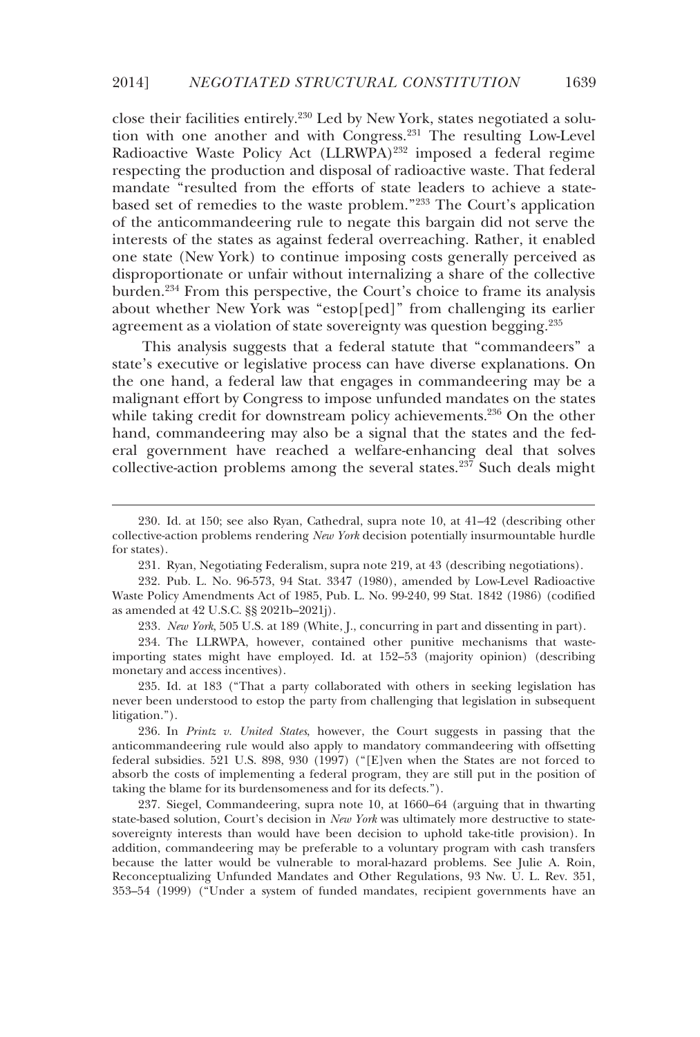close their facilities entirely.[230] Led by New York, states negotiated a solution with one another and with Congress.[231] The resulting Low-Level Radioactive Waste Policy Act (LLRWPA)[232] imposed a federal regime respecting the production and disposal of radioactive waste. That federal mandate "resulted from the efforts of state leaders to achieve a state-based set of remedies to the waste problem."[233] The Court's application of the anticommandeering rule to negate this bargain did not serve the interests of the states as against federal overreaching. Rather, it enabled one state (New York) to continue imposing costs generally perceived as disproportionate or unfair without internalizing a share of the collective burden.[234] From this perspective, the Court's choice to frame its analysis about whether New York was "estop[ped]" from challenging its earlier agreement as a violation of state sovereignty was question begging.[235]

This analysis suggests that a federal statute that "commandeers" a state's executive or legislative process can have diverse explanations. On the one hand, a federal law that engages in commandeering may be a malignant effort by Congress to impose unfunded mandates on the states while taking credit for downstream policy achievements.[236] On the other hand, commandeering may also be a signal that the states and the federal government have reached a welfare-enhancing deal that solves collective-action problems among the several states.[237] Such deals might

---

230. Id. at 150; see also Ryan, Cathedral, supra note 10, at 41–42 (describing other collective-action problems rendering *New York* decision potentially insurmountable hurdle for states).

231. Ryan, Negotiating Federalism, supra note 219, at 43 (describing negotiations).

232. Pub. L. No. 96-573, 94 Stat. 3347 (1980), amended by Low-Level Radioactive Waste Policy Amendments Act of 1985, Pub. L. No. 99-240, 99 Stat. 1842 (1986) (codified as amended at 42 U.S.C. §§ 2021b–2021j).

233. *New York*, 505 U.S. at 189 (White, J., concurring in part and dissenting in part).

234. The LLRWPA, however, contained other punitive mechanisms that waste-importing states might have employed. Id. at 152–53 (majority opinion) (describing monetary and access incentives).

235. Id. at 183 ("That a party collaborated with others in seeking legislation has never been understood to estop the party from challenging that legislation in subsequent litigation.").

236. In *Printz v. United States*, however, the Court suggests in passing that the anticommandeering rule would also apply to mandatory commandeering with offsetting federal subsidies. 521 U.S. 898, 930 (1997) ("[E]ven when the States are not forced to absorb the costs of implementing a federal program, they are still put in the position of taking the blame for its burdensomeness and for its defects.").

237. Siegel, Commandeering, supra note 10, at 1660–64 (arguing that in thwarting state-based solution, Court's decision in *New York* was ultimately more destructive to state-sovereignty interests than would have been decision to uphold take-title provision). In addition, commandeering may be preferable to a voluntary program with cash transfers because the latter would be vulnerable to moral-hazard problems. See Julie A. Roin, Reconceptualizing Unfunded Mandates and Other Regulations, 93 Nw. U. L. Rev. 351, 353–54 (1999) ("Under a system of funded mandates, recipient governments have an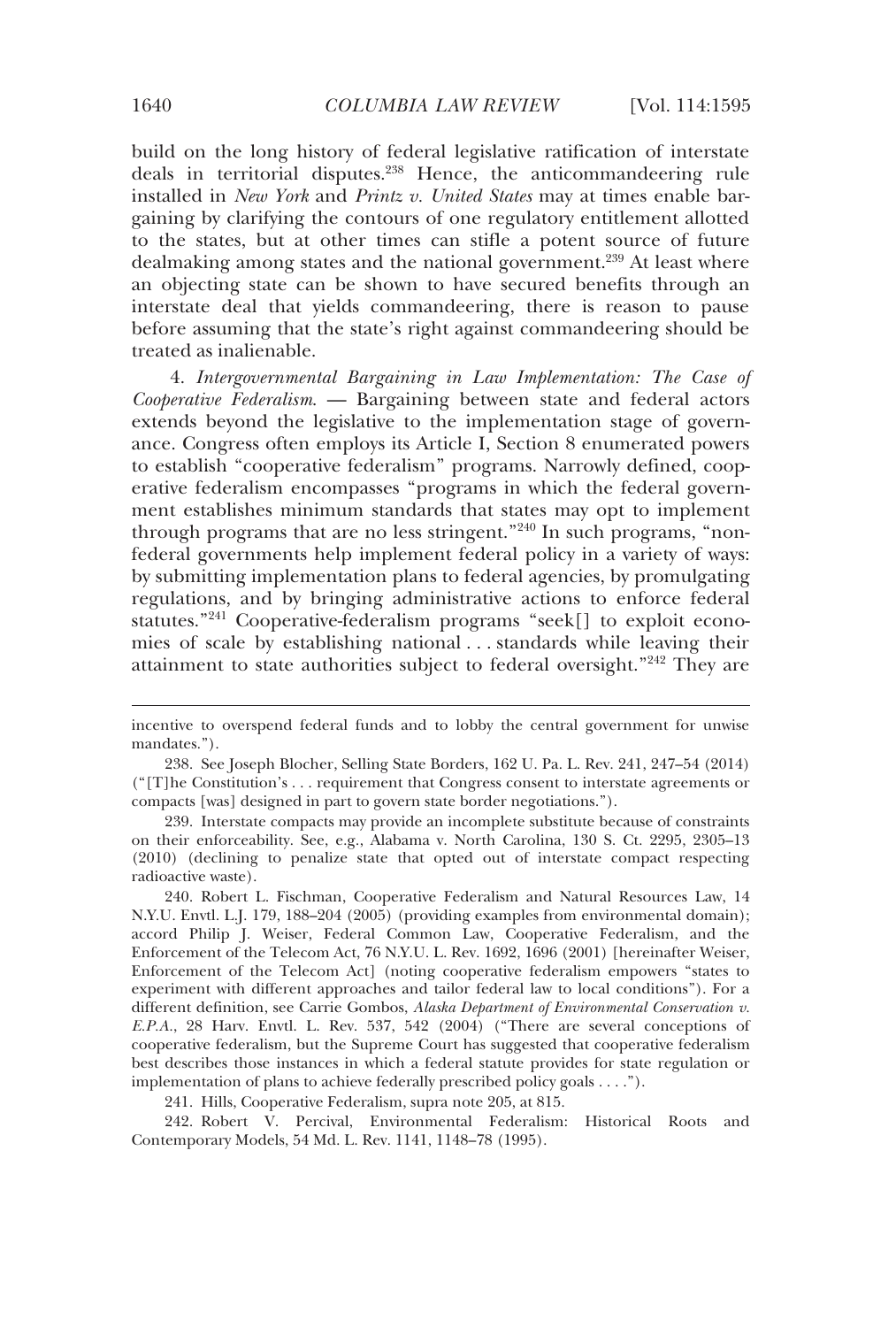build on the long history of federal legislative ratification of interstate deals in territorial disputes.[238] Hence, the anticommandeering rule installed in *New York* and *Printz v. United States* may at times enable bargaining by clarifying the contours of one regulatory entitlement allotted to the states, but at other times can stifle a potent source of future dealmaking among states and the national government.[239] At least where an objecting state can be shown to have secured benefits through an interstate deal that yields commandeering, there is reason to pause before assuming that the state's right against commandeering should be treated as inalienable.

4. *Intergovernmental Bargaining in Law Implementation: The Case of Cooperative Federalism.* — Bargaining between state and federal actors extends beyond the legislative to the implementation stage of governance. Congress often employs its Article I, Section 8 enumerated powers to establish "cooperative federalism" programs. Narrowly defined, cooperative federalism encompasses "programs in which the federal government establishes minimum standards that states may opt to implement through programs that are no less stringent."[240] In such programs, "nonfederal governments help implement federal policy in a variety of ways: by submitting implementation plans to federal agencies, by promulgating regulations, and by bringing administrative actions to enforce federal statutes."[241] Cooperative-federalism programs "seek[] to exploit economies of scale by establishing national . . . standards while leaving their attainment to state authorities subject to federal oversight."[242] They are

---

incentive to overspend federal funds and to lobby the central government for unwise mandates.").

238. See Joseph Blocher, Selling State Borders, 162 U. Pa. L. Rev. 241, 247–54 (2014) ("[T]he Constitution's . . . requirement that Congress consent to interstate agreements or compacts [was] designed in part to govern state border negotiations.").

239. Interstate compacts may provide an incomplete substitute because of constraints on their enforceability. See, e.g., Alabama v. North Carolina, 130 S. Ct. 2295, 2305–13 (2010) (declining to penalize state that opted out of interstate compact respecting radioactive waste).

240. Robert L. Fischman, Cooperative Federalism and Natural Resources Law, 14 N.Y.U. Envtl. L.J. 179, 188–204 (2005) (providing examples from environmental domain); accord Philip J. Weiser, Federal Common Law, Cooperative Federalism, and the Enforcement of the Telecom Act, 76 N.Y.U. L. Rev. 1692, 1696 (2001) [hereinafter Weiser, Enforcement of the Telecom Act] (noting cooperative federalism empowers "states to experiment with different approaches and tailor federal law to local conditions"). For a different definition, see Carrie Gombos, *Alaska Department of Environmental Conservation v. E.P.A.*, 28 Harv. Envtl. L. Rev. 537, 542 (2004) ("There are several conceptions of cooperative federalism, but the Supreme Court has suggested that cooperative federalism best describes those instances in which a federal statute provides for state regulation or implementation of plans to achieve federally prescribed policy goals . . . .").

241. Hills, Cooperative Federalism, supra note 205, at 815.

242. Robert V. Percival, Environmental Federalism: Historical Roots and Contemporary Models, 54 Md. L. Rev. 1141, 1148–78 (1995).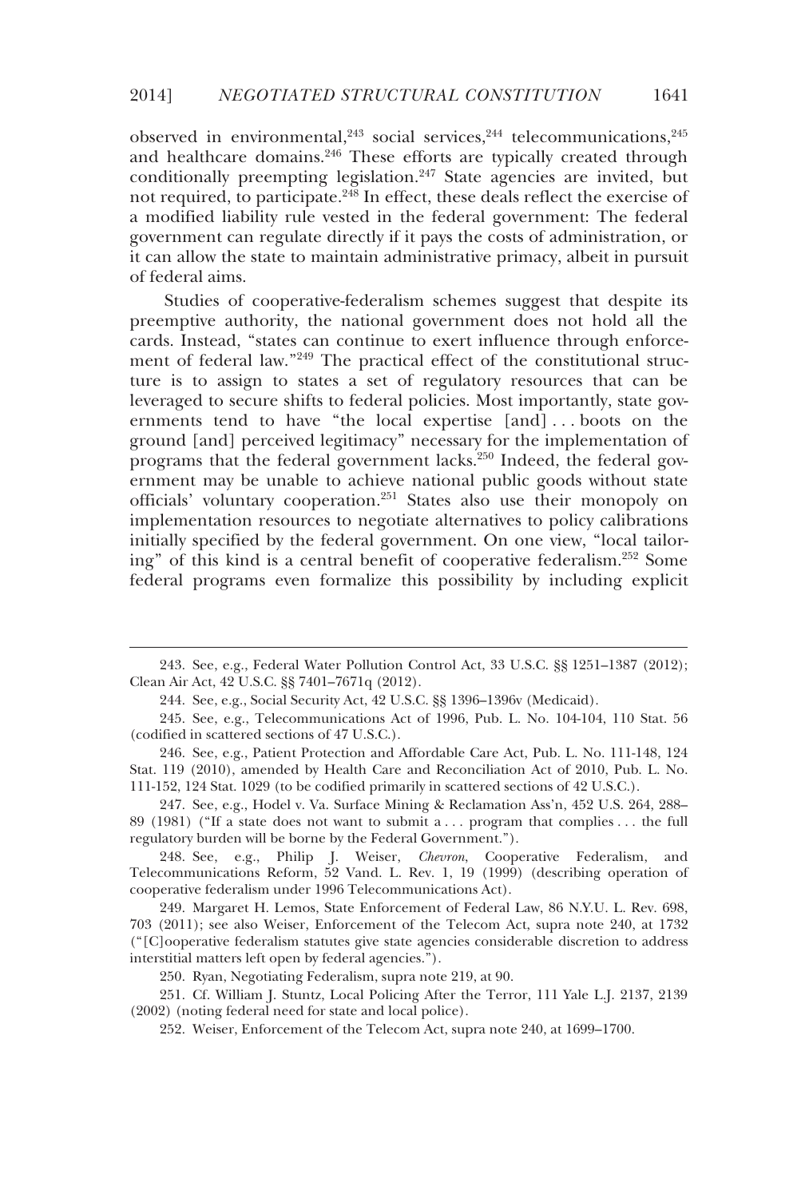observed in environmental,[243] social services,[244] telecommunications,[245] and healthcare domains.[246] These efforts are typically created through conditionally preempting legislation.[247] State agencies are invited, but not required, to participate.[248] In effect, these deals reflect the exercise of a modified liability rule vested in the federal government: The federal government can regulate directly if it pays the costs of administration, or it can allow the state to maintain administrative primacy, albeit in pursuit of federal aims.

Studies of cooperative-federalism schemes suggest that despite its preemptive authority, the national government does not hold all the cards. Instead, "states can continue to exert influence through enforcement of federal law."[249] The practical effect of the constitutional structure is to assign to states a set of regulatory resources that can be leveraged to secure shifts to federal policies. Most importantly, state governments tend to have "the local expertise [and] . . . boots on the ground [and] perceived legitimacy" necessary for the implementation of programs that the federal government lacks.[250] Indeed, the federal government may be unable to achieve national public goods without state officials' voluntary cooperation.[251] States also use their monopoly on implementation resources to negotiate alternatives to policy calibrations initially specified by the federal government. On one view, "local tailoring" of this kind is a central benefit of cooperative federalism.[252] Some federal programs even formalize this possibility by including explicit

---

243. See, e.g., Federal Water Pollution Control Act, 33 U.S.C. §§ 1251–1387 (2012); Clean Air Act, 42 U.S.C. §§ 7401–7671q (2012).

244. See, e.g., Social Security Act, 42 U.S.C. §§ 1396–1396v (Medicaid).

245. See, e.g., Telecommunications Act of 1996, Pub. L. No. 104-104, 110 Stat. 56 (codified in scattered sections of 47 U.S.C.).

246. See, e.g., Patient Protection and Affordable Care Act, Pub. L. No. 111-148, 124 Stat. 119 (2010), amended by Health Care and Reconciliation Act of 2010, Pub. L. No. 111-152, 124 Stat. 1029 (to be codified primarily in scattered sections of 42 U.S.C.).

247. See, e.g., Hodel v. Va. Surface Mining & Reclamation Ass'n, 452 U.S. 264, 288–89 (1981) ("If a state does not want to submit a . . . program that complies . . . the full regulatory burden will be borne by the Federal Government.").

248. See, e.g., Philip J. Weiser, *Chevron*, Cooperative Federalism, and Telecommunications Reform, 52 Vand. L. Rev. 1, 19 (1999) (describing operation of cooperative federalism under 1996 Telecommunications Act).

249. Margaret H. Lemos, State Enforcement of Federal Law, 86 N.Y.U. L. Rev. 698, 703 (2011); see also Weiser, Enforcement of the Telecom Act, supra note 240, at 1732 ("[C]ooperative federalism statutes give state agencies considerable discretion to address interstitial matters left open by federal agencies.").

250. Ryan, Negotiating Federalism, supra note 219, at 90.

251. Cf. William J. Stuntz, Local Policing After the Terror, 111 Yale L.J. 2137, 2139 (2002) (noting federal need for state and local police).

252. Weiser, Enforcement of the Telecom Act, supra note 240, at 1699–1700.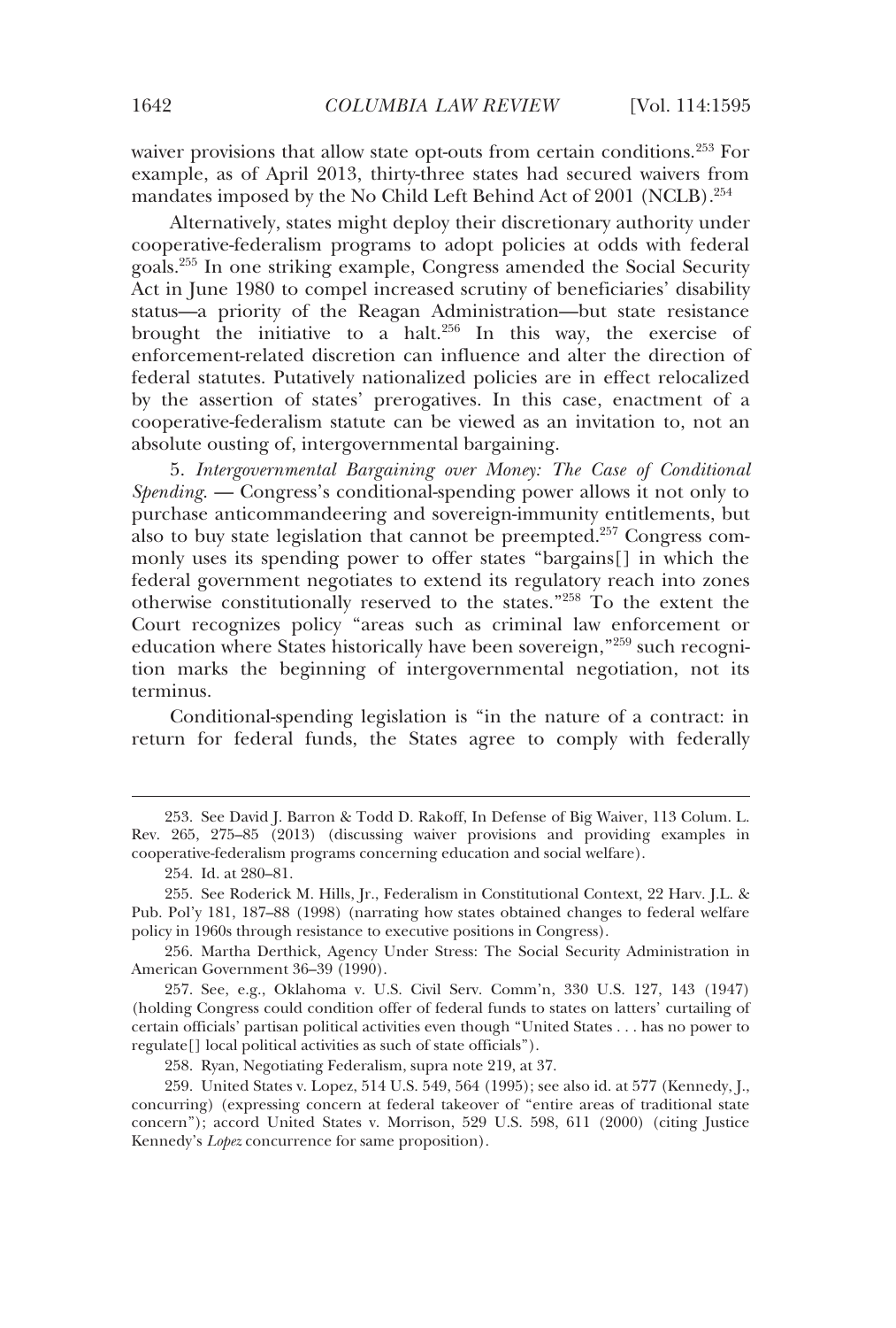waiver provisions that allow state opt-outs from certain conditions.[253] For example, as of April 2013, thirty-three states had secured waivers from mandates imposed by the No Child Left Behind Act of 2001 (NCLB).[254]

Alternatively, states might deploy their discretionary authority under cooperative-federalism programs to adopt policies at odds with federal goals.[255] In one striking example, Congress amended the Social Security Act in June 1980 to compel increased scrutiny of beneficiaries' disability status—a priority of the Reagan Administration—but state resistance brought the initiative to a halt.[256] In this way, the exercise of enforcement-related discretion can influence and alter the direction of federal statutes. Putatively nationalized policies are in effect relocalized by the assertion of states' prerogatives. In this case, enactment of a cooperative-federalism statute can be viewed as an invitation to, not an absolute ousting of, intergovernmental bargaining.

5. *Intergovernmental Bargaining over Money: The Case of Conditional Spending.* — Congress's conditional-spending power allows it not only to purchase anticommandeering and sovereign-immunity entitlements, but also to buy state legislation that cannot be preempted.[257] Congress commonly uses its spending power to offer states "bargains[] in which the federal government negotiates to extend its regulatory reach into zones otherwise constitutionally reserved to the states."[258] To the extent the Court recognizes policy "areas such as criminal law enforcement or education where States historically have been sovereign,"[259] such recognition marks the beginning of intergovernmental negotiation, not its terminus.

Conditional-spending legislation is "in the nature of a contract: in return for federal funds, the States agree to comply with federally

---

253. See David J. Barron & Todd D. Rakoff, In Defense of Big Waiver, 113 Colum. L. Rev. 265, 275–85 (2013) (discussing waiver provisions and providing examples in cooperative-federalism programs concerning education and social welfare).

254. Id. at 280–81.

255. See Roderick M. Hills, Jr., Federalism in Constitutional Context, 22 Harv. J.L. & Pub. Pol'y 181, 187–88 (1998) (narrating how states obtained changes to federal welfare policy in 1960s through resistance to executive positions in Congress).

256. Martha Derthick, Agency Under Stress: The Social Security Administration in American Government 36–39 (1990).

257. See, e.g., Oklahoma v. U.S. Civil Serv. Comm'n, 330 U.S. 127, 143 (1947) (holding Congress could condition offer of federal funds to states on latters' curtailing of certain officials' partisan political activities even though "United States . . . has no power to regulate[] local political activities as such of state officials").

258. Ryan, Negotiating Federalism, supra note 219, at 37.

259. United States v. Lopez, 514 U.S. 549, 564 (1995); see also id. at 577 (Kennedy, J., concurring) (expressing concern at federal takeover of "entire areas of traditional state concern"); accord United States v. Morrison, 529 U.S. 598, 611 (2000) (citing Justice Kennedy's *Lopez* concurrence for same proposition).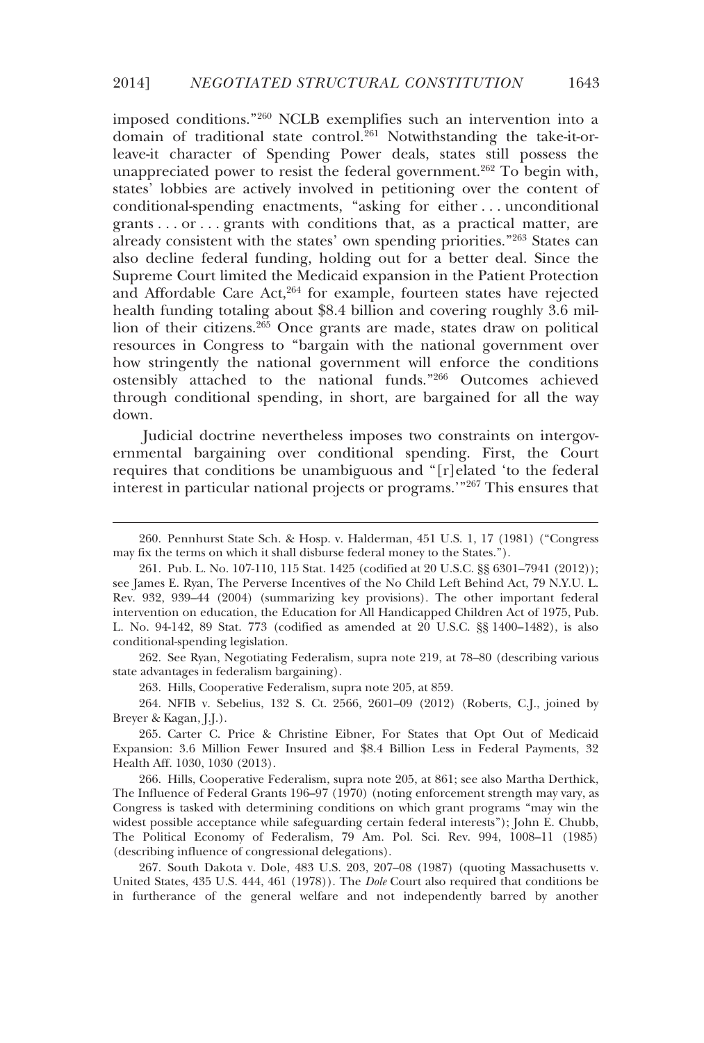imposed conditions."[260] NCLB exemplifies such an intervention into a domain of traditional state control.[261] Notwithstanding the take-it-or-leave-it character of Spending Power deals, states still possess the unappreciated power to resist the federal government.[262] To begin with, states' lobbies are actively involved in petitioning over the content of conditional-spending enactments, "asking for either . . . unconditional grants . . . or . . . grants with conditions that, as a practical matter, are already consistent with the states' own spending priorities."[263] States can also decline federal funding, holding out for a better deal. Since the Supreme Court limited the Medicaid expansion in the Patient Protection and Affordable Care Act,[264] for example, fourteen states have rejected health funding totaling about $8.4 billion and covering roughly 3.6 million of their citizens.[265] Once grants are made, states draw on political resources in Congress to "bargain with the national government over how stringently the national government will enforce the conditions ostensibly attached to the national funds."[266] Outcomes achieved through conditional spending, in short, are bargained for all the way down.

Judicial doctrine nevertheless imposes two constraints on intergovernmental bargaining over conditional spending. First, the Court requires that conditions be unambiguous and "[r]elated 'to the federal interest in particular national projects or programs.'"[267] This ensures that

---

260. Pennhurst State Sch. & Hosp. v. Halderman, 451 U.S. 1, 17 (1981) ("Congress may fix the terms on which it shall disburse federal money to the States.").

261. Pub. L. No. 107-110, 115 Stat. 1425 (codified at 20 U.S.C. §§ 6301–7941 (2012)); see James E. Ryan, The Perverse Incentives of the No Child Left Behind Act, 79 N.Y.U. L. Rev. 932, 939–44 (2004) (summarizing key provisions). The other important federal intervention on education, the Education for All Handicapped Children Act of 1975, Pub. L. No. 94-142, 89 Stat. 773 (codified as amended at 20 U.S.C. §§ 1400–1482), is also conditional-spending legislation.

262. See Ryan, Negotiating Federalism, supra note 219, at 78–80 (describing various state advantages in federalism bargaining).

263. Hills, Cooperative Federalism, supra note 205, at 859.

264. NFIB v. Sebelius, 132 S. Ct. 2566, 2601–09 (2012) (Roberts, C.J., joined by Breyer & Kagan, J.J.).

265. Carter C. Price & Christine Eibner, For States that Opt Out of Medicaid Expansion: 3.6 Million Fewer Insured and $8.4 Billion Less in Federal Payments, 32 Health Aff. 1030, 1030 (2013).

266. Hills, Cooperative Federalism, supra note 205, at 861; see also Martha Derthick, The Influence of Federal Grants 196–97 (1970) (noting enforcement strength may vary, as Congress is tasked with determining conditions on which grant programs "may win the widest possible acceptance while safeguarding certain federal interests"); John E. Chubb, The Political Economy of Federalism, 79 Am. Pol. Sci. Rev. 994, 1008–11 (1985) (describing influence of congressional delegations).

267. South Dakota v. Dole, 483 U.S. 203, 207–08 (1987) (quoting Massachusetts v. United States, 435 U.S. 444, 461 (1978)). The *Dole* Court also required that conditions be in furtherance of the general welfare and not independently barred by another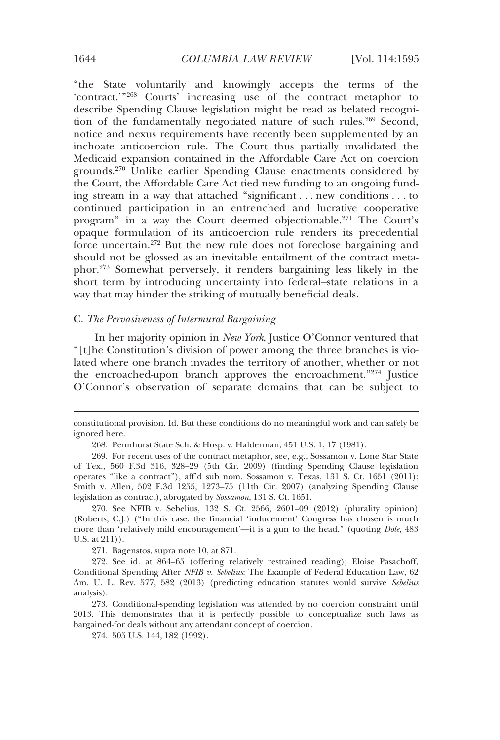"the State voluntarily and knowingly accepts the terms of the 'contract.'"[268] Courts' increasing use of the contract metaphor to describe Spending Clause legislation might be read as belated recognition of the fundamentally negotiated nature of such rules.[269] Second, notice and nexus requirements have recently been supplemented by an inchoate anticoercion rule. The Court thus partially invalidated the Medicaid expansion contained in the Affordable Care Act on coercion grounds.[270] Unlike earlier Spending Clause enactments considered by the Court, the Affordable Care Act tied new funding to an ongoing funding stream in a way that attached "significant . . . new conditions . . . to continued participation in an entrenched and lucrative cooperative program" in a way the Court deemed objectionable.[271] The Court's opaque formulation of its anticoercion rule renders its precedential force uncertain.[272] But the new rule does not foreclose bargaining and should not be glossed as an inevitable entailment of the contract metaphor.[273] Somewhat perversely, it renders bargaining less likely in the short term by introducing uncertainty into federal–state relations in a way that may hinder the striking of mutually beneficial deals.

### C. *The Pervasiveness of Intermural Bargaining*

In her majority opinion in *New York*, Justice O'Connor ventured that "[t]he Constitution's division of power among the three branches is violated where one branch invades the territory of another, whether or not the encroached-upon branch approves the encroachment."[274] Justice O'Connor's observation of separate domains that can be subject to

---

constitutional provision. Id. But these conditions do no meaningful work and can safely be ignored here.

268. Pennhurst State Sch. & Hosp. v. Halderman, 451 U.S. 1, 17 (1981).

269. For recent uses of the contract metaphor, see, e.g., Sossamon v. Lone Star State of Tex., 560 F.3d 316, 328–29 (5th Cir. 2009) (finding Spending Clause legislation operates "like a contract"), aff'd sub nom. Sossamon v. Texas, 131 S. Ct. 1651 (2011); Smith v. Allen, 502 F.3d 1255, 1273–75 (11th Cir. 2007) (analyzing Spending Clause legislation as contract), abrogated by *Sossamon*, 131 S. Ct. 1651.

270. See NFIB v. Sebelius, 132 S. Ct. 2566, 2601–09 (2012) (plurality opinion) (Roberts, C.J.) ("In this case, the financial 'inducement' Congress has chosen is much more than 'relatively mild encouragement'—it is a gun to the head." (quoting *Dole*, 483 U.S. at 211)).

271. Bagenstos, supra note 10, at 871.

272. See id. at 864–65 (offering relatively restrained reading); Eloise Pasachoff, Conditional Spending After *NFIB v. Sebelius*: The Example of Federal Education Law, 62 Am. U. L. Rev. 577, 582 (2013) (predicting education statutes would survive *Sebelius* analysis).

273. Conditional-spending legislation was attended by no coercion constraint until 2013. This demonstrates that it is perfectly possible to conceptualize such laws as bargained-for deals without any attendant concept of coercion.

274. 505 U.S. 144, 182 (1992).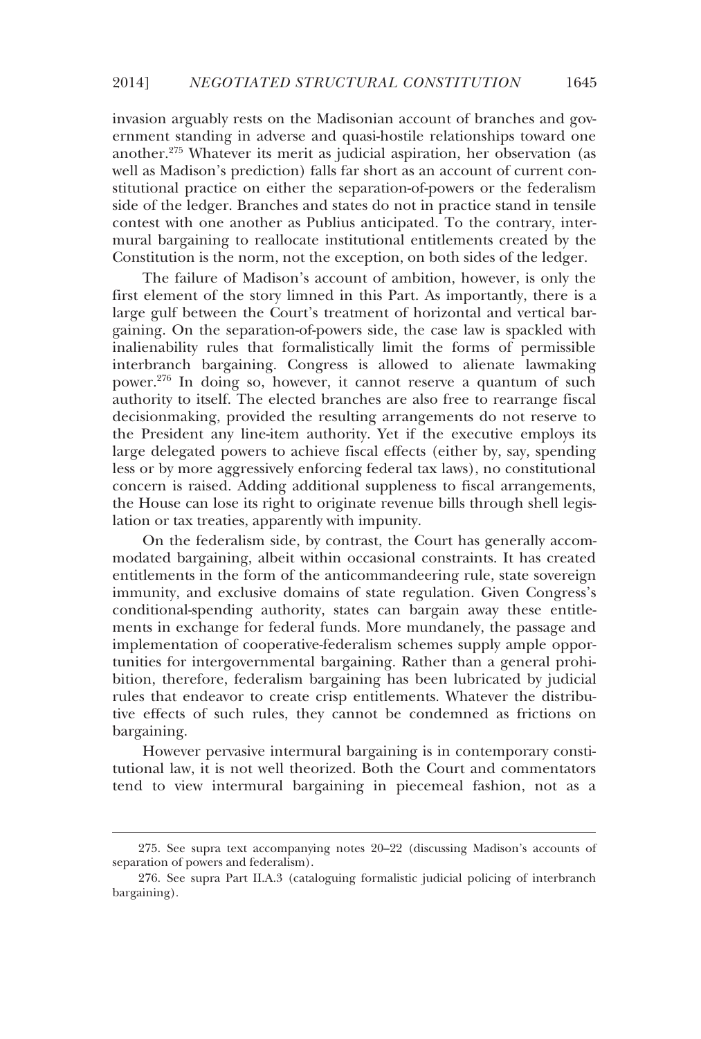invasion arguably rests on the Madisonian account of branches and government standing in adverse and quasi-hostile relationships toward one another.[275] Whatever its merit as judicial aspiration, her observation (as well as Madison's prediction) falls far short as an account of current constitutional practice on either the separation-of-powers or the federalism side of the ledger. Branches and states do not in practice stand in tensile contest with one another as Publius anticipated. To the contrary, intermural bargaining to reallocate institutional entitlements created by the Constitution is the norm, not the exception, on both sides of the ledger.

The failure of Madison's account of ambition, however, is only the first element of the story limned in this Part. As importantly, there is a large gulf between the Court's treatment of horizontal and vertical bargaining. On the separation-of-powers side, the case law is spackled with inalienability rules that formalistically limit the forms of permissible interbranch bargaining. Congress is allowed to alienate lawmaking power.[276] In doing so, however, it cannot reserve a quantum of such authority to itself. The elected branches are also free to rearrange fiscal decisionmaking, provided the resulting arrangements do not reserve to the President any line-item authority. Yet if the executive employs its large delegated powers to achieve fiscal effects (either by, say, spending less or by more aggressively enforcing federal tax laws), no constitutional concern is raised. Adding additional suppleness to fiscal arrangements, the House can lose its right to originate revenue bills through shell legislation or tax treaties, apparently with impunity.

On the federalism side, by contrast, the Court has generally accommodated bargaining, albeit within occasional constraints. It has created entitlements in the form of the anticommandeering rule, state sovereign immunity, and exclusive domains of state regulation. Given Congress's conditional-spending authority, states can bargain away these entitlements in exchange for federal funds. More mundanely, the passage and implementation of cooperative-federalism schemes supply ample opportunities for intergovernmental bargaining. Rather than a general prohibition, therefore, federalism bargaining has been lubricated by judicial rules that endeavor to create crisp entitlements. Whatever the distributive effects of such rules, they cannot be condemned as frictions on bargaining.

However pervasive intermural bargaining is in contemporary constitutional law, it is not well theorized. Both the Court and commentators tend to view intermural bargaining in piecemeal fashion, not as a

---

275. See supra text accompanying notes 20–22 (discussing Madison's accounts of separation of powers and federalism).

276. See supra Part II.A.3 (cataloguing formalistic judicial policing of interbranch bargaining).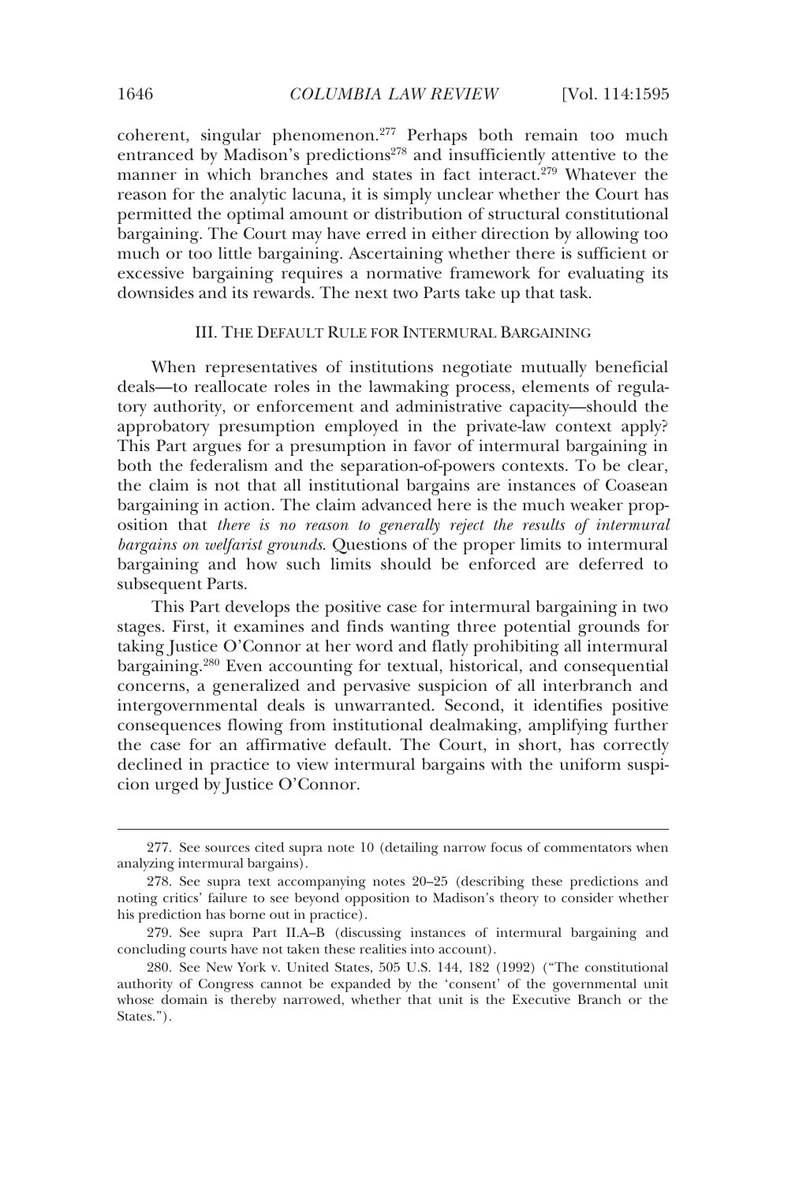coherent, singular phenomenon.[277] Perhaps both remain too much entranced by Madison's predictions[278] and insufficiently attentive to the manner in which branches and states in fact interact.[279] Whatever the reason for the analytic lacuna, it is simply unclear whether the Court has permitted the optimal amount or distribution of structural constitutional bargaining. The Court may have erred in either direction by allowing too much or too little bargaining. Ascertaining whether there is sufficient or excessive bargaining requires a normative framework for evaluating its downsides and its rewards. The next two Parts take up that task.

## III. THE DEFAULT RULE FOR INTERMURAL BARGAINING

When representatives of institutions negotiate mutually beneficial deals—to reallocate roles in the lawmaking process, elements of regulatory authority, or enforcement and administrative capacity—should the approbatory presumption employed in the private-law context apply? This Part argues for a presumption in favor of intermural bargaining in both the federalism and the separation-of-powers contexts. To be clear, the claim is not that all institutional bargains are instances of Coasean bargaining in action. The claim advanced here is the much weaker proposition that *there is no reason to generally reject the results of intermural bargains on welfarist grounds*. Questions of the proper limits to intermural bargaining and how such limits should be enforced are deferred to subsequent Parts.

This Part develops the positive case for intermural bargaining in two stages. First, it examines and finds wanting three potential grounds for taking Justice O'Connor at her word and flatly prohibiting all intermural bargaining.[280] Even accounting for textual, historical, and consequential concerns, a generalized and pervasive suspicion of all interbranch and intergovernmental deals is unwarranted. Second, it identifies positive consequences flowing from institutional dealmaking, amplifying further the case for an affirmative default. The Court, in short, has correctly declined in practice to view intermural bargains with the uniform suspicion urged by Justice O'Connor.

---

277. See sources cited supra note 10 (detailing narrow focus of commentators when analyzing intermural bargains).

278. See supra text accompanying notes 20–25 (describing these predictions and noting critics' failure to see beyond opposition to Madison's theory to consider whether his prediction has borne out in practice).

279. See supra Part II.A–B (discussing instances of intermural bargaining and concluding courts have not taken these realities into account).

280. See New York v. United States, 505 U.S. 144, 182 (1992) ("The constitutional authority of Congress cannot be expanded by the 'consent' of the governmental unit whose domain is thereby narrowed, whether that unit is the Executive Branch or the States.").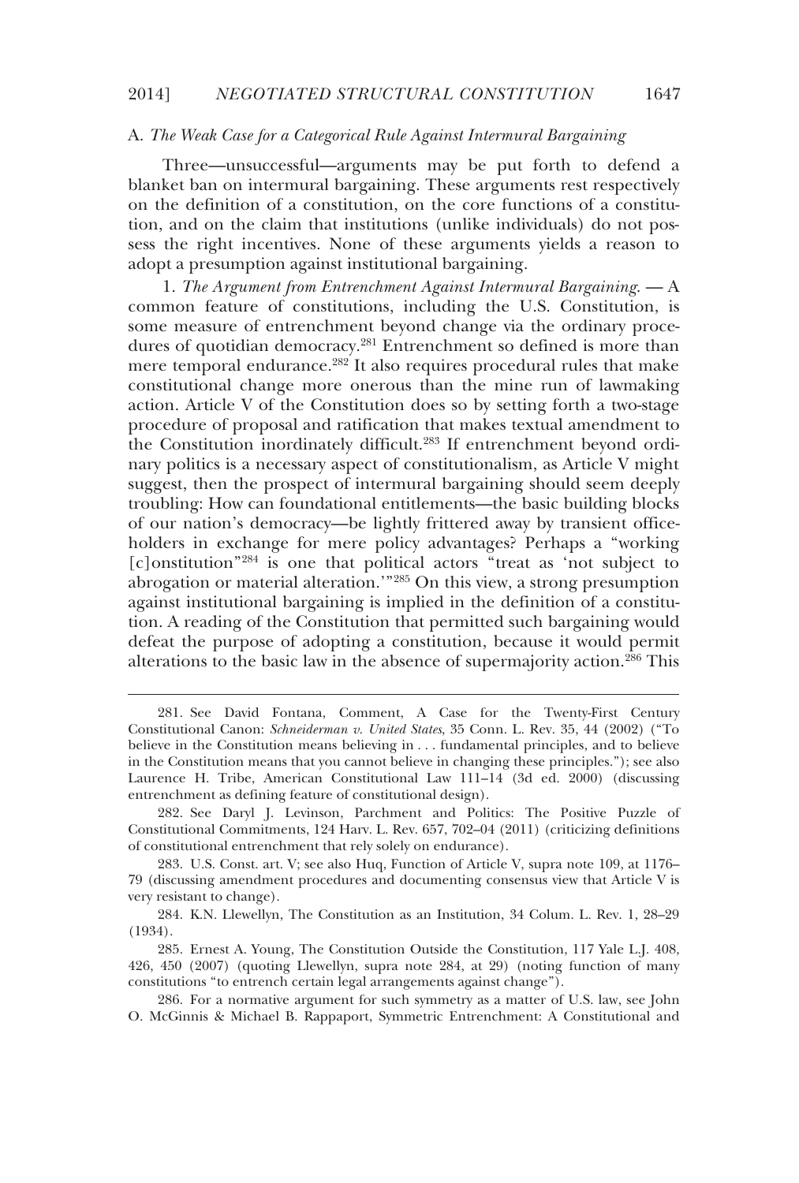## A. *The Weak Case for a Categorical Rule Against Intermural Bargaining*

Three—unsuccessful—arguments may be put forth to defend a blanket ban on intermural bargaining. These arguments rest respectively on the definition of a constitution, on the core functions of a constitution, and on the claim that institutions (unlike individuals) do not possess the right incentives. None of these arguments yields a reason to adopt a presumption against institutional bargaining.

1. *The Argument from Entrenchment Against Intermural Bargaining.* — A common feature of constitutions, including the U.S. Constitution, is some measure of entrenchment beyond change via the ordinary procedures of quotidian democracy.[281] Entrenchment so defined is more than mere temporal endurance.[282] It also requires procedural rules that make constitutional change more onerous than the mine run of lawmaking action. Article V of the Constitution does so by setting forth a two-stage procedure of proposal and ratification that makes textual amendment to the Constitution inordinately difficult.[283] If entrenchment beyond ordinary politics is a necessary aspect of constitutionalism, as Article V might suggest, then the prospect of intermural bargaining should seem deeply troubling: How can foundational entitlements—the basic building blocks of our nation's democracy—be lightly frittered away by transient officeholders in exchange for mere policy advantages? Perhaps a "working [c]onstitution"[284] is one that political actors "treat as 'not subject to abrogation or material alteration.'"[285] On this view, a strong presumption against institutional bargaining is implied in the definition of a constitution. A reading of the Constitution that permitted such bargaining would defeat the purpose of adopting a constitution, because it would permit alterations to the basic law in the absence of supermajority action.[286] This

---

281. See David Fontana, Comment, A Case for the Twenty-First Century Constitutional Canon: *Schneiderman v. United States*, 35 Conn. L. Rev. 35, 44 (2002) ("To believe in the Constitution means believing in . . . fundamental principles, and to believe in the Constitution means that you cannot believe in changing these principles."); see also Laurence H. Tribe, American Constitutional Law 111–14 (3d ed. 2000) (discussing entrenchment as defining feature of constitutional design).

282. See Daryl J. Levinson, Parchment and Politics: The Positive Puzzle of Constitutional Commitments, 124 Harv. L. Rev. 657, 702–04 (2011) (criticizing definitions of constitutional entrenchment that rely solely on endurance).

283. U.S. Const. art. V; see also Huq, Function of Article V, supra note 109, at 1176–79 (discussing amendment procedures and documenting consensus view that Article V is very resistant to change).

284. K.N. Llewellyn, The Constitution as an Institution, 34 Colum. L. Rev. 1, 28–29 (1934).

285. Ernest A. Young, The Constitution Outside the Constitution, 117 Yale L.J. 408, 426, 450 (2007) (quoting Llewellyn, supra note 284, at 29) (noting function of many constitutions "to entrench certain legal arrangements against change").

286. For a normative argument for such symmetry as a matter of U.S. law, see John O. McGinnis & Michael B. Rappaport, Symmetric Entrenchment: A Constitutional and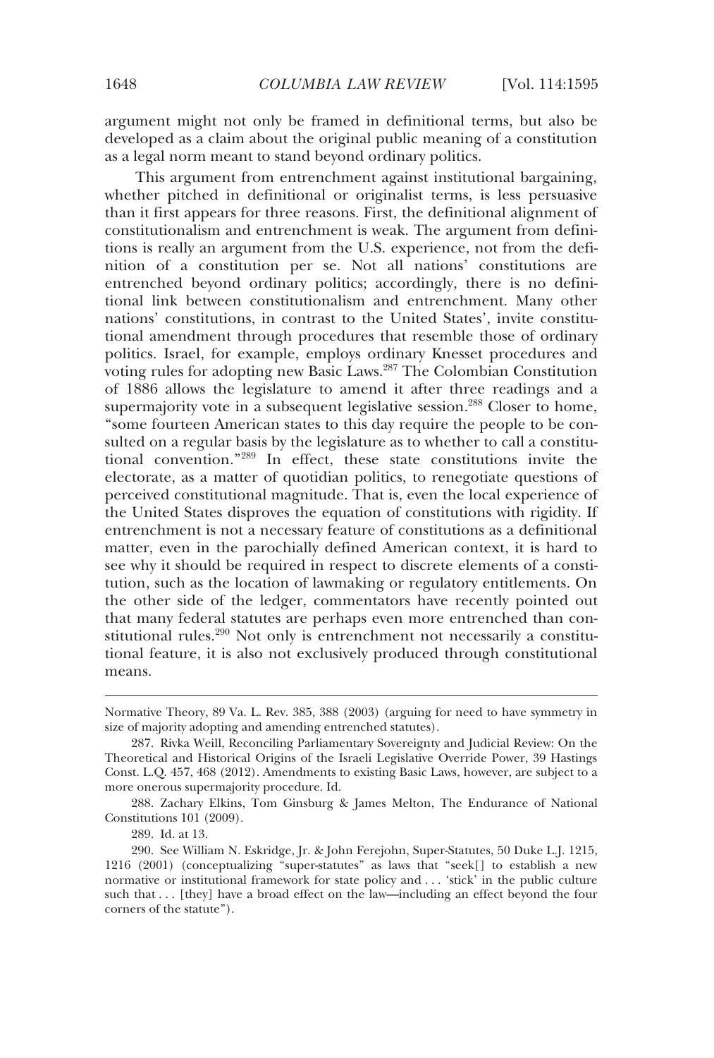argument might not only be framed in definitional terms, but also be developed as a claim about the original public meaning of a constitution as a legal norm meant to stand beyond ordinary politics.

This argument from entrenchment against institutional bargaining, whether pitched in definitional or originalist terms, is less persuasive than it first appears for three reasons. First, the definitional alignment of constitutionalism and entrenchment is weak. The argument from definitions is really an argument from the U.S. experience, not from the definition of a constitution per se. Not all nations' constitutions are entrenched beyond ordinary politics; accordingly, there is no definitional link between constitutionalism and entrenchment. Many other nations' constitutions, in contrast to the United States', invite constitutional amendment through procedures that resemble those of ordinary politics. Israel, for example, employs ordinary Knesset procedures and voting rules for adopting new Basic Laws.[287] The Colombian Constitution of 1886 allows the legislature to amend it after three readings and a supermajority vote in a subsequent legislative session.[288] Closer to home, "some fourteen American states to this day require the people to be consulted on a regular basis by the legislature as to whether to call a constitutional convention."[289] In effect, these state constitutions invite the electorate, as a matter of quotidian politics, to renegotiate questions of perceived constitutional magnitude. That is, even the local experience of the United States disproves the equation of constitutions with rigidity. If entrenchment is not a necessary feature of constitutions as a definitional matter, even in the parochially defined American context, it is hard to see why it should be required in respect to discrete elements of a constitution, such as the location of lawmaking or regulatory entitlements. On the other side of the ledger, commentators have recently pointed out that many federal statutes are perhaps even more entrenched than constitutional rules.[290] Not only is entrenchment not necessarily a constitutional feature, it is also not exclusively produced through constitutional means.

---

Normative Theory, 89 Va. L. Rev. 385, 388 (2003) (arguing for need to have symmetry in size of majority adopting and amending entrenched statutes).

287. Rivka Weill, Reconciling Parliamentary Sovereignty and Judicial Review: On the Theoretical and Historical Origins of the Israeli Legislative Override Power, 39 Hastings Const. L.Q. 457, 468 (2012). Amendments to existing Basic Laws, however, are subject to a more onerous supermajority procedure. Id.

288. Zachary Elkins, Tom Ginsburg & James Melton, The Endurance of National Constitutions 101 (2009).

289. Id. at 13.

290. See William N. Eskridge, Jr. & John Ferejohn, Super-Statutes, 50 Duke L.J. 1215, 1216 (2001) (conceptualizing "super-statutes" as laws that "seek[] to establish a new normative or institutional framework for state policy and . . . 'stick' in the public culture such that . . . [they] have a broad effect on the law—including an effect beyond the four corners of the statute").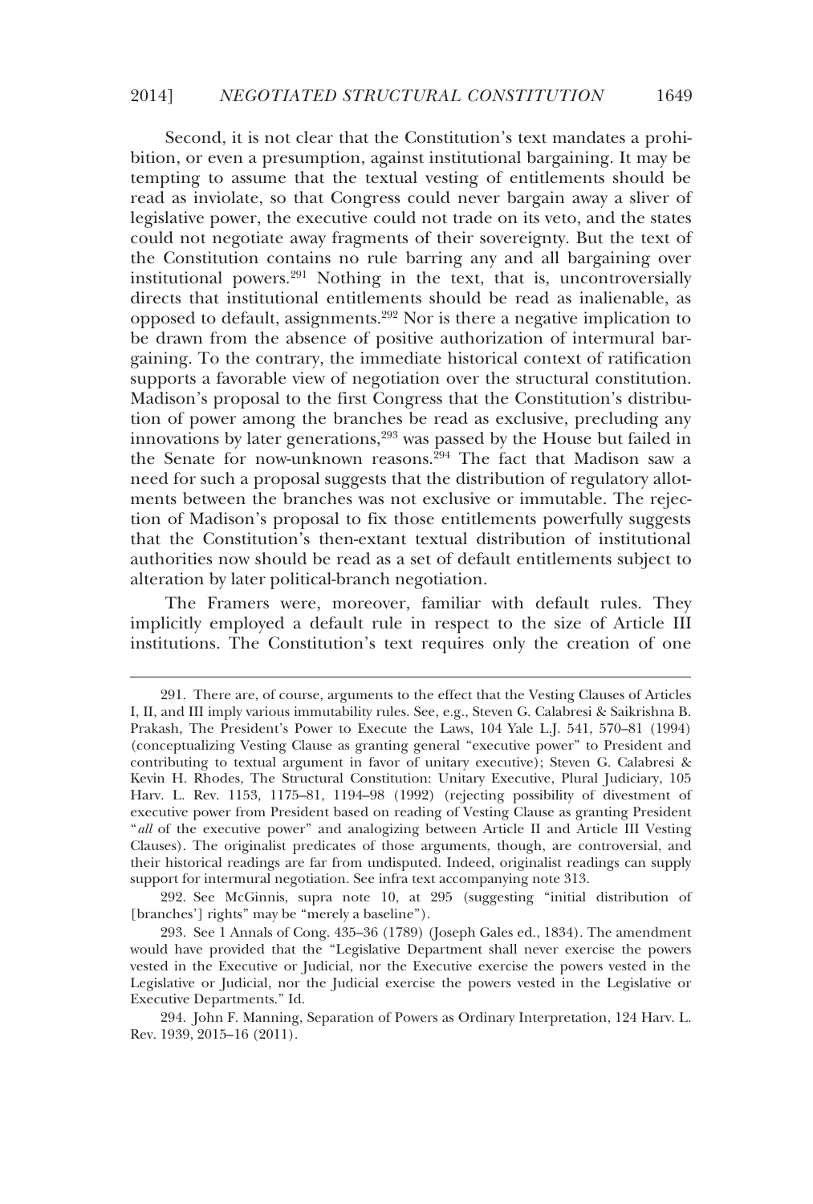Second, it is not clear that the Constitution's text mandates a prohibition, or even a presumption, against institutional bargaining. It may be tempting to assume that the textual vesting of entitlements should be read as inviolate, so that Congress could never bargain away a sliver of legislative power, the executive could not trade on its veto, and the states could not negotiate away fragments of their sovereignty. But the text of the Constitution contains no rule barring any and all bargaining over institutional powers.[291] Nothing in the text, that is, uncontroversially directs that institutional entitlements should be read as inalienable, as opposed to default, assignments.[292] Nor is there a negative implication to be drawn from the absence of positive authorization of intermural bargaining. To the contrary, the immediate historical context of ratification supports a favorable view of negotiation over the structural constitution. Madison's proposal to the first Congress that the Constitution's distribution of power among the branches be read as exclusive, precluding any innovations by later generations,[293] was passed by the House but failed in the Senate for now-unknown reasons.[294] The fact that Madison saw a need for such a proposal suggests that the distribution of regulatory allotments between the branches was not exclusive or immutable. The rejection of Madison's proposal to fix those entitlements powerfully suggests that the Constitution's then-extant textual distribution of institutional authorities now should be read as a set of default entitlements subject to alteration by later political-branch negotiation.

The Framers were, moreover, familiar with default rules. They implicitly employed a default rule in respect to the size of Article III institutions. The Constitution's text requires only the creation of one

---

291. There are, of course, arguments to the effect that the Vesting Clauses of Articles I, II, and III imply various immutability rules. See, e.g., Steven G. Calabresi & Saikrishna B. Prakash, The President's Power to Execute the Laws, 104 Yale L.J. 541, 570–81 (1994) (conceptualizing Vesting Clause as granting general "executive power" to President and contributing to textual argument in favor of unitary executive); Steven G. Calabresi & Kevin H. Rhodes, The Structural Constitution: Unitary Executive, Plural Judiciary, 105 Harv. L. Rev. 1153, 1175–81, 1194–98 (1992) (rejecting possibility of divestment of executive power from President based on reading of Vesting Clause as granting President "*all* of the executive power" and analogizing between Article II and Article III Vesting Clauses). The originalist predicates of those arguments, though, are controversial, and their historical readings are far from undisputed. Indeed, originalist readings can supply support for intermural negotiation. See infra text accompanying note 313.

292. See McGinnis, supra note 10, at 295 (suggesting "initial distribution of [branches'] rights" may be "merely a baseline").

293. See 1 Annals of Cong. 435–36 (1789) (Joseph Gales ed., 1834). The amendment would have provided that the "Legislative Department shall never exercise the powers vested in the Executive or Judicial, nor the Executive exercise the powers vested in the Legislative or Judicial, nor the Judicial exercise the powers vested in the Legislative or Executive Departments." Id.

294. John F. Manning, Separation of Powers as Ordinary Interpretation, 124 Harv. L. Rev. 1939, 2015–16 (2011).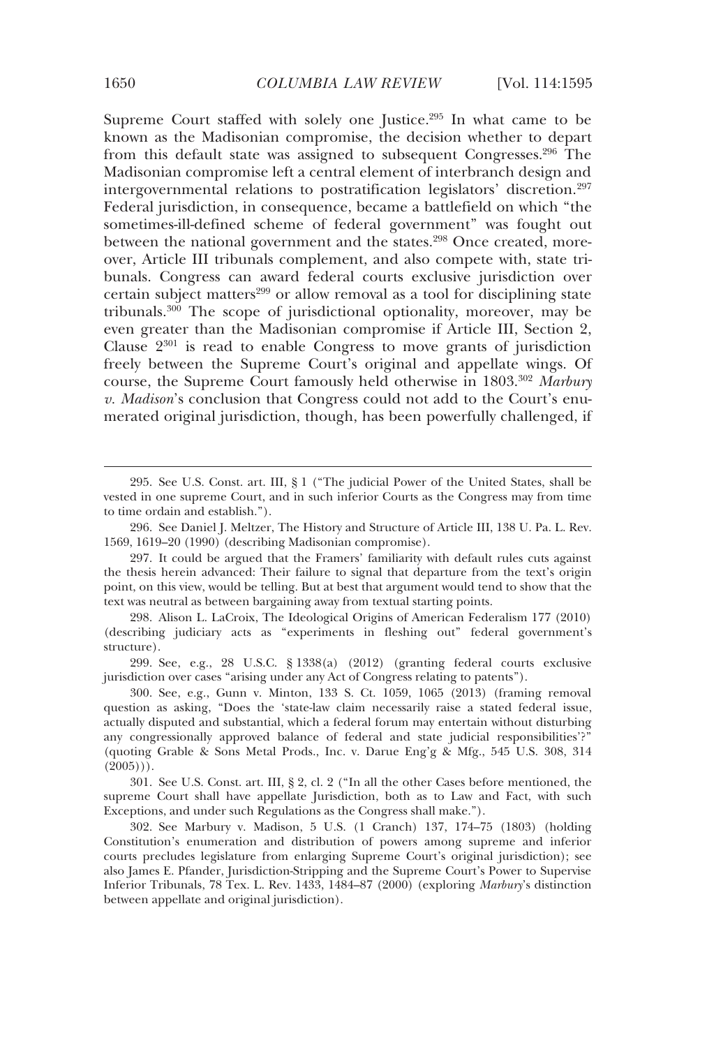Supreme Court staffed with solely one Justice.[295] In what came to be known as the Madisonian compromise, the decision whether to depart from this default state was assigned to subsequent Congresses.[296] The Madisonian compromise left a central element of interbranch design and intergovernmental relations to postratification legislators' discretion.[297] Federal jurisdiction, in consequence, became a battlefield on which "the sometimes-ill-defined scheme of federal government" was fought out between the national government and the states.[298] Once created, moreover, Article III tribunals complement, and also compete with, state tribunals. Congress can award federal courts exclusive jurisdiction over certain subject matters[299] or allow removal as a tool for disciplining state tribunals.[300] The scope of jurisdictional optionality, moreover, may be even greater than the Madisonian compromise if Article III, Section 2, Clause 2[301] is read to enable Congress to move grants of jurisdiction freely between the Supreme Court's original and appellate wings. Of course, the Supreme Court famously held otherwise in 1803.[302] *Marbury v. Madison*'s conclusion that Congress could not add to the Court's enumerated original jurisdiction, though, has been powerfully challenged, if

---

295. See U.S. Const. art. III, § 1 ("The judicial Power of the United States, shall be vested in one supreme Court, and in such inferior Courts as the Congress may from time to time ordain and establish.").

296. See Daniel J. Meltzer, The History and Structure of Article III, 138 U. Pa. L. Rev. 1569, 1619–20 (1990) (describing Madisonian compromise).

297. It could be argued that the Framers' familiarity with default rules cuts against the thesis herein advanced: Their failure to signal that departure from the text's origin point, on this view, would be telling. But at best that argument would tend to show that the text was neutral as between bargaining away from textual starting points.

298. Alison L. LaCroix, The Ideological Origins of American Federalism 177 (2010) (describing judiciary acts as "experiments in fleshing out" federal government's structure).

299. See, e.g., 28 U.S.C. § 1338(a) (2012) (granting federal courts exclusive jurisdiction over cases "arising under any Act of Congress relating to patents").

300. See, e.g., Gunn v. Minton, 133 S. Ct. 1059, 1065 (2013) (framing removal question as asking, "Does the 'state-law claim necessarily raise a stated federal issue, actually disputed and substantial, which a federal forum may entertain without disturbing any congressionally approved balance of federal and state judicial responsibilities'?" (quoting Grable & Sons Metal Prods., Inc. v. Darue Eng'g & Mfg., 545 U.S. 308, 314 (2005))).

301. See U.S. Const. art. III, § 2, cl. 2 ("In all the other Cases before mentioned, the supreme Court shall have appellate Jurisdiction, both as to Law and Fact, with such Exceptions, and under such Regulations as the Congress shall make.").

302. See Marbury v. Madison, 5 U.S. (1 Cranch) 137, 174–75 (1803) (holding Constitution's enumeration and distribution of powers among supreme and inferior courts precludes legislature from enlarging Supreme Court's original jurisdiction); see also James E. Pfander, Jurisdiction-Stripping and the Supreme Court's Power to Supervise Inferior Tribunals, 78 Tex. L. Rev. 1433, 1484–87 (2000) (exploring *Marbury*'s distinction between appellate and original jurisdiction).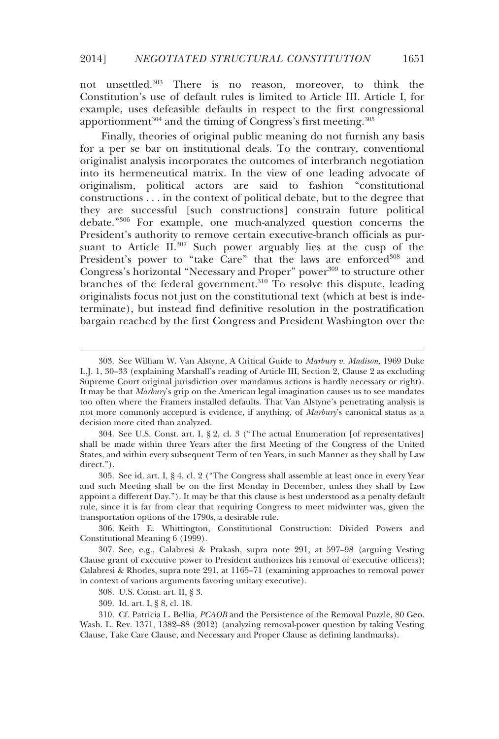not unsettled.[303] There is no reason, moreover, to think the Constitution's use of default rules is limited to Article III. Article I, for example, uses defeasible defaults in respect to the first congressional apportionment[304] and the timing of Congress's first meeting.[305]

Finally, theories of original public meaning do not furnish any basis for a per se bar on institutional deals. To the contrary, conventional originalist analysis incorporates the outcomes of interbranch negotiation into its hermeneutical matrix. In the view of one leading advocate of originalism, political actors are said to fashion "constitutional constructions . . . in the context of political debate, but to the degree that they are successful [such constructions] constrain future political debate."[306] For example, one much-analyzed question concerns the President's authority to remove certain executive-branch officials as pursuant to Article II.[307] Such power arguably lies at the cusp of the President's power to "take Care" that the laws are enforced[308] and Congress's horizontal "Necessary and Proper" power[309] to structure other branches of the federal government.[310] To resolve this dispute, leading originalists focus not just on the constitutional text (which at best is indeterminate), but instead find definitive resolution in the postratification bargain reached by the first Congress and President Washington over the

---

303. See William W. Van Alstyne, A Critical Guide to *Marbury v. Madison*, 1969 Duke L.J. 1, 30–33 (explaining Marshall's reading of Article III, Section 2, Clause 2 as excluding Supreme Court original jurisdiction over mandamus actions is hardly necessary or right). It may be that *Marbury*'s grip on the American legal imagination causes us to see mandates too often where the Framers installed defaults. That Van Alstyne's penetrating analysis is not more commonly accepted is evidence, if anything, of *Marbury*'s canonical status as a decision more cited than analyzed.

304. See U.S. Const. art. I, § 2, cl. 3 ("The actual Enumeration [of representatives] shall be made within three Years after the first Meeting of the Congress of the United States, and within every subsequent Term of ten Years, in such Manner as they shall by Law direct.").

305. See id. art. I, § 4, cl. 2 ("The Congress shall assemble at least once in every Year and such Meeting shall be on the first Monday in December, unless they shall by Law appoint a different Day."). It may be that this clause is best understood as a penalty default rule, since it is far from clear that requiring Congress to meet midwinter was, given the transportation options of the 1790s, a desirable rule.

306. Keith E. Whittington, Constitutional Construction: Divided Powers and Constitutional Meaning 6 (1999).

307. See, e.g., Calabresi & Prakash, supra note 291, at 597–98 (arguing Vesting Clause grant of executive power to President authorizes his removal of executive officers); Calabresi & Rhodes, supra note 291, at 1165–71 (examining approaches to removal power in context of various arguments favoring unitary executive).

308. U.S. Const. art. II, § 3.

309. Id. art. I, § 8, cl. 18.

310. Cf. Patricia L. Bellia, *PCAOB* and the Persistence of the Removal Puzzle, 80 Geo. Wash. L. Rev. 1371, 1382–88 (2012) (analyzing removal-power question by taking Vesting Clause, Take Care Clause, and Necessary and Proper Clause as defining landmarks).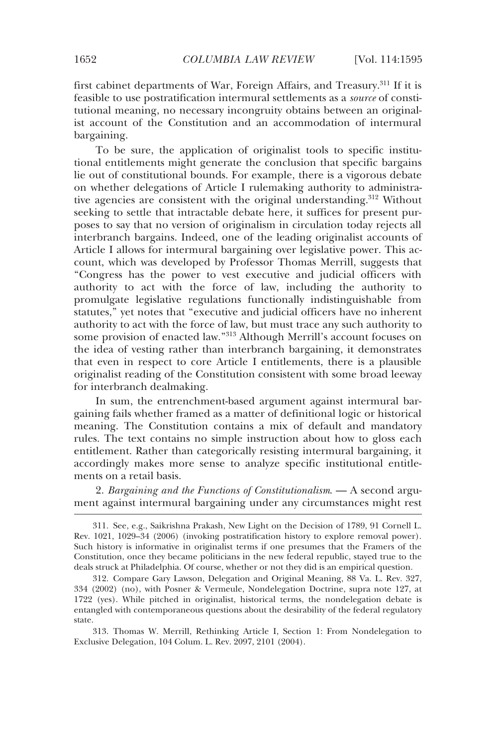first cabinet departments of War, Foreign Affairs, and Treasury.[311] If it is feasible to use postratification intermural settlements as a *source* of constitutional meaning, no necessary incongruity obtains between an originalist account of the Constitution and an accommodation of intermural bargaining.

To be sure, the application of originalist tools to specific institutional entitlements might generate the conclusion that specific bargains lie out of constitutional bounds. For example, there is a vigorous debate on whether delegations of Article I rulemaking authority to administrative agencies are consistent with the original understanding.[312] Without seeking to settle that intractable debate here, it suffices for present purposes to say that no version of originalism in circulation today rejects all interbranch bargains. Indeed, one of the leading originalist accounts of Article I allows for intermural bargaining over legislative power. This account, which was developed by Professor Thomas Merrill, suggests that "Congress has the power to vest executive and judicial officers with authority to act with the force of law, including the authority to promulgate legislative regulations functionally indistinguishable from statutes," yet notes that "executive and judicial officers have no inherent authority to act with the force of law, but must trace any such authority to some provision of enacted law."[313] Although Merrill's account focuses on the idea of vesting rather than interbranch bargaining, it demonstrates that even in respect to core Article I entitlements, there is a plausible originalist reading of the Constitution consistent with some broad leeway for interbranch dealmaking.

In sum, the entrenchment-based argument against intermural bargaining fails whether framed as a matter of definitional logic or historical meaning. The Constitution contains a mix of default and mandatory rules. The text contains no simple instruction about how to gloss each entitlement. Rather than categorically resisting intermural bargaining, it accordingly makes more sense to analyze specific institutional entitlements on a retail basis.

2. *Bargaining and the Functions of Constitutionalism*. — A second argument against intermural bargaining under any circumstances might rest

---

311. See, e.g., Saikrishna Prakash, New Light on the Decision of 1789, 91 Cornell L. Rev. 1021, 1029–34 (2006) (invoking postratification history to explore removal power). Such history is informative in originalist terms if one presumes that the Framers of the Constitution, once they became politicians in the new federal republic, stayed true to the deals struck at Philadelphia. Of course, whether or not they did is an empirical question.

312. Compare Gary Lawson, Delegation and Original Meaning, 88 Va. L. Rev. 327, 334 (2002) (no), with Posner & Vermeule, Nondelegation Doctrine, supra note 127, at 1722 (yes). While pitched in originalist, historical terms, the nondelegation debate is entangled with contemporaneous questions about the desirability of the federal regulatory state.

313. Thomas W. Merrill, Rethinking Article I, Section 1: From Nondelegation to Exclusive Delegation, 104 Colum. L. Rev. 2097, 2101 (2004).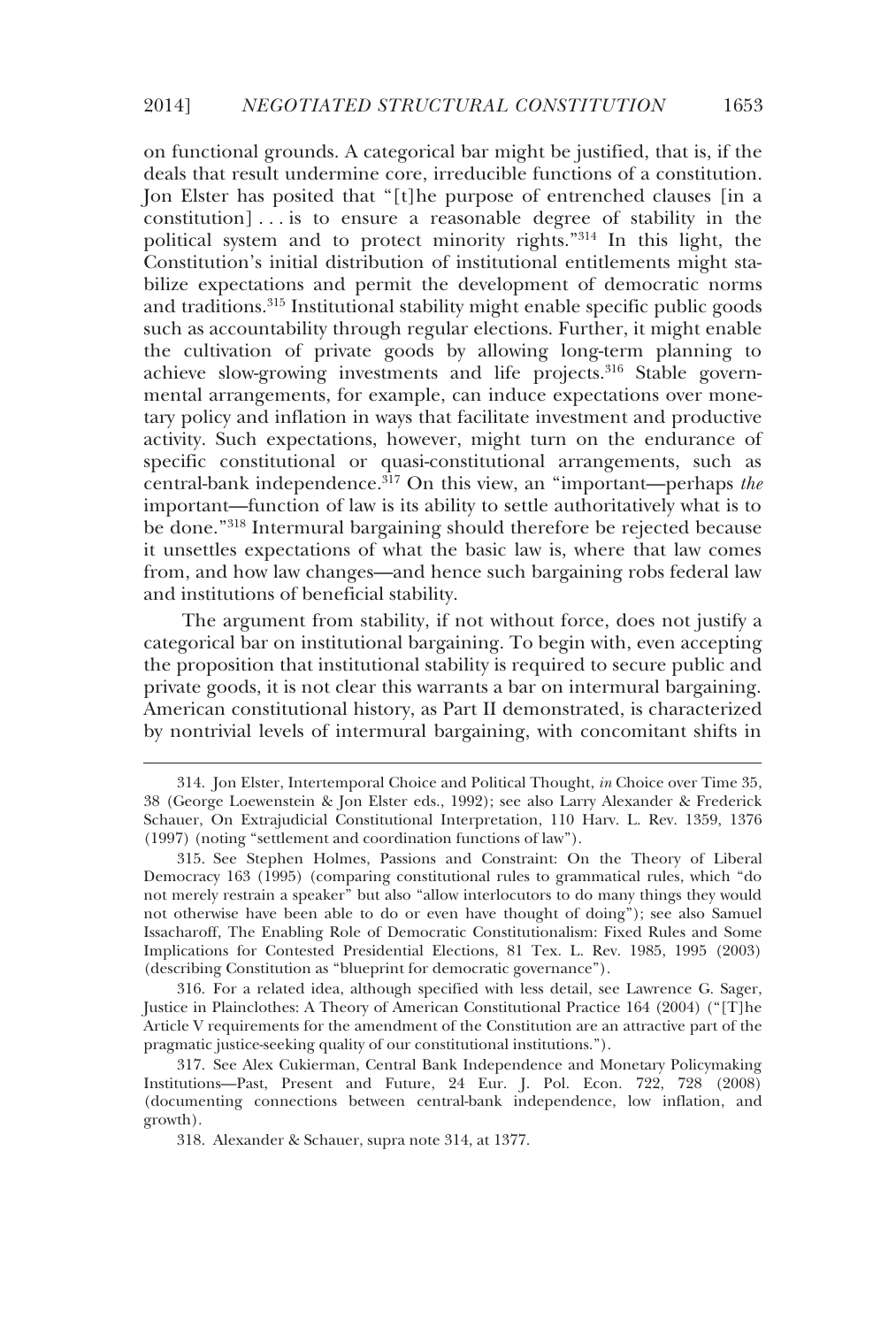on functional grounds. A categorical bar might be justified, that is, if the deals that result undermine core, irreducible functions of a constitution. Jon Elster has posited that "[t]he purpose of entrenched clauses [in a constitution] . . . is to ensure a reasonable degree of stability in the political system and to protect minority rights."[314] In this light, the Constitution's initial distribution of institutional entitlements might stabilize expectations and permit the development of democratic norms and traditions.[315] Institutional stability might enable specific public goods such as accountability through regular elections. Further, it might enable the cultivation of private goods by allowing long-term planning to achieve slow-growing investments and life projects.[316] Stable governmental arrangements, for example, can induce expectations over monetary policy and inflation in ways that facilitate investment and productive activity. Such expectations, however, might turn on the endurance of specific constitutional or quasi-constitutional arrangements, such as central-bank independence.[317] On this view, an "important—perhaps *the* important—function of law is its ability to settle authoritatively what is to be done."[318] Intermural bargaining should therefore be rejected because it unsettles expectations of what the basic law is, where that law comes from, and how law changes—and hence such bargaining robs federal law and institutions of beneficial stability.

The argument from stability, if not without force, does not justify a categorical bar on institutional bargaining. To begin with, even accepting the proposition that institutional stability is required to secure public and private goods, it is not clear this warrants a bar on intermural bargaining. American constitutional history, as Part II demonstrated, is characterized by nontrivial levels of intermural bargaining, with concomitant shifts in

---

314. Jon Elster, Intertemporal Choice and Political Thought, *in* Choice over Time 35, 38 (George Loewenstein & Jon Elster eds., 1992); see also Larry Alexander & Frederick Schauer, On Extrajudicial Constitutional Interpretation, 110 Harv. L. Rev. 1359, 1376 (1997) (noting "settlement and coordination functions of law").

315. See Stephen Holmes, Passions and Constraint: On the Theory of Liberal Democracy 163 (1995) (comparing constitutional rules to grammatical rules, which "do not merely restrain a speaker" but also "allow interlocutors to do many things they would not otherwise have been able to do or even have thought of doing"); see also Samuel Issacharoff, The Enabling Role of Democratic Constitutionalism: Fixed Rules and Some Implications for Contested Presidential Elections, 81 Tex. L. Rev. 1985, 1995 (2003) (describing Constitution as "blueprint for democratic governance").

316. For a related idea, although specified with less detail, see Lawrence G. Sager, Justice in Plainclothes: A Theory of American Constitutional Practice 164 (2004) ("[T]he Article V requirements for the amendment of the Constitution are an attractive part of the pragmatic justice-seeking quality of our constitutional institutions.").

317. See Alex Cukierman, Central Bank Independence and Monetary Policymaking Institutions—Past, Present and Future, 24 Eur. J. Pol. Econ. 722, 728 (2008) (documenting connections between central-bank independence, low inflation, and growth).

318. Alexander & Schauer, supra note 314, at 1377.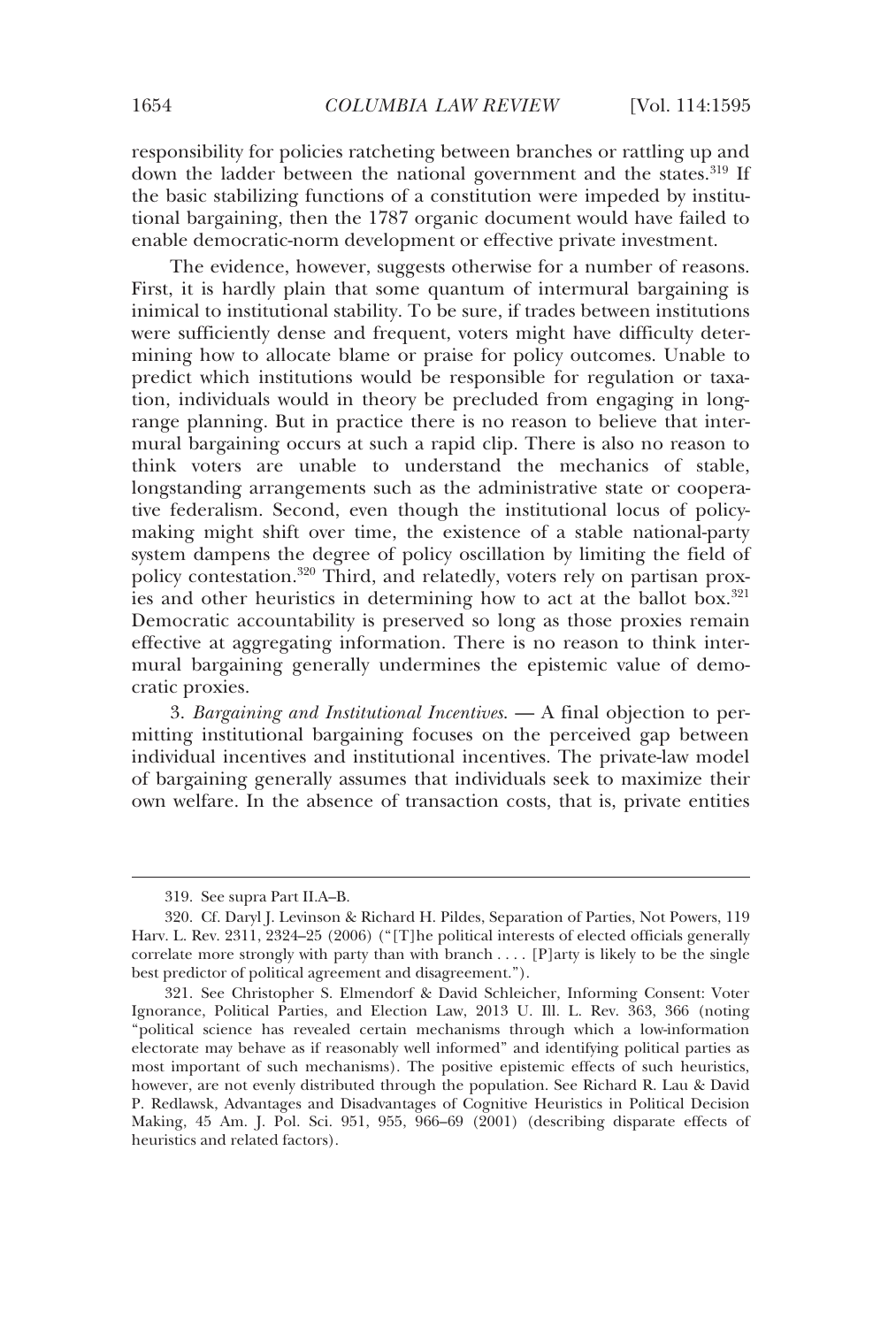responsibility for policies ratcheting between branches or rattling up and down the ladder between the national government and the states.[319] If the basic stabilizing functions of a constitution were impeded by institutional bargaining, then the 1787 organic document would have failed to enable democratic-norm development or effective private investment.

The evidence, however, suggests otherwise for a number of reasons. First, it is hardly plain that some quantum of intermural bargaining is inimical to institutional stability. To be sure, if trades between institutions were sufficiently dense and frequent, voters might have difficulty determining how to allocate blame or praise for policy outcomes. Unable to predict which institutions would be responsible for regulation or taxation, individuals would in theory be precluded from engaging in long-range planning. But in practice there is no reason to believe that intermural bargaining occurs at such a rapid clip. There is also no reason to think voters are unable to understand the mechanics of stable, longstanding arrangements such as the administrative state or cooperative federalism. Second, even though the institutional locus of policymaking might shift over time, the existence of a stable national-party system dampens the degree of policy oscillation by limiting the field of policy contestation.[320] Third, and relatedly, voters rely on partisan proxies and other heuristics in determining how to act at the ballot box.[321] Democratic accountability is preserved so long as those proxies remain effective at aggregating information. There is no reason to think intermural bargaining generally undermines the epistemic value of democratic proxies.

3. *Bargaining and Institutional Incentives.* — A final objection to permitting institutional bargaining focuses on the perceived gap between individual incentives and institutional incentives. The private-law model of bargaining generally assumes that individuals seek to maximize their own welfare. In the absence of transaction costs, that is, private entities

---

319. See supra Part II.A–B.

320. Cf. Daryl J. Levinson & Richard H. Pildes, Separation of Parties, Not Powers, 119 Harv. L. Rev. 2311, 2324–25 (2006) ("[T]he political interests of elected officials generally correlate more strongly with party than with branch . . . . [P]arty is likely to be the single best predictor of political agreement and disagreement.").

321. See Christopher S. Elmendorf & David Schleicher, Informing Consent: Voter Ignorance, Political Parties, and Election Law, 2013 U. Ill. L. Rev. 363, 366 (noting "political science has revealed certain mechanisms through which a low-information electorate may behave as if reasonably well informed" and identifying political parties as most important of such mechanisms). The positive epistemic effects of such heuristics, however, are not evenly distributed through the population. See Richard R. Lau & David P. Redlawsk, Advantages and Disadvantages of Cognitive Heuristics in Political Decision Making, 45 Am. J. Pol. Sci. 951, 955, 966–69 (2001) (describing disparate effects of heuristics and related factors).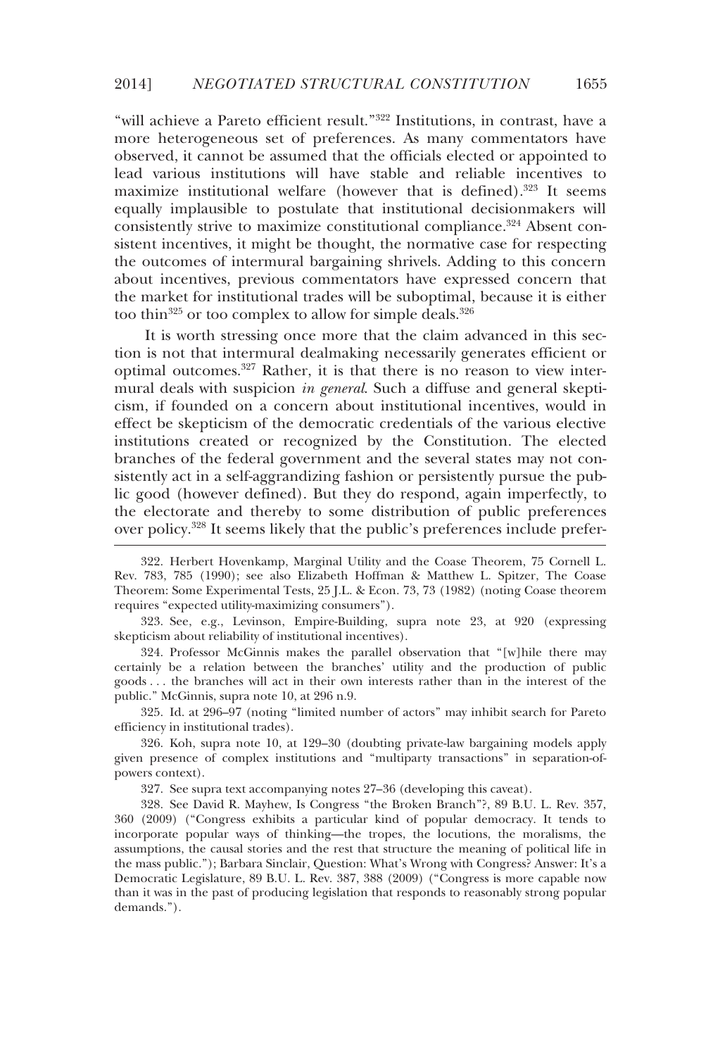"will achieve a Pareto efficient result."[322] Institutions, in contrast, have a more heterogeneous set of preferences. As many commentators have observed, it cannot be assumed that the officials elected or appointed to lead various institutions will have stable and reliable incentives to maximize institutional welfare (however that is defined).[323] It seems equally implausible to postulate that institutional decisionmakers will consistently strive to maximize constitutional compliance.[324] Absent consistent incentives, it might be thought, the normative case for respecting the outcomes of intermural bargaining shrivels. Adding to this concern about incentives, previous commentators have expressed concern that the market for institutional trades will be suboptimal, because it is either too thin[325] or too complex to allow for simple deals.[326]

It is worth stressing once more that the claim advanced in this section is not that intermural dealmaking necessarily generates efficient or optimal outcomes.[327] Rather, it is that there is no reason to view intermural deals with suspicion *in general*. Such a diffuse and general skepticism, if founded on a concern about institutional incentives, would in effect be skepticism of the democratic credentials of the various elective institutions created or recognized by the Constitution. The elected branches of the federal government and the several states may not consistently act in a self-aggrandizing fashion or persistently pursue the public good (however defined). But they do respond, again imperfectly, to the electorate and thereby to some distribution of public preferences over policy.[328] It seems likely that the public's preferences include prefer-

---

322. Herbert Hovenkamp, Marginal Utility and the Coase Theorem, 75 Cornell L. Rev. 783, 785 (1990); see also Elizabeth Hoffman & Matthew L. Spitzer, The Coase Theorem: Some Experimental Tests, 25 J.L. & Econ. 73, 73 (1982) (noting Coase theorem requires "expected utility-maximizing consumers").

323. See, e.g., Levinson, Empire-Building, supra note 23, at 920 (expressing skepticism about reliability of institutional incentives).

324. Professor McGinnis makes the parallel observation that "[w]hile there may certainly be a relation between the branches' utility and the production of public goods . . . the branches will act in their own interests rather than in the interest of the public." McGinnis, supra note 10, at 296 n.9.

325. Id. at 296–97 (noting "limited number of actors" may inhibit search for Pareto efficiency in institutional trades).

326. Koh, supra note 10, at 129–30 (doubting private-law bargaining models apply given presence of complex institutions and "multiparty transactions" in separation-of-powers context).

327. See supra text accompanying notes 27–36 (developing this caveat).

328. See David R. Mayhew, Is Congress "the Broken Branch"?, 89 B.U. L. Rev. 357, 360 (2009) ("Congress exhibits a particular kind of popular democracy. It tends to incorporate popular ways of thinking—the tropes, the locutions, the moralisms, the assumptions, the causal stories and the rest that structure the meaning of political life in the mass public."); Barbara Sinclair, Question: What's Wrong with Congress? Answer: It's a Democratic Legislature, 89 B.U. L. Rev. 387, 388 (2009) ("Congress is more capable now than it was in the past of producing legislation that responds to reasonably strong popular demands.").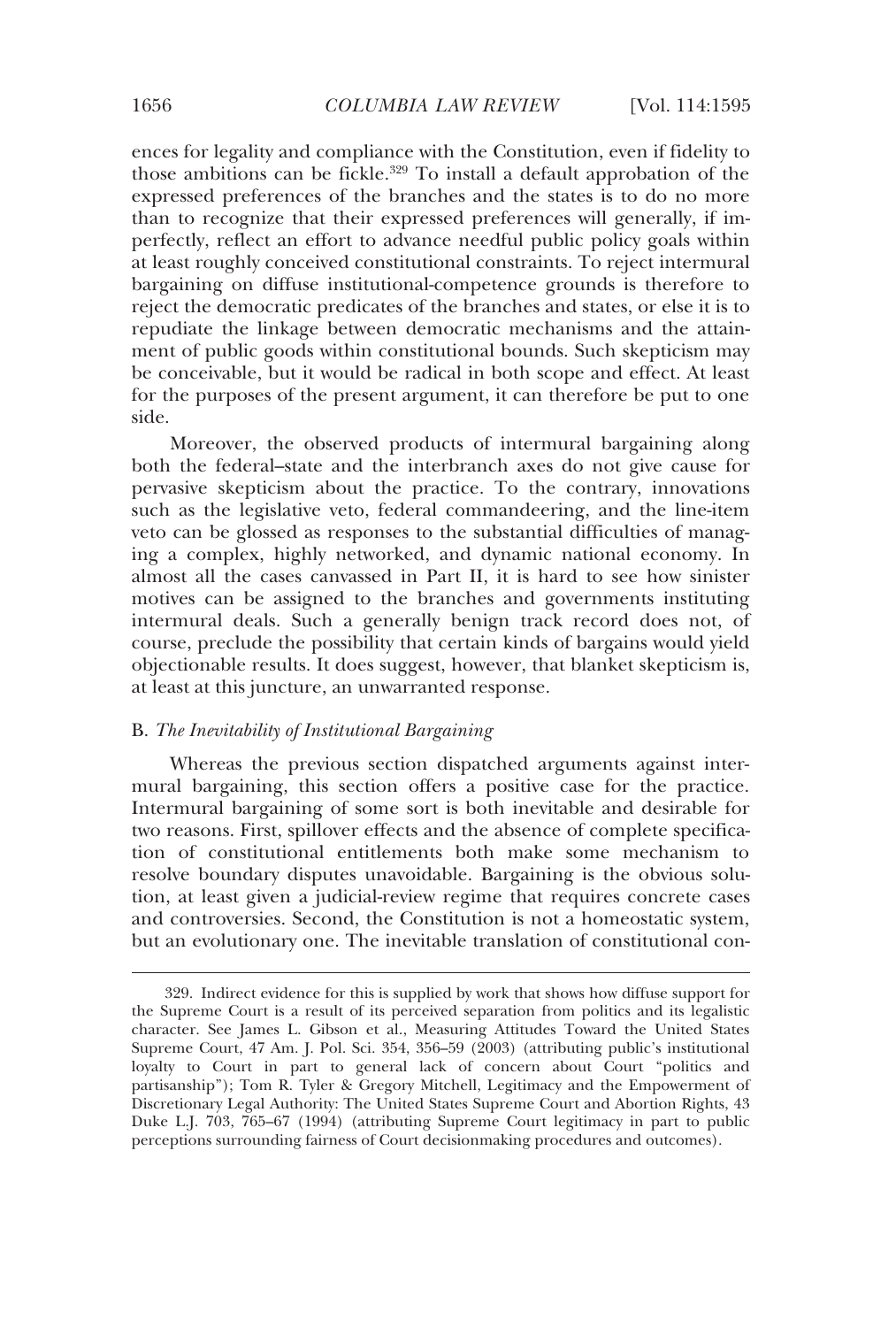ences for legality and compliance with the Constitution, even if fidelity to those ambitions can be fickle.[329] To install a default approbation of the expressed preferences of the branches and the states is to do no more than to recognize that their expressed preferences will generally, if imperfectly, reflect an effort to advance needful public policy goals within at least roughly conceived constitutional constraints. To reject intermural bargaining on diffuse institutional-competence grounds is therefore to reject the democratic predicates of the branches and states, or else it is to repudiate the linkage between democratic mechanisms and the attainment of public goods within constitutional bounds. Such skepticism may be conceivable, but it would be radical in both scope and effect. At least for the purposes of the present argument, it can therefore be put to one side.

Moreover, the observed products of intermural bargaining along both the federal–state and the interbranch axes do not give cause for pervasive skepticism about the practice. To the contrary, innovations such as the legislative veto, federal commandeering, and the line-item veto can be glossed as responses to the substantial difficulties of managing a complex, highly networked, and dynamic national economy. In almost all the cases canvassed in Part II, it is hard to see how sinister motives can be assigned to the branches and governments instituting intermural deals. Such a generally benign track record does not, of course, preclude the possibility that certain kinds of bargains would yield objectionable results. It does suggest, however, that blanket skepticism is, at least at this juncture, an unwarranted response.

### B. *The Inevitability of Institutional Bargaining*

Whereas the previous section dispatched arguments against intermural bargaining, this section offers a positive case for the practice. Intermural bargaining of some sort is both inevitable and desirable for two reasons. First, spillover effects and the absence of complete specification of constitutional entitlements both make some mechanism to resolve boundary disputes unavoidable. Bargaining is the obvious solution, at least given a judicial-review regime that requires concrete cases and controversies. Second, the Constitution is not a homeostatic system, but an evolutionary one. The inevitable translation of constitutional con-

---

329. Indirect evidence for this is supplied by work that shows how diffuse support for the Supreme Court is a result of its perceived separation from politics and its legalistic character. See James L. Gibson et al., Measuring Attitudes Toward the United States Supreme Court, 47 Am. J. Pol. Sci. 354, 356–59 (2003) (attributing public's institutional loyalty to Court in part to general lack of concern about Court "politics and partisanship"); Tom R. Tyler & Gregory Mitchell, Legitimacy and the Empowerment of Discretionary Legal Authority: The United States Supreme Court and Abortion Rights, 43 Duke L.J. 703, 765–67 (1994) (attributing Supreme Court legitimacy in part to public perceptions surrounding fairness of Court decisionmaking procedures and outcomes).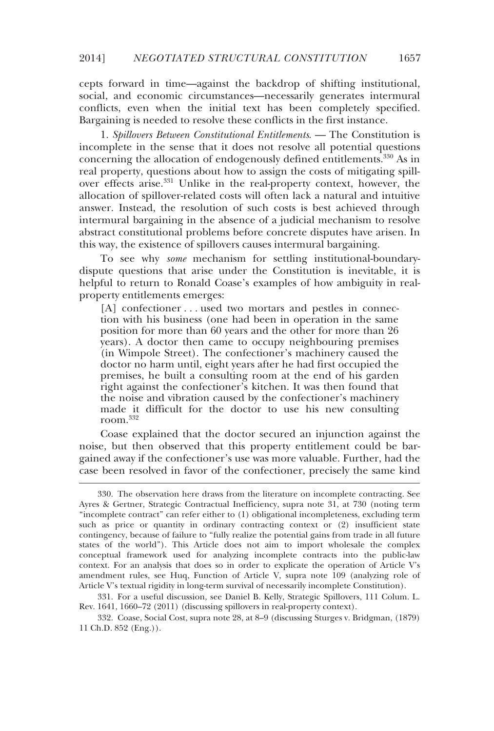cepts forward in time—against the backdrop of shifting institutional, social, and economic circumstances—necessarily generates intermural conflicts, even when the initial text has been completely specified. Bargaining is needed to resolve these conflicts in the first instance.

1. *Spillovers Between Constitutional Entitlements*. — The Constitution is incomplete in the sense that it does not resolve all potential questions concerning the allocation of endogenously defined entitlements.[330] As in real property, questions about how to assign the costs of mitigating spillover effects arise.[331] Unlike in the real-property context, however, the allocation of spillover-related costs will often lack a natural and intuitive answer. Instead, the resolution of such costs is best achieved through intermural bargaining in the absence of a judicial mechanism to resolve abstract constitutional problems before concrete disputes have arisen. In this way, the existence of spillovers causes intermural bargaining.

To see why *some* mechanism for settling institutional-boundary-dispute questions that arise under the Constitution is inevitable, it is helpful to return to Ronald Coase's examples of how ambiguity in real-property entitlements emerges:

> [A] confectioner . . . used two mortars and pestles in connection with his business (one had been in operation in the same position for more than 60 years and the other for more than 26 years). A doctor then came to occupy neighbouring premises (in Wimpole Street). The confectioner's machinery caused the doctor no harm until, eight years after he had first occupied the premises, he built a consulting room at the end of his garden right against the confectioner's kitchen. It was then found that the noise and vibration caused by the confectioner's machinery made it difficult for the doctor to use his new consulting room.[332]

Coase explained that the doctor secured an injunction against the noise, but then observed that this property entitlement could be bargained away if the confectioner's use was more valuable. Further, had the case been resolved in favor of the confectioner, precisely the same kind

---

330. The observation here draws from the literature on incomplete contracting. See Ayres & Gertner, Strategic Contractual Inefficiency, supra note 31, at 730 (noting term "incomplete contract" can refer either to (1) obligational incompleteness, excluding term such as price or quantity in ordinary contracting context or (2) insufficient state contingency, because of failure to "fully realize the potential gains from trade in all future states of the world"). This Article does not aim to import wholesale the complex conceptual framework used for analyzing incomplete contracts into the public-law context. For an analysis that does so in order to explicate the operation of Article V's amendment rules, see Huq, Function of Article V, supra note 109 (analyzing role of Article V's textual rigidity in long-term survival of necessarily incomplete Constitution).

331. For a useful discussion, see Daniel B. Kelly, Strategic Spillovers, 111 Colum. L. Rev. 1641, 1660–72 (2011) (discussing spillovers in real-property context).

332. Coase, Social Cost, supra note 28, at 8–9 (discussing Sturges v. Bridgman, (1879) 11 Ch.D. 852 (Eng.)).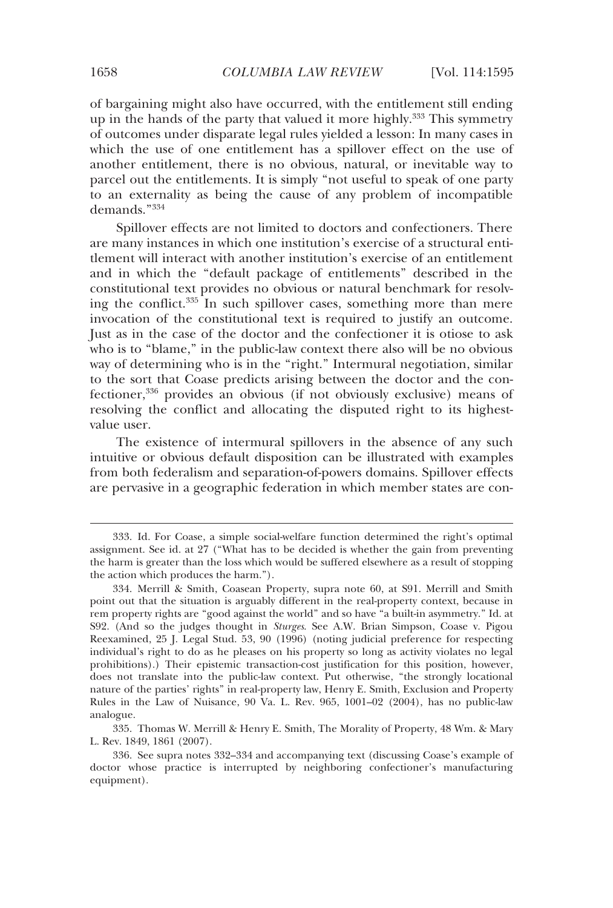of bargaining might also have occurred, with the entitlement still ending up in the hands of the party that valued it more highly.[333] This symmetry of outcomes under disparate legal rules yielded a lesson: In many cases in which the use of one entitlement has a spillover effect on the use of another entitlement, there is no obvious, natural, or inevitable way to parcel out the entitlements. It is simply "not useful to speak of one party to an externality as being the cause of any problem of incompatible demands."[334]

Spillover effects are not limited to doctors and confectioners. There are many instances in which one institution's exercise of a structural entitlement will interact with another institution's exercise of an entitlement and in which the "default package of entitlements" described in the constitutional text provides no obvious or natural benchmark for resolving the conflict.[335] In such spillover cases, something more than mere invocation of the constitutional text is required to justify an outcome. Just as in the case of the doctor and the confectioner it is otiose to ask who is to "blame," in the public-law context there also will be no obvious way of determining who is in the "right." Intermural negotiation, similar to the sort that Coase predicts arising between the doctor and the confectioner,[336] provides an obvious (if not obviously exclusive) means of resolving the conflict and allocating the disputed right to its highest-value user.

The existence of intermural spillovers in the absence of any such intuitive or obvious default disposition can be illustrated with examples from both federalism and separation-of-powers domains. Spillover effects are pervasive in a geographic federation in which member states are con-

---

333. Id. For Coase, a simple social-welfare function determined the right's optimal assignment. See id. at 27 ("What has to be decided is whether the gain from preventing the harm is greater than the loss which would be suffered elsewhere as a result of stopping the action which produces the harm.").

334. Merrill & Smith, Coasean Property, supra note 60, at S91. Merrill and Smith point out that the situation is arguably different in the real-property context, because in rem property rights are "good against the world" and so have "a built-in asymmetry." Id. at S92. (And so the judges thought in *Sturges*. See A.W. Brian Simpson, Coase v. Pigou Reexamined, 25 J. Legal Stud. 53, 90 (1996) (noting judicial preference for respecting individual's right to do as he pleases on his property so long as activity violates no legal prohibitions).) Their epistemic transaction-cost justification for this position, however, does not translate into the public-law context. Put otherwise, "the strongly locational nature of the parties' rights" in real-property law, Henry E. Smith, Exclusion and Property Rules in the Law of Nuisance, 90 Va. L. Rev. 965, 1001–02 (2004), has no public-law analogue.

335. Thomas W. Merrill & Henry E. Smith, The Morality of Property, 48 Wm. & Mary L. Rev. 1849, 1861 (2007).

336. See supra notes 332–334 and accompanying text (discussing Coase's example of doctor whose practice is interrupted by neighboring confectioner's manufacturing equipment).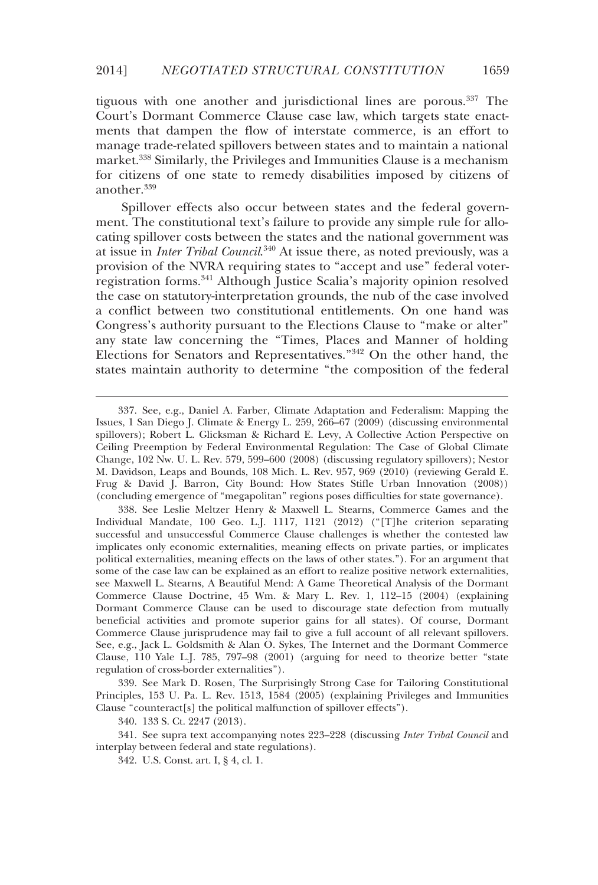tiguous with one another and jurisdictional lines are porous.[337] The Court's Dormant Commerce Clause case law, which targets state enactments that dampen the flow of interstate commerce, is an effort to manage trade-related spillovers between states and to maintain a national market.[338] Similarly, the Privileges and Immunities Clause is a mechanism for citizens of one state to remedy disabilities imposed by citizens of another.[339]

Spillover effects also occur between states and the federal government. The constitutional text's failure to provide any simple rule for allocating spillover costs between the states and the national government was at issue in *Inter Tribal Council*.[340] At issue there, as noted previously, was a provision of the NVRA requiring states to "accept and use" federal voter-registration forms.[341] Although Justice Scalia's majority opinion resolved the case on statutory-interpretation grounds, the nub of the case involved a conflict between two constitutional entitlements. On one hand was Congress's authority pursuant to the Elections Clause to "make or alter" any state law concerning the "Times, Places and Manner of holding Elections for Senators and Representatives."[342] On the other hand, the states maintain authority to determine "the composition of the federal

---

337. See, e.g., Daniel A. Farber, Climate Adaptation and Federalism: Mapping the Issues, 1 San Diego J. Climate & Energy L. 259, 266–67 (2009) (discussing environmental spillovers); Robert L. Glicksman & Richard E. Levy, A Collective Action Perspective on Ceiling Preemption by Federal Environmental Regulation: The Case of Global Climate Change, 102 Nw. U. L. Rev. 579, 599–600 (2008) (discussing regulatory spillovers); Nestor M. Davidson, Leaps and Bounds, 108 Mich. L. Rev. 957, 969 (2010) (reviewing Gerald E. Frug & David J. Barron, City Bound: How States Stifle Urban Innovation (2008)) (concluding emergence of "megapolitan" regions poses difficulties for state governance).

338. See Leslie Meltzer Henry & Maxwell L. Stearns, Commerce Games and the Individual Mandate, 100 Geo. L.J. 1117, 1121 (2012) ("[T]he criterion separating successful and unsuccessful Commerce Clause challenges is whether the contested law implicates only economic externalities, meaning effects on private parties, or implicates political externalities, meaning effects on the laws of other states."). For an argument that some of the case law can be explained as an effort to realize positive network externalities, see Maxwell L. Stearns, A Beautiful Mend: A Game Theoretical Analysis of the Dormant Commerce Clause Doctrine, 45 Wm. & Mary L. Rev. 1, 112–15 (2004) (explaining Dormant Commerce Clause can be used to discourage state defection from mutually beneficial activities and promote superior gains for all states). Of course, Dormant Commerce Clause jurisprudence may fail to give a full account of all relevant spillovers. See, e.g., Jack L. Goldsmith & Alan O. Sykes, The Internet and the Dormant Commerce Clause, 110 Yale L.J. 785, 797–98 (2001) (arguing for need to theorize better "state regulation of cross-border externalities").

339. See Mark D. Rosen, The Surprisingly Strong Case for Tailoring Constitutional Principles, 153 U. Pa. L. Rev. 1513, 1584 (2005) (explaining Privileges and Immunities Clause "counteract[s] the political malfunction of spillover effects").

340. 133 S. Ct. 2247 (2013).

341. See supra text accompanying notes 223–228 (discussing *Inter Tribal Council* and interplay between federal and state regulations).

342. U.S. Const. art. I, § 4, cl. 1.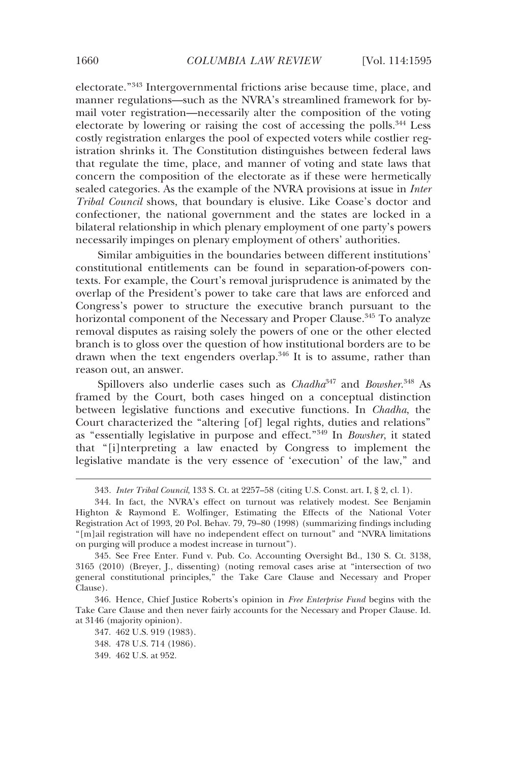electorate."[343] Intergovernmental frictions arise because time, place, and manner regulations—such as the NVRA's streamlined framework for by-mail voter registration—necessarily alter the composition of the voting electorate by lowering or raising the cost of accessing the polls.[344] Less costly registration enlarges the pool of expected voters while costlier registration shrinks it. The Constitution distinguishes between federal laws that regulate the time, place, and manner of voting and state laws that concern the composition of the electorate as if these were hermetically sealed categories. As the example of the NVRA provisions at issue in *Inter Tribal Council* shows, that boundary is elusive. Like Coase's doctor and confectioner, the national government and the states are locked in a bilateral relationship in which plenary employment of one party's powers necessarily impinges on plenary employment of others' authorities.

Similar ambiguities in the boundaries between different institutions' constitutional entitlements can be found in separation-of-powers contexts. For example, the Court's removal jurisprudence is animated by the overlap of the President's power to take care that laws are enforced and Congress's power to structure the executive branch pursuant to the horizontal component of the Necessary and Proper Clause.[345] To analyze removal disputes as raising solely the powers of one or the other elected branch is to gloss over the question of how institutional borders are to be drawn when the text engenders overlap.[346] It is to assume, rather than reason out, an answer.

Spillovers also underlie cases such as *Chadha*[347] and *Bowsher*.[348] As framed by the Court, both cases hinged on a conceptual distinction between legislative functions and executive functions. In *Chadha*, the Court characterized the "altering [of] legal rights, duties and relations" as "essentially legislative in purpose and effect."[349] In *Bowsher*, it stated that "[i]nterpreting a law enacted by Congress to implement the legislative mandate is the very essence of 'execution' of the law," and

---

343. *Inter Tribal Council*, 133 S. Ct. at 2257–58 (citing U.S. Const. art. I, § 2, cl. 1).

344. In fact, the NVRA's effect on turnout was relatively modest. See Benjamin Highton & Raymond E. Wolfinger, Estimating the Effects of the National Voter Registration Act of 1993, 20 Pol. Behav. 79, 79–80 (1998) (summarizing findings including "[m]ail registration will have no independent effect on turnout" and "NVRA limitations on purging will produce a modest increase in turnout").

345. See Free Enter. Fund v. Pub. Co. Accounting Oversight Bd., 130 S. Ct. 3138, 3165 (2010) (Breyer, J., dissenting) (noting removal cases arise at "intersection of two general constitutional principles," the Take Care Clause and Necessary and Proper Clause).

346. Hence, Chief Justice Roberts's opinion in *Free Enterprise Fund* begins with the Take Care Clause and then never fairly accounts for the Necessary and Proper Clause. Id. at 3146 (majority opinion).

347. 462 U.S. 919 (1983).

348. 478 U.S. 714 (1986).

349. 462 U.S. at 952.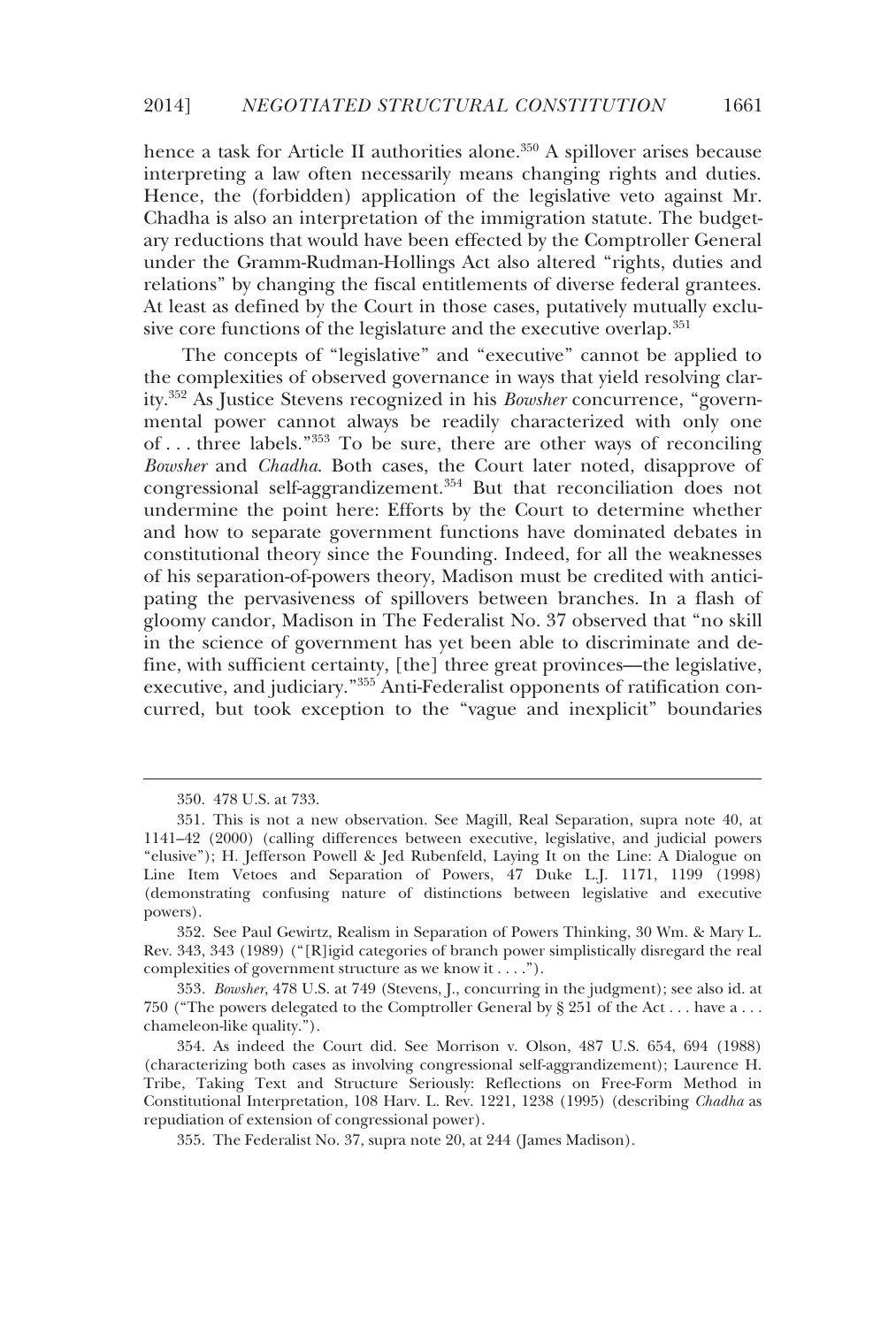hence a task for Article II authorities alone.[350] A spillover arises because interpreting a law often necessarily means changing rights and duties. Hence, the (forbidden) application of the legislative veto against Mr. Chadha is also an interpretation of the immigration statute. The budgetary reductions that would have been effected by the Comptroller General under the Gramm-Rudman-Hollings Act also altered "rights, duties and relations" by changing the fiscal entitlements of diverse federal grantees. At least as defined by the Court in those cases, putatively mutually exclusive core functions of the legislature and the executive overlap.[351]

The concepts of "legislative" and "executive" cannot be applied to the complexities of observed governance in ways that yield resolving clarity.[352] As Justice Stevens recognized in his *Bowsher* concurrence, "governmental power cannot always be readily characterized with only one of . . . three labels."[353] To be sure, there are other ways of reconciling *Bowsher* and *Chadha*. Both cases, the Court later noted, disapprove of congressional self-aggrandizement.[354] But that reconciliation does not undermine the point here: Efforts by the Court to determine whether and how to separate government functions have dominated debates in constitutional theory since the Founding. Indeed, for all the weaknesses of his separation-of-powers theory, Madison must be credited with anticipating the pervasiveness of spillovers between branches. In a flash of gloomy candor, Madison in The Federalist No. 37 observed that "no skill in the science of government has yet been able to discriminate and define, with sufficient certainty, [the] three great provinces—the legislative, executive, and judiciary."[355] Anti-Federalist opponents of ratification concurred, but took exception to the "vague and inexplicit" boundaries

---

350. 478 U.S. at 733.

351. This is not a new observation. See Magill, Real Separation, supra note 40, at 1141–42 (2000) (calling differences between executive, legislative, and judicial powers "elusive"); H. Jefferson Powell & Jed Rubenfeld, Laying It on the Line: A Dialogue on Line Item Vetoes and Separation of Powers, 47 Duke L.J. 1171, 1199 (1998) (demonstrating confusing nature of distinctions between legislative and executive powers).

352. See Paul Gewirtz, Realism in Separation of Powers Thinking, 30 Wm. & Mary L. Rev. 343, 343 (1989) ("[R]igid categories of branch power simplistically disregard the real complexities of government structure as we know it . . . .").

353. *Bowsher*, 478 U.S. at 749 (Stevens, J., concurring in the judgment); see also id. at 750 ("The powers delegated to the Comptroller General by § 251 of the Act . . . have a . . . chameleon-like quality.").

354. As indeed the Court did. See Morrison v. Olson, 487 U.S. 654, 694 (1988) (characterizing both cases as involving congressional self-aggrandizement); Laurence H. Tribe, Taking Text and Structure Seriously: Reflections on Free-Form Method in Constitutional Interpretation, 108 Harv. L. Rev. 1221, 1238 (1995) (describing *Chadha* as repudiation of extension of congressional power).

355. The Federalist No. 37, supra note 20, at 244 (James Madison).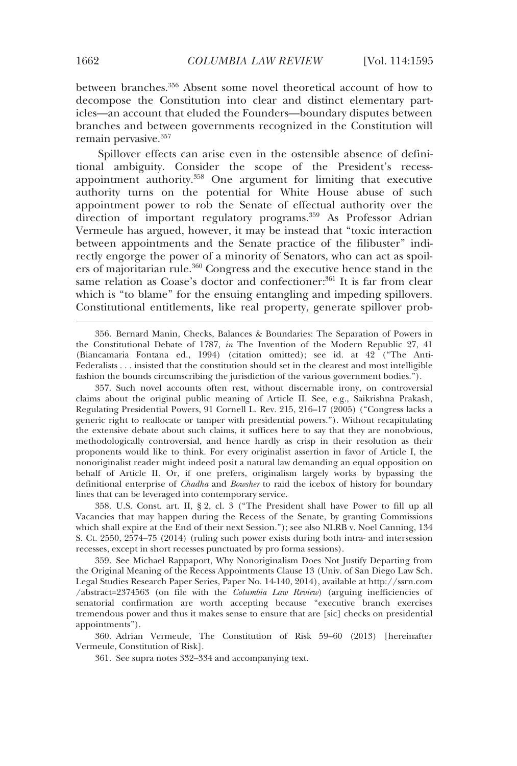between branches.[356] Absent some novel theoretical account of how to decompose the Constitution into clear and distinct elementary particles—an account that eluded the Founders—boundary disputes between branches and between governments recognized in the Constitution will remain pervasive.[357]

Spillover effects can arise even in the ostensible absence of definitional ambiguity. Consider the scope of the President's recess-appointment authority.[358] One argument for limiting that executive authority turns on the potential for White House abuse of such appointment power to rob the Senate of effectual authority over the direction of important regulatory programs.[359] As Professor Adrian Vermeule has argued, however, it may be instead that "toxic interaction between appointments and the Senate practice of the filibuster" indirectly engorge the power of a minority of Senators, who can act as spoilers of majoritarian rule.[360] Congress and the executive hence stand in the same relation as Coase's doctor and confectioner:[361] It is far from clear which is "to blame" for the ensuing entangling and impeding spillovers. Constitutional entitlements, like real property, generate spillover prob-

---

356. Bernard Manin, Checks, Balances & Boundaries: The Separation of Powers in the Constitutional Debate of 1787, *in* The Invention of the Modern Republic 27, 41 (Biancamaria Fontana ed., 1994) (citation omitted); see id. at 42 ("The Anti-Federalists . . . insisted that the constitution should set in the clearest and most intelligible fashion the bounds circumscribing the jurisdiction of the various government bodies.").

357. Such novel accounts often rest, without discernable irony, on controversial claims about the original public meaning of Article II. See, e.g., Saikrishna Prakash, Regulating Presidential Powers, 91 Cornell L. Rev. 215, 216–17 (2005) ("Congress lacks a generic right to reallocate or tamper with presidential powers."). Without recapitulating the extensive debate about such claims, it suffices here to say that they are nonobvious, methodologically controversial, and hence hardly as crisp in their resolution as their proponents would like to think. For every originalist assertion in favor of Article I, the nonoriginalist reader might indeed posit a natural law demanding an equal opposition on behalf of Article II. Or, if one prefers, originalism largely works by bypassing the definitional enterprise of *Chadha* and *Bowsher* to raid the icebox of history for boundary lines that can be leveraged into contemporary service.

358. U.S. Const. art. II, § 2, cl. 3 ("The President shall have Power to fill up all Vacancies that may happen during the Recess of the Senate, by granting Commissions which shall expire at the End of their next Session."); see also NLRB v. Noel Canning, 134 S. Ct. 2550, 2574–75 (2014) (ruling such power exists during both intra- and intersession recesses, except in short recesses punctuated by pro forma sessions).

359. See Michael Rappaport, Why Nonoriginalism Does Not Justify Departing from the Original Meaning of the Recess Appointments Clause 13 (Univ. of San Diego Law Sch. Legal Studies Research Paper Series, Paper No. 14-140, 2014), available at http://ssrn.com/abstract=2374563 (on file with the *Columbia Law Review*) (arguing inefficiencies of senatorial confirmation are worth accepting because "executive branch exercises tremendous power and thus it makes sense to ensure that are [sic] checks on presidential appointments").

360. Adrian Vermeule, The Constitution of Risk 59–60 (2013) [hereinafter Vermeule, Constitution of Risk].

361. See supra notes 332–334 and accompanying text.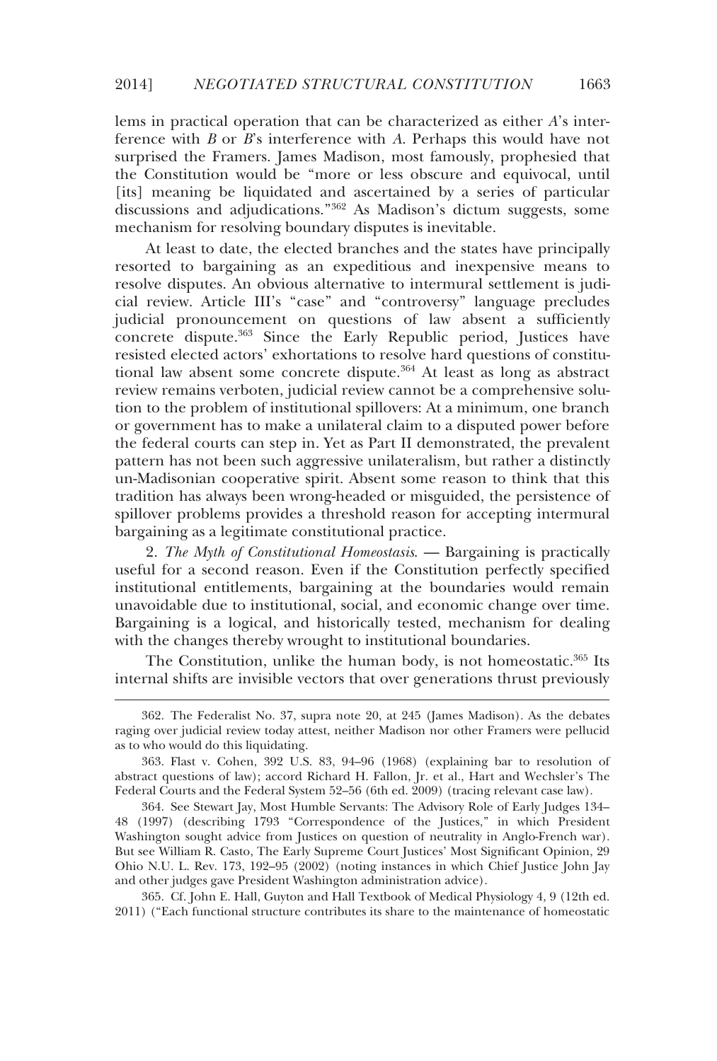lems in practical operation that can be characterized as either *A*'s interference with *B* or *B*'s interference with *A*. Perhaps this would have not surprised the Framers. James Madison, most famously, prophesied that the Constitution would be "more or less obscure and equivocal, until [its] meaning be liquidated and ascertained by a series of particular discussions and adjudications."[362] As Madison's dictum suggests, some mechanism for resolving boundary disputes is inevitable.

At least to date, the elected branches and the states have principally resorted to bargaining as an expeditious and inexpensive means to resolve disputes. An obvious alternative to intermural settlement is judicial review. Article III's "case" and "controversy" language precludes judicial pronouncement on questions of law absent a sufficiently concrete dispute.[363] Since the Early Republic period, Justices have resisted elected actors' exhortations to resolve hard questions of constitutional law absent some concrete dispute.[364] At least as long as abstract review remains verboten, judicial review cannot be a comprehensive solution to the problem of institutional spillovers: At a minimum, one branch or government has to make a unilateral claim to a disputed power before the federal courts can step in. Yet as Part II demonstrated, the prevalent pattern has not been such aggressive unilateralism, but rather a distinctly un-Madisonian cooperative spirit. Absent some reason to think that this tradition has always been wrong-headed or misguided, the persistence of spillover problems provides a threshold reason for accepting intermural bargaining as a legitimate constitutional practice.

2. *The Myth of Constitutional Homeostasis*. — Bargaining is practically useful for a second reason. Even if the Constitution perfectly specified institutional entitlements, bargaining at the boundaries would remain unavoidable due to institutional, social, and economic change over time. Bargaining is a logical, and historically tested, mechanism for dealing with the changes thereby wrought to institutional boundaries.

The Constitution, unlike the human body, is not homeostatic.[365] Its internal shifts are invisible vectors that over generations thrust previously

---

362. The Federalist No. 37, supra note 20, at 245 (James Madison). As the debates raging over judicial review today attest, neither Madison nor other Framers were pellucid as to who would do this liquidating.

363. Flast v. Cohen, 392 U.S. 83, 94–96 (1968) (explaining bar to resolution of abstract questions of law); accord Richard H. Fallon, Jr. et al., Hart and Wechsler's The Federal Courts and the Federal System 52–56 (6th ed. 2009) (tracing relevant case law).

364. See Stewart Jay, Most Humble Servants: The Advisory Role of Early Judges 134–48 (1997) (describing 1793 "Correspondence of the Justices," in which President Washington sought advice from Justices on question of neutrality in Anglo-French war). But see William R. Casto, The Early Supreme Court Justices' Most Significant Opinion, 29 Ohio N.U. L. Rev. 173, 192–95 (2002) (noting instances in which Chief Justice John Jay and other judges gave President Washington administration advice).

365. Cf. John E. Hall, Guyton and Hall Textbook of Medical Physiology 4, 9 (12th ed. 2011) ("Each functional structure contributes its share to the maintenance of homeostatic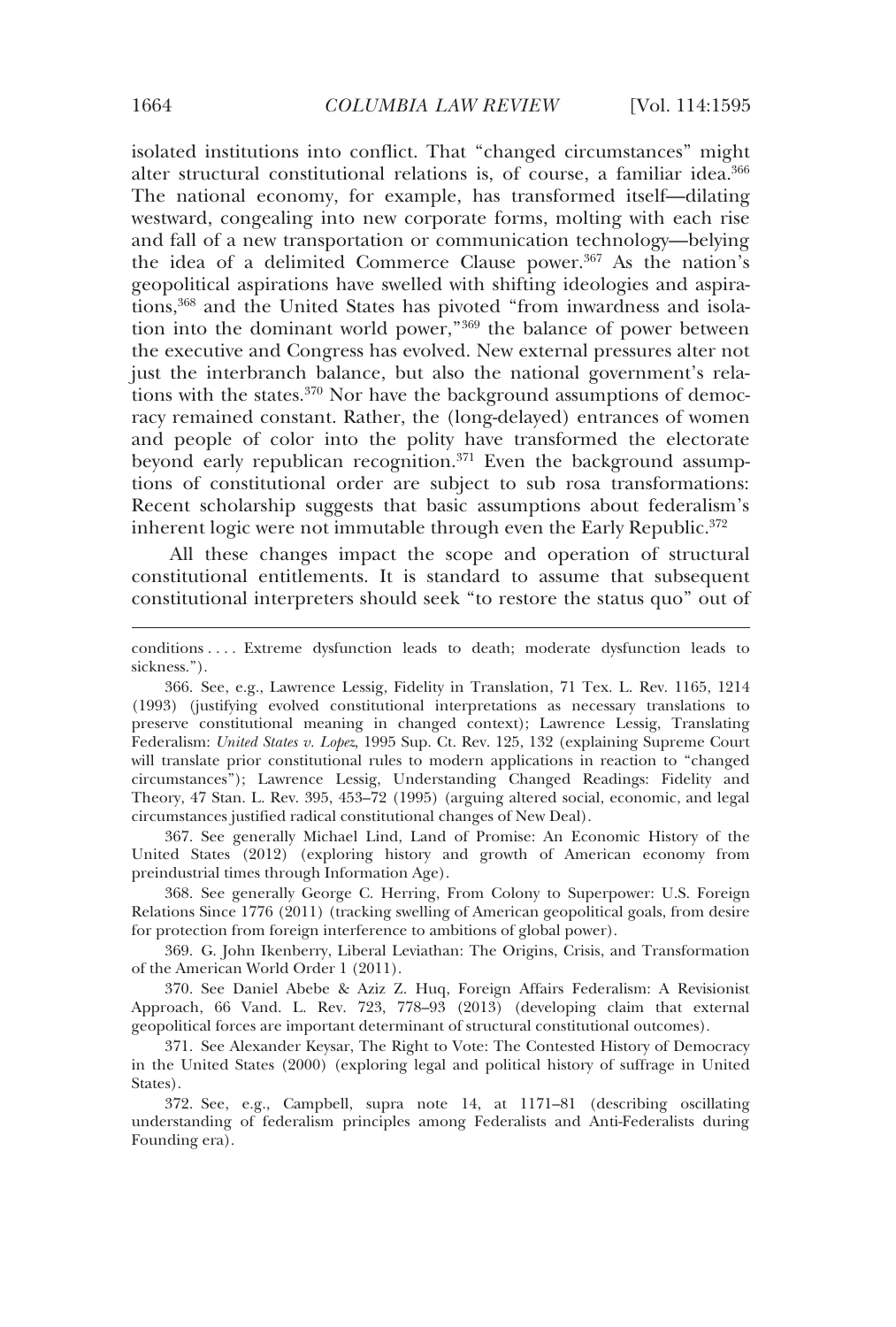isolated institutions into conflict. That "changed circumstances" might alter structural constitutional relations is, of course, a familiar idea.[366] The national economy, for example, has transformed itself—dilating westward, congealing into new corporate forms, molting with each rise and fall of a new transportation or communication technology—belying the idea of a delimited Commerce Clause power.[367] As the nation's geopolitical aspirations have swelled with shifting ideologies and aspirations,[368] and the United States has pivoted "from inwardness and isolation into the dominant world power,"[369] the balance of power between the executive and Congress has evolved. New external pressures alter not just the interbranch balance, but also the national government's relations with the states.[370] Nor have the background assumptions of democracy remained constant. Rather, the (long-delayed) entrances of women and people of color into the polity have transformed the electorate beyond early republican recognition.[371] Even the background assumptions of constitutional order are subject to sub rosa transformations: Recent scholarship suggests that basic assumptions about federalism's inherent logic were not immutable through even the Early Republic.[372]

All these changes impact the scope and operation of structural constitutional entitlements. It is standard to assume that subsequent constitutional interpreters should seek "to restore the status quo" out of

---

conditions . . . . Extreme dysfunction leads to death; moderate dysfunction leads to sickness.").

366. See, e.g., Lawrence Lessig, Fidelity in Translation, 71 Tex. L. Rev. 1165, 1214 (1993) (justifying evolved constitutional interpretations as necessary translations to preserve constitutional meaning in changed context); Lawrence Lessig, Translating Federalism: *United States v. Lopez*, 1995 Sup. Ct. Rev. 125, 132 (explaining Supreme Court will translate prior constitutional rules to modern applications in reaction to "changed circumstances"); Lawrence Lessig, Understanding Changed Readings: Fidelity and Theory, 47 Stan. L. Rev. 395, 453–72 (1995) (arguing altered social, economic, and legal circumstances justified radical constitutional changes of New Deal).

367. See generally Michael Lind, Land of Promise: An Economic History of the United States (2012) (exploring history and growth of American economy from preindustrial times through Information Age).

368. See generally George C. Herring, From Colony to Superpower: U.S. Foreign Relations Since 1776 (2011) (tracking swelling of American geopolitical goals, from desire for protection from foreign interference to ambitions of global power).

369. G. John Ikenberry, Liberal Leviathan: The Origins, Crisis, and Transformation of the American World Order 1 (2011).

370. See Daniel Abebe & Aziz Z. Huq, Foreign Affairs Federalism: A Revisionist Approach, 66 Vand. L. Rev. 723, 778–93 (2013) (developing claim that external geopolitical forces are important determinant of structural constitutional outcomes).

371. See Alexander Keysar, The Right to Vote: The Contested History of Democracy in the United States (2000) (exploring legal and political history of suffrage in United States).

372. See, e.g., Campbell, supra note 14, at 1171–81 (describing oscillating understanding of federalism principles among Federalists and Anti-Federalists during Founding era).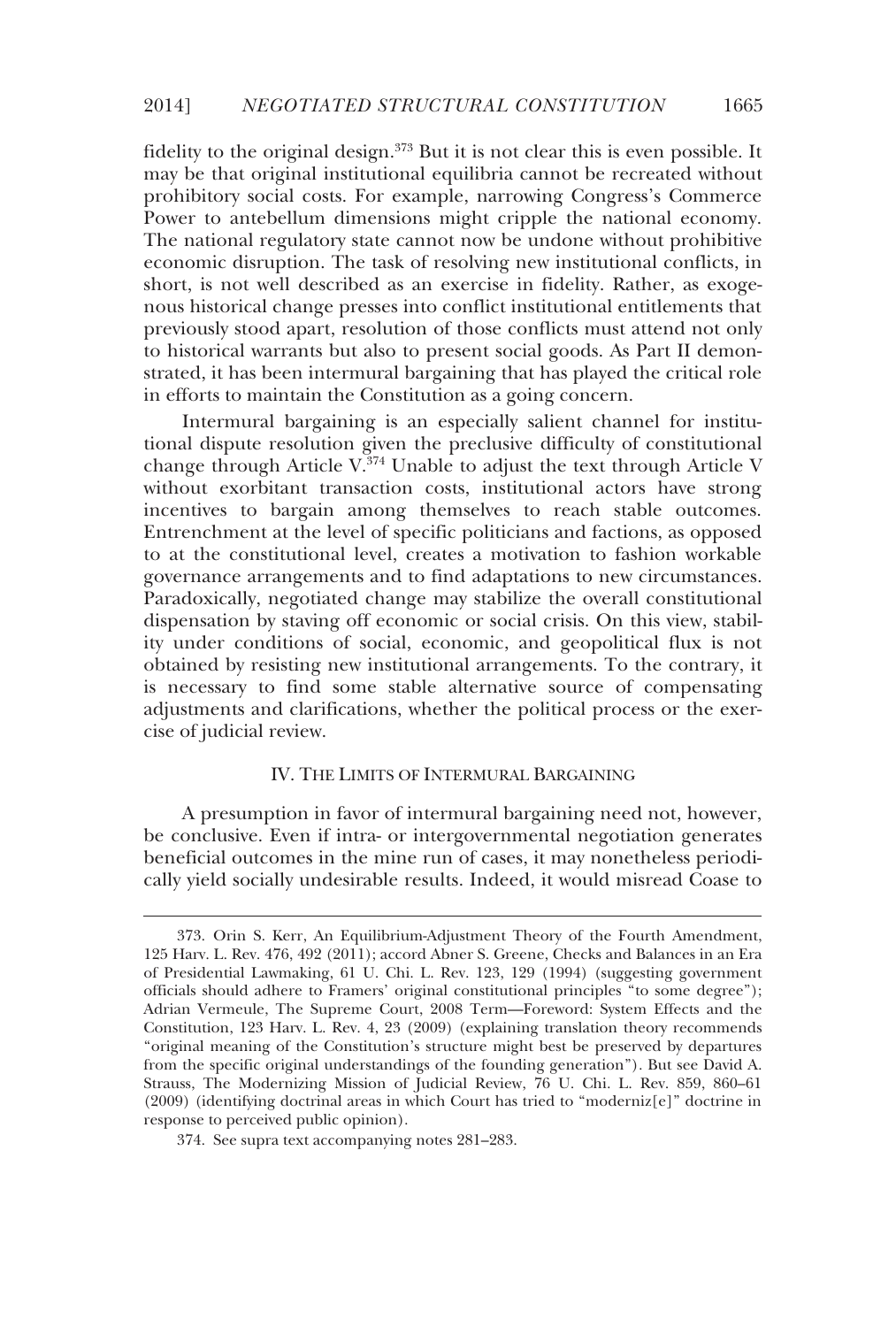fidelity to the original design.[373] But it is not clear this is even possible. It may be that original institutional equilibria cannot be recreated without prohibitory social costs. For example, narrowing Congress's Commerce Power to antebellum dimensions might cripple the national economy. The national regulatory state cannot now be undone without prohibitive economic disruption. The task of resolving new institutional conflicts, in short, is not well described as an exercise in fidelity. Rather, as exogenous historical change presses into conflict institutional entitlements that previously stood apart, resolution of those conflicts must attend not only to historical warrants but also to present social goods. As Part II demonstrated, it has been intermural bargaining that has played the critical role in efforts to maintain the Constitution as a going concern.

Intermural bargaining is an especially salient channel for institutional dispute resolution given the preclusive difficulty of constitutional change through Article V.[374] Unable to adjust the text through Article V without exorbitant transaction costs, institutional actors have strong incentives to bargain among themselves to reach stable outcomes. Entrenchment at the level of specific politicians and factions, as opposed to at the constitutional level, creates a motivation to fashion workable governance arrangements and to find adaptations to new circumstances. Paradoxically, negotiated change may stabilize the overall constitutional dispensation by staving off economic or social crisis. On this view, stability under conditions of social, economic, and geopolitical flux is not obtained by resisting new institutional arrangements. To the contrary, it is necessary to find some stable alternative source of compensating adjustments and clarifications, whether the political process or the exercise of judicial review.

## IV. The Limits of Intermural Bargaining

A presumption in favor of intermural bargaining need not, however, be conclusive. Even if intra- or intergovernmental negotiation generates beneficial outcomes in the mine run of cases, it may nonetheless periodically yield socially undesirable results. Indeed, it would misread Coase to

---

373. Orin S. Kerr, An Equilibrium-Adjustment Theory of the Fourth Amendment, 125 Harv. L. Rev. 476, 492 (2011); accord Abner S. Greene, Checks and Balances in an Era of Presidential Lawmaking, 61 U. Chi. L. Rev. 123, 129 (1994) (suggesting government officials should adhere to Framers' original constitutional principles "to some degree"); Adrian Vermeule, The Supreme Court, 2008 Term—Foreword: System Effects and the Constitution, 123 Harv. L. Rev. 4, 23 (2009) (explaining translation theory recommends "original meaning of the Constitution's structure might best be preserved by departures from the specific original understandings of the founding generation"). But see David A. Strauss, The Modernizing Mission of Judicial Review, 76 U. Chi. L. Rev. 859, 860–61 (2009) (identifying doctrinal areas in which Court has tried to "moderniz[e]" doctrine in response to perceived public opinion).

374. See supra text accompanying notes 281–283.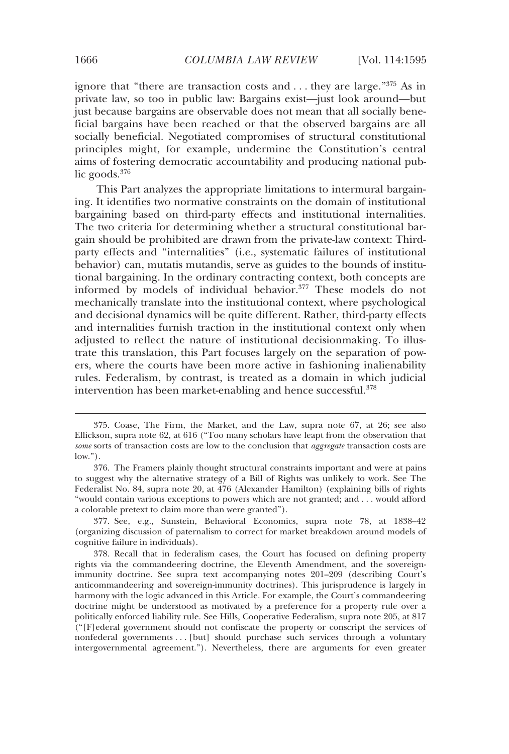ignore that "there are transaction costs and . . . they are large."[375] As in private law, so too in public law: Bargains exist—just look around—but just because bargains are observable does not mean that all socially beneficial bargains have been reached or that the observed bargains are all socially beneficial. Negotiated compromises of structural constitutional principles might, for example, undermine the Constitution's central aims of fostering democratic accountability and producing national public goods.[376]

This Part analyzes the appropriate limitations to intermural bargaining. It identifies two normative constraints on the domain of institutional bargaining based on third-party effects and institutional internalities. The two criteria for determining whether a structural constitutional bargain should be prohibited are drawn from the private-law context: Third-party effects and "internalities" (i.e., systematic failures of institutional behavior) can, mutatis mutandis, serve as guides to the bounds of institutional bargaining. In the ordinary contracting context, both concepts are informed by models of individual behavior.[377] These models do not mechanically translate into the institutional context, where psychological and decisional dynamics will be quite different. Rather, third-party effects and internalities furnish traction in the institutional context only when adjusted to reflect the nature of institutional decisionmaking. To illustrate this translation, this Part focuses largely on the separation of powers, where the courts have been more active in fashioning inalienability rules. Federalism, by contrast, is treated as a domain in which judicial intervention has been market-enabling and hence successful.[378]

---

375. Coase, The Firm, the Market, and the Law, supra note 67, at 26; see also Ellickson, supra note 62, at 616 ("Too many scholars have leapt from the observation that *some* sorts of transaction costs are low to the conclusion that *aggregate* transaction costs are low.").

376. The Framers plainly thought structural constraints important and were at pains to suggest why the alternative strategy of a Bill of Rights was unlikely to work. See The Federalist No. 84, supra note 20, at 476 (Alexander Hamilton) (explaining bills of rights "would contain various exceptions to powers which are not granted; and . . . would afford a colorable pretext to claim more than were granted").

377. See, e.g., Sunstein, Behavioral Economics, supra note 78, at 1838–42 (organizing discussion of paternalism to correct for market breakdown around models of cognitive failure in individuals).

378. Recall that in federalism cases, the Court has focused on defining property rights via the commandeering doctrine, the Eleventh Amendment, and the sovereign-immunity doctrine. See supra text accompanying notes 201–209 (describing Court's anticommandeering and sovereign-immunity doctrines). This jurisprudence is largely in harmony with the logic advanced in this Article. For example, the Court's commandeering doctrine might be understood as motivated by a preference for a property rule over a politically enforced liability rule. See Hills, Cooperative Federalism, supra note 205, at 817 ("[F]ederal government should not confiscate the property or conscript the services of nonfederal governments . . . [but] should purchase such services through a voluntary intergovernmental agreement."). Nevertheless, there are arguments for even greater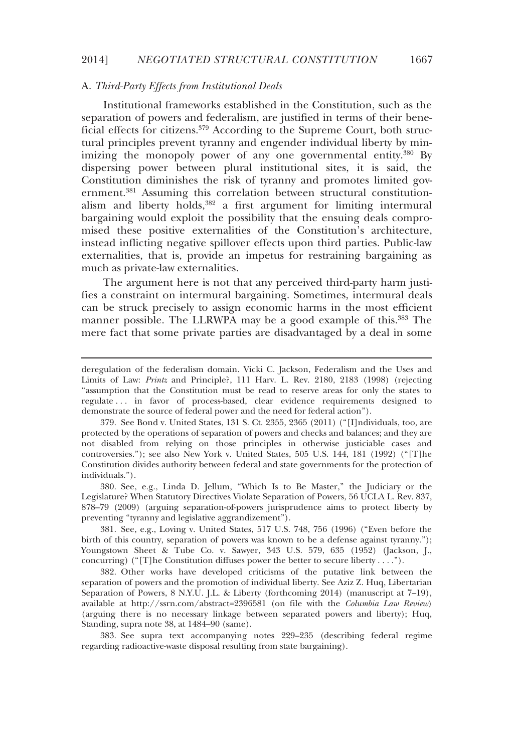### A. *Third-Party Effects from Institutional Deals*

Institutional frameworks established in the Constitution, such as the separation of powers and federalism, are justified in terms of their beneficial effects for citizens.[379] According to the Supreme Court, both structural principles prevent tyranny and engender individual liberty by minimizing the monopoly power of any one governmental entity.[380] By dispersing power between plural institutional sites, it is said, the Constitution diminishes the risk of tyranny and promotes limited government.[381] Assuming this correlation between structural constitutionalism and liberty holds,[382] a first argument for limiting intermural bargaining would exploit the possibility that the ensuing deals compromised these positive externalities of the Constitution's architecture, instead inflicting negative spillover effects upon third parties. Public-law externalities, that is, provide an impetus for restraining bargaining as much as private-law externalities.

The argument here is not that any perceived third-party harm justifies a constraint on intermural bargaining. Sometimes, intermural deals can be struck precisely to assign economic harms in the most efficient manner possible. The LLRWPA may be a good example of this.[383] The mere fact that some private parties are disadvantaged by a deal in some

---

deregulation of the federalism domain. Vicki C. Jackson, Federalism and the Uses and Limits of Law: *Printz* and Principle?, 111 Harv. L. Rev. 2180, 2183 (1998) (rejecting "assumption that the Constitution must be read to reserve areas for only the states to regulate . . . in favor of process-based, clear evidence requirements designed to demonstrate the source of federal power and the need for federal action").

379. See Bond v. United States, 131 S. Ct. 2355, 2365 (2011) ("[I]ndividuals, too, are protected by the operations of separation of powers and checks and balances; and they are not disabled from relying on those principles in otherwise justiciable cases and controversies."); see also New York v. United States, 505 U.S. 144, 181 (1992) ("[T]he Constitution divides authority between federal and state governments for the protection of individuals.").

380. See, e.g., Linda D. Jellum, "Which Is to Be Master," the Judiciary or the Legislature? When Statutory Directives Violate Separation of Powers, 56 UCLA L. Rev. 837, 878–79 (2009) (arguing separation-of-powers jurisprudence aims to protect liberty by preventing "tyranny and legislative aggrandizement").

381. See, e.g., Loving v. United States, 517 U.S. 748, 756 (1996) ("Even before the birth of this country, separation of powers was known to be a defense against tyranny."); Youngstown Sheet & Tube Co. v. Sawyer, 343 U.S. 579, 635 (1952) (Jackson, J., concurring) ("[T]he Constitution diffuses power the better to secure liberty . . . .").

382. Other works have developed criticisms of the putative link between the separation of powers and the promotion of individual liberty. See Aziz Z. Huq, Libertarian Separation of Powers, 8 N.Y.U. J.L. & Liberty (forthcoming 2014) (manuscript at 7–19), available at http://ssrn.com/abstract=2396581 (on file with the *Columbia Law Review*) (arguing there is no necessary linkage between separated powers and liberty); Huq, Standing, supra note 38, at 1484–90 (same).

383. See supra text accompanying notes 229–235 (describing federal regime regarding radioactive-waste disposal resulting from state bargaining).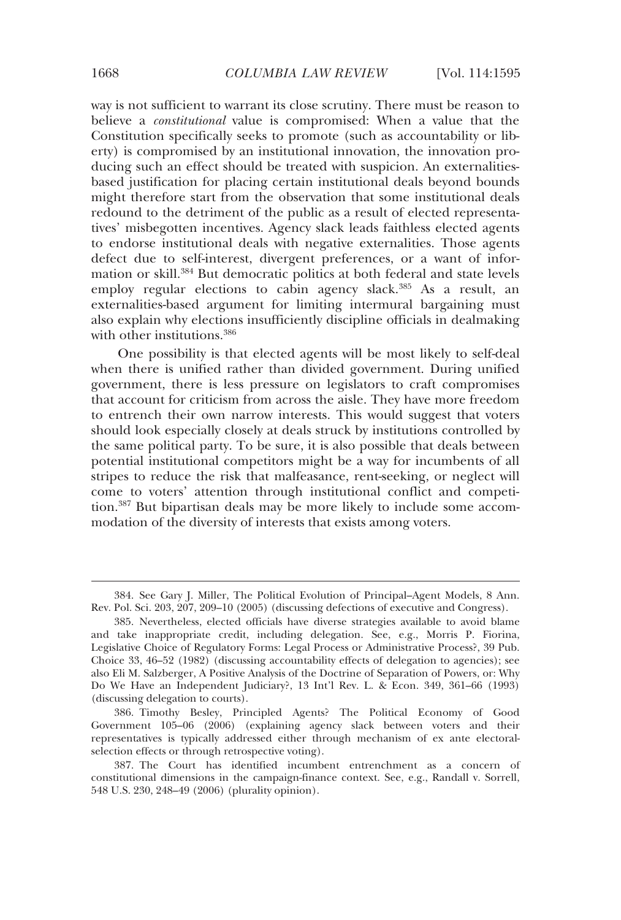way is not sufficient to warrant its close scrutiny. There must be reason to believe a *constitutional* value is compromised: When a value that the Constitution specifically seeks to promote (such as accountability or liberty) is compromised by an institutional innovation, the innovation producing such an effect should be treated with suspicion. An externalities-based justification for placing certain institutional deals beyond bounds might therefore start from the observation that some institutional deals redound to the detriment of the public as a result of elected representatives' misbegotten incentives. Agency slack leads faithless elected agents to endorse institutional deals with negative externalities. Those agents defect due to self-interest, divergent preferences, or a want of information or skill.[384] But democratic politics at both federal and state levels employ regular elections to cabin agency slack.[385] As a result, an externalities-based argument for limiting intermural bargaining must also explain why elections insufficiently discipline officials in dealmaking with other institutions.[386]

One possibility is that elected agents will be most likely to self-deal when there is unified rather than divided government. During unified government, there is less pressure on legislators to craft compromises that account for criticism from across the aisle. They have more freedom to entrench their own narrow interests. This would suggest that voters should look especially closely at deals struck by institutions controlled by the same political party. To be sure, it is also possible that deals between potential institutional competitors might be a way for incumbents of all stripes to reduce the risk that malfeasance, rent-seeking, or neglect will come to voters' attention through institutional conflict and competition.[387] But bipartisan deals may be more likely to include some accommodation of the diversity of interests that exists among voters.

---

384. See Gary J. Miller, The Political Evolution of Principal–Agent Models, 8 Ann. Rev. Pol. Sci. 203, 207, 209–10 (2005) (discussing defections of executive and Congress).

385. Nevertheless, elected officials have diverse strategies available to avoid blame and take inappropriate credit, including delegation. See, e.g., Morris P. Fiorina, Legislative Choice of Regulatory Forms: Legal Process or Administrative Process?, 39 Pub. Choice 33, 46–52 (1982) (discussing accountability effects of delegation to agencies); see also Eli M. Salzberger, A Positive Analysis of the Doctrine of Separation of Powers, or: Why Do We Have an Independent Judiciary?, 13 Int'l Rev. L. & Econ. 349, 361–66 (1993) (discussing delegation to courts).

386. Timothy Besley, Principled Agents? The Political Economy of Good Government 105–06 (2006) (explaining agency slack between voters and their representatives is typically addressed either through mechanism of ex ante electoral-selection effects or through retrospective voting).

387. The Court has identified incumbent entrenchment as a concern of constitutional dimensions in the campaign-finance context. See, e.g., Randall v. Sorrell, 548 U.S. 230, 248–49 (2006) (plurality opinion).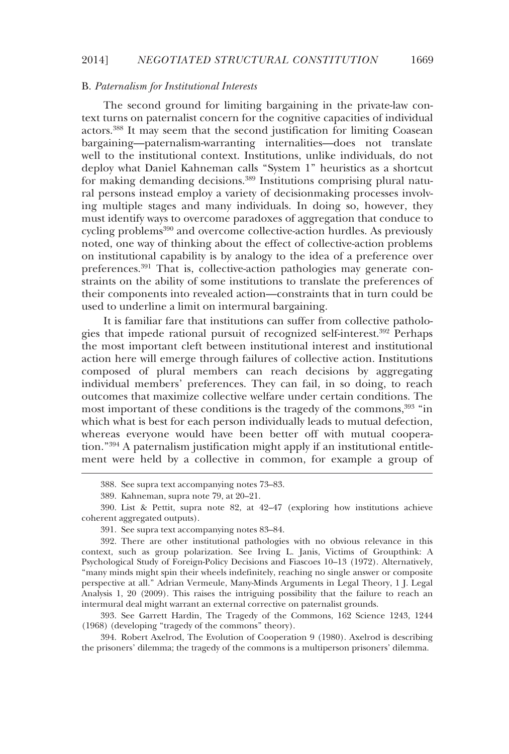### B. *Paternalism for Institutional Interests*

The second ground for limiting bargaining in the private-law context turns on paternalist concern for the cognitive capacities of individual actors.[388] It may seem that the second justification for limiting Coasean bargaining—paternalism-warranting internalities—does not translate well to the institutional context. Institutions, unlike individuals, do not deploy what Daniel Kahneman calls "System 1" heuristics as a shortcut for making demanding decisions.[389] Institutions comprising plural natural persons instead employ a variety of decisionmaking processes involving multiple stages and many individuals. In doing so, however, they must identify ways to overcome paradoxes of aggregation that conduce to cycling problems[390] and overcome collective-action hurdles. As previously noted, one way of thinking about the effect of collective-action problems on institutional capability is by analogy to the idea of a preference over preferences.[391] That is, collective-action pathologies may generate constraints on the ability of some institutions to translate the preferences of their components into revealed action—constraints that in turn could be used to underline a limit on intermural bargaining.

It is familiar fare that institutions can suffer from collective pathologies that impede rational pursuit of recognized self-interest.[392] Perhaps the most important cleft between institutional interest and institutional action here will emerge through failures of collective action. Institutions composed of plural members can reach decisions by aggregating individual members' preferences. They can fail, in so doing, to reach outcomes that maximize collective welfare under certain conditions. The most important of these conditions is the tragedy of the commons,[393] "in which what is best for each person individually leads to mutual defection, whereas everyone would have been better off with mutual cooperation."[394] A paternalism justification might apply if an institutional entitlement were held by a collective in common, for example a group of

388. See supra text accompanying notes 73–83.

389. Kahneman, supra note 79, at 20–21.

390. List & Pettit, supra note 82, at 42–47 (exploring how institutions achieve coherent aggregated outputs).

391. See supra text accompanying notes 83–84.

392. There are other institutional pathologies with no obvious relevance in this context, such as group polarization. See Irving L. Janis, Victims of Groupthink: A Psychological Study of Foreign-Policy Decisions and Fiascoes 10–13 (1972). Alternatively, "many minds might spin their wheels indefinitely, reaching no single answer or composite perspective at all." Adrian Vermeule, Many-Minds Arguments in Legal Theory, 1 J. Legal Analysis 1, 20 (2009). This raises the intriguing possibility that the failure to reach an intermural deal might warrant an external corrective on paternalist grounds.

393. See Garrett Hardin, The Tragedy of the Commons, 162 Science 1243, 1244 (1968) (developing "tragedy of the commons" theory).

394. Robert Axelrod, The Evolution of Cooperation 9 (1980). Axelrod is describing the prisoners' dilemma; the tragedy of the commons is a multiperson prisoners' dilemma.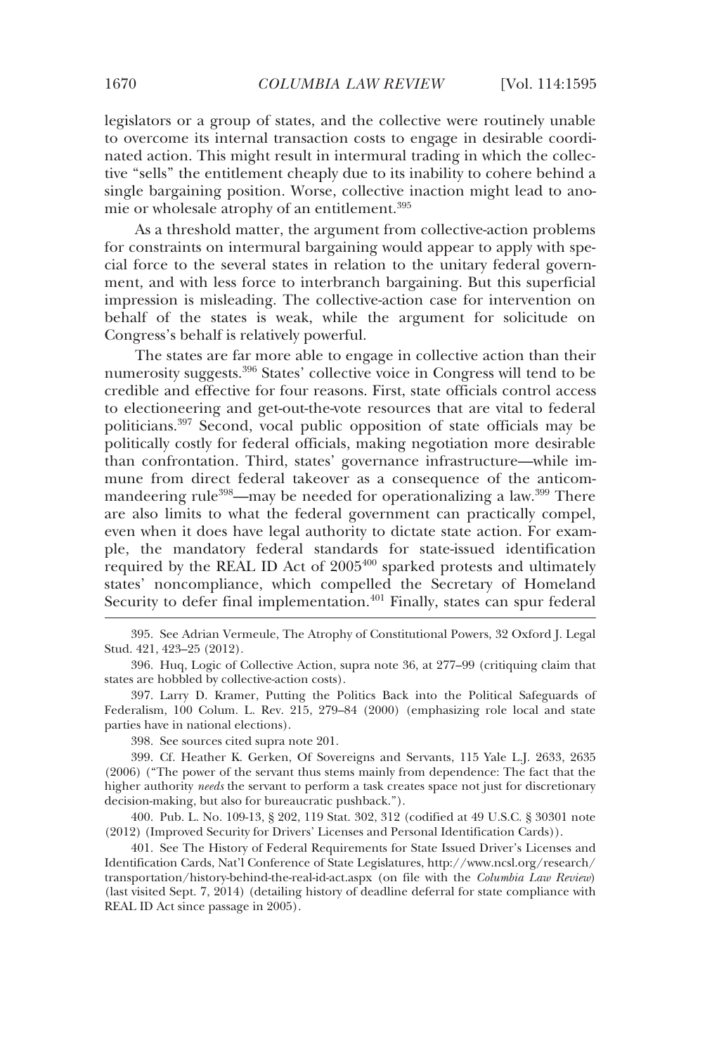legislators or a group of states, and the collective were routinely unable to overcome its internal transaction costs to engage in desirable coordinated action. This might result in intermural trading in which the collective "sells" the entitlement cheaply due to its inability to cohere behind a single bargaining position. Worse, collective inaction might lead to anomie or wholesale atrophy of an entitlement.[395]

As a threshold matter, the argument from collective-action problems for constraints on intermural bargaining would appear to apply with special force to the several states in relation to the unitary federal government, and with less force to interbranch bargaining. But this superficial impression is misleading. The collective-action case for intervention on behalf of the states is weak, while the argument for solicitude on Congress's behalf is relatively powerful.

The states are far more able to engage in collective action than their numerosity suggests.[396] States' collective voice in Congress will tend to be credible and effective for four reasons. First, state officials control access to electioneering and get-out-the-vote resources that are vital to federal politicians.[397] Second, vocal public opposition of state officials may be politically costly for federal officials, making negotiation more desirable than confrontation. Third, states' governance infrastructure—while immune from direct federal takeover as a consequence of the anticommandeering rule[398]—may be needed for operationalizing a law.[399] There are also limits to what the federal government can practically compel, even when it does have legal authority to dictate state action. For example, the mandatory federal standards for state-issued identification required by the REAL ID Act of 2005[400] sparked protests and ultimately states' noncompliance, which compelled the Secretary of Homeland Security to defer final implementation.[401] Finally, states can spur federal

395. See Adrian Vermeule, The Atrophy of Constitutional Powers, 32 Oxford J. Legal Stud. 421, 423–25 (2012).

396. Huq, Logic of Collective Action, supra note 36, at 277–99 (critiquing claim that states are hobbled by collective-action costs).

397. Larry D. Kramer, Putting the Politics Back into the Political Safeguards of Federalism, 100 Colum. L. Rev. 215, 279–84 (2000) (emphasizing role local and state parties have in national elections).

398. See sources cited supra note 201.

399. Cf. Heather K. Gerken, Of Sovereigns and Servants, 115 Yale L.J. 2633, 2635 (2006) ("The power of the servant thus stems mainly from dependence: The fact that the higher authority *needs* the servant to perform a task creates space not just for discretionary decision-making, but also for bureaucratic pushback.").

400. Pub. L. No. 109-13, § 202, 119 Stat. 302, 312 (codified at 49 U.S.C. § 30301 note (2012) (Improved Security for Drivers' Licenses and Personal Identification Cards)).

401. See The History of Federal Requirements for State Issued Driver's Licenses and Identification Cards, Nat'l Conference of State Legislatures, http://www.ncsl.org/research/transportation/history-behind-the-real-id-act.aspx (on file with the *Columbia Law Review*) (last visited Sept. 7, 2014) (detailing history of deadline deferral for state compliance with REAL ID Act since passage in 2005).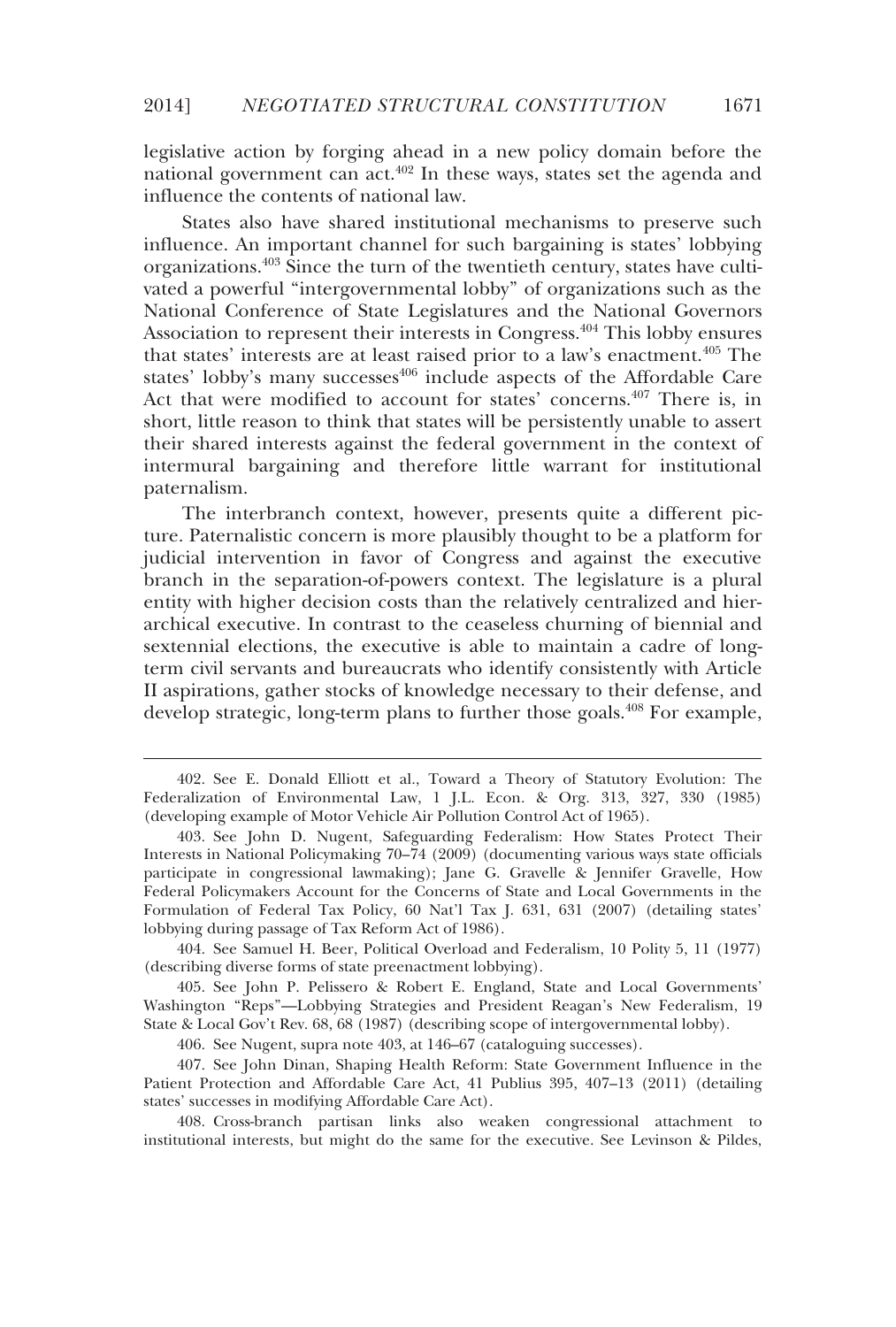legislative action by forging ahead in a new policy domain before the national government can act.[402] In these ways, states set the agenda and influence the contents of national law.

States also have shared institutional mechanisms to preserve such influence. An important channel for such bargaining is states' lobbying organizations.[403] Since the turn of the twentieth century, states have cultivated a powerful "intergovernmental lobby" of organizations such as the National Conference of State Legislatures and the National Governors Association to represent their interests in Congress.[404] This lobby ensures that states' interests are at least raised prior to a law's enactment.[405] The states' lobby's many successes[406] include aspects of the Affordable Care Act that were modified to account for states' concerns.[407] There is, in short, little reason to think that states will be persistently unable to assert their shared interests against the federal government in the context of intermural bargaining and therefore little warrant for institutional paternalism.

The interbranch context, however, presents quite a different picture. Paternalistic concern is more plausibly thought to be a platform for judicial intervention in favor of Congress and against the executive branch in the separation-of-powers context. The legislature is a plural entity with higher decision costs than the relatively centralized and hierarchical executive. In contrast to the ceaseless churning of biennial and sextennial elections, the executive is able to maintain a cadre of long-term civil servants and bureaucrats who identify consistently with Article II aspirations, gather stocks of knowledge necessary to their defense, and develop strategic, long-term plans to further those goals.[408] For example,

---

402. See E. Donald Elliott et al., Toward a Theory of Statutory Evolution: The Federalization of Environmental Law, 1 J.L. Econ. & Org. 313, 327, 330 (1985) (developing example of Motor Vehicle Air Pollution Control Act of 1965).

403. See John D. Nugent, Safeguarding Federalism: How States Protect Their Interests in National Policymaking 70–74 (2009) (documenting various ways state officials participate in congressional lawmaking); Jane G. Gravelle & Jennifer Gravelle, How Federal Policymakers Account for the Concerns of State and Local Governments in the Formulation of Federal Tax Policy, 60 Nat'l Tax J. 631, 631 (2007) (detailing states' lobbying during passage of Tax Reform Act of 1986).

404. See Samuel H. Beer, Political Overload and Federalism, 10 Polity 5, 11 (1977) (describing diverse forms of state preenactment lobbying).

405. See John P. Pelissero & Robert E. England, State and Local Governments' Washington "Reps"—Lobbying Strategies and President Reagan's New Federalism, 19 State & Local Gov't Rev. 68, 68 (1987) (describing scope of intergovernmental lobby).

406. See Nugent, supra note 403, at 146–67 (cataloguing successes).

407. See John Dinan, Shaping Health Reform: State Government Influence in the Patient Protection and Affordable Care Act, 41 Publius 395, 407–13 (2011) (detailing states' successes in modifying Affordable Care Act).

408. Cross-branch partisan links also weaken congressional attachment to institutional interests, but might do the same for the executive. See Levinson & Pildes,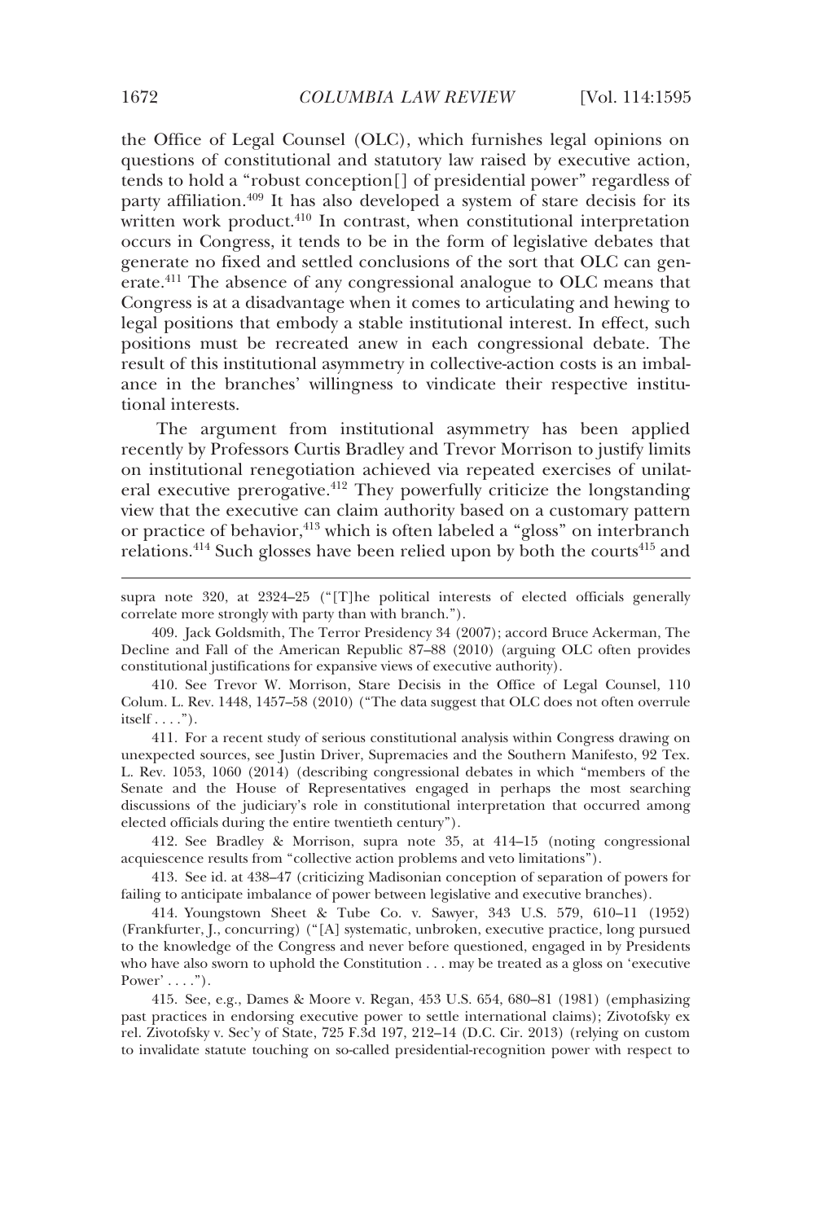the Office of Legal Counsel (OLC), which furnishes legal opinions on questions of constitutional and statutory law raised by executive action, tends to hold a "robust conception[] of presidential power" regardless of party affiliation.[409] It has also developed a system of stare decisis for its written work product.[410] In contrast, when constitutional interpretation occurs in Congress, it tends to be in the form of legislative debates that generate no fixed and settled conclusions of the sort that OLC can generate.[411] The absence of any congressional analogue to OLC means that Congress is at a disadvantage when it comes to articulating and hewing to legal positions that embody a stable institutional interest. In effect, such positions must be recreated anew in each congressional debate. The result of this institutional asymmetry in collective-action costs is an imbalance in the branches' willingness to vindicate their respective institutional interests.

The argument from institutional asymmetry has been applied recently by Professors Curtis Bradley and Trevor Morrison to justify limits on institutional renegotiation achieved via repeated exercises of unilateral executive prerogative.[412] They powerfully criticize the longstanding view that the executive can claim authority based on a customary pattern or practice of behavior,[413] which is often labeled a "gloss" on interbranch relations.[414] Such glosses have been relied upon by both the courts[415] and

---

supra note 320, at 2324–25 ("[T]he political interests of elected officials generally correlate more strongly with party than with branch.").

409. Jack Goldsmith, The Terror Presidency 34 (2007); accord Bruce Ackerman, The Decline and Fall of the American Republic 87–88 (2010) (arguing OLC often provides constitutional justifications for expansive views of executive authority).

410. See Trevor W. Morrison, Stare Decisis in the Office of Legal Counsel, 110 Colum. L. Rev. 1448, 1457–58 (2010) ("The data suggest that OLC does not often overrule itself . . . .").

411. For a recent study of serious constitutional analysis within Congress drawing on unexpected sources, see Justin Driver, Supremacies and the Southern Manifesto, 92 Tex. L. Rev. 1053, 1060 (2014) (describing congressional debates in which "members of the Senate and the House of Representatives engaged in perhaps the most searching discussions of the judiciary's role in constitutional interpretation that occurred among elected officials during the entire twentieth century").

412. See Bradley & Morrison, supra note 35, at 414–15 (noting congressional acquiescence results from "collective action problems and veto limitations").

413. See id. at 438–47 (criticizing Madisonian conception of separation of powers for failing to anticipate imbalance of power between legislative and executive branches).

414. Youngstown Sheet & Tube Co. v. Sawyer, 343 U.S. 579, 610–11 (1952) (Frankfurter, J., concurring) ("[A] systematic, unbroken, executive practice, long pursued to the knowledge of the Congress and never before questioned, engaged in by Presidents who have also sworn to uphold the Constitution . . . may be treated as a gloss on 'executive Power' . . . .").

415. See, e.g., Dames & Moore v. Regan, 453 U.S. 654, 680–81 (1981) (emphasizing past practices in endorsing executive power to settle international claims); Zivotofsky ex rel. Zivotofsky v. Sec'y of State, 725 F.3d 197, 212–14 (D.C. Cir. 2013) (relying on custom to invalidate statute touching on so-called presidential-recognition power with respect to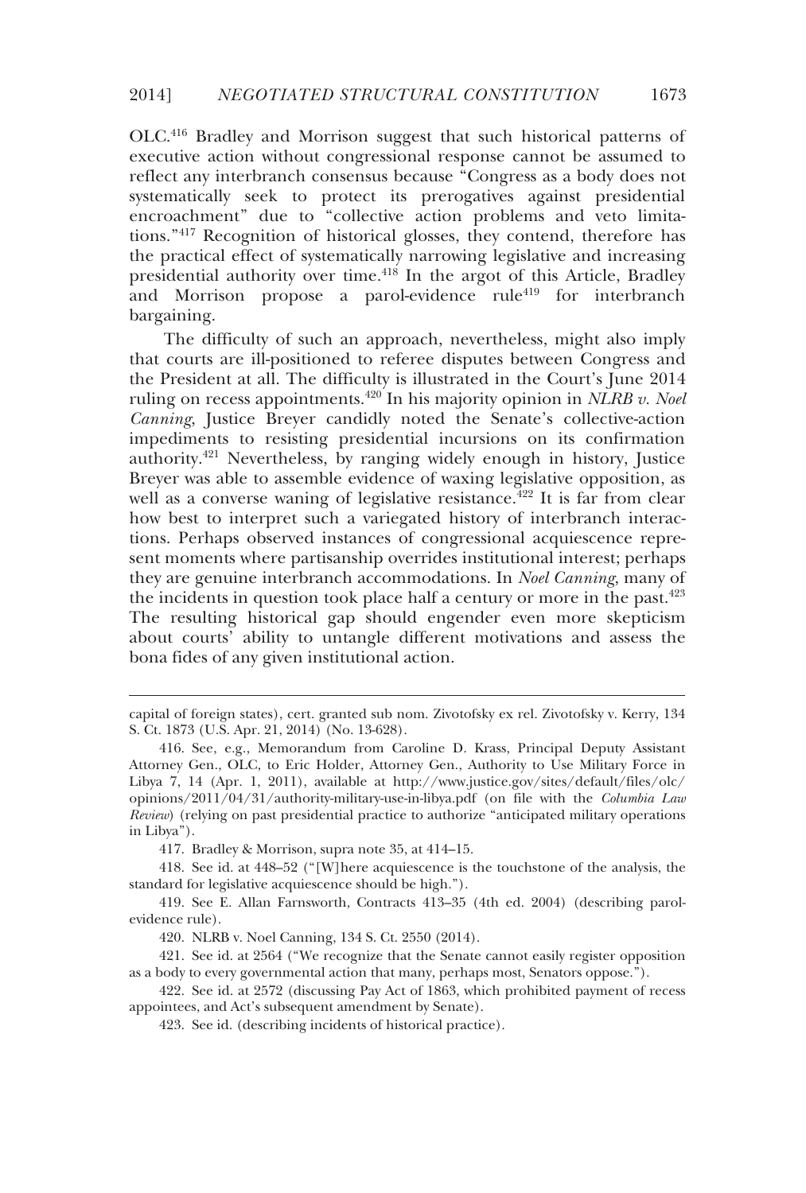OLC.[416] Bradley and Morrison suggest that such historical patterns of executive action without congressional response cannot be assumed to reflect any interbranch consensus because "Congress as a body does not systematically seek to protect its prerogatives against presidential encroachment" due to "collective action problems and veto limitations."[417] Recognition of historical glosses, they contend, therefore has the practical effect of systematically narrowing legislative and increasing presidential authority over time.[418] In the argot of this Article, Bradley and Morrison propose a parol-evidence rule[419] for interbranch bargaining.

The difficulty of such an approach, nevertheless, might also imply that courts are ill-positioned to referee disputes between Congress and the President at all. The difficulty is illustrated in the Court's June 2014 ruling on recess appointments.[420] In his majority opinion in *NLRB v. Noel Canning*, Justice Breyer candidly noted the Senate's collective-action impediments to resisting presidential incursions on its confirmation authority.[421] Nevertheless, by ranging widely enough in history, Justice Breyer was able to assemble evidence of waxing legislative opposition, as well as a converse waning of legislative resistance.[422] It is far from clear how best to interpret such a variegated history of interbranch interactions. Perhaps observed instances of congressional acquiescence represent moments where partisanship overrides institutional interest; perhaps they are genuine interbranch accommodations. In *Noel Canning*, many of the incidents in question took place half a century or more in the past.[423] The resulting historical gap should engender even more skepticism about courts' ability to untangle different motivations and assess the bona fides of any given institutional action.

---

capital of foreign states), cert. granted sub nom. Zivotofsky ex rel. Zivotofsky v. Kerry, 134 S. Ct. 1873 (U.S. Apr. 21, 2014) (No. 13-628).

416. See, e.g., Memorandum from Caroline D. Krass, Principal Deputy Assistant Attorney Gen., OLC, to Eric Holder, Attorney Gen., Authority to Use Military Force in Libya 7, 14 (Apr. 1, 2011), available at http://www.justice.gov/sites/default/files/olc/opinions/2011/04/31/authority-military-use-in-libya.pdf (on file with the *Columbia Law Review*) (relying on past presidential practice to authorize "anticipated military operations in Libya").

417. Bradley & Morrison, supra note 35, at 414–15.

418. See id. at 448–52 ("[W]here acquiescence is the touchstone of the analysis, the standard for legislative acquiescence should be high.").

419. See E. Allan Farnsworth, Contracts 413–35 (4th ed. 2004) (describing parol-evidence rule).

420. NLRB v. Noel Canning, 134 S. Ct. 2550 (2014).

421. See id. at 2564 ("We recognize that the Senate cannot easily register opposition as a body to every governmental action that many, perhaps most, Senators oppose.").

422. See id. at 2572 (discussing Pay Act of 1863, which prohibited payment of recess appointees, and Act's subsequent amendment by Senate).

423. See id. (describing incidents of historical practice).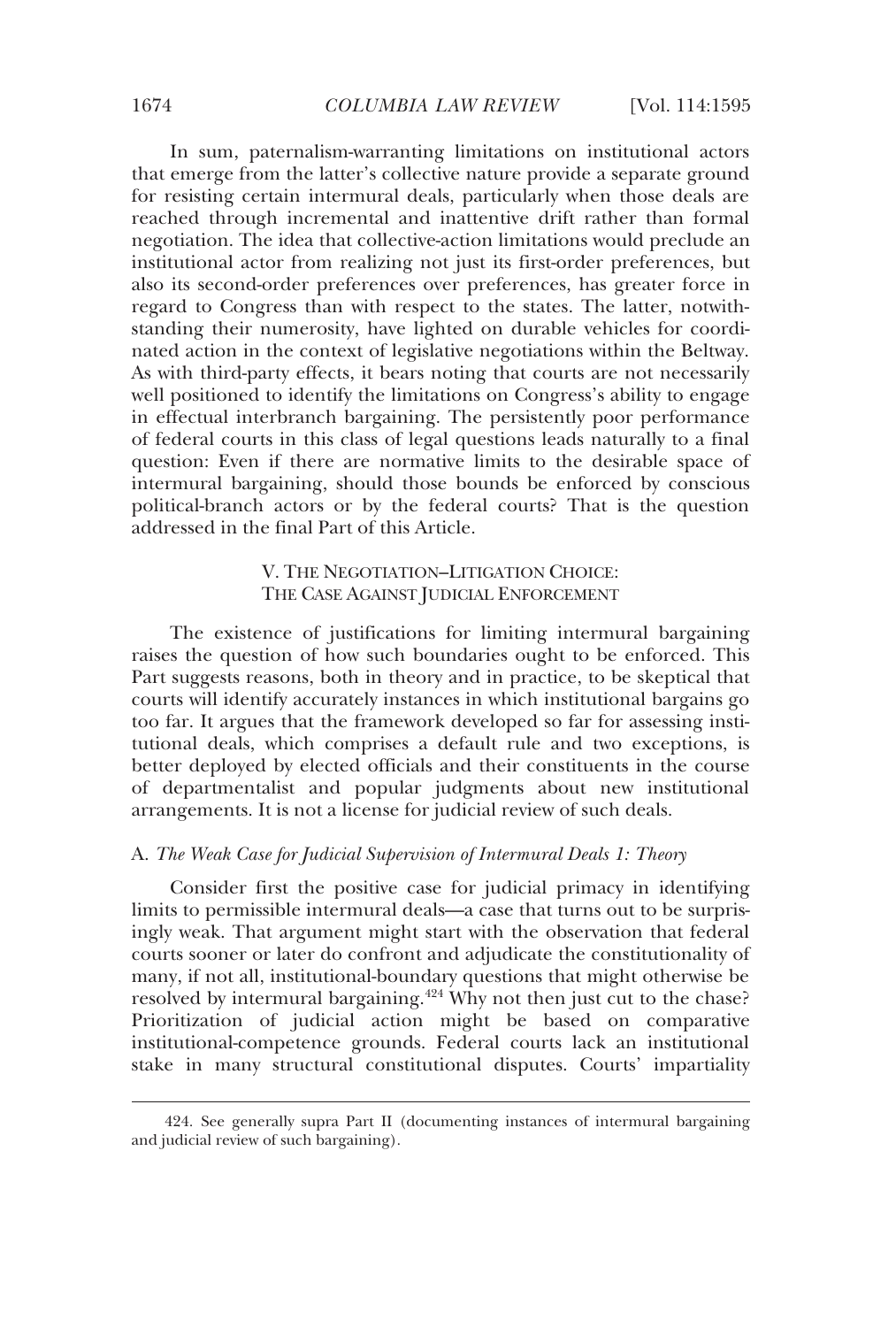In sum, paternalism-warranting limitations on institutional actors that emerge from the latter's collective nature provide a separate ground for resisting certain intermural deals, particularly when those deals are reached through incremental and inattentive drift rather than formal negotiation. The idea that collective-action limitations would preclude an institutional actor from realizing not just its first-order preferences, but also its second-order preferences over preferences, has greater force in regard to Congress than with respect to the states. The latter, notwithstanding their numerosity, have lighted on durable vehicles for coordinated action in the context of legislative negotiations within the Beltway. As with third-party effects, it bears noting that courts are not necessarily well positioned to identify the limitations on Congress's ability to engage in effectual interbranch bargaining. The persistently poor performance of federal courts in this class of legal questions leads naturally to a final question: Even if there are normative limits to the desirable space of intermural bargaining, should those bounds be enforced by conscious political-branch actors or by the federal courts? That is the question addressed in the final Part of this Article.

## V. THE NEGOTIATION–LITIGATION CHOICE: THE CASE AGAINST JUDICIAL ENFORCEMENT

The existence of justifications for limiting intermural bargaining raises the question of how such boundaries ought to be enforced. This Part suggests reasons, both in theory and in practice, to be skeptical that courts will identify accurately instances in which institutional bargains go too far. It argues that the framework developed so far for assessing institutional deals, which comprises a default rule and two exceptions, is better deployed by elected officials and their constituents in the course of departmentalist and popular judgments about new institutional arrangements. It is not a license for judicial review of such deals.

### A. *The Weak Case for Judicial Supervision of Intermural Deals 1: Theory*

Consider first the positive case for judicial primacy in identifying limits to permissible intermural deals—a case that turns out to be surprisingly weak. That argument might start with the observation that federal courts sooner or later do confront and adjudicate the constitutionality of many, if not all, institutional-boundary questions that might otherwise be resolved by intermural bargaining.[424] Why not then just cut to the chase? Prioritization of judicial action might be based on comparative institutional-competence grounds. Federal courts lack an institutional stake in many structural constitutional disputes. Courts' impartiality

424. See generally supra Part II (documenting instances of intermural bargaining and judicial review of such bargaining).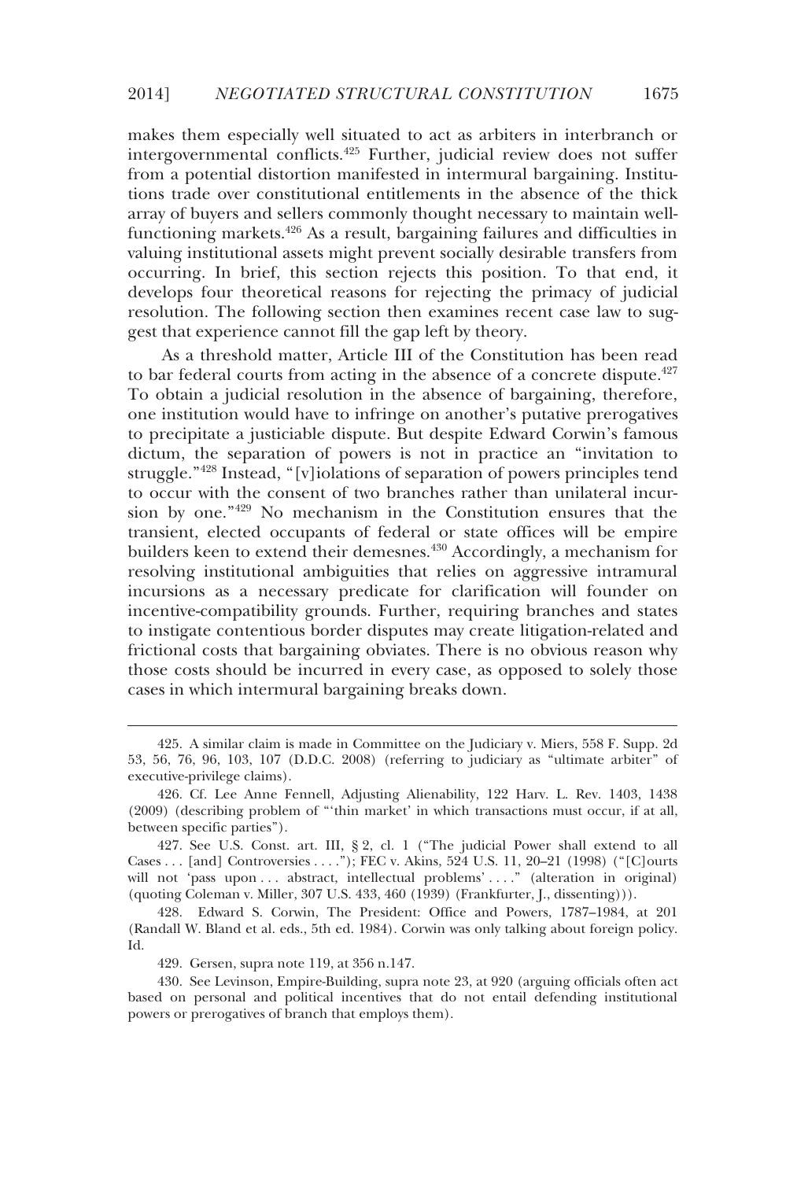makes them especially well situated to act as arbiters in interbranch or intergovernmental conflicts.[425] Further, judicial review does not suffer from a potential distortion manifested in intermural bargaining. Institutions trade over constitutional entitlements in the absence of the thick array of buyers and sellers commonly thought necessary to maintain well-functioning markets.[426] As a result, bargaining failures and difficulties in valuing institutional assets might prevent socially desirable transfers from occurring. In brief, this section rejects this position. To that end, it develops four theoretical reasons for rejecting the primacy of judicial resolution. The following section then examines recent case law to suggest that experience cannot fill the gap left by theory.

As a threshold matter, Article III of the Constitution has been read to bar federal courts from acting in the absence of a concrete dispute.[427] To obtain a judicial resolution in the absence of bargaining, therefore, one institution would have to infringe on another's putative prerogatives to precipitate a justiciable dispute. But despite Edward Corwin's famous dictum, the separation of powers is not in practice an "invitation to struggle."[428] Instead, "[v]iolations of separation of powers principles tend to occur with the consent of two branches rather than unilateral incursion by one."[429] No mechanism in the Constitution ensures that the transient, elected occupants of federal or state offices will be empire builders keen to extend their demesnes.[430] Accordingly, a mechanism for resolving institutional ambiguities that relies on aggressive intramural incursions as a necessary predicate for clarification will founder on incentive-compatibility grounds. Further, requiring branches and states to instigate contentious border disputes may create litigation-related and frictional costs that bargaining obviates. There is no obvious reason why those costs should be incurred in every case, as opposed to solely those cases in which intermural bargaining breaks down.

---

425. A similar claim is made in Committee on the Judiciary v. Miers, 558 F. Supp. 2d 53, 56, 76, 96, 103, 107 (D.D.C. 2008) (referring to judiciary as "ultimate arbiter" of executive-privilege claims).

426. Cf. Lee Anne Fennell, Adjusting Alienability, 122 Harv. L. Rev. 1403, 1438 (2009) (describing problem of "'thin market' in which transactions must occur, if at all, between specific parties").

427. See U.S. Const. art. III, § 2, cl. 1 ("The judicial Power shall extend to all Cases . . . [and] Controversies . . . ."); FEC v. Akins, 524 U.S. 11, 20–21 (1998) ("[C]ourts will not 'pass upon . . . abstract, intellectual problems' . . . ." (alteration in original) (quoting Coleman v. Miller, 307 U.S. 433, 460 (1939) (Frankfurter, J., dissenting))).

428. Edward S. Corwin, The President: Office and Powers, 1787–1984, at 201 (Randall W. Bland et al. eds., 5th ed. 1984). Corwin was only talking about foreign policy. Id.

429. Gersen, supra note 119, at 356 n.147.

430. See Levinson, Empire-Building, supra note 23, at 920 (arguing officials often act based on personal and political incentives that do not entail defending institutional powers or prerogatives of branch that employs them).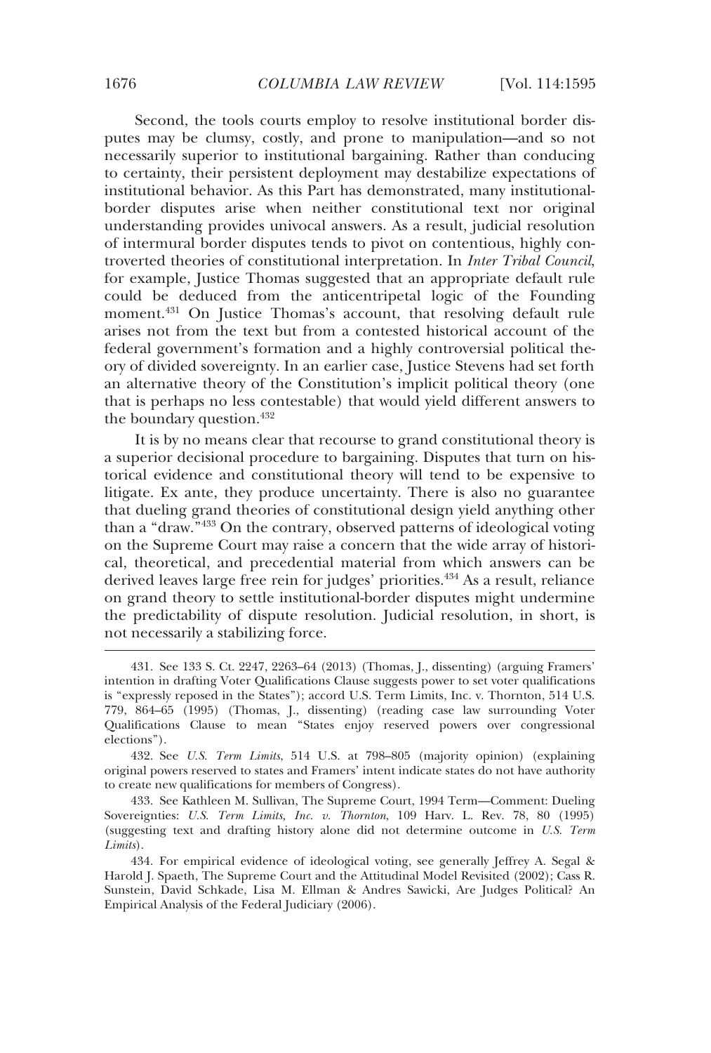Second, the tools courts employ to resolve institutional border disputes may be clumsy, costly, and prone to manipulation—and so not necessarily superior to institutional bargaining. Rather than conducing to certainty, their persistent deployment may destabilize expectations of institutional behavior. As this Part has demonstrated, many institutional-border disputes arise when neither constitutional text nor original understanding provides univocal answers. As a result, judicial resolution of intermural border disputes tends to pivot on contentious, highly controverted theories of constitutional interpretation. In *Inter Tribal Council*, for example, Justice Thomas suggested that an appropriate default rule could be deduced from the anticentripetal logic of the Founding moment.[431] On Justice Thomas's account, that resolving default rule arises not from the text but from a contested historical account of the federal government's formation and a highly controversial political theory of divided sovereignty. In an earlier case, Justice Stevens had set forth an alternative theory of the Constitution's implicit political theory (one that is perhaps no less contestable) that would yield different answers to the boundary question.[432]

It is by no means clear that recourse to grand constitutional theory is a superior decisional procedure to bargaining. Disputes that turn on historical evidence and constitutional theory will tend to be expensive to litigate. Ex ante, they produce uncertainty. There is also no guarantee that dueling grand theories of constitutional design yield anything other than a "draw."[433] On the contrary, observed patterns of ideological voting on the Supreme Court may raise a concern that the wide array of historical, theoretical, and precedential material from which answers can be derived leaves large free rein for judges' priorities.[434] As a result, reliance on grand theory to settle institutional-border disputes might undermine the predictability of dispute resolution. Judicial resolution, in short, is not necessarily a stabilizing force.

---

431. See 133 S. Ct. 2247, 2263–64 (2013) (Thomas, J., dissenting) (arguing Framers' intention in drafting Voter Qualifications Clause suggests power to set voter qualifications is "expressly reposed in the States"); accord U.S. Term Limits, Inc. v. Thornton, 514 U.S. 779, 864–65 (1995) (Thomas, J., dissenting) (reading case law surrounding Voter Qualifications Clause to mean "States enjoy reserved powers over congressional elections").

432. See *U.S. Term Limits*, 514 U.S. at 798–805 (majority opinion) (explaining original powers reserved to states and Framers' intent indicate states do not have authority to create new qualifications for members of Congress).

433. See Kathleen M. Sullivan, The Supreme Court, 1994 Term—Comment: Dueling Sovereignties: *U.S. Term Limits, Inc. v. Thornton*, 109 Harv. L. Rev. 78, 80 (1995) (suggesting text and drafting history alone did not determine outcome in *U.S. Term Limits*).

434. For empirical evidence of ideological voting, see generally Jeffrey A. Segal & Harold J. Spaeth, The Supreme Court and the Attitudinal Model Revisited (2002); Cass R. Sunstein, David Schkade, Lisa M. Ellman & Andres Sawicki, Are Judges Political? An Empirical Analysis of the Federal Judiciary (2006).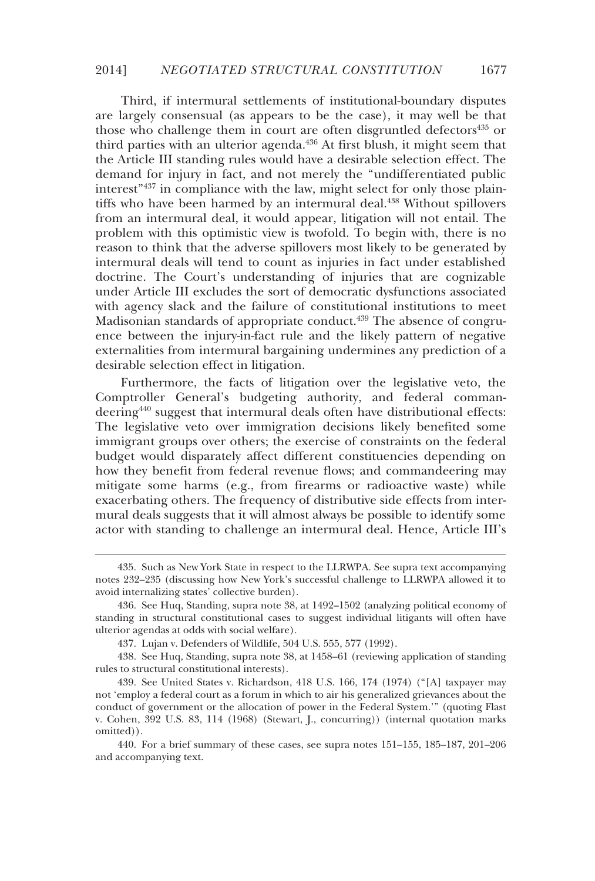Third, if intermural settlements of institutional-boundary disputes are largely consensual (as appears to be the case), it may well be that those who challenge them in court are often disgruntled defectors[435] or third parties with an ulterior agenda.[436] At first blush, it might seem that the Article III standing rules would have a desirable selection effect. The demand for injury in fact, and not merely the "undifferentiated public interest"[437] in compliance with the law, might select for only those plaintiffs who have been harmed by an intermural deal.[438] Without spillovers from an intermural deal, it would appear, litigation will not entail. The problem with this optimistic view is twofold. To begin with, there is no reason to think that the adverse spillovers most likely to be generated by intermural deals will tend to count as injuries in fact under established doctrine. The Court's understanding of injuries that are cognizable under Article III excludes the sort of democratic dysfunctions associated with agency slack and the failure of constitutional institutions to meet Madisonian standards of appropriate conduct.[439] The absence of congruence between the injury-in-fact rule and the likely pattern of negative externalities from intermural bargaining undermines any prediction of a desirable selection effect in litigation.

Furthermore, the facts of litigation over the legislative veto, the Comptroller General's budgeting authority, and federal commandeering[440] suggest that intermural deals often have distributional effects: The legislative veto over immigration decisions likely benefited some immigrant groups over others; the exercise of constraints on the federal budget would disparately affect different constituencies depending on how they benefit from federal revenue flows; and commandeering may mitigate some harms (e.g., from firearms or radioactive waste) while exacerbating others. The frequency of distributive side effects from intermural deals suggests that it will almost always be possible to identify some actor with standing to challenge an intermural deal. Hence, Article III's

---

435. Such as New York State in respect to the LLRWPA. See supra text accompanying notes 232–235 (discussing how New York's successful challenge to LLRWPA allowed it to avoid internalizing states' collective burden).

436. See Huq, Standing, supra note 38, at 1492–1502 (analyzing political economy of standing in structural constitutional cases to suggest individual litigants will often have ulterior agendas at odds with social welfare).

437. Lujan v. Defenders of Wildlife, 504 U.S. 555, 577 (1992).

438. See Huq, Standing, supra note 38, at 1458–61 (reviewing application of standing rules to structural constitutional interests).

439. See United States v. Richardson, 418 U.S. 166, 174 (1974) ("[A] taxpayer may not 'employ a federal court as a forum in which to air his generalized grievances about the conduct of government or the allocation of power in the Federal System.'" (quoting Flast v. Cohen, 392 U.S. 83, 114 (1968) (Stewart, J., concurring)) (internal quotation marks omitted)).

440. For a brief summary of these cases, see supra notes 151–155, 185–187, 201–206 and accompanying text.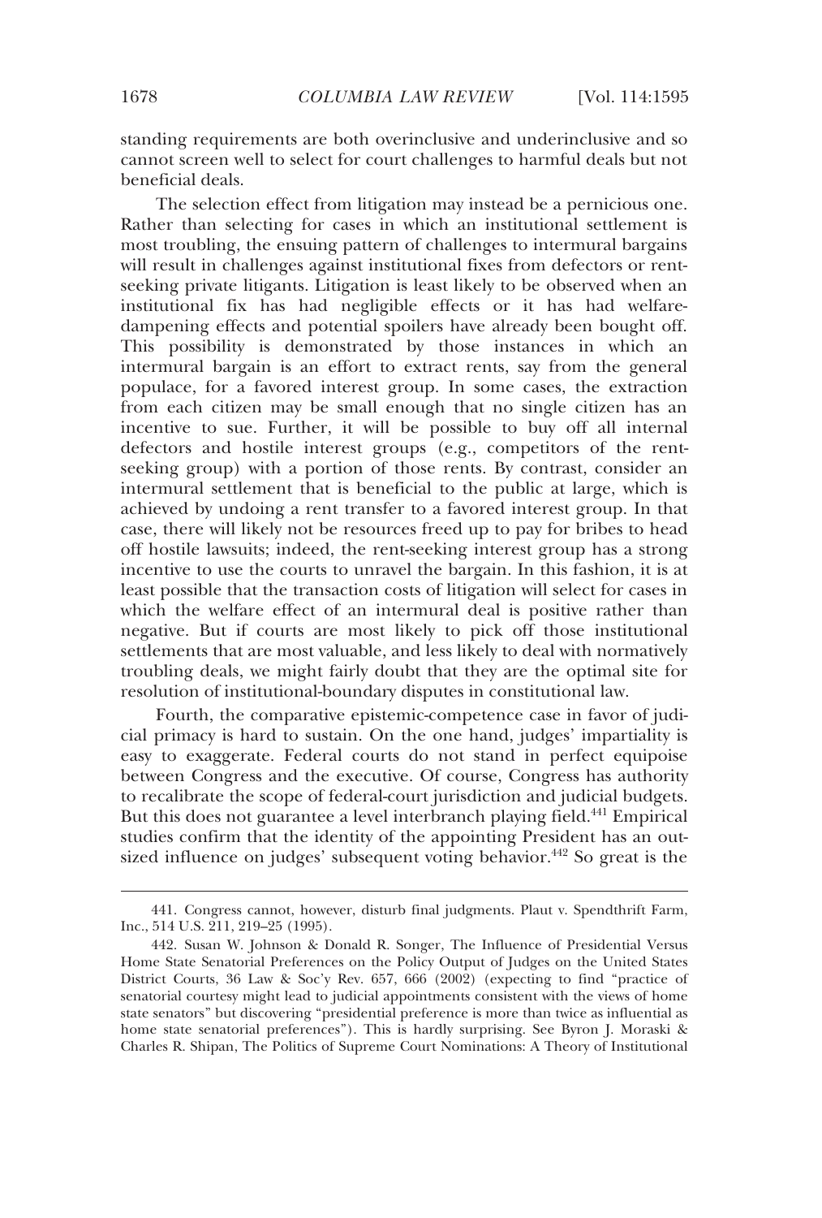standing requirements are both overinclusive and underinclusive and so cannot screen well to select for court challenges to harmful deals but not beneficial deals.

The selection effect from litigation may instead be a pernicious one. Rather than selecting for cases in which an institutional settlement is most troubling, the ensuing pattern of challenges to intermural bargains will result in challenges against institutional fixes from defectors or rent-seeking private litigants. Litigation is least likely to be observed when an institutional fix has had negligible effects or it has had welfare-dampening effects and potential spoilers have already been bought off. This possibility is demonstrated by those instances in which an intermural bargain is an effort to extract rents, say from the general populace, for a favored interest group. In some cases, the extraction from each citizen may be small enough that no single citizen has an incentive to sue. Further, it will be possible to buy off all internal defectors and hostile interest groups (e.g., competitors of the rent-seeking group) with a portion of those rents. By contrast, consider an intermural settlement that is beneficial to the public at large, which is achieved by undoing a rent transfer to a favored interest group. In that case, there will likely not be resources freed up to pay for bribes to head off hostile lawsuits; indeed, the rent-seeking interest group has a strong incentive to use the courts to unravel the bargain. In this fashion, it is at least possible that the transaction costs of litigation will select for cases in which the welfare effect of an intermural deal is positive rather than negative. But if courts are most likely to pick off those institutional settlements that are most valuable, and less likely to deal with normatively troubling deals, we might fairly doubt that they are the optimal site for resolution of institutional-boundary disputes in constitutional law.

Fourth, the comparative epistemic-competence case in favor of judicial primacy is hard to sustain. On the one hand, judges' impartiality is easy to exaggerate. Federal courts do not stand in perfect equipoise between Congress and the executive. Of course, Congress has authority to recalibrate the scope of federal-court jurisdiction and judicial budgets. But this does not guarantee a level interbranch playing field.[441] Empirical studies confirm that the identity of the appointing President has an outsized influence on judges' subsequent voting behavior.[442] So great is the

---

441. Congress cannot, however, disturb final judgments. Plaut v. Spendthrift Farm, Inc., 514 U.S. 211, 219–25 (1995).

442. Susan W. Johnson & Donald R. Songer, The Influence of Presidential Versus Home State Senatorial Preferences on the Policy Output of Judges on the United States District Courts, 36 Law & Soc'y Rev. 657, 666 (2002) (expecting to find "practice of senatorial courtesy might lead to judicial appointments consistent with the views of home state senators" but discovering "presidential preference is more than twice as influential as home state senatorial preferences"). This is hardly surprising. See Byron J. Moraski & Charles R. Shipan, The Politics of Supreme Court Nominations: A Theory of Institutional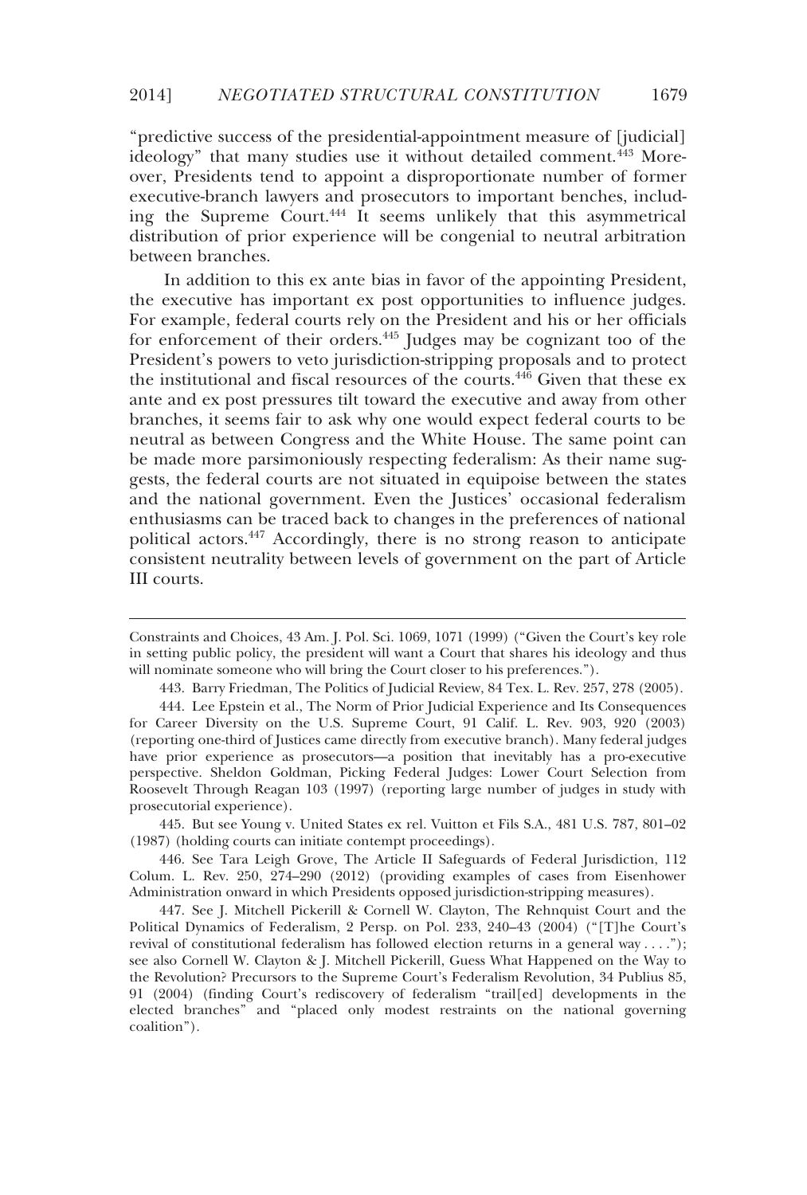"predictive success of the presidential-appointment measure of [judicial] ideology" that many studies use it without detailed comment.[443] Moreover, Presidents tend to appoint a disproportionate number of former executive-branch lawyers and prosecutors to important benches, including the Supreme Court.[444] It seems unlikely that this asymmetrical distribution of prior experience will be congenial to neutral arbitration between branches.

In addition to this ex ante bias in favor of the appointing President, the executive has important ex post opportunities to influence judges. For example, federal courts rely on the President and his or her officials for enforcement of their orders.[445] Judges may be cognizant too of the President's powers to veto jurisdiction-stripping proposals and to protect the institutional and fiscal resources of the courts.[446] Given that these ex ante and ex post pressures tilt toward the executive and away from other branches, it seems fair to ask why one would expect federal courts to be neutral as between Congress and the White House. The same point can be made more parsimoniously respecting federalism: As their name suggests, the federal courts are not situated in equipoise between the states and the national government. Even the Justices' occasional federalism enthusiasms can be traced back to changes in the preferences of national political actors.[447] Accordingly, there is no strong reason to anticipate consistent neutrality between levels of government on the part of Article III courts.

---

Constraints and Choices, 43 Am. J. Pol. Sci. 1069, 1071 (1999) ("Given the Court's key role in setting public policy, the president will want a Court that shares his ideology and thus will nominate someone who will bring the Court closer to his preferences.").

443. Barry Friedman, The Politics of Judicial Review, 84 Tex. L. Rev. 257, 278 (2005).

444. Lee Epstein et al., The Norm of Prior Judicial Experience and Its Consequences for Career Diversity on the U.S. Supreme Court, 91 Calif. L. Rev. 903, 920 (2003) (reporting one-third of Justices came directly from executive branch). Many federal judges have prior experience as prosecutors—a position that inevitably has a pro-executive perspective. Sheldon Goldman, Picking Federal Judges: Lower Court Selection from Roosevelt Through Reagan 103 (1997) (reporting large number of judges in study with prosecutorial experience).

445. But see Young v. United States ex rel. Vuitton et Fils S.A., 481 U.S. 787, 801–02 (1987) (holding courts can initiate contempt proceedings).

446. See Tara Leigh Grove, The Article II Safeguards of Federal Jurisdiction, 112 Colum. L. Rev. 250, 274–290 (2012) (providing examples of cases from Eisenhower Administration onward in which Presidents opposed jurisdiction-stripping measures).

447. See J. Mitchell Pickerill & Cornell W. Clayton, The Rehnquist Court and the Political Dynamics of Federalism, 2 Persp. on Pol. 233, 240–43 (2004) ("[T]he Court's revival of constitutional federalism has followed election returns in a general way . . . ."); see also Cornell W. Clayton & J. Mitchell Pickerill, Guess What Happened on the Way to the Revolution? Precursors to the Supreme Court's Federalism Revolution, 34 Publius 85, 91 (2004) (finding Court's rediscovery of federalism "trail[ed] developments in the elected branches" and "placed only modest restraints on the national governing coalition").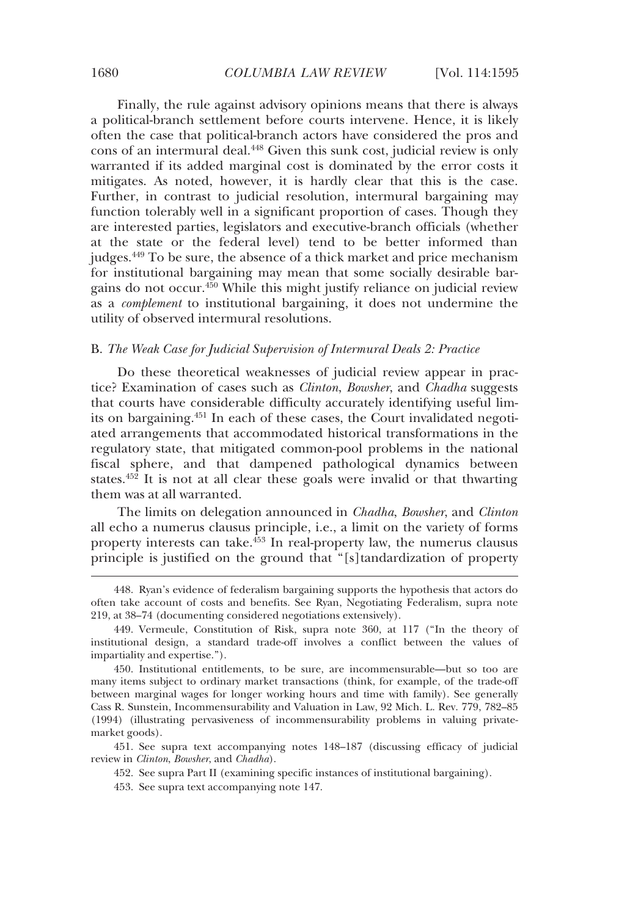Finally, the rule against advisory opinions means that there is always a political-branch settlement before courts intervene. Hence, it is likely often the case that political-branch actors have considered the pros and cons of an intermural deal.[448] Given this sunk cost, judicial review is only warranted if its added marginal cost is dominated by the error costs it mitigates. As noted, however, it is hardly clear that this is the case. Further, in contrast to judicial resolution, intermural bargaining may function tolerably well in a significant proportion of cases. Though they are interested parties, legislators and executive-branch officials (whether at the state or the federal level) tend to be better informed than judges.[449] To be sure, the absence of a thick market and price mechanism for institutional bargaining may mean that some socially desirable bargains do not occur.[450] While this might justify reliance on judicial review as a *complement* to institutional bargaining, it does not undermine the utility of observed intermural resolutions.

### B. *The Weak Case for Judicial Supervision of Intermural Deals 2: Practice*

Do these theoretical weaknesses of judicial review appear in practice? Examination of cases such as *Clinton*, *Bowsher*, and *Chadha* suggests that courts have considerable difficulty accurately identifying useful limits on bargaining.[451] In each of these cases, the Court invalidated negotiated arrangements that accommodated historical transformations in the regulatory state, that mitigated common-pool problems in the national fiscal sphere, and that dampened pathological dynamics between states.[452] It is not at all clear these goals were invalid or that thwarting them was at all warranted.

The limits on delegation announced in *Chadha*, *Bowsher*, and *Clinton* all echo a numerus clausus principle, i.e., a limit on the variety of forms property interests can take.[453] In real-property law, the numerus clausus principle is justified on the ground that "[s]tandardization of property

---

448. Ryan's evidence of federalism bargaining supports the hypothesis that actors do often take account of costs and benefits. See Ryan, Negotiating Federalism, supra note 219, at 38–74 (documenting considered negotiations extensively).

449. Vermeule, Constitution of Risk, supra note 360, at 117 ("In the theory of institutional design, a standard trade-off involves a conflict between the values of impartiality and expertise.").

450. Institutional entitlements, to be sure, are incommensurable—but so too are many items subject to ordinary market transactions (think, for example, of the trade-off between marginal wages for longer working hours and time with family). See generally Cass R. Sunstein, Incommensurability and Valuation in Law, 92 Mich. L. Rev. 779, 782–85 (1994) (illustrating pervasiveness of incommensurability problems in valuing private-market goods).

451. See supra text accompanying notes 148–187 (discussing efficacy of judicial review in *Clinton*, *Bowsher*, and *Chadha*).

452. See supra Part II (examining specific instances of institutional bargaining).

453. See supra text accompanying note 147.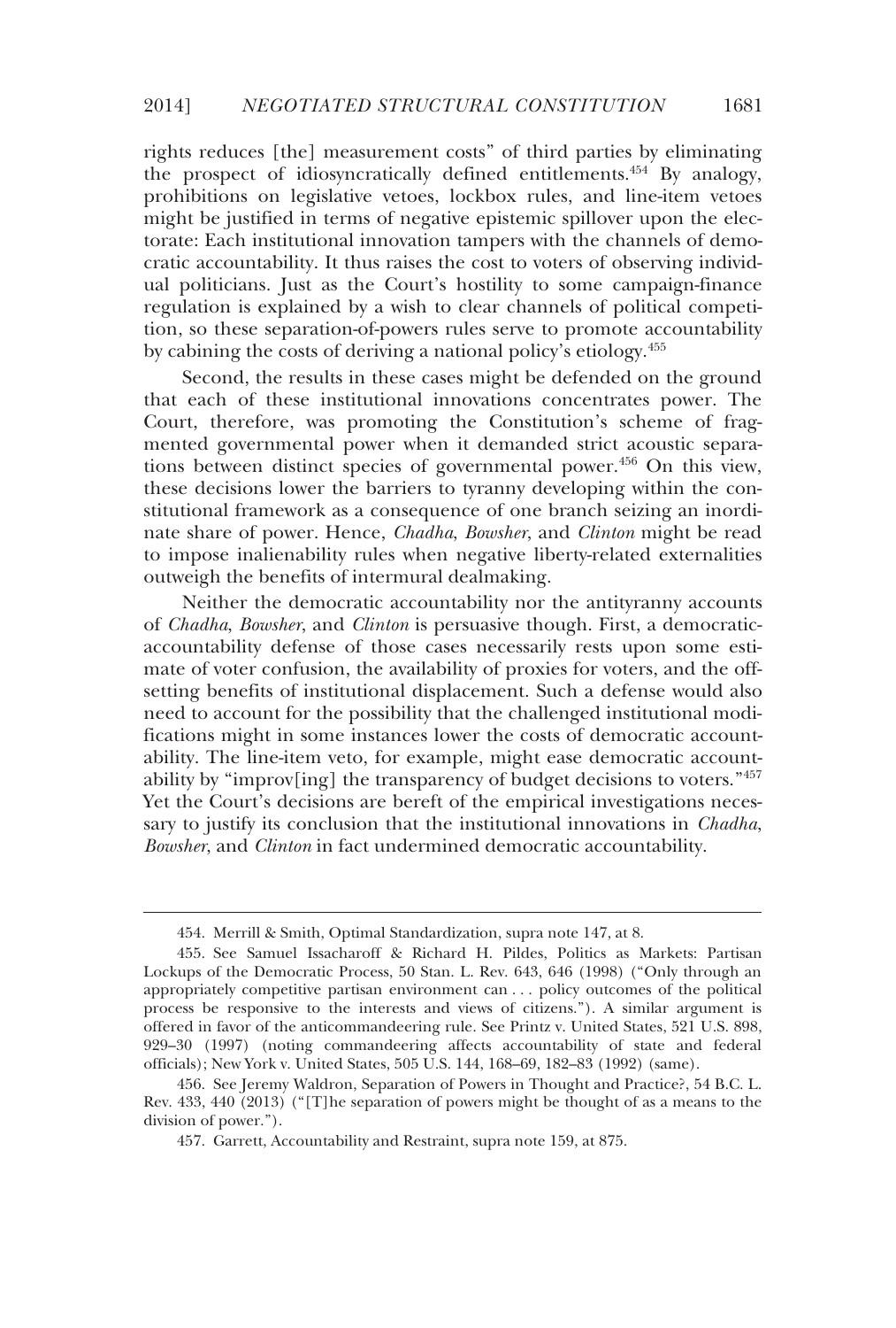rights reduces [the] measurement costs" of third parties by eliminating the prospect of idiosyncratically defined entitlements.[454] By analogy, prohibitions on legislative vetoes, lockbox rules, and line-item vetoes might be justified in terms of negative epistemic spillover upon the electorate: Each institutional innovation tampers with the channels of democratic accountability. It thus raises the cost to voters of observing individual politicians. Just as the Court's hostility to some campaign-finance regulation is explained by a wish to clear channels of political competition, so these separation-of-powers rules serve to promote accountability by cabining the costs of deriving a national policy's etiology.[455]

Second, the results in these cases might be defended on the ground that each of these institutional innovations concentrates power. The Court, therefore, was promoting the Constitution's scheme of fragmented governmental power when it demanded strict acoustic separations between distinct species of governmental power.[456] On this view, these decisions lower the barriers to tyranny developing within the constitutional framework as a consequence of one branch seizing an inordinate share of power. Hence, *Chadha*, *Bowsher*, and *Clinton* might be read to impose inalienability rules when negative liberty-related externalities outweigh the benefits of intermural dealmaking.

Neither the democratic accountability nor the antityranny accounts of *Chadha*, *Bowsher*, and *Clinton* is persuasive though. First, a democratic-accountability defense of those cases necessarily rests upon some estimate of voter confusion, the availability of proxies for voters, and the offsetting benefits of institutional displacement. Such a defense would also need to account for the possibility that the challenged institutional modifications might in some instances lower the costs of democratic accountability. The line-item veto, for example, might ease democratic accountability by "improv[ing] the transparency of budget decisions to voters."[457] Yet the Court's decisions are bereft of the empirical investigations necessary to justify its conclusion that the institutional innovations in *Chadha*, *Bowsher*, and *Clinton* in fact undermined democratic accountability.

---

454. Merrill & Smith, Optimal Standardization, supra note 147, at 8.

455. See Samuel Issacharoff & Richard H. Pildes, Politics as Markets: Partisan Lockups of the Democratic Process, 50 Stan. L. Rev. 643, 646 (1998) ("Only through an appropriately competitive partisan environment can . . . policy outcomes of the political process be responsive to the interests and views of citizens."). A similar argument is offered in favor of the anticommandeering rule. See Printz v. United States, 521 U.S. 898, 929–30 (1997) (noting commandeering affects accountability of state and federal officials); New York v. United States, 505 U.S. 144, 168–69, 182–83 (1992) (same).

456. See Jeremy Waldron, Separation of Powers in Thought and Practice?, 54 B.C. L. Rev. 433, 440 (2013) ("[T]he separation of powers might be thought of as a means to the division of power.").

457. Garrett, Accountability and Restraint, supra note 159, at 875.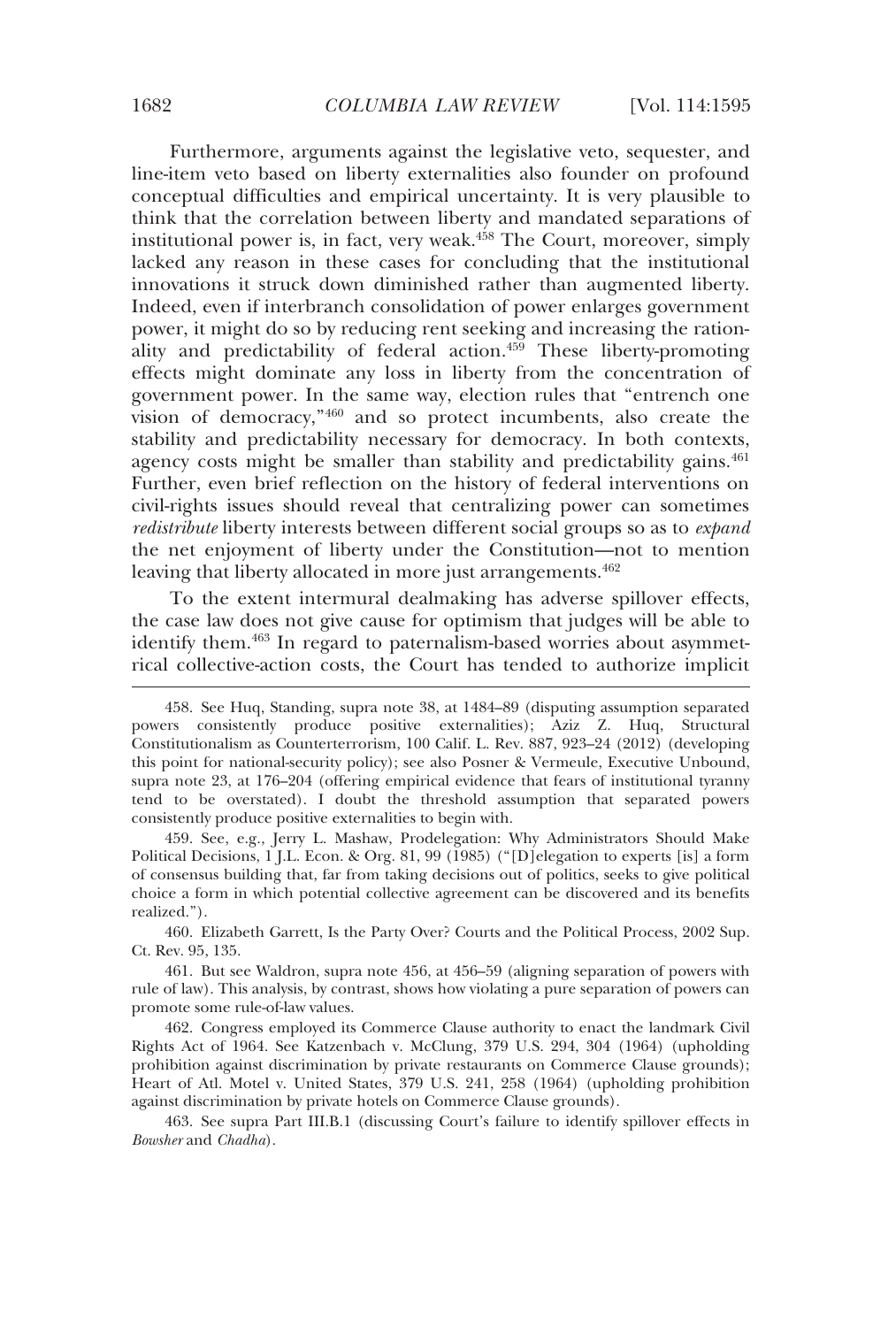Furthermore, arguments against the legislative veto, sequester, and line-item veto based on liberty externalities also founder on profound conceptual difficulties and empirical uncertainty. It is very plausible to think that the correlation between liberty and mandated separations of institutional power is, in fact, very weak.[458] The Court, moreover, simply lacked any reason in these cases for concluding that the institutional innovations it struck down diminished rather than augmented liberty. Indeed, even if interbranch consolidation of power enlarges government power, it might do so by reducing rent seeking and increasing the rationality and predictability of federal action.[459] These liberty-promoting effects might dominate any loss in liberty from the concentration of government power. In the same way, election rules that "entrench one vision of democracy,"[460] and so protect incumbents, also create the stability and predictability necessary for democracy. In both contexts, agency costs might be smaller than stability and predictability gains.[461] Further, even brief reflection on the history of federal interventions on civil-rights issues should reveal that centralizing power can sometimes *redistribute* liberty interests between different social groups so as to *expand* the net enjoyment of liberty under the Constitution—not to mention leaving that liberty allocated in more just arrangements.[462]

To the extent intermural dealmaking has adverse spillover effects, the case law does not give cause for optimism that judges will be able to identify them.[463] In regard to paternalism-based worries about asymmetrical collective-action costs, the Court has tended to authorize implicit

---

458. See Huq, Standing, supra note 38, at 1484–89 (disputing assumption separated powers consistently produce positive externalities); Aziz Z. Huq, Structural Constitutionalism as Counterterrorism, 100 Calif. L. Rev. 887, 923–24 (2012) (developing this point for national-security policy); see also Posner & Vermeule, Executive Unbound, supra note 23, at 176–204 (offering empirical evidence that fears of institutional tyranny tend to be overstated). I doubt the threshold assumption that separated powers consistently produce positive externalities to begin with.

459. See, e.g., Jerry L. Mashaw, Prodelegation: Why Administrators Should Make Political Decisions, 1 J.L. Econ. & Org. 81, 99 (1985) ("[D]elegation to experts [is] a form of consensus building that, far from taking decisions out of politics, seeks to give political choice a form in which potential collective agreement can be discovered and its benefits realized.").

460. Elizabeth Garrett, Is the Party Over? Courts and the Political Process, 2002 Sup. Ct. Rev. 95, 135.

461. But see Waldron, supra note 456, at 456–59 (aligning separation of powers with rule of law). This analysis, by contrast, shows how violating a pure separation of powers can promote some rule-of-law values.

462. Congress employed its Commerce Clause authority to enact the landmark Civil Rights Act of 1964. See Katzenbach v. McClung, 379 U.S. 294, 304 (1964) (upholding prohibition against discrimination by private restaurants on Commerce Clause grounds); Heart of Atl. Motel v. United States, 379 U.S. 241, 258 (1964) (upholding prohibition against discrimination by private hotels on Commerce Clause grounds).

463. See supra Part III.B.1 (discussing Court's failure to identify spillover effects in *Bowsher* and *Chadha*).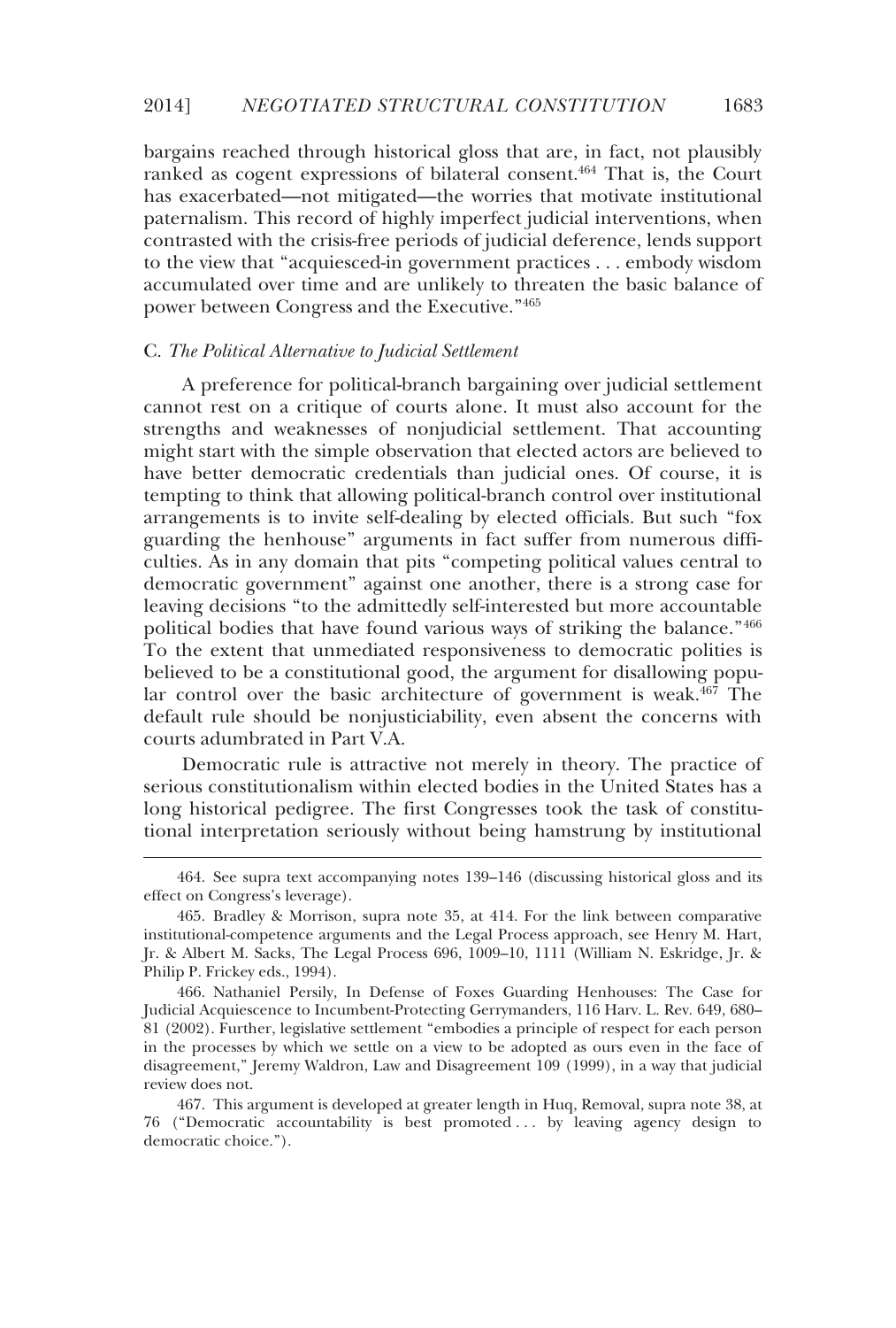bargains reached through historical gloss that are, in fact, not plausibly ranked as cogent expressions of bilateral consent.[464] That is, the Court has exacerbated—not mitigated—the worries that motivate institutional paternalism. This record of highly imperfect judicial interventions, when contrasted with the crisis-free periods of judicial deference, lends support to the view that "acquiesced-in government practices . . . embody wisdom accumulated over time and are unlikely to threaten the basic balance of power between Congress and the Executive."[465]

### C. *The Political Alternative to Judicial Settlement*

A preference for political-branch bargaining over judicial settlement cannot rest on a critique of courts alone. It must also account for the strengths and weaknesses of nonjudicial settlement. That accounting might start with the simple observation that elected actors are believed to have better democratic credentials than judicial ones. Of course, it is tempting to think that allowing political-branch control over institutional arrangements is to invite self-dealing by elected officials. But such "fox guarding the henhouse" arguments in fact suffer from numerous difficulties. As in any domain that pits "competing political values central to democratic government" against one another, there is a strong case for leaving decisions "to the admittedly self-interested but more accountable political bodies that have found various ways of striking the balance."[466] To the extent that unmediated responsiveness to democratic polities is believed to be a constitutional good, the argument for disallowing popular control over the basic architecture of government is weak.[467] The default rule should be nonjusticiability, even absent the concerns with courts adumbrated in Part V.A.

Democratic rule is attractive not merely in theory. The practice of serious constitutionalism within elected bodies in the United States has a long historical pedigree. The first Congresses took the task of constitutional interpretation seriously without being hamstrung by institutional

---

464. See supra text accompanying notes 139–146 (discussing historical gloss and its effect on Congress's leverage).

465. Bradley & Morrison, supra note 35, at 414. For the link between comparative institutional-competence arguments and the Legal Process approach, see Henry M. Hart, Jr. & Albert M. Sacks, The Legal Process 696, 1009–10, 1111 (William N. Eskridge, Jr. & Philip P. Frickey eds., 1994).

466. Nathaniel Persily, In Defense of Foxes Guarding Henhouses: The Case for Judicial Acquiescence to Incumbent-Protecting Gerrymanders, 116 Harv. L. Rev. 649, 680–81 (2002). Further, legislative settlement "embodies a principle of respect for each person in the processes by which we settle on a view to be adopted as ours even in the face of disagreement," Jeremy Waldron, Law and Disagreement 109 (1999), in a way that judicial review does not.

467. This argument is developed at greater length in Huq, Removal, supra note 38, at 76 ("Democratic accountability is best promoted . . . by leaving agency design to democratic choice.").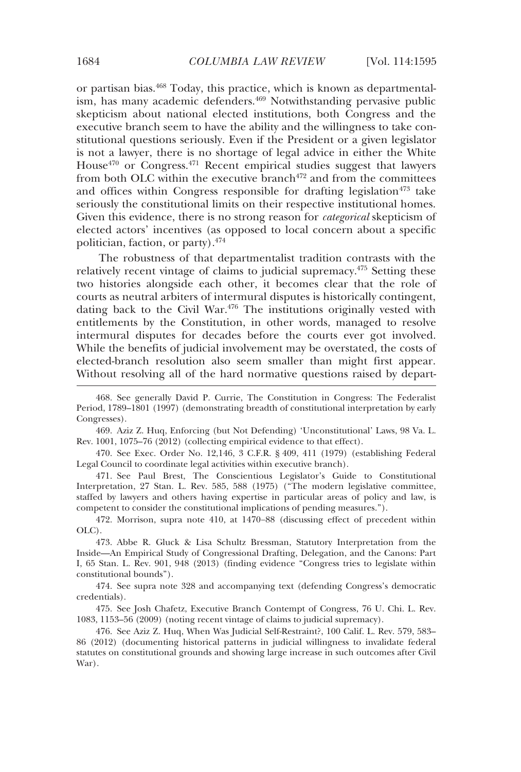or partisan bias.[468] Today, this practice, which is known as departmentalism, has many academic defenders.[469] Notwithstanding pervasive public skepticism about national elected institutions, both Congress and the executive branch seem to have the ability and the willingness to take constitutional questions seriously. Even if the President or a given legislator is not a lawyer, there is no shortage of legal advice in either the White House[470] or Congress.[471] Recent empirical studies suggest that lawyers from both OLC within the executive branch[472] and from the committees and offices within Congress responsible for drafting legislation[473] take seriously the constitutional limits on their respective institutional homes. Given this evidence, there is no strong reason for *categorical* skepticism of elected actors' incentives (as opposed to local concern about a specific politician, faction, or party).[474]

The robustness of that departmentalist tradition contrasts with the relatively recent vintage of claims to judicial supremacy.[475] Setting these two histories alongside each other, it becomes clear that the role of courts as neutral arbiters of intermural disputes is historically contingent, dating back to the Civil War.[476] The institutions originally vested with entitlements by the Constitution, in other words, managed to resolve intermural disputes for decades before the courts ever got involved. While the benefits of judicial involvement may be overstated, the costs of elected-branch resolution also seem smaller than might first appear. Without resolving all of the hard normative questions raised by depart-

---

468. See generally David P. Currie, The Constitution in Congress: The Federalist Period, 1789–1801 (1997) (demonstrating breadth of constitutional interpretation by early Congresses).

469. Aziz Z. Huq, Enforcing (but Not Defending) 'Unconstitutional' Laws, 98 Va. L. Rev. 1001, 1075–76 (2012) (collecting empirical evidence to that effect).

470. See Exec. Order No. 12,146, 3 C.F.R. § 409, 411 (1979) (establishing Federal Legal Council to coordinate legal activities within executive branch).

471. See Paul Brest, The Conscientious Legislator's Guide to Constitutional Interpretation, 27 Stan. L. Rev. 585, 588 (1975) ("The modern legislative committee, staffed by lawyers and others having expertise in particular areas of policy and law, is competent to consider the constitutional implications of pending measures.").

472. Morrison, supra note 410, at 1470–88 (discussing effect of precedent within OLC).

473. Abbe R. Gluck & Lisa Schultz Bressman, Statutory Interpretation from the Inside—An Empirical Study of Congressional Drafting, Delegation, and the Canons: Part I, 65 Stan. L. Rev. 901, 948 (2013) (finding evidence "Congress tries to legislate within constitutional bounds").

474. See supra note 328 and accompanying text (defending Congress's democratic credentials).

475. See Josh Chafetz, Executive Branch Contempt of Congress, 76 U. Chi. L. Rev. 1083, 1153–56 (2009) (noting recent vintage of claims to judicial supremacy).

476. See Aziz Z. Huq, When Was Judicial Self-Restraint?, 100 Calif. L. Rev. 579, 583–86 (2012) (documenting historical patterns in judicial willingness to invalidate federal statutes on constitutional grounds and showing large increase in such outcomes after Civil War).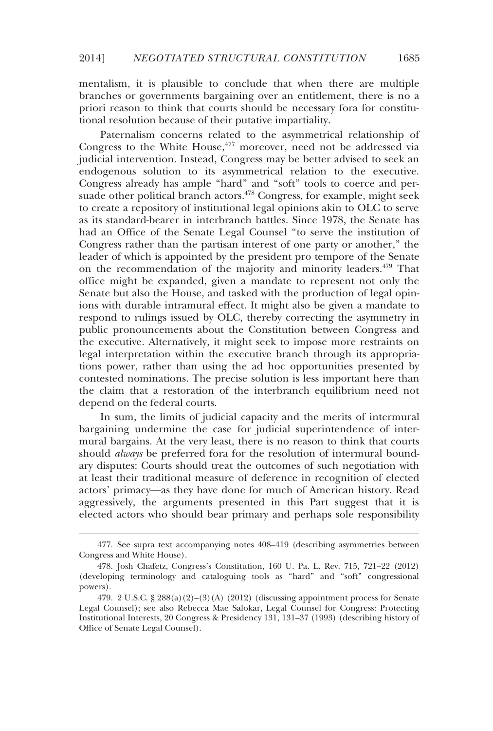mentalism, it is plausible to conclude that when there are multiple branches or governments bargaining over an entitlement, there is no a priori reason to think that courts should be necessary fora for constitutional resolution because of their putative impartiality.

Paternalism concerns related to the asymmetrical relationship of Congress to the White House,[477] moreover, need not be addressed via judicial intervention. Instead, Congress may be better advised to seek an endogenous solution to its asymmetrical relation to the executive. Congress already has ample "hard" and "soft" tools to coerce and persuade other political branch actors.[478] Congress, for example, might seek to create a repository of institutional legal opinions akin to OLC to serve as its standard-bearer in interbranch battles. Since 1978, the Senate has had an Office of the Senate Legal Counsel "to serve the institution of Congress rather than the partisan interest of one party or another," the leader of which is appointed by the president pro tempore of the Senate on the recommendation of the majority and minority leaders.[479] That office might be expanded, given a mandate to represent not only the Senate but also the House, and tasked with the production of legal opinions with durable intramural effect. It might also be given a mandate to respond to rulings issued by OLC, thereby correcting the asymmetry in public pronouncements about the Constitution between Congress and the executive. Alternatively, it might seek to impose more restraints on legal interpretation within the executive branch through its appropriations power, rather than using the ad hoc opportunities presented by contested nominations. The precise solution is less important here than the claim that a restoration of the interbranch equilibrium need not depend on the federal courts.

In sum, the limits of judicial capacity and the merits of intermural bargaining undermine the case for judicial superintendence of intermural bargains. At the very least, there is no reason to think that courts should *always* be preferred fora for the resolution of intermural boundary disputes: Courts should treat the outcomes of such negotiation with at least their traditional measure of deference in recognition of elected actors' primacy—as they have done for much of American history. Read aggressively, the arguments presented in this Part suggest that it is elected actors who should bear primary and perhaps sole responsibility

---

477. See supra text accompanying notes 408–419 (describing asymmetries between Congress and White House).

478. Josh Chafetz, Congress's Constitution, 160 U. Pa. L. Rev. 715, 721–22 (2012) (developing terminology and cataloguing tools as "hard" and "soft" congressional powers).

479. 2 U.S.C. § 288(a)(2)–(3)(A) (2012) (discussing appointment process for Senate Legal Counsel); see also Rebecca Mae Salokar, Legal Counsel for Congress: Protecting Institutional Interests, 20 Congress & Presidency 131, 131–37 (1993) (describing history of Office of Senate Legal Counsel).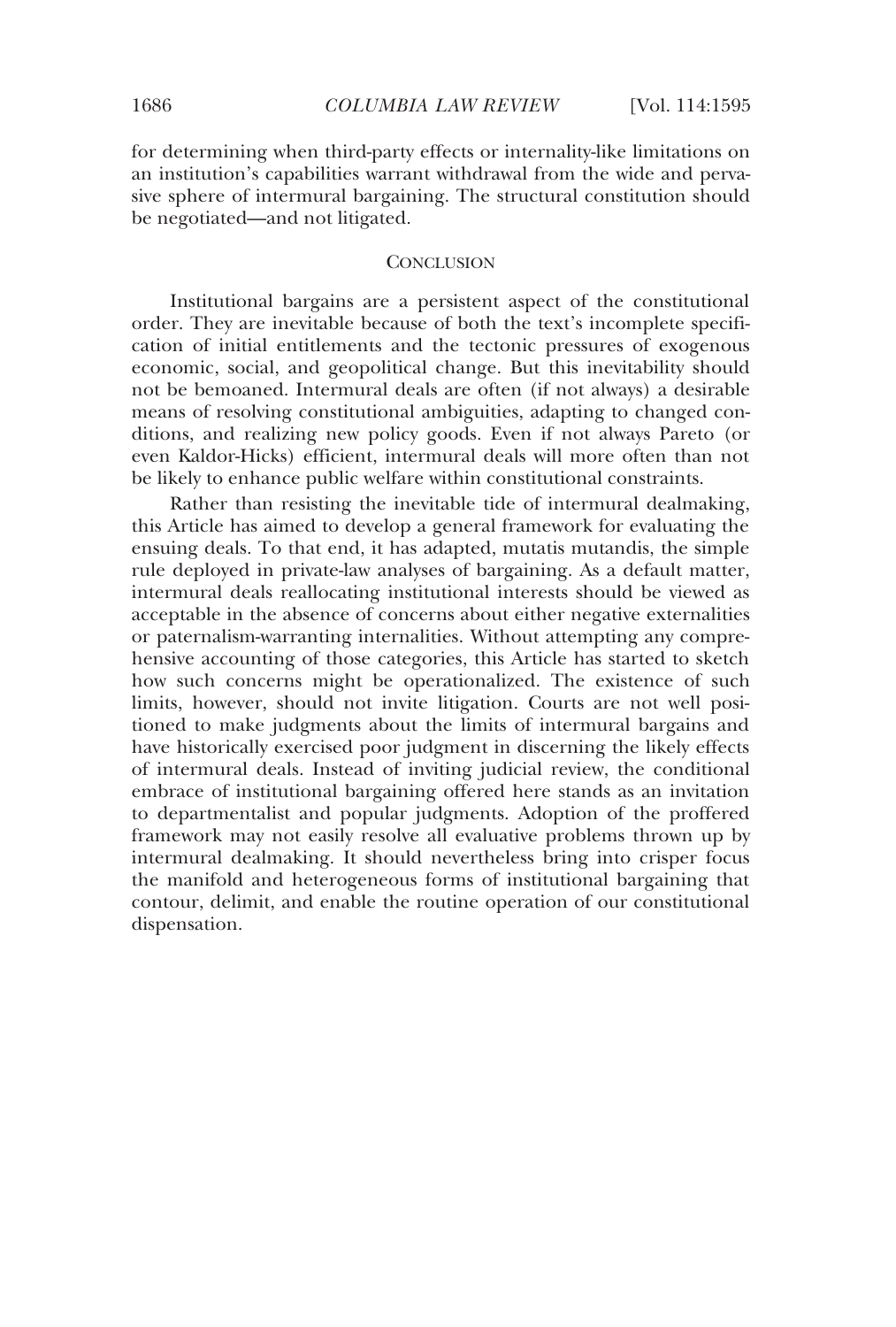for determining when third-party effects or internality-like limitations on an institution's capabilities warrant withdrawal from the wide and pervasive sphere of intermural bargaining. The structural constitution should be negotiated—and not litigated.

## CONCLUSION

Institutional bargains are a persistent aspect of the constitutional order. They are inevitable because of both the text's incomplete specification of initial entitlements and the tectonic pressures of exogenous economic, social, and geopolitical change. But this inevitability should not be bemoaned. Intermural deals are often (if not always) a desirable means of resolving constitutional ambiguities, adapting to changed conditions, and realizing new policy goods. Even if not always Pareto (or even Kaldor-Hicks) efficient, intermural deals will more often than not be likely to enhance public welfare within constitutional constraints.

Rather than resisting the inevitable tide of intermural dealmaking, this Article has aimed to develop a general framework for evaluating the ensuing deals. To that end, it has adapted, mutatis mutandis, the simple rule deployed in private-law analyses of bargaining. As a default matter, intermural deals reallocating institutional interests should be viewed as acceptable in the absence of concerns about either negative externalities or paternalism-warranting internalities. Without attempting any comprehensive accounting of those categories, this Article has started to sketch how such concerns might be operationalized. The existence of such limits, however, should not invite litigation. Courts are not well positioned to make judgments about the limits of intermural bargains and have historically exercised poor judgment in discerning the likely effects of intermural deals. Instead of inviting judicial review, the conditional embrace of institutional bargaining offered here stands as an invitation to departmentalist and popular judgments. Adoption of the proffered framework may not easily resolve all evaluative problems thrown up by intermural dealmaking. It should nevertheless bring into crisper focus the manifold and heterogeneous forms of institutional bargaining that contour, delimit, and enable the routine operation of our constitutional dispensation.